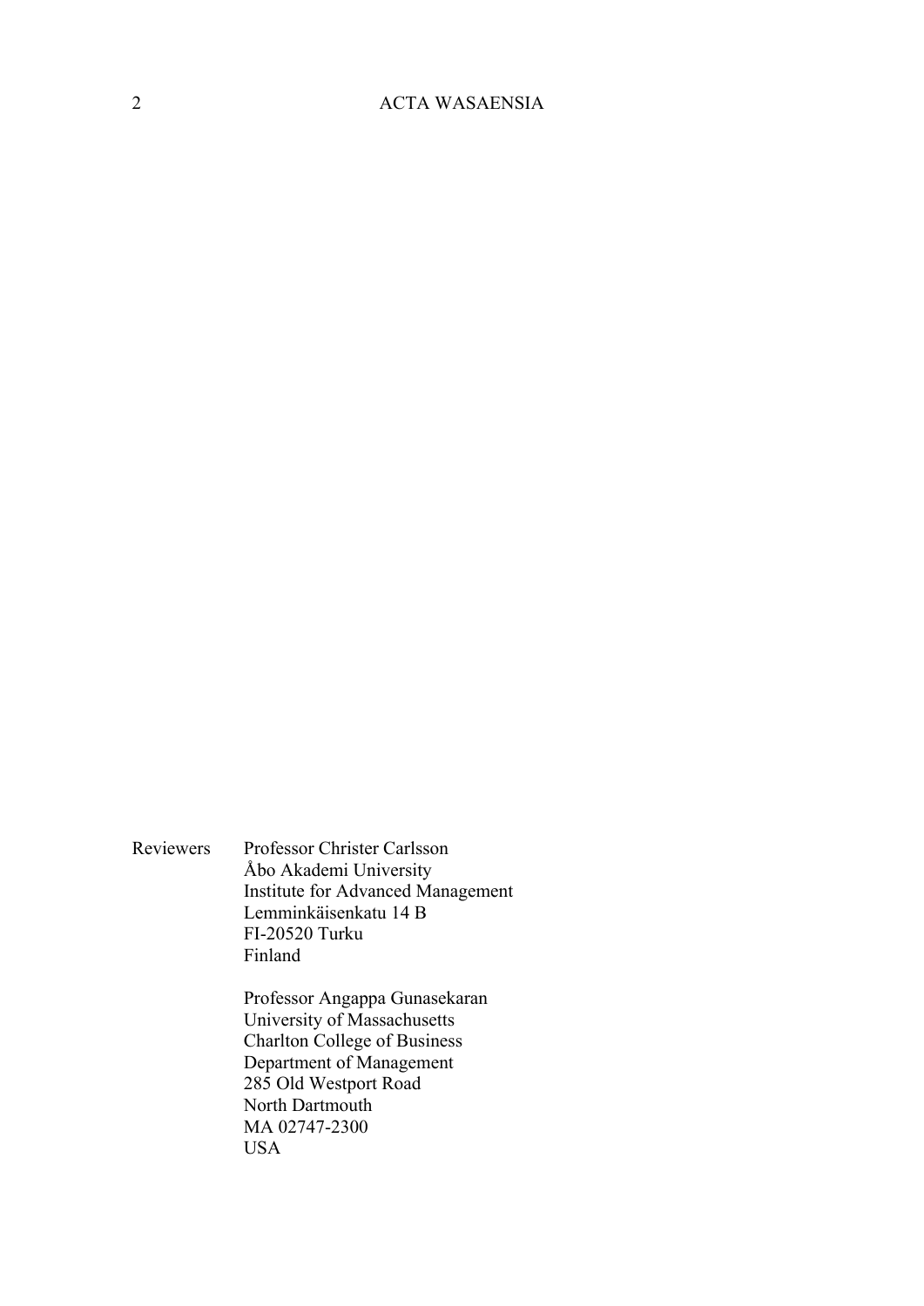Reviewers Professor Christer Carlsson
Åbo Akademi University
Institute for Advanced Management
Lemminkäisenkatu 14 B
FI-20520 Turku
Finland

Professor Angappa Gunasekaran
University of Massachusetts
Charlton College of Business
Department of Management
285 Old Westport Road
North Dartmouth
MA 02747-2300
USA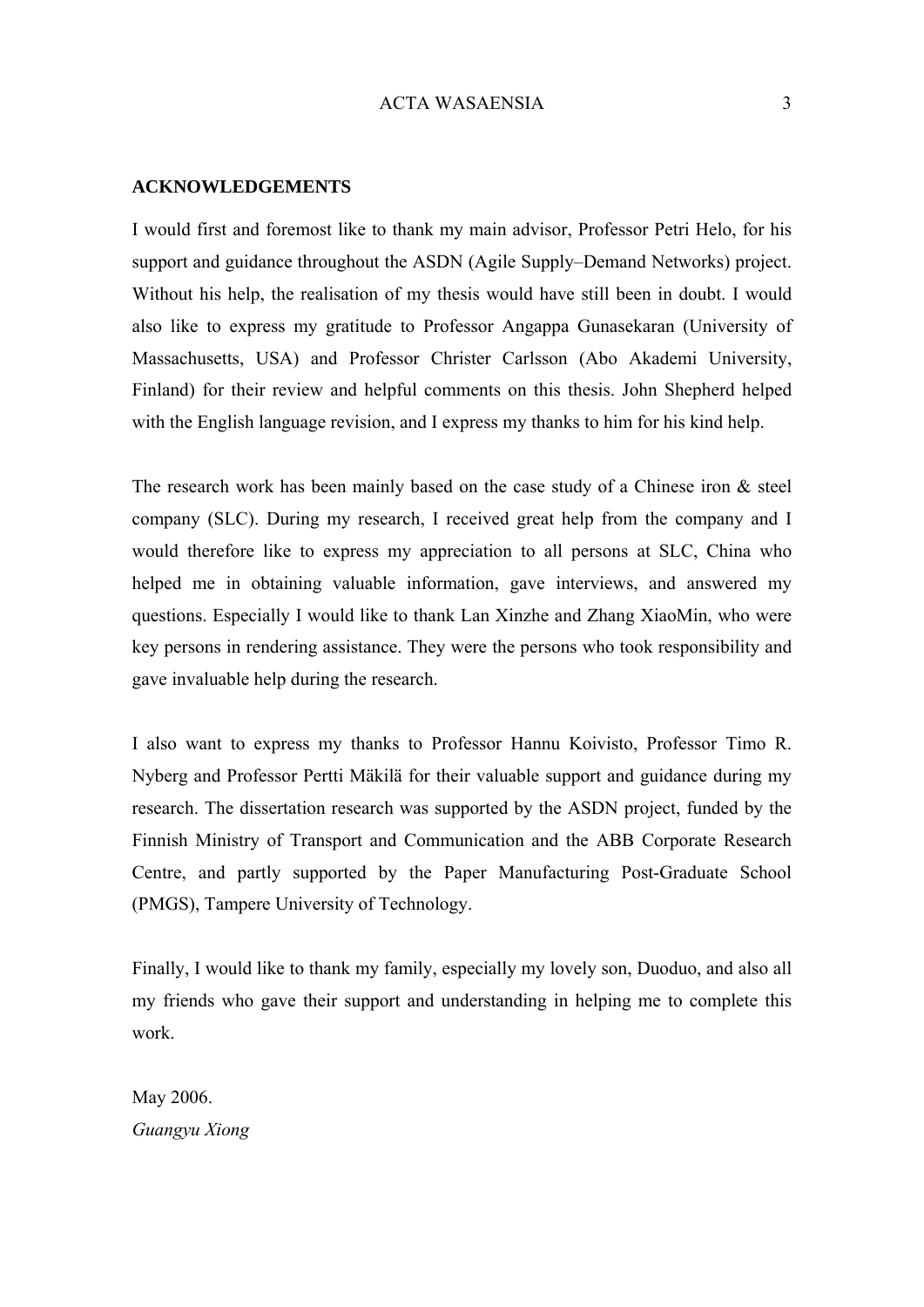## ACKNOWLEDGEMENTS

I would first and foremost like to thank my main advisor, Professor Petri Helo, for his support and guidance throughout the ASDN (Agile Supply–Demand Networks) project. Without his help, the realisation of my thesis would have still been in doubt. I would also like to express my gratitude to Professor Angappa Gunasekaran (University of Massachusetts, USA) and Professor Christer Carlsson (Abo Akademi University, Finland) for their review and helpful comments on this thesis. John Shepherd helped with the English language revision, and I express my thanks to him for his kind help.

The research work has been mainly based on the case study of a Chinese iron & steel company (SLC). During my research, I received great help from the company and I would therefore like to express my appreciation to all persons at SLC, China who helped me in obtaining valuable information, gave interviews, and answered my questions. Especially I would like to thank Lan Xinzhe and Zhang XiaoMin, who were key persons in rendering assistance. They were the persons who took responsibility and gave invaluable help during the research.

I also want to express my thanks to Professor Hannu Koivisto, Professor Timo R. Nyberg and Professor Pertti Mäkilä for their valuable support and guidance during my research. The dissertation research was supported by the ASDN project, funded by the Finnish Ministry of Transport and Communication and the ABB Corporate Research Centre, and partly supported by the Paper Manufacturing Post-Graduate School (PMGS), Tampere University of Technology.

Finally, I would like to thank my family, especially my lovely son, Duoduo, and also all my friends who gave their support and understanding in helping me to complete this work.

May 2006.
*Guangyu Xiong*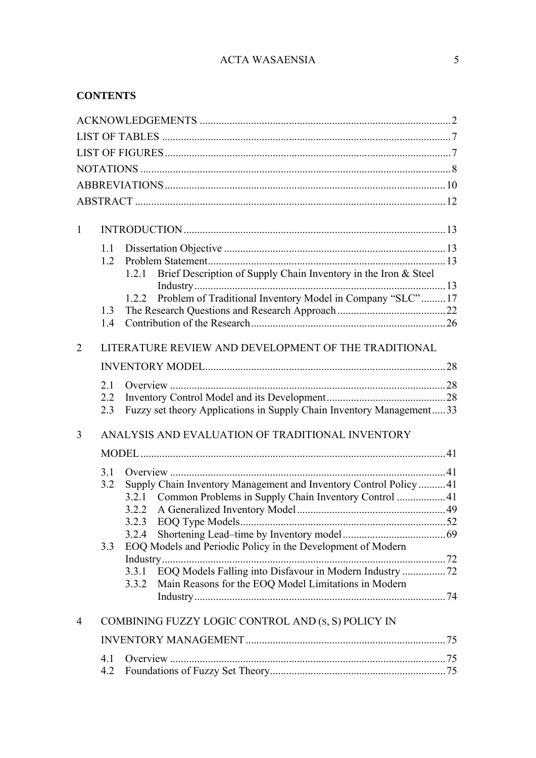## CONTENTS

ACKNOWLEDGEMENTS .......... 2
LIST OF TABLES .......... 7
LIST OF FIGURES .......... 7
NOTATIONS .......... 8
ABBREVIATIONS .......... 10
ABSTRACT .......... 12

1 INTRODUCTION .......... 13
 1.1 Dissertation Objective .......... 13
 1.2 Problem Statement .......... 13
  1.2.1 Brief Description of Supply Chain Inventory in the Iron & Steel Industry .......... 13
  1.2.2 Problem of Traditional Inventory Model in Company "SLC" .......... 17
 1.3 The Research Questions and Research Approach .......... 22
 1.4 Contribution of the Research .......... 26

2 LITERATURE REVIEW AND DEVELOPMENT OF THE TRADITIONAL INVENTORY MODEL .......... 28
 2.1 Overview .......... 28
 2.2 Inventory Control Model and its Development .......... 28
 2.3 Fuzzy set theory Applications in Supply Chain Inventory Management .......... 33

3 ANALYSIS AND EVALUATION OF TRADITIONAL INVENTORY MODEL .......... 41
 3.1 Overview .......... 41
 3.2 Supply Chain Inventory Management and Inventory Control Policy .......... 41
  3.2.1 Common Problems in Supply Chain Inventory Control .......... 41
  3.2.2 A Generalized Inventory Model .......... 49
  3.2.3 EOQ Type Models .......... 52
  3.2.4 Shortening Lead–time by Inventory model .......... 69
 3.3 EOQ Models and Periodic Policy in the Development of Modern Industry .......... 72
  3.3.1 EOQ Models Falling into Disfavour in Modern Industry .......... 72
  3.3.2 Main Reasons for the EOQ Model Limitations in Modern Industry .......... 74

4 COMBINING FUZZY LOGIC CONTROL AND (s, S) POLICY IN INVENTORY MANAGEMENT .......... 75
 4.1 Overview .......... 75
 4.2 Foundations of Fuzzy Set Theory .......... 75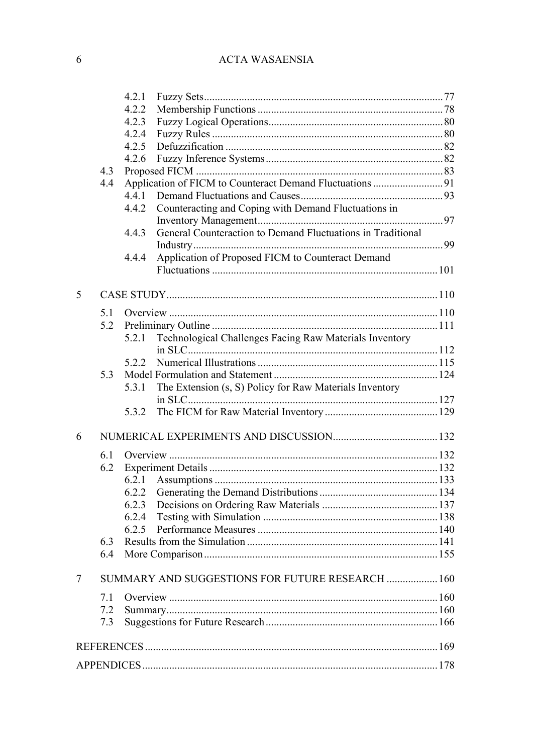4.2.1 Fuzzy Sets ........................................................................................ 77
4.2.2 Membership Functions ..................................................................... 78
4.2.3 Fuzzy Logical Operations ................................................................. 80
4.2.4 Fuzzy Rules ..................................................................................... 80
4.2.5 Defuzzification ................................................................................. 82
4.2.6 Fuzzy Inference Systems .................................................................. 82

4.3 Proposed FICM ........................................................................................... 83

4.4 Application of FICM to Counteract Demand Fluctuations .......................... 91

4.4.1 Demand Fluctuations and Causes ..................................................... 93
4.4.2 Counteracting and Coping with Demand Fluctuations in Inventory Management ..................................................................... 97
4.4.3 General Counteraction to Demand Fluctuations in Traditional Industry ............................................................................................ 99
4.4.4 Application of Proposed FICM to Counteract Demand Fluctuations ................................................................................... 101

5 CASE STUDY ................................................................................................... 110

5.1 Overview ................................................................................................... 110
5.2 Preliminary Outline ................................................................................... 111

5.2.1 Technological Challenges Facing Raw Materials Inventory in SLC ............................................................................................ 112
5.2.2 Numerical Illustrations ................................................................... 115

5.3 Model Formulation and Statement ............................................................. 124

5.3.1 The Extension (s, S) Policy for Raw Materials Inventory in SLC ............................................................................................ 127
5.3.2 The FICM for Raw Material Inventory .......................................... 129

6 NUMERICAL EXPERIMENTS AND DISCUSSION ....................................... 132

6.1 Overview ................................................................................................... 132
6.2 Experiment Details .................................................................................... 132

6.2.1 Assumptions .................................................................................. 133
6.2.2 Generating the Demand Distributions ............................................ 134
6.2.3 Decisions on Ordering Raw Materials ........................................... 137
6.2.4 Testing with Simulation ................................................................. 138
6.2.5 Performance Measures ................................................................... 140

6.3 Results from the Simulation ...................................................................... 141
6.4 More Comparison ...................................................................................... 155

7 SUMMARY AND SUGGESTIONS FOR FUTURE RESEARCH ................... 160

7.1 Overview ................................................................................................... 160
7.2 Summary .................................................................................................... 160
7.3 Suggestions for Future Research ................................................................ 166

REFERENCES ........................................................................................................ 169

APPENDICES ......................................................................................................... 178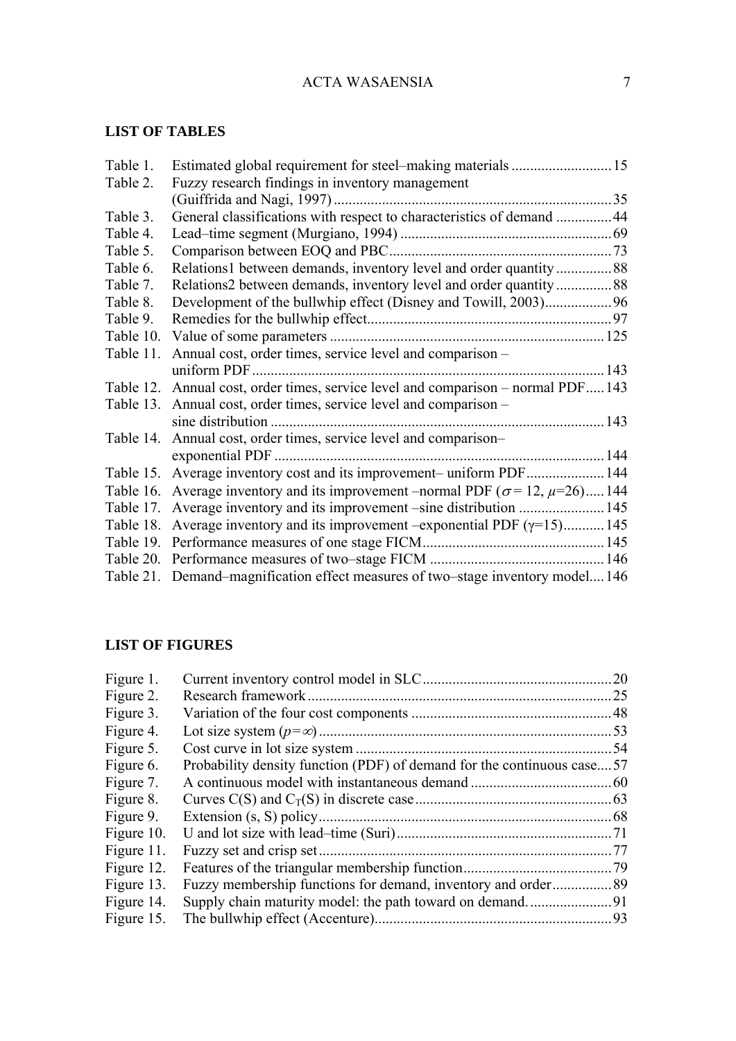## LIST OF TABLES

| | | |
|---|---|---|
| Table 1. | Estimated global requirement for steel–making materials | 15 |
| Table 2. | Fuzzy research findings in inventory management (Guiffrida and Nagi, 1997) | 35 |
| Table 3. | General classifications with respect to characteristics of demand | 44 |
| Table 4. | Lead–time segment (Murgiano, 1994) | 69 |
| Table 5. | Comparison between EOQ and PBC | 73 |
| Table 6. | Relations1 between demands, inventory level and order quantity | 88 |
| Table 7. | Relations2 between demands, inventory level and order quantity | 88 |
| Table 8. | Development of the bullwhip effect (Disney and Towill, 2003) | 96 |
| Table 9. | Remedies for the bullwhip effect | 97 |
| Table 10. | Value of some parameters | 125 |
| Table 11. | Annual cost, order times, service level and comparison – uniform PDF | 143 |
| Table 12. | Annual cost, order times, service level and comparison – normal PDF | 143 |
| Table 13. | Annual cost, order times, service level and comparison – sine distribution | 143 |
| Table 14. | Annual cost, order times, service level and comparison– exponential PDF | 144 |
| Table 15. | Average inventory cost and its improvement– uniform PDF | 144 |
| Table 16. | Average inventory and its improvement –normal PDF ($\sigma = 12$, $\mu=26$) | 144 |
| Table 17. | Average inventory and its improvement –sine distribution | 145 |
| Table 18. | Average inventory and its improvement –exponential PDF ($\gamma=15$) | 145 |
| Table 19. | Performance measures of one stage FICM | 145 |
| Table 20. | Performance measures of two–stage FICM | 146 |
| Table 21. | Demand–magnification effect measures of two–stage inventory model | 146 |

## LIST OF FIGURES

| | | |
|---|---|---|
| Figure 1. | Current inventory control model in SLC | 20 |
| Figure 2. | Research framework | 25 |
| Figure 3. | Variation of the four cost components | 48 |
| Figure 4. | Lot size system ($p=\infty$) | 53 |
| Figure 5. | Cost curve in lot size system | 54 |
| Figure 6. | Probability density function (PDF) of demand for the continuous case | 57 |
| Figure 7. | A continuous model with instantaneous demand | 60 |
| Figure 8. | Curves C(S) and $C_T$(S) in discrete case | 63 |
| Figure 9. | Extension (s, S) policy | 68 |
| Figure 10. | U and lot size with lead–time (Suri) | 71 |
| Figure 11. | Fuzzy set and crisp set | 77 |
| Figure 12. | Features of the triangular membership function | 79 |
| Figure 13. | Fuzzy membership functions for demand, inventory and order | 89 |
| Figure 14. | Supply chain maturity model: the path toward on demand. | 91 |
| Figure 15. | The bullwhip effect (Accenture) | 93 |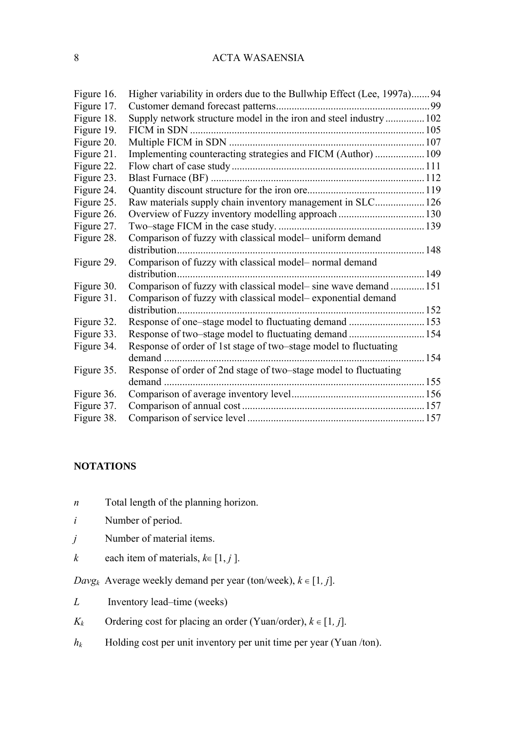| | | |
|---|---|---|
| Figure 16. | Higher variability in orders due to the Bullwhip Effect (Lee, 1997a) | 94 |
| Figure 17. | Customer demand forecast patterns | 99 |
| Figure 18. | Supply network structure model in the iron and steel industry | 102 |
| Figure 19. | FICM in SDN | 105 |
| Figure 20. | Multiple FICM in SDN | 107 |
| Figure 21. | Implementing counteracting strategies and FICM (Author) | 109 |
| Figure 22. | Flow chart of case study | 111 |
| Figure 23. | Blast Furnace (BF) | 112 |
| Figure 24. | Quantity discount structure for the iron ore | 119 |
| Figure 25. | Raw materials supply chain inventory management in SLC | 126 |
| Figure 26. | Overview of Fuzzy inventory modelling approach | 130 |
| Figure 27. | Two–stage FICM in the case study. | 139 |
| Figure 28. | Comparison of fuzzy with classical model– uniform demand distribution | 148 |
| Figure 29. | Comparison of fuzzy with classical model– normal demand distribution | 149 |
| Figure 30. | Comparison of fuzzy with classical model– sine wave demand | 151 |
| Figure 31. | Comparison of fuzzy with classical model– exponential demand distribution | 152 |
| Figure 32. | Response of one–stage model to fluctuating demand | 153 |
| Figure 33. | Response of two–stage model to fluctuating demand | 154 |
| Figure 34. | Response of order of 1st stage of two–stage model to fluctuating demand | 154 |
| Figure 35. | Response of order of 2nd stage of two–stage model to fluctuating demand | 155 |
| Figure 36. | Comparison of average inventory level | 156 |
| Figure 37. | Comparison of annual cost | 157 |
| Figure 38. | Comparison of service level | 157 |

## NOTATIONS

$n$ Total length of the planning horizon.

$i$ Number of period.

$j$ Number of material items.

$k$ each item of materials, $k \in [1, j]$.

$Davg_k$ Average weekly demand per year (ton/week), $k \in [1, j]$.

$L$ Inventory lead–time (weeks)

$K_k$ Ordering cost for placing an order (Yuan/order), $k \in [1, j]$.

$h_k$ Holding cost per unit inventory per unit time per year (Yuan /ton).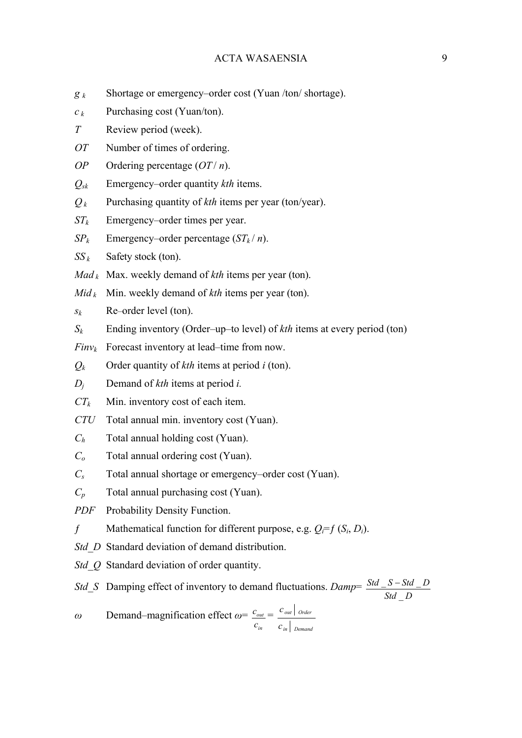$g_k$ Shortage or emergency–order cost (Yuan /ton/ shortage).

$c_k$ Purchasing cost (Yuan/ton).

$T$ Review period (week).

$OT$ Number of times of ordering.

$OP$ Ordering percentage ($OT / n$).

$Q_{sk}$ Emergency–order quantity *kth* items.

$Q_k$ Purchasing quantity of *kth* items per year (ton/year).

$ST_k$ Emergency–order times per year.

$SP_k$ Emergency–order percentage ($ST_k / n$).

$SS_k$ Safety stock (ton).

$Mad_k$ Max. weekly demand of *kth* items per year (ton).

$Mid_k$ Min. weekly demand of *kth* items per year (ton).

$s_k$ Re–order level (ton).

$S_k$ Ending inventory (Order–up–to level) of *kth* items at every period (ton)

$Finv_k$ Forecast inventory at lead–time from now.

$Q_k$ Order quantity of *kth* items at period *i* (ton).

$D_j$ Demand of *kth* items at period *i.*

$CT_k$ Min. inventory cost of each item.

$CTU$ Total annual min. inventory cost (Yuan).

$C_h$ Total annual holding cost (Yuan).

$C_o$ Total annual ordering cost (Yuan).

$C_s$ Total annual shortage or emergency–order cost (Yuan).

$C_p$ Total annual purchasing cost (Yuan).

$PDF$ Probability Density Function.

$f$ Mathematical function for different purpose, e.g. $Q_i = f\ (S_i, D_i)$.

$Std\_D$ Standard deviation of demand distribution.

$Std\_Q$ Standard deviation of order quantity.

$Std\_S$ Damping effect of inventory to demand fluctuations. $Damp = \dfrac{Std\_S - Std\_D}{Std\_D}$

$\omega$ Demand–magnification effect $\omega = \dfrac{c_{out}}{c_{in}} = \dfrac{c_{out}\big|_{Order}}{c_{in}\big|_{Demand}}$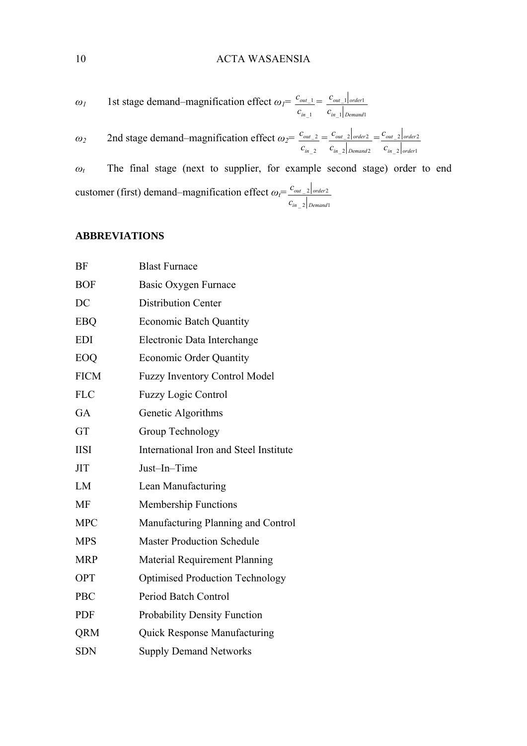$\omega_1$ 1st stage demand–magnification effect $\omega_1 = \frac{c_{out\_1}}{c_{in\_1}} = \frac{c_{out\_1}\big|_{order1}}{c_{in\_1}\big|_{Demand1}}$

$\omega_2$ 2nd stage demand–magnification effect $\omega_2 = \frac{c_{out\_2}}{c_{in\_2}} = \frac{c_{out\_2}\big|_{order2}}{c_{in\_2}\big|_{Demand2}} = \frac{c_{out\_2}\big|_{order2}}{c_{in\_2}\big|_{order1}}$

$\omega_t$ The final stage (next to supplier, for example second stage) order to end customer (first) demand–magnification effect $\omega_t = \frac{c_{out\_2}\big|_{order2}}{c_{in\_2}\big|_{Demand1}}$

**ABBREVIATIONS**

| | |
|---|---|
| BF | Blast Furnace |
| BOF | Basic Oxygen Furnace |
| DC | Distribution Center |
| EBQ | Economic Batch Quantity |
| EDI | Electronic Data Interchange |
| EOQ | Economic Order Quantity |
| FICM | Fuzzy Inventory Control Model |
| FLC | Fuzzy Logic Control |
| GA | Genetic Algorithms |
| GT | Group Technology |
| IISI | International Iron and Steel Institute |
| JIT | Just–In–Time |
| LM | Lean Manufacturing |
| MF | Membership Functions |
| MPC | Manufacturing Planning and Control |
| MPS | Master Production Schedule |
| MRP | Material Requirement Planning |
| OPT | Optimised Production Technology |
| PBC | Period Batch Control |
| PDF | Probability Density Function |
| QRM | Quick Response Manufacturing |
| SDN | Supply Demand Networks |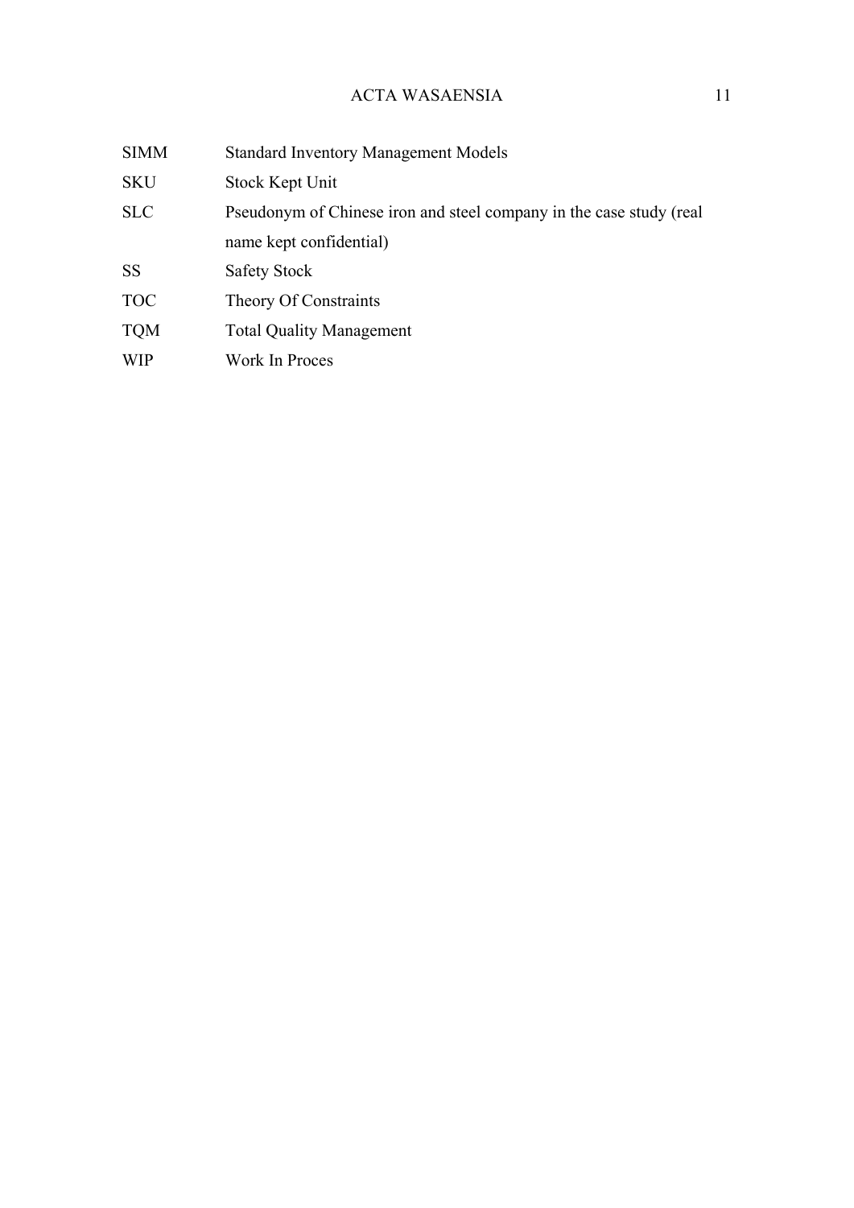| | |
|---|---|
| SIMM | Standard Inventory Management Models |
| SKU | Stock Kept Unit |
| SLC | Pseudonym of Chinese iron and steel company in the case study (real name kept confidential) |
| SS | Safety Stock |
| TOC | Theory Of Constraints |
| TQM | Total Quality Management |
| WIP | Work In Proces |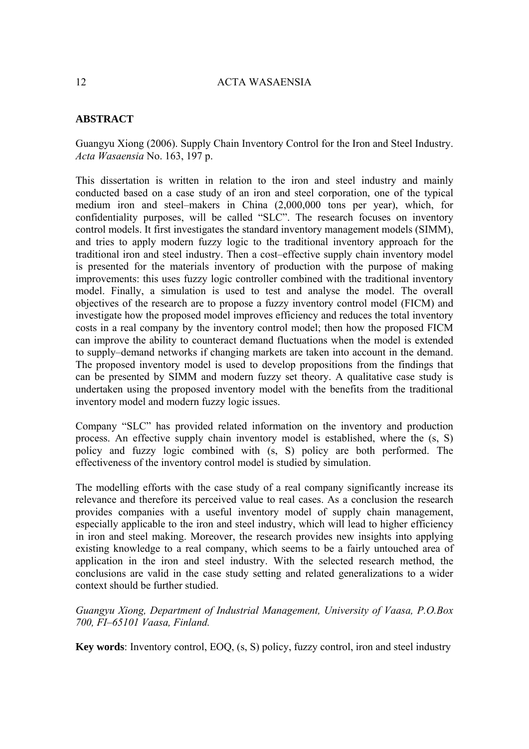## ABSTRACT

Guangyu Xiong (2006). Supply Chain Inventory Control for the Iron and Steel Industry. *Acta Wasaensia* No. 163, 197 p.

This dissertation is written in relation to the iron and steel industry and mainly conducted based on a case study of an iron and steel corporation, one of the typical medium iron and steel–makers in China (2,000,000 tons per year), which, for confidentiality purposes, will be called "SLC". The research focuses on inventory control models. It first investigates the standard inventory management models (SIMM), and tries to apply modern fuzzy logic to the traditional inventory approach for the traditional iron and steel industry. Then a cost–effective supply chain inventory model is presented for the materials inventory of production with the purpose of making improvements: this uses fuzzy logic controller combined with the traditional inventory model. Finally, a simulation is used to test and analyse the model. The overall objectives of the research are to propose a fuzzy inventory control model (FICM) and investigate how the proposed model improves efficiency and reduces the total inventory costs in a real company by the inventory control model; then how the proposed FICM can improve the ability to counteract demand fluctuations when the model is extended to supply–demand networks if changing markets are taken into account in the demand. The proposed inventory model is used to develop propositions from the findings that can be presented by SIMM and modern fuzzy set theory. A qualitative case study is undertaken using the proposed inventory model with the benefits from the traditional inventory model and modern fuzzy logic issues.

Company "SLC" has provided related information on the inventory and production process. An effective supply chain inventory model is established, where the (s, S) policy and fuzzy logic combined with (s, S) policy are both performed. The effectiveness of the inventory control model is studied by simulation.

The modelling efforts with the case study of a real company significantly increase its relevance and therefore its perceived value to real cases. As a conclusion the research provides companies with a useful inventory model of supply chain management, especially applicable to the iron and steel industry, which will lead to higher efficiency in iron and steel making. Moreover, the research provides new insights into applying existing knowledge to a real company, which seems to be a fairly untouched area of application in the iron and steel industry. With the selected research method, the conclusions are valid in the case study setting and related generalizations to a wider context should be further studied.

*Guangyu Xiong, Department of Industrial Management, University of Vaasa, P.O.Box 700, FI–65101 Vaasa, Finland.*

**Key words**: Inventory control, EOQ, (s, S) policy, fuzzy control, iron and steel industry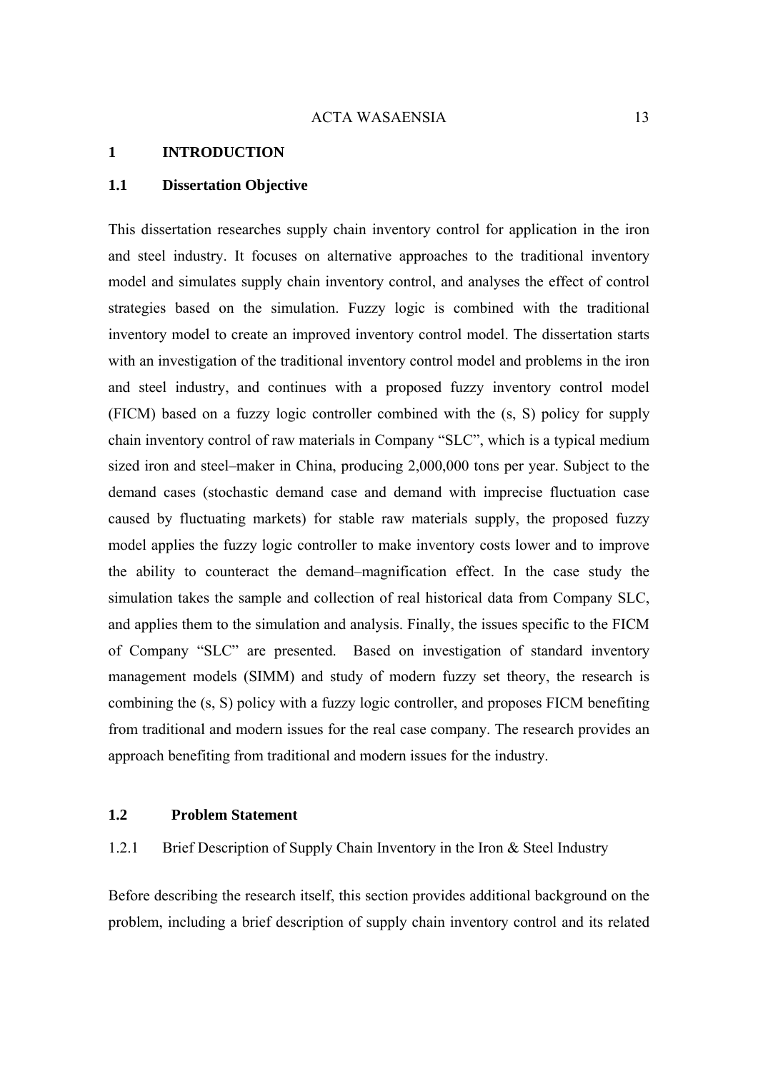# 1 INTRODUCTION

## 1.1 Dissertation Objective

This dissertation researches supply chain inventory control for application in the iron and steel industry. It focuses on alternative approaches to the traditional inventory model and simulates supply chain inventory control, and analyses the effect of control strategies based on the simulation. Fuzzy logic is combined with the traditional inventory model to create an improved inventory control model. The dissertation starts with an investigation of the traditional inventory control model and problems in the iron and steel industry, and continues with a proposed fuzzy inventory control model (FICM) based on a fuzzy logic controller combined with the (s, S) policy for supply chain inventory control of raw materials in Company "SLC", which is a typical medium sized iron and steel–maker in China, producing 2,000,000 tons per year. Subject to the demand cases (stochastic demand case and demand with imprecise fluctuation case caused by fluctuating markets) for stable raw materials supply, the proposed fuzzy model applies the fuzzy logic controller to make inventory costs lower and to improve the ability to counteract the demand–magnification effect. In the case study the simulation takes the sample and collection of real historical data from Company SLC, and applies them to the simulation and analysis. Finally, the issues specific to the FICM of Company "SLC" are presented. Based on investigation of standard inventory management models (SIMM) and study of modern fuzzy set theory, the research is combining the (s, S) policy with a fuzzy logic controller, and proposes FICM benefiting from traditional and modern issues for the real case company. The research provides an approach benefiting from traditional and modern issues for the industry.

## 1.2 Problem Statement

### 1.2.1 Brief Description of Supply Chain Inventory in the Iron & Steel Industry

Before describing the research itself, this section provides additional background on the problem, including a brief description of supply chain inventory control and its related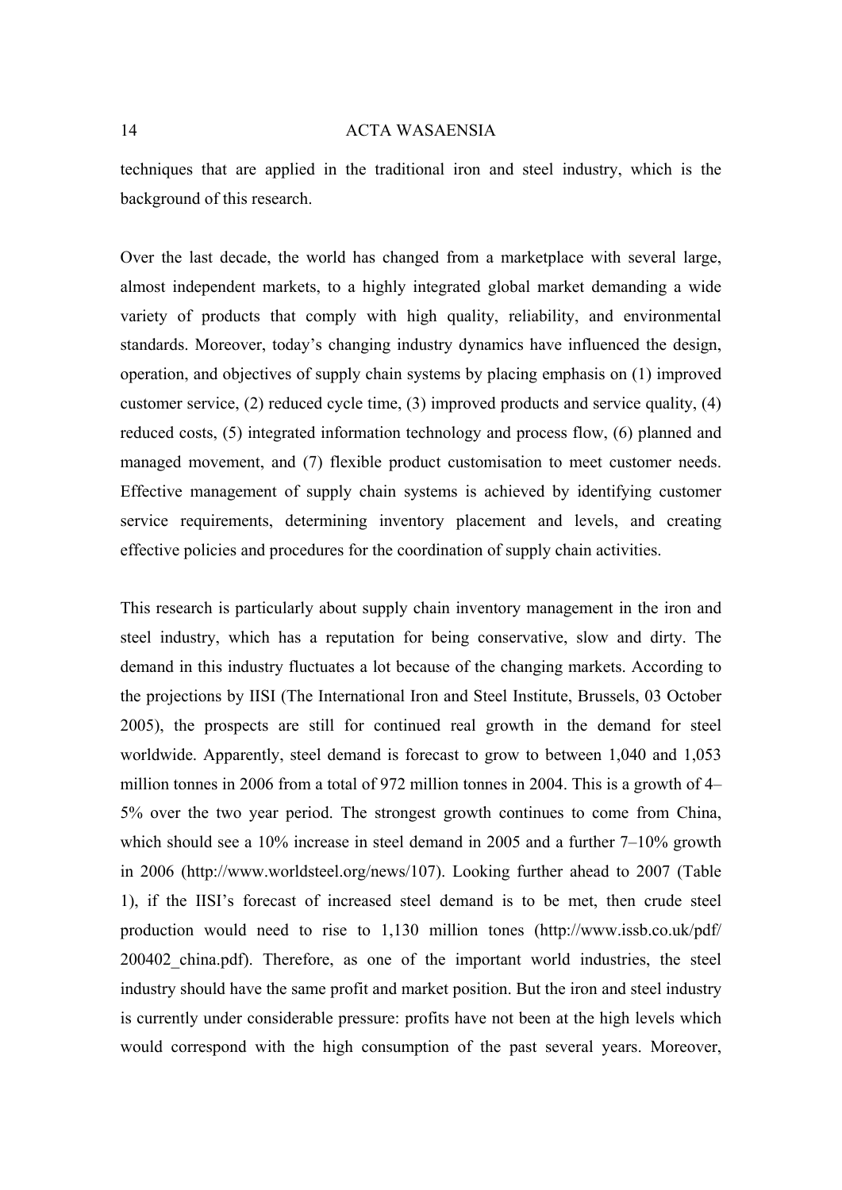techniques that are applied in the traditional iron and steel industry, which is the background of this research.

Over the last decade, the world has changed from a marketplace with several large, almost independent markets, to a highly integrated global market demanding a wide variety of products that comply with high quality, reliability, and environmental standards. Moreover, today's changing industry dynamics have influenced the design, operation, and objectives of supply chain systems by placing emphasis on (1) improved customer service, (2) reduced cycle time, (3) improved products and service quality, (4) reduced costs, (5) integrated information technology and process flow, (6) planned and managed movement, and (7) flexible product customisation to meet customer needs. Effective management of supply chain systems is achieved by identifying customer service requirements, determining inventory placement and levels, and creating effective policies and procedures for the coordination of supply chain activities.

This research is particularly about supply chain inventory management in the iron and steel industry, which has a reputation for being conservative, slow and dirty. The demand in this industry fluctuates a lot because of the changing markets. According to the projections by IISI (The International Iron and Steel Institute, Brussels, 03 October 2005), the prospects are still for continued real growth in the demand for steel worldwide. Apparently, steel demand is forecast to grow to between 1,040 and 1,053 million tonnes in 2006 from a total of 972 million tonnes in 2004. This is a growth of 4–5% over the two year period. The strongest growth continues to come from China, which should see a 10% increase in steel demand in 2005 and a further 7–10% growth in 2006 (http://www.worldsteel.org/news/107). Looking further ahead to 2007 (Table 1), if the IISI's forecast of increased steel demand is to be met, then crude steel production would need to rise to 1,130 million tones (http://www.issb.co.uk/pdf/200402_china.pdf). Therefore, as one of the important world industries, the steel industry should have the same profit and market position. But the iron and steel industry is currently under considerable pressure: profits have not been at the high levels which would correspond with the high consumption of the past several years. Moreover,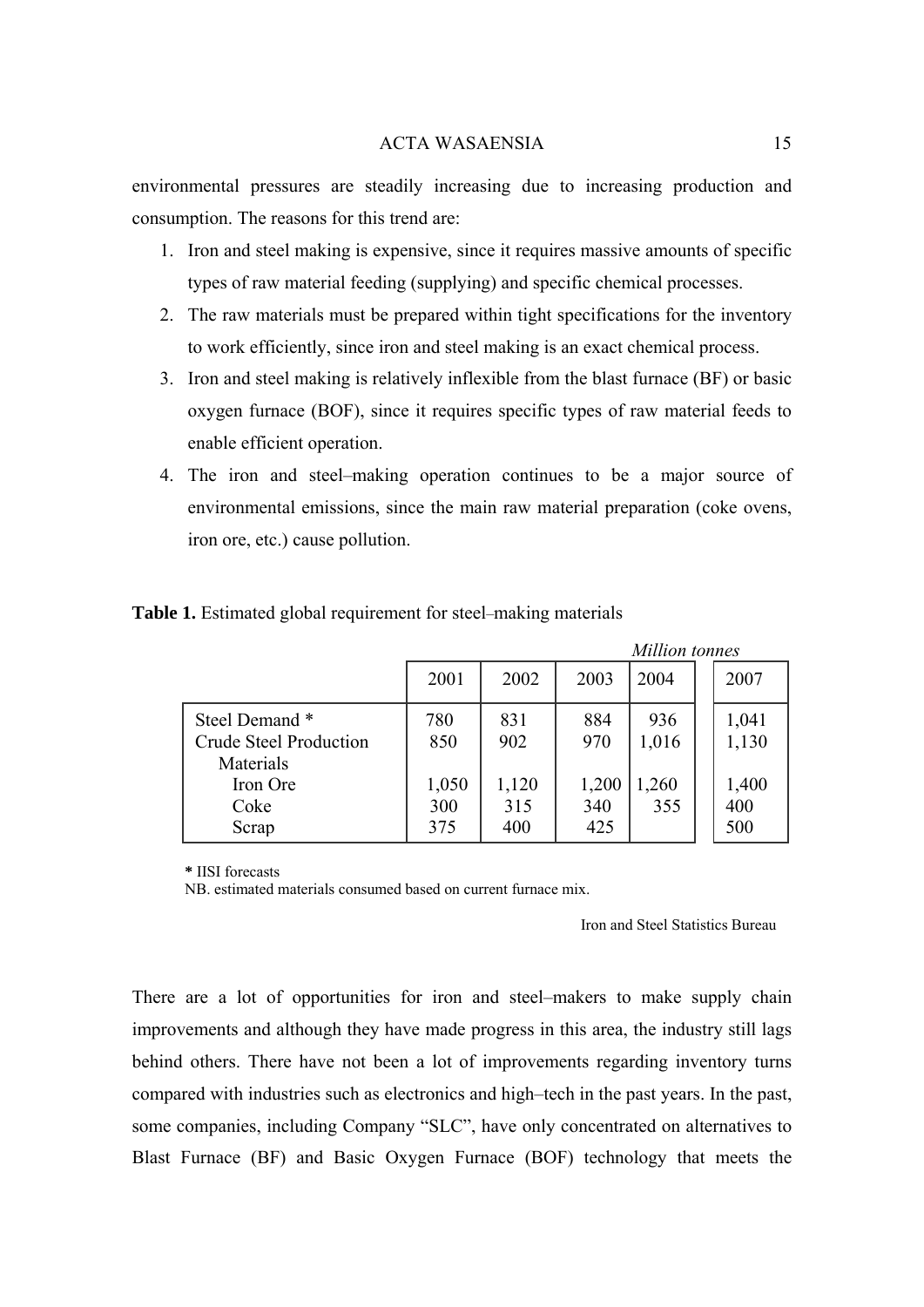environmental pressures are steadily increasing due to increasing production and consumption. The reasons for this trend are:

1. Iron and steel making is expensive, since it requires massive amounts of specific types of raw material feeding (supplying) and specific chemical processes.
2. The raw materials must be prepared within tight specifications for the inventory to work efficiently, since iron and steel making is an exact chemical process.
3. Iron and steel making is relatively inflexible from the blast furnace (BF) or basic oxygen furnace (BOF), since it requires specific types of raw material feeds to enable efficient operation.
4. The iron and steel–making operation continues to be a major source of environmental emissions, since the main raw material preparation (coke ovens, iron ore, etc.) cause pollution.

**Table 1.** Estimated global requirement for steel–making materials

*Million tonnes*

| | 2001 | 2002 | 2003 | 2004 | 2007 |
|---|---|---|---|---|---|
| Steel Demand * | 780 | 831 | 884 | 936 | 1,041 |
| Crude Steel Production | 850 | 902 | 970 | 1,016 | 1,130 |
| Materials | | | | | |
| Iron Ore | 1,050 | 1,120 | 1,200 | 1,260 | 1,400 |
| Coke | 300 | 315 | 340 | 355 | 400 |
| Scrap | 375 | 400 | 425 | | 500 |

**\*** IISI forecasts
NB. estimated materials consumed based on current furnace mix.

Iron and Steel Statistics Bureau

There are a lot of opportunities for iron and steel–makers to make supply chain improvements and although they have made progress in this area, the industry still lags behind others. There have not been a lot of improvements regarding inventory turns compared with industries such as electronics and high–tech in the past years. In the past, some companies, including Company "SLC", have only concentrated on alternatives to Blast Furnace (BF) and Basic Oxygen Furnace (BOF) technology that meets the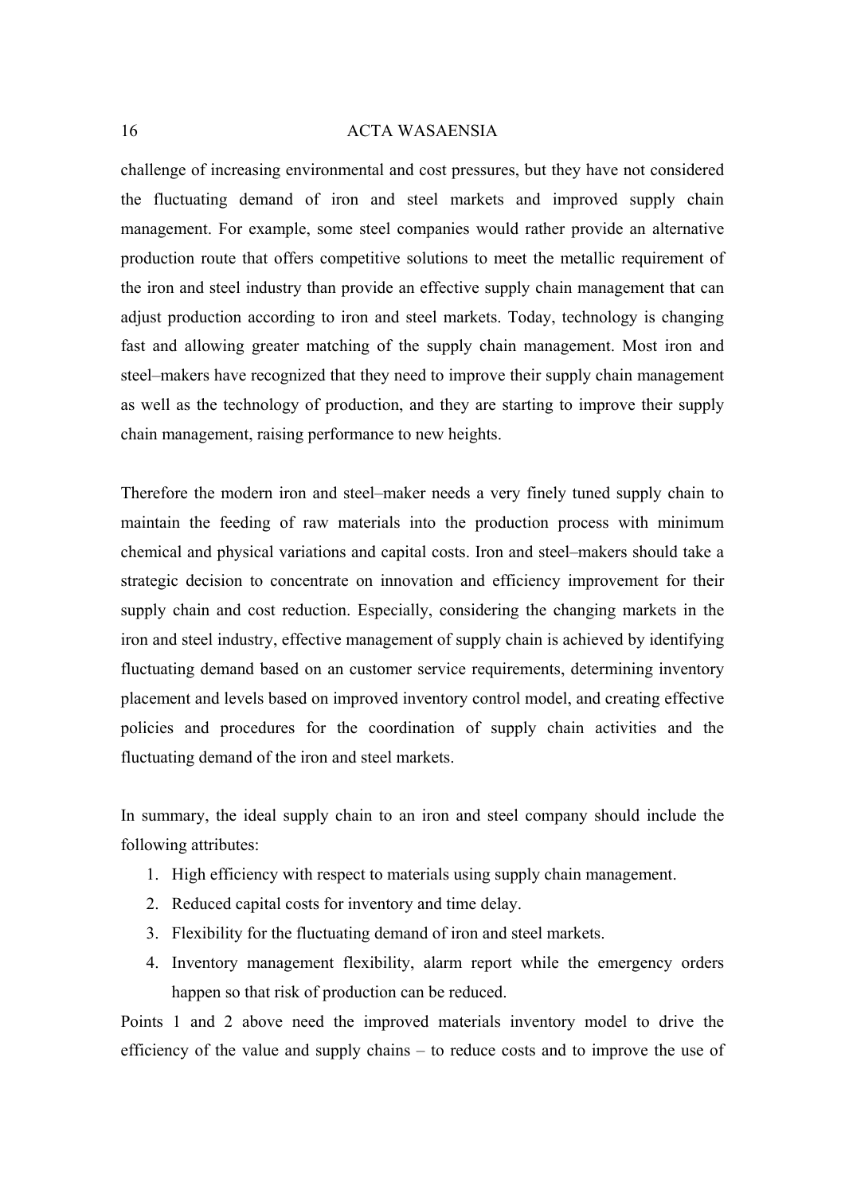challenge of increasing environmental and cost pressures, but they have not considered the fluctuating demand of iron and steel markets and improved supply chain management. For example, some steel companies would rather provide an alternative production route that offers competitive solutions to meet the metallic requirement of the iron and steel industry than provide an effective supply chain management that can adjust production according to iron and steel markets. Today, technology is changing fast and allowing greater matching of the supply chain management. Most iron and steel–makers have recognized that they need to improve their supply chain management as well as the technology of production, and they are starting to improve their supply chain management, raising performance to new heights.

Therefore the modern iron and steel–maker needs a very finely tuned supply chain to maintain the feeding of raw materials into the production process with minimum chemical and physical variations and capital costs. Iron and steel–makers should take a strategic decision to concentrate on innovation and efficiency improvement for their supply chain and cost reduction. Especially, considering the changing markets in the iron and steel industry, effective management of supply chain is achieved by identifying fluctuating demand based on an customer service requirements, determining inventory placement and levels based on improved inventory control model, and creating effective policies and procedures for the coordination of supply chain activities and the fluctuating demand of the iron and steel markets.

In summary, the ideal supply chain to an iron and steel company should include the following attributes:

1. High efficiency with respect to materials using supply chain management.
2. Reduced capital costs for inventory and time delay.
3. Flexibility for the fluctuating demand of iron and steel markets.
4. Inventory management flexibility, alarm report while the emergency orders happen so that risk of production can be reduced.

Points 1 and 2 above need the improved materials inventory model to drive the efficiency of the value and supply chains – to reduce costs and to improve the use of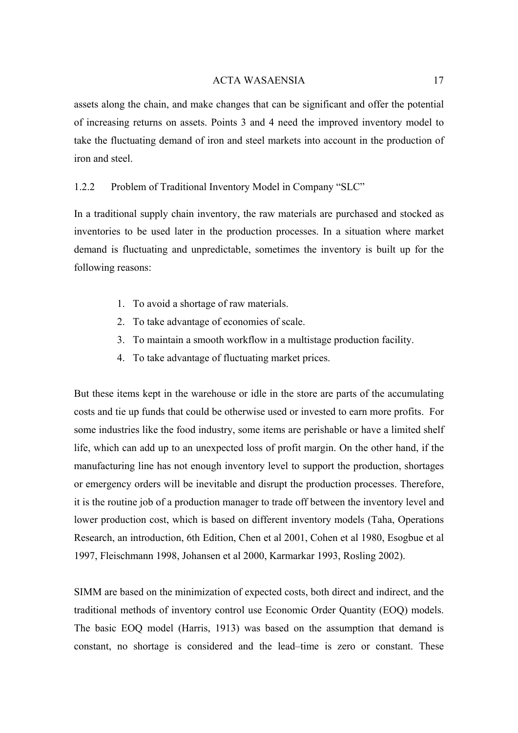assets along the chain, and make changes that can be significant and offer the potential of increasing returns on assets. Points 3 and 4 need the improved inventory model to take the fluctuating demand of iron and steel markets into account in the production of iron and steel.

### 1.2.2 Problem of Traditional Inventory Model in Company "SLC"

In a traditional supply chain inventory, the raw materials are purchased and stocked as inventories to be used later in the production processes. In a situation where market demand is fluctuating and unpredictable, sometimes the inventory is built up for the following reasons:

1. To avoid a shortage of raw materials.
2. To take advantage of economies of scale.
3. To maintain a smooth workflow in a multistage production facility.
4. To take advantage of fluctuating market prices.

But these items kept in the warehouse or idle in the store are parts of the accumulating costs and tie up funds that could be otherwise used or invested to earn more profits. For some industries like the food industry, some items are perishable or have a limited shelf life, which can add up to an unexpected loss of profit margin. On the other hand, if the manufacturing line has not enough inventory level to support the production, shortages or emergency orders will be inevitable and disrupt the production processes. Therefore, it is the routine job of a production manager to trade off between the inventory level and lower production cost, which is based on different inventory models (Taha, Operations Research, an introduction, 6th Edition, Chen et al 2001, Cohen et al 1980, Esogbue et al 1997, Fleischmann 1998, Johansen et al 2000, Karmarkar 1993, Rosling 2002).

SIMM are based on the minimization of expected costs, both direct and indirect, and the traditional methods of inventory control use Economic Order Quantity (EOQ) models. The basic EOQ model (Harris, 1913) was based on the assumption that demand is constant, no shortage is considered and the lead–time is zero or constant. These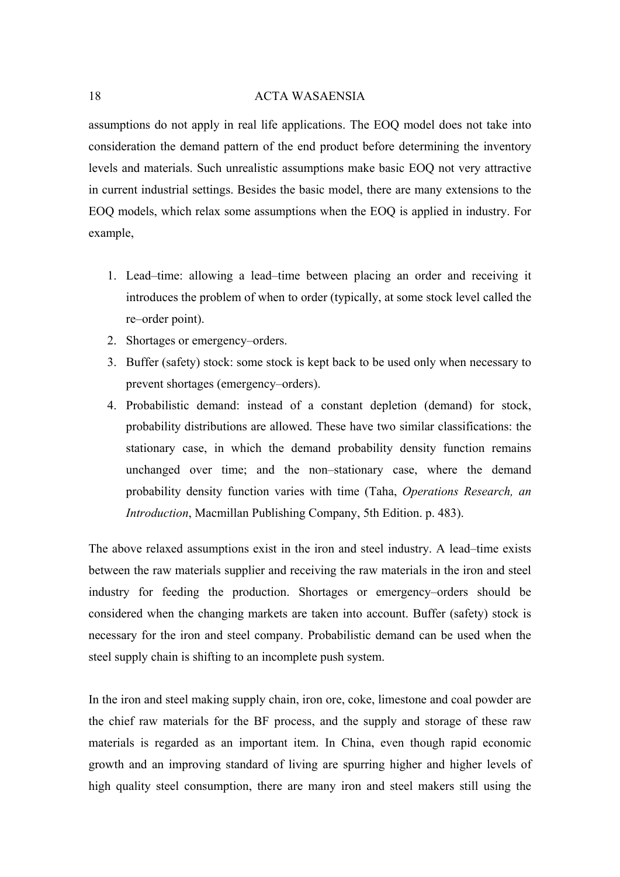assumptions do not apply in real life applications. The EOQ model does not take into consideration the demand pattern of the end product before determining the inventory levels and materials. Such unrealistic assumptions make basic EOQ not very attractive in current industrial settings. Besides the basic model, there are many extensions to the EOQ models, which relax some assumptions when the EOQ is applied in industry. For example,

1. Lead–time: allowing a lead–time between placing an order and receiving it introduces the problem of when to order (typically, at some stock level called the re–order point).
2. Shortages or emergency–orders.
3. Buffer (safety) stock: some stock is kept back to be used only when necessary to prevent shortages (emergency–orders).
4. Probabilistic demand: instead of a constant depletion (demand) for stock, probability distributions are allowed. These have two similar classifications: the stationary case, in which the demand probability density function remains unchanged over time; and the non–stationary case, where the demand probability density function varies with time (Taha, *Operations Research, an Introduction*, Macmillan Publishing Company, 5th Edition. p. 483).

The above relaxed assumptions exist in the iron and steel industry. A lead–time exists between the raw materials supplier and receiving the raw materials in the iron and steel industry for feeding the production. Shortages or emergency–orders should be considered when the changing markets are taken into account. Buffer (safety) stock is necessary for the iron and steel company. Probabilistic demand can be used when the steel supply chain is shifting to an incomplete push system.

In the iron and steel making supply chain, iron ore, coke, limestone and coal powder are the chief raw materials for the BF process, and the supply and storage of these raw materials is regarded as an important item. In China, even though rapid economic growth and an improving standard of living are spurring higher and higher levels of high quality steel consumption, there are many iron and steel makers still using the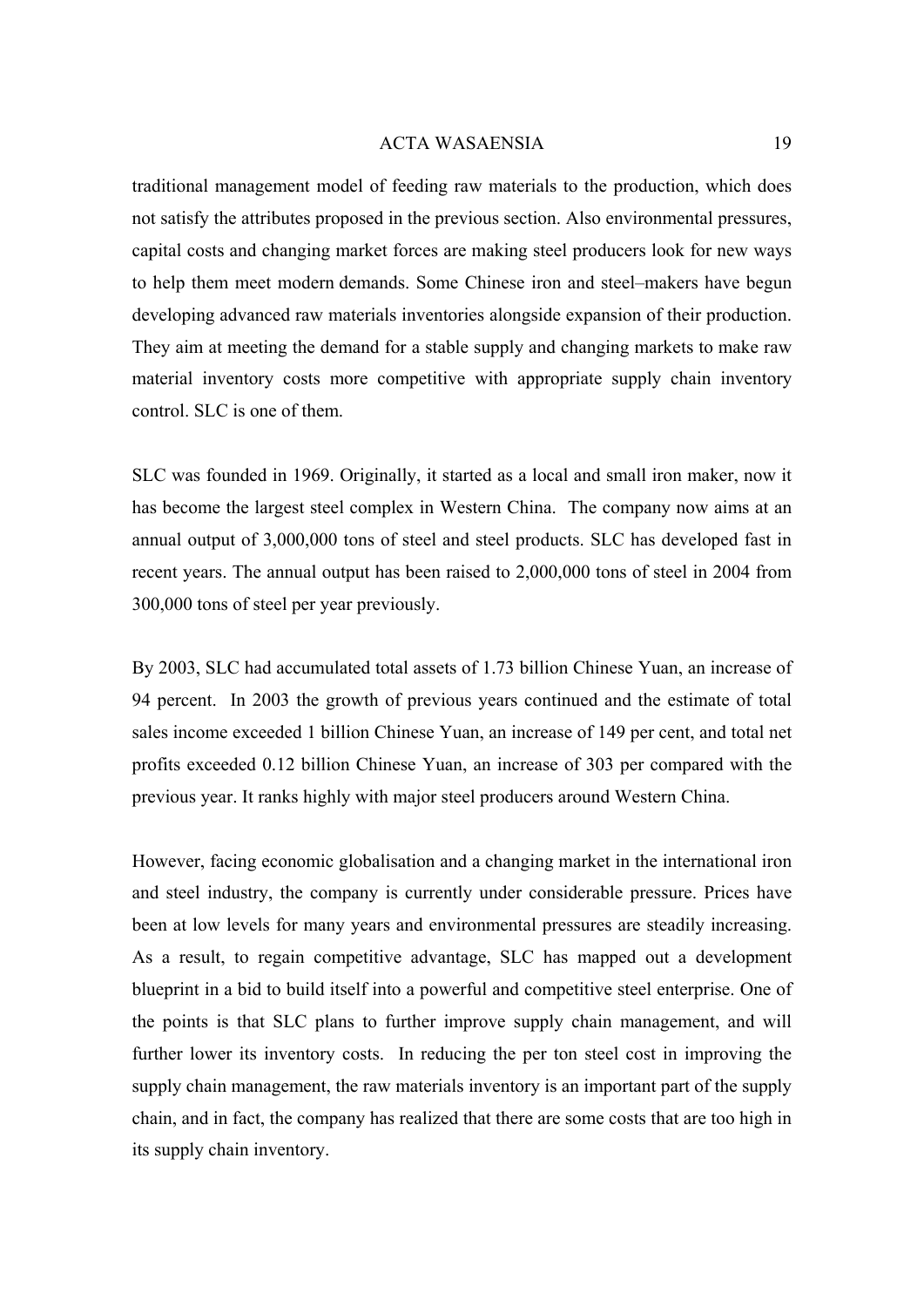traditional management model of feeding raw materials to the production, which does not satisfy the attributes proposed in the previous section. Also environmental pressures, capital costs and changing market forces are making steel producers look for new ways to help them meet modern demands. Some Chinese iron and steel–makers have begun developing advanced raw materials inventories alongside expansion of their production. They aim at meeting the demand for a stable supply and changing markets to make raw material inventory costs more competitive with appropriate supply chain inventory control. SLC is one of them.

SLC was founded in 1969. Originally, it started as a local and small iron maker, now it has become the largest steel complex in Western China. The company now aims at an annual output of 3,000,000 tons of steel and steel products. SLC has developed fast in recent years. The annual output has been raised to 2,000,000 tons of steel in 2004 from 300,000 tons of steel per year previously.

By 2003, SLC had accumulated total assets of 1.73 billion Chinese Yuan, an increase of 94 percent. In 2003 the growth of previous years continued and the estimate of total sales income exceeded 1 billion Chinese Yuan, an increase of 149 per cent, and total net profits exceeded 0.12 billion Chinese Yuan, an increase of 303 per compared with the previous year. It ranks highly with major steel producers around Western China.

However, facing economic globalisation and a changing market in the international iron and steel industry, the company is currently under considerable pressure. Prices have been at low levels for many years and environmental pressures are steadily increasing. As a result, to regain competitive advantage, SLC has mapped out a development blueprint in a bid to build itself into a powerful and competitive steel enterprise. One of the points is that SLC plans to further improve supply chain management, and will further lower its inventory costs. In reducing the per ton steel cost in improving the supply chain management, the raw materials inventory is an important part of the supply chain, and in fact, the company has realized that there are some costs that are too high in its supply chain inventory.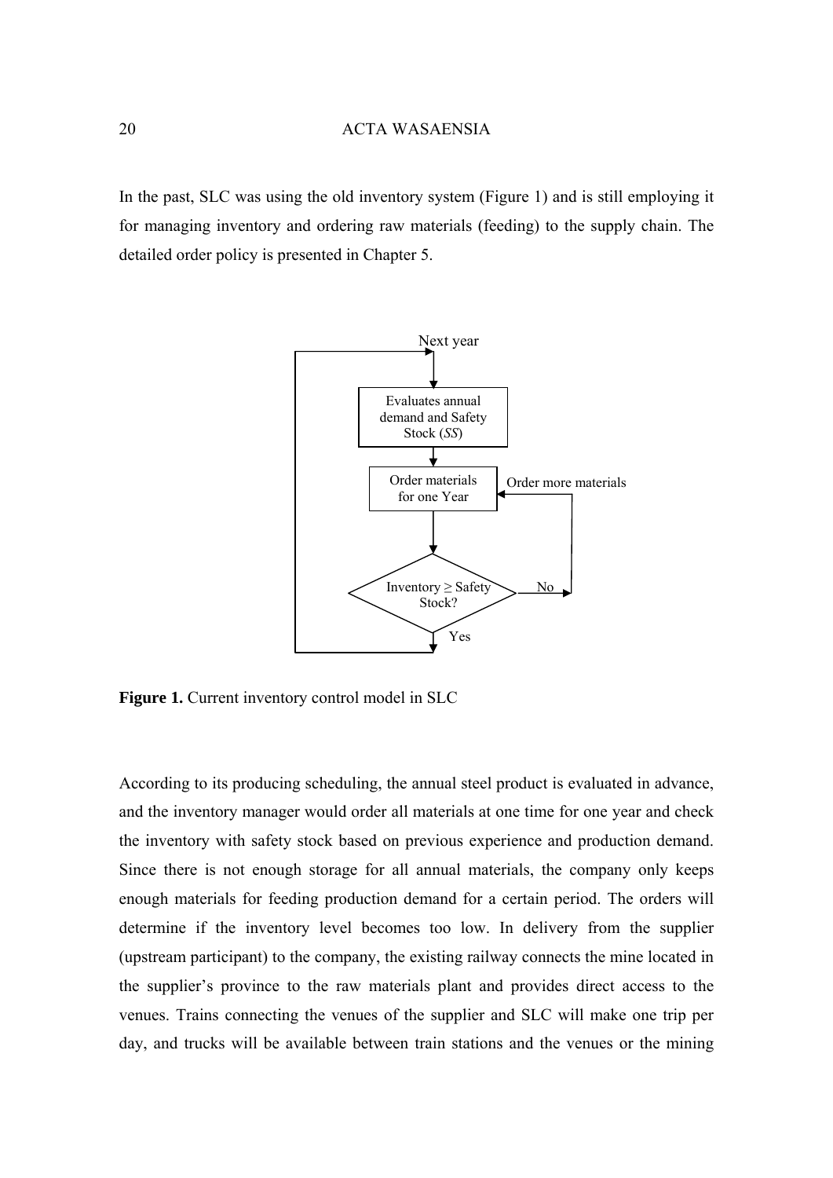In the past, SLC was using the old inventory system (Figure 1) and is still employing it for managing inventory and ordering raw materials (feeding) to the supply chain. The detailed order policy is presented in Chapter 5.

Next year

Evaluates annual demand and Safety Stock (*SS*)

Order materials for one Year

Order more materials

Inventory ≥ Safety Stock?

No

Yes

**Figure 1.** Current inventory control model in SLC

According to its producing scheduling, the annual steel product is evaluated in advance, and the inventory manager would order all materials at one time for one year and check the inventory with safety stock based on previous experience and production demand. Since there is not enough storage for all annual materials, the company only keeps enough materials for feeding production demand for a certain period. The orders will determine if the inventory level becomes too low. In delivery from the supplier (upstream participant) to the company, the existing railway connects the mine located in the supplier's province to the raw materials plant and provides direct access to the venues. Trains connecting the venues of the supplier and SLC will make one trip per day, and trucks will be available between train stations and the venues or the mining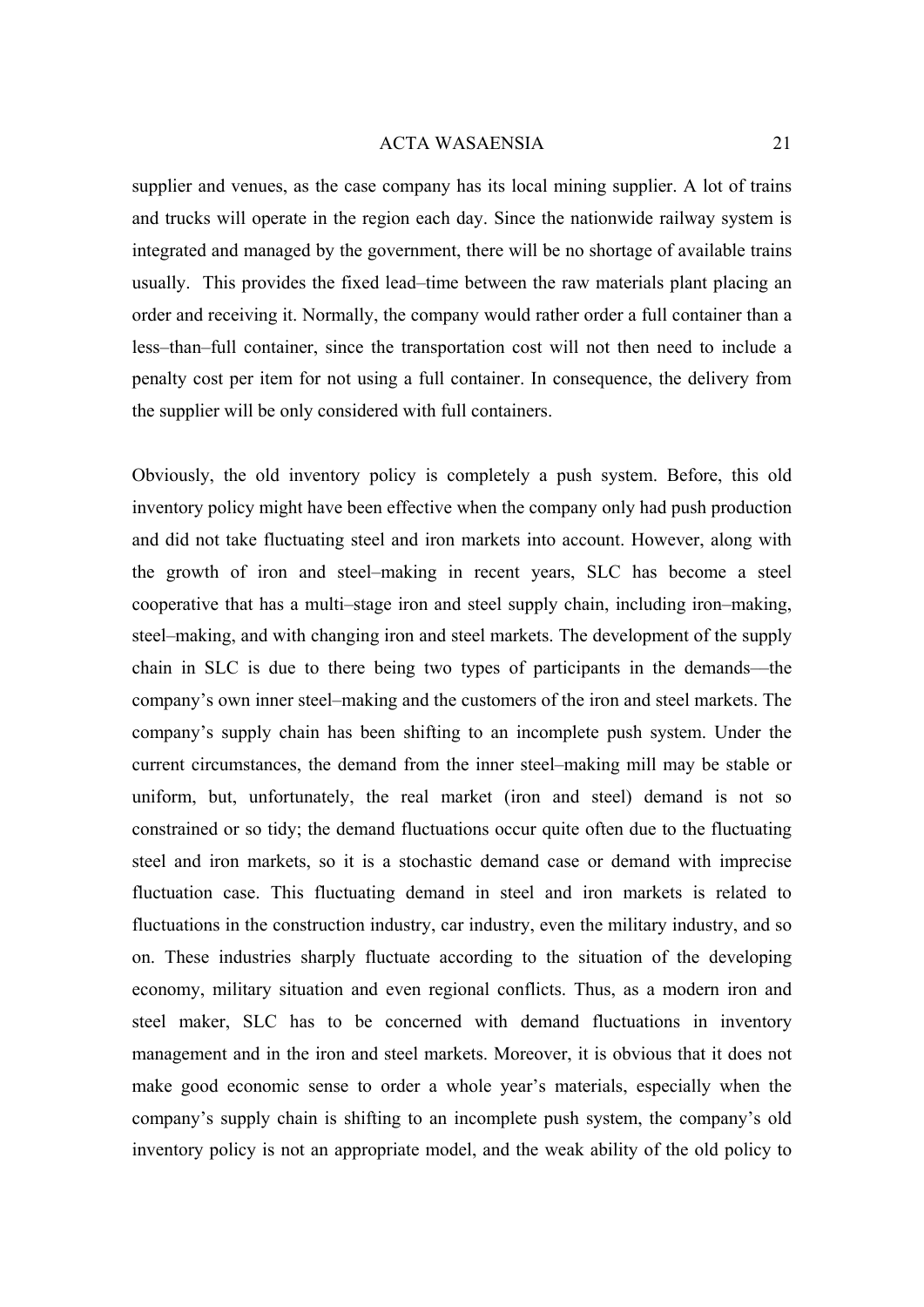supplier and venues, as the case company has its local mining supplier. A lot of trains and trucks will operate in the region each day. Since the nationwide railway system is integrated and managed by the government, there will be no shortage of available trains usually. This provides the fixed lead–time between the raw materials plant placing an order and receiving it. Normally, the company would rather order a full container than a less–than–full container, since the transportation cost will not then need to include a penalty cost per item for not using a full container. In consequence, the delivery from the supplier will be only considered with full containers.

Obviously, the old inventory policy is completely a push system. Before, this old inventory policy might have been effective when the company only had push production and did not take fluctuating steel and iron markets into account. However, along with the growth of iron and steel–making in recent years, SLC has become a steel cooperative that has a multi–stage iron and steel supply chain, including iron–making, steel–making, and with changing iron and steel markets. The development of the supply chain in SLC is due to there being two types of participants in the demands—the company's own inner steel–making and the customers of the iron and steel markets. The company's supply chain has been shifting to an incomplete push system. Under the current circumstances, the demand from the inner steel–making mill may be stable or uniform, but, unfortunately, the real market (iron and steel) demand is not so constrained or so tidy; the demand fluctuations occur quite often due to the fluctuating steel and iron markets, so it is a stochastic demand case or demand with imprecise fluctuation case. This fluctuating demand in steel and iron markets is related to fluctuations in the construction industry, car industry, even the military industry, and so on. These industries sharply fluctuate according to the situation of the developing economy, military situation and even regional conflicts. Thus, as a modern iron and steel maker, SLC has to be concerned with demand fluctuations in inventory management and in the iron and steel markets. Moreover, it is obvious that it does not make good economic sense to order a whole year's materials, especially when the company's supply chain is shifting to an incomplete push system, the company's old inventory policy is not an appropriate model, and the weak ability of the old policy to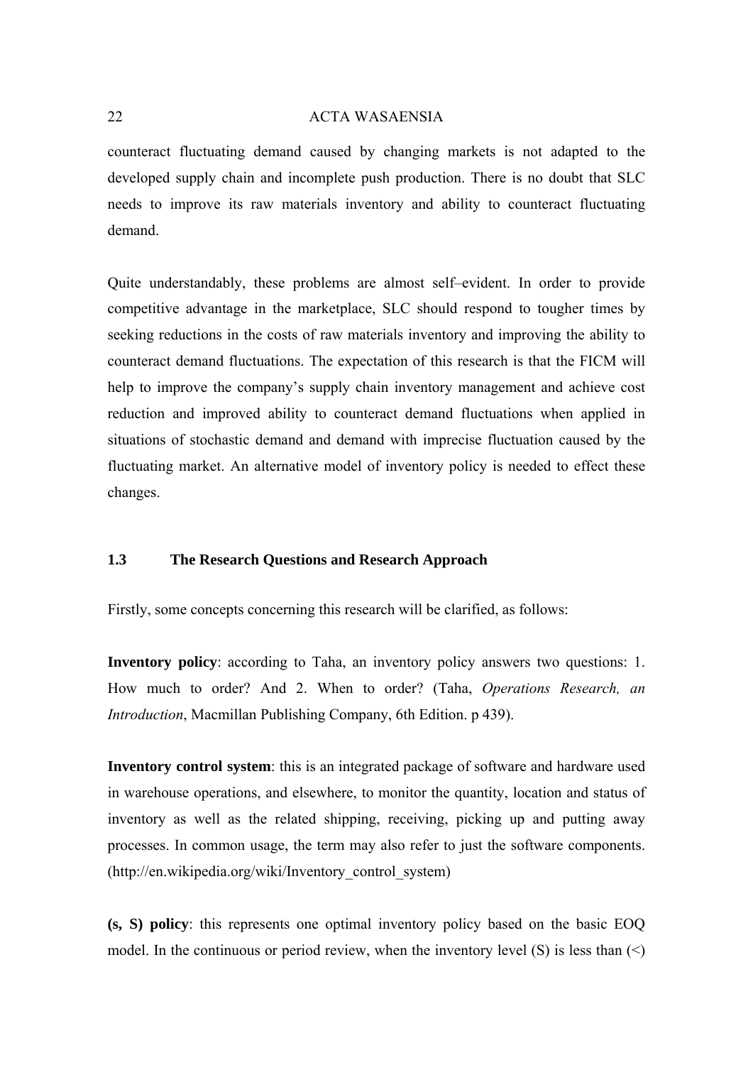counteract fluctuating demand caused by changing markets is not adapted to the developed supply chain and incomplete push production. There is no doubt that SLC needs to improve its raw materials inventory and ability to counteract fluctuating demand.

Quite understandably, these problems are almost self–evident. In order to provide competitive advantage in the marketplace, SLC should respond to tougher times by seeking reductions in the costs of raw materials inventory and improving the ability to counteract demand fluctuations. The expectation of this research is that the FICM will help to improve the company's supply chain inventory management and achieve cost reduction and improved ability to counteract demand fluctuations when applied in situations of stochastic demand and demand with imprecise fluctuation caused by the fluctuating market. An alternative model of inventory policy is needed to effect these changes.

### 1.3 The Research Questions and Research Approach

Firstly, some concepts concerning this research will be clarified, as follows:

**Inventory policy**: according to Taha, an inventory policy answers two questions: 1. How much to order? And 2. When to order? (Taha, *Operations Research, an Introduction*, Macmillan Publishing Company, 6th Edition. p 439).

**Inventory control system**: this is an integrated package of software and hardware used in warehouse operations, and elsewhere, to monitor the quantity, location and status of inventory as well as the related shipping, receiving, picking up and putting away processes. In common usage, the term may also refer to just the software components. (http://en.wikipedia.org/wiki/Inventory_control_system)

**(s, S) policy**: this represents one optimal inventory policy based on the basic EOQ model. In the continuous or period review, when the inventory level (S) is less than (<)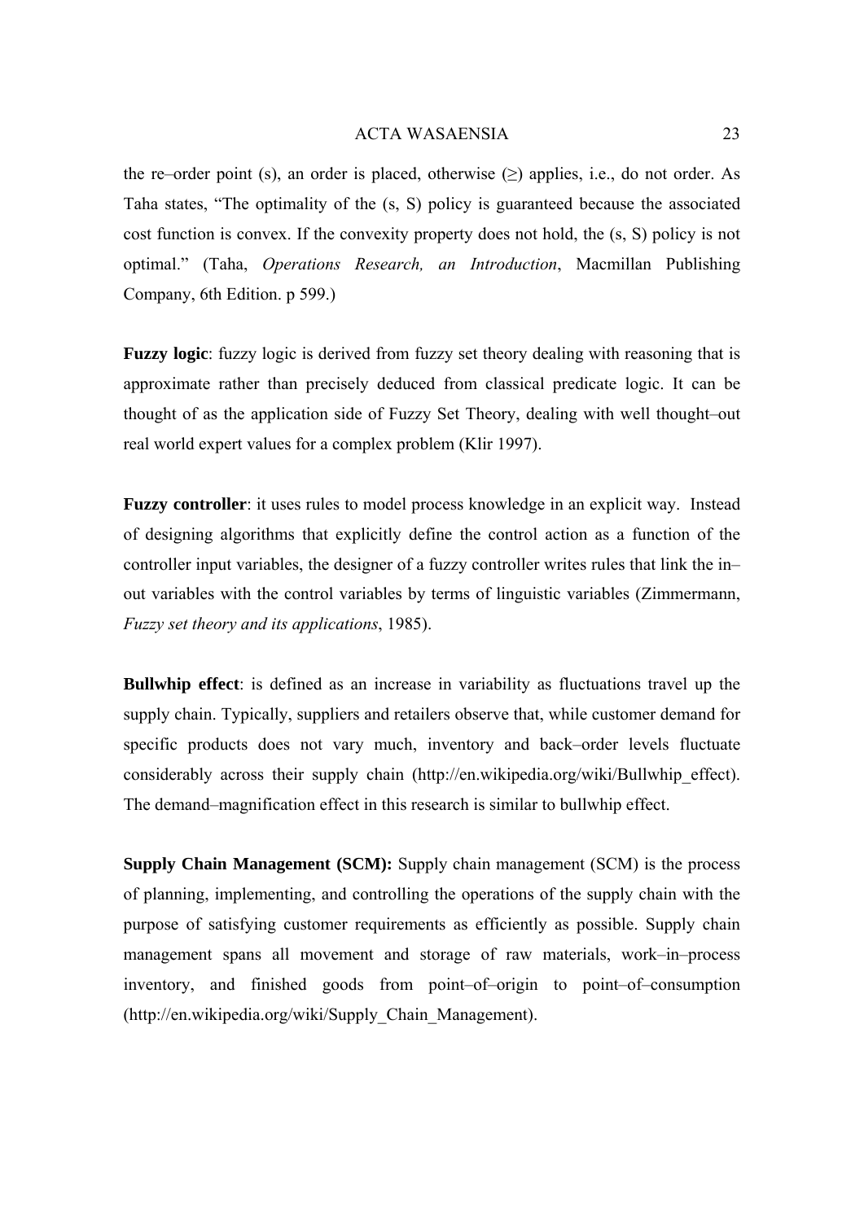the re–order point (s), an order is placed, otherwise (≥) applies, i.e., do not order. As Taha states, "The optimality of the (s, S) policy is guaranteed because the associated cost function is convex. If the convexity property does not hold, the (s, S) policy is not optimal." (Taha, *Operations Research, an Introduction*, Macmillan Publishing Company, 6th Edition. p 599.)

**Fuzzy logic**: fuzzy logic is derived from fuzzy set theory dealing with reasoning that is approximate rather than precisely deduced from classical predicate logic. It can be thought of as the application side of Fuzzy Set Theory, dealing with well thought–out real world expert values for a complex problem (Klir 1997).

**Fuzzy controller**: it uses rules to model process knowledge in an explicit way. Instead of designing algorithms that explicitly define the control action as a function of the controller input variables, the designer of a fuzzy controller writes rules that link the in–out variables with the control variables by terms of linguistic variables (Zimmermann, *Fuzzy set theory and its applications*, 1985).

**Bullwhip effect**: is defined as an increase in variability as fluctuations travel up the supply chain. Typically, suppliers and retailers observe that, while customer demand for specific products does not vary much, inventory and back–order levels fluctuate considerably across their supply chain (http://en.wikipedia.org/wiki/Bullwhip_effect). The demand–magnification effect in this research is similar to bullwhip effect.

**Supply Chain Management (SCM):** Supply chain management (SCM) is the process of planning, implementing, and controlling the operations of the supply chain with the purpose of satisfying customer requirements as efficiently as possible. Supply chain management spans all movement and storage of raw materials, work–in–process inventory, and finished goods from point–of–origin to point–of–consumption (http://en.wikipedia.org/wiki/Supply_Chain_Management).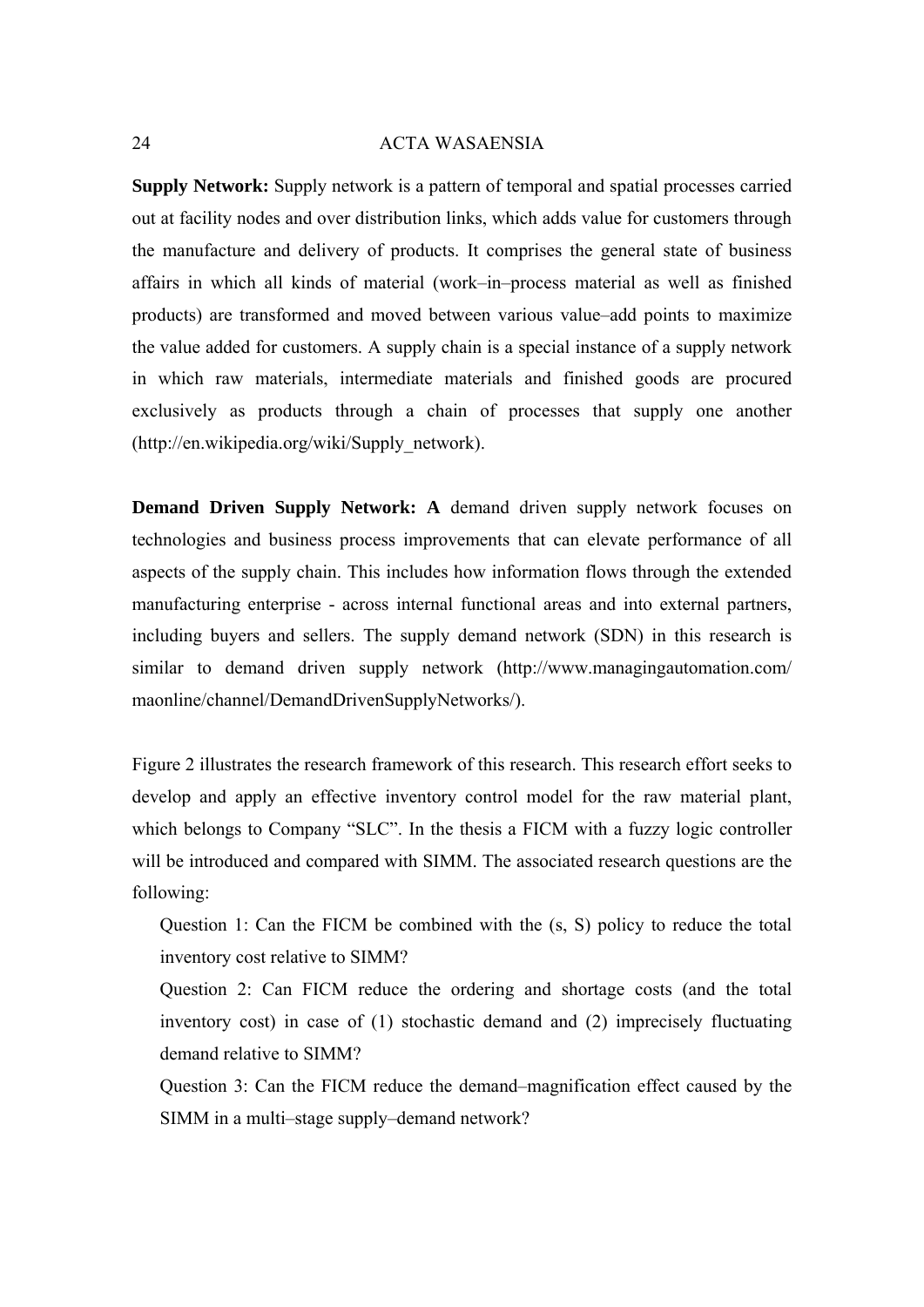**Supply Network:** Supply network is a pattern of temporal and spatial processes carried out at facility nodes and over distribution links, which adds value for customers through the manufacture and delivery of products. It comprises the general state of business affairs in which all kinds of material (work–in–process material as well as finished products) are transformed and moved between various value–add points to maximize the value added for customers. A supply chain is a special instance of a supply network in which raw materials, intermediate materials and finished goods are procured exclusively as products through a chain of processes that supply one another (http://en.wikipedia.org/wiki/Supply_network).

**Demand Driven Supply Network: A** demand driven supply network focuses on technologies and business process improvements that can elevate performance of all aspects of the supply chain. This includes how information flows through the extended manufacturing enterprise - across internal functional areas and into external partners, including buyers and sellers. The supply demand network (SDN) in this research is similar to demand driven supply network (http://www.managingautomation.com/maonline/channel/DemandDrivenSupplyNetworks/).

Figure 2 illustrates the research framework of this research. This research effort seeks to develop and apply an effective inventory control model for the raw material plant, which belongs to Company "SLC". In the thesis a FICM with a fuzzy logic controller will be introduced and compared with SIMM. The associated research questions are the following:

Question 1: Can the FICM be combined with the (s, S) policy to reduce the total inventory cost relative to SIMM?

Question 2: Can FICM reduce the ordering and shortage costs (and the total inventory cost) in case of (1) stochastic demand and (2) imprecisely fluctuating demand relative to SIMM?

Question 3: Can the FICM reduce the demand–magnification effect caused by the SIMM in a multi–stage supply–demand network?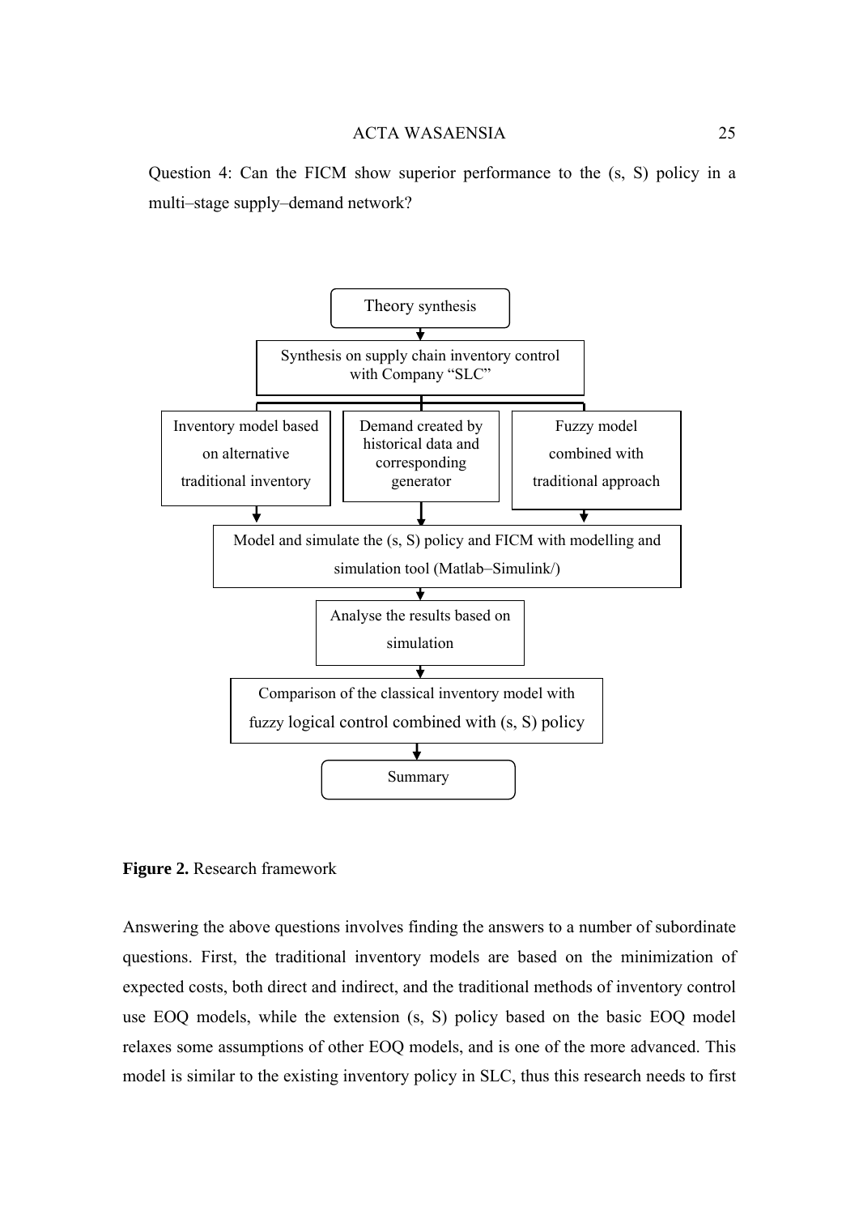Question 4: Can the FICM show superior performance to the (s, S) policy in a multi–stage supply–demand network?

- Theory synthesis
- Synthesis on supply chain inventory control with Company "SLC"
- Inventory model based on alternative traditional inventory
- Demand created by historical data and corresponding generator
- Fuzzy model combined with traditional approach
- Model and simulate the (s, S) policy and FICM with modelling and simulation tool (Matlab–Simulink/)
- Analyse the results based on simulation
- Comparison of the classical inventory model with fuzzy logical control combined with (s, S) policy
- Summary

**Figure 2.** Research framework

Answering the above questions involves finding the answers to a number of subordinate questions. First, the traditional inventory models are based on the minimization of expected costs, both direct and indirect, and the traditional methods of inventory control use EOQ models, while the extension (s, S) policy based on the basic EOQ model relaxes some assumptions of other EOQ models, and is one of the more advanced. This model is similar to the existing inventory policy in SLC, thus this research needs to first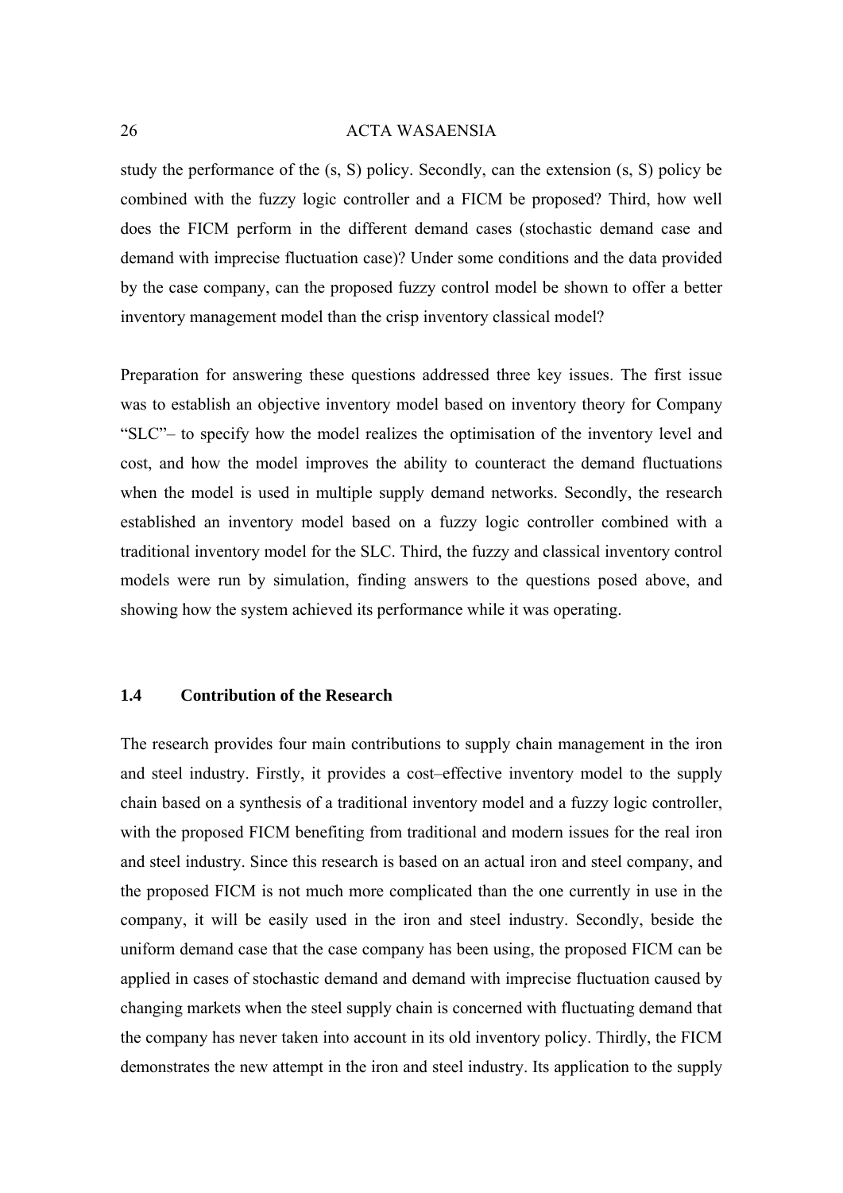study the performance of the (s, S) policy. Secondly, can the extension (s, S) policy be combined with the fuzzy logic controller and a FICM be proposed? Third, how well does the FICM perform in the different demand cases (stochastic demand case and demand with imprecise fluctuation case)? Under some conditions and the data provided by the case company, can the proposed fuzzy control model be shown to offer a better inventory management model than the crisp inventory classical model?

Preparation for answering these questions addressed three key issues. The first issue was to establish an objective inventory model based on inventory theory for Company "SLC"– to specify how the model realizes the optimisation of the inventory level and cost, and how the model improves the ability to counteract the demand fluctuations when the model is used in multiple supply demand networks. Secondly, the research established an inventory model based on a fuzzy logic controller combined with a traditional inventory model for the SLC. Third, the fuzzy and classical inventory control models were run by simulation, finding answers to the questions posed above, and showing how the system achieved its performance while it was operating.

### 1.4 Contribution of the Research

The research provides four main contributions to supply chain management in the iron and steel industry. Firstly, it provides a cost–effective inventory model to the supply chain based on a synthesis of a traditional inventory model and a fuzzy logic controller, with the proposed FICM benefiting from traditional and modern issues for the real iron and steel industry. Since this research is based on an actual iron and steel company, and the proposed FICM is not much more complicated than the one currently in use in the company, it will be easily used in the iron and steel industry. Secondly, beside the uniform demand case that the case company has been using, the proposed FICM can be applied in cases of stochastic demand and demand with imprecise fluctuation caused by changing markets when the steel supply chain is concerned with fluctuating demand that the company has never taken into account in its old inventory policy. Thirdly, the FICM demonstrates the new attempt in the iron and steel industry. Its application to the supply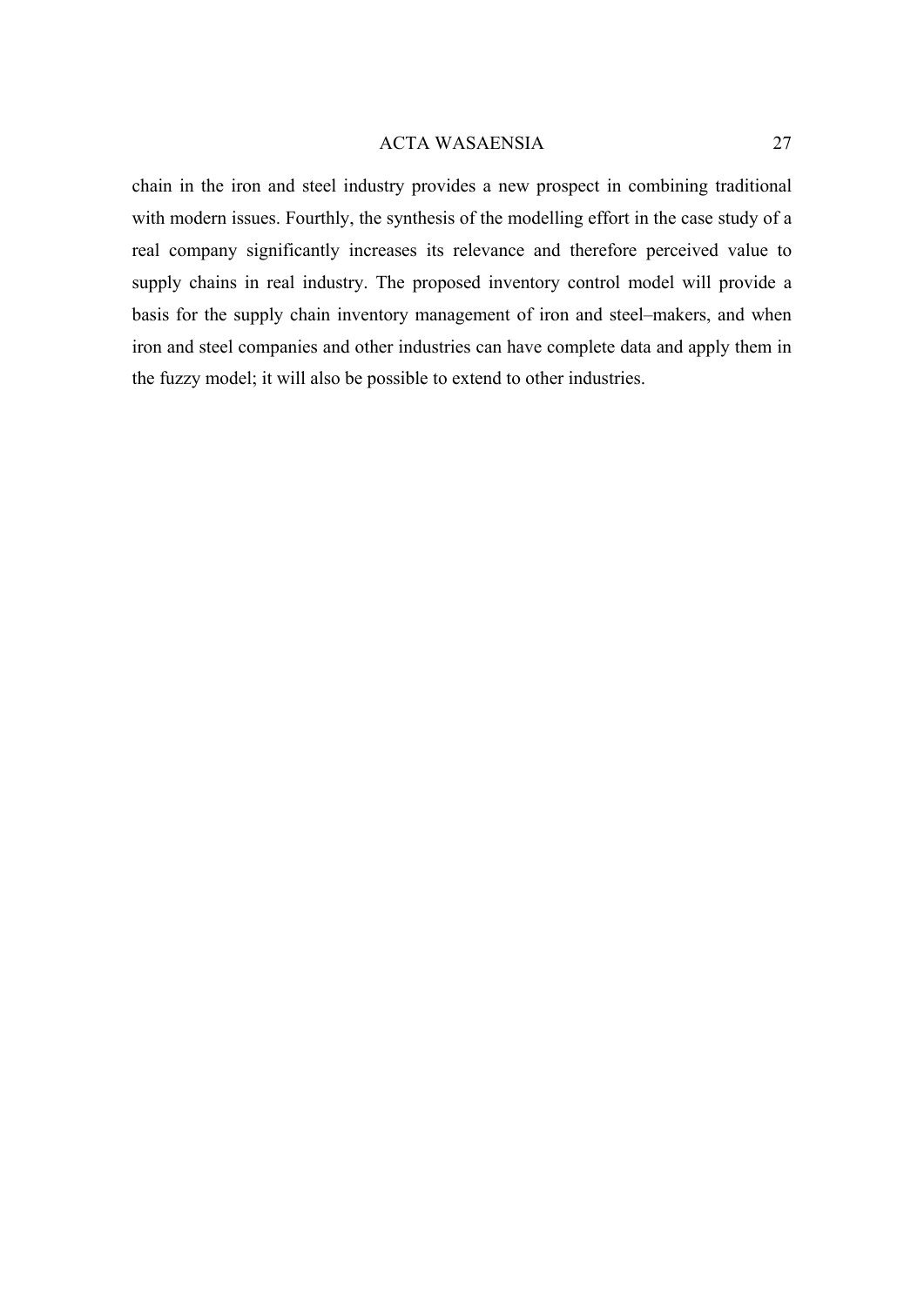chain in the iron and steel industry provides a new prospect in combining traditional with modern issues. Fourthly, the synthesis of the modelling effort in the case study of a real company significantly increases its relevance and therefore perceived value to supply chains in real industry. The proposed inventory control model will provide a basis for the supply chain inventory management of iron and steel–makers, and when iron and steel companies and other industries can have complete data and apply them in the fuzzy model; it will also be possible to extend to other industries.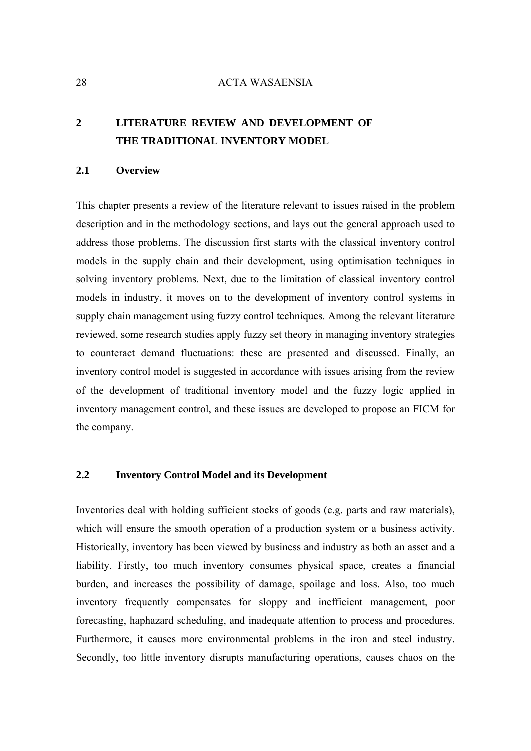# 2 LITERATURE REVIEW AND DEVELOPMENT OF THE TRADITIONAL INVENTORY MODEL

## 2.1 Overview

This chapter presents a review of the literature relevant to issues raised in the problem description and in the methodology sections, and lays out the general approach used to address those problems. The discussion first starts with the classical inventory control models in the supply chain and their development, using optimisation techniques in solving inventory problems. Next, due to the limitation of classical inventory control models in industry, it moves on to the development of inventory control systems in supply chain management using fuzzy control techniques. Among the relevant literature reviewed, some research studies apply fuzzy set theory in managing inventory strategies to counteract demand fluctuations: these are presented and discussed. Finally, an inventory control model is suggested in accordance with issues arising from the review of the development of traditional inventory model and the fuzzy logic applied in inventory management control, and these issues are developed to propose an FICM for the company.

## 2.2 Inventory Control Model and its Development

Inventories deal with holding sufficient stocks of goods (e.g. parts and raw materials), which will ensure the smooth operation of a production system or a business activity. Historically, inventory has been viewed by business and industry as both an asset and a liability. Firstly, too much inventory consumes physical space, creates a financial burden, and increases the possibility of damage, spoilage and loss. Also, too much inventory frequently compensates for sloppy and inefficient management, poor forecasting, haphazard scheduling, and inadequate attention to process and procedures. Furthermore, it causes more environmental problems in the iron and steel industry. Secondly, too little inventory disrupts manufacturing operations, causes chaos on the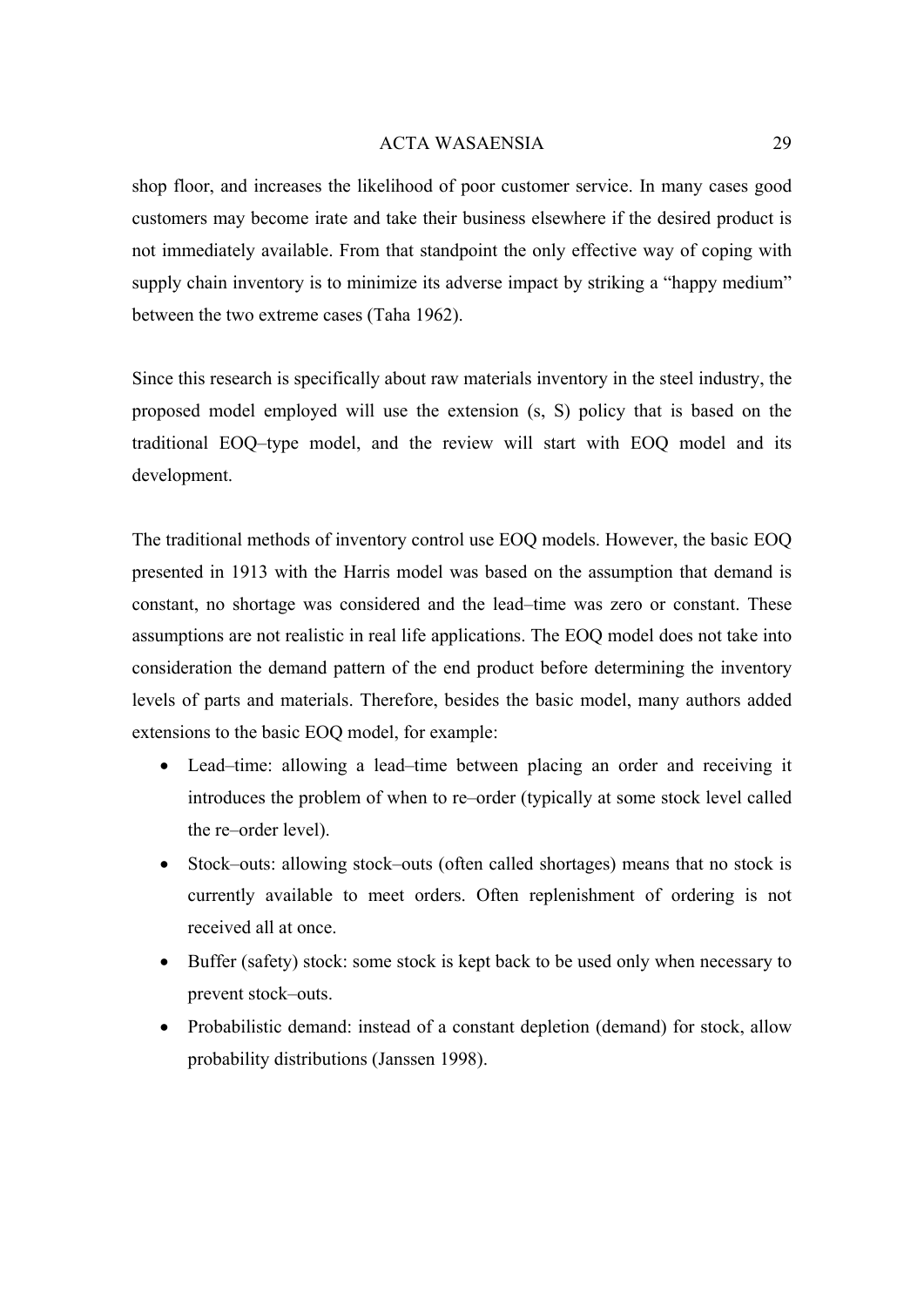shop floor, and increases the likelihood of poor customer service. In many cases good customers may become irate and take their business elsewhere if the desired product is not immediately available. From that standpoint the only effective way of coping with supply chain inventory is to minimize its adverse impact by striking a "happy medium" between the two extreme cases (Taha 1962).

Since this research is specifically about raw materials inventory in the steel industry, the proposed model employed will use the extension (s, S) policy that is based on the traditional EOQ–type model, and the review will start with EOQ model and its development.

The traditional methods of inventory control use EOQ models. However, the basic EOQ presented in 1913 with the Harris model was based on the assumption that demand is constant, no shortage was considered and the lead–time was zero or constant. These assumptions are not realistic in real life applications. The EOQ model does not take into consideration the demand pattern of the end product before determining the inventory levels of parts and materials. Therefore, besides the basic model, many authors added extensions to the basic EOQ model, for example:

- Lead–time: allowing a lead–time between placing an order and receiving it introduces the problem of when to re–order (typically at some stock level called the re–order level).
- Stock–outs: allowing stock–outs (often called shortages) means that no stock is currently available to meet orders. Often replenishment of ordering is not received all at once.
- Buffer (safety) stock: some stock is kept back to be used only when necessary to prevent stock–outs.
- Probabilistic demand: instead of a constant depletion (demand) for stock, allow probability distributions (Janssen 1998).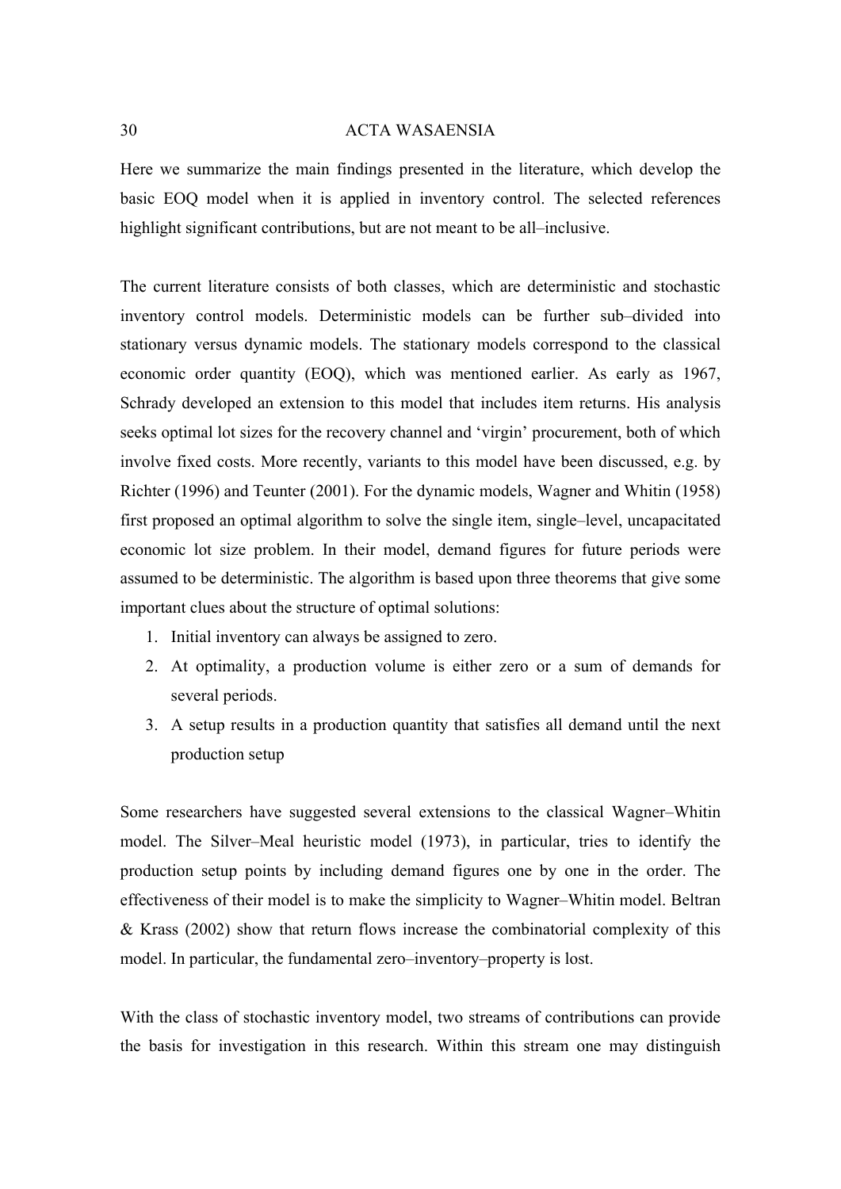Here we summarize the main findings presented in the literature, which develop the basic EOQ model when it is applied in inventory control. The selected references highlight significant contributions, but are not meant to be all–inclusive.

The current literature consists of both classes, which are deterministic and stochastic inventory control models. Deterministic models can be further sub–divided into stationary versus dynamic models. The stationary models correspond to the classical economic order quantity (EOQ), which was mentioned earlier. As early as 1967, Schrady developed an extension to this model that includes item returns. His analysis seeks optimal lot sizes for the recovery channel and 'virgin' procurement, both of which involve fixed costs. More recently, variants to this model have been discussed, e.g. by Richter (1996) and Teunter (2001). For the dynamic models, Wagner and Whitin (1958) first proposed an optimal algorithm to solve the single item, single–level, uncapacitated economic lot size problem. In their model, demand figures for future periods were assumed to be deterministic. The algorithm is based upon three theorems that give some important clues about the structure of optimal solutions:

1. Initial inventory can always be assigned to zero.
2. At optimality, a production volume is either zero or a sum of demands for several periods.
3. A setup results in a production quantity that satisfies all demand until the next production setup

Some researchers have suggested several extensions to the classical Wagner–Whitin model. The Silver–Meal heuristic model (1973), in particular, tries to identify the production setup points by including demand figures one by one in the order. The effectiveness of their model is to make the simplicity to Wagner–Whitin model. Beltran & Krass (2002) show that return flows increase the combinatorial complexity of this model. In particular, the fundamental zero–inventory–property is lost.

With the class of stochastic inventory model, two streams of contributions can provide the basis for investigation in this research. Within this stream one may distinguish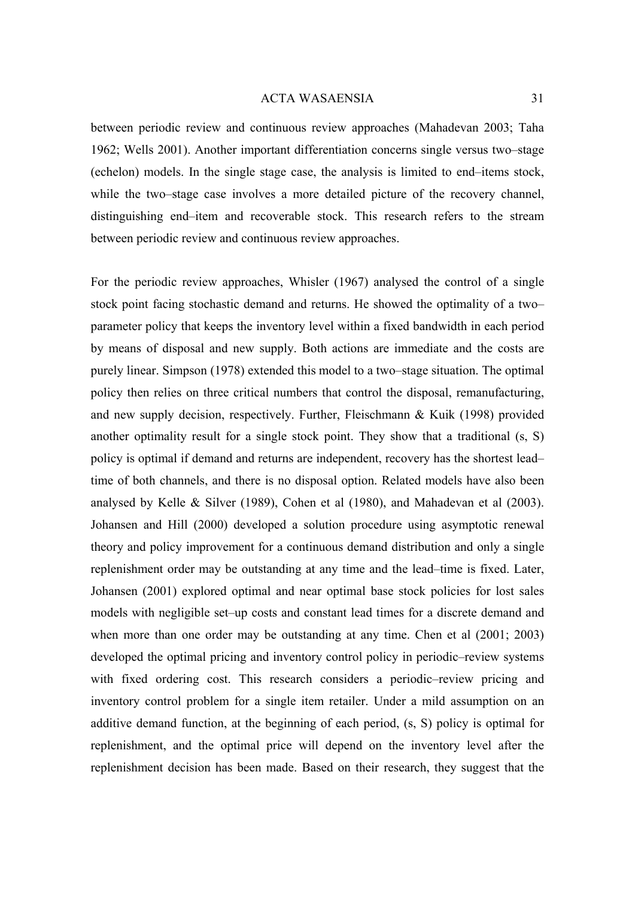between periodic review and continuous review approaches (Mahadevan 2003; Taha 1962; Wells 2001). Another important differentiation concerns single versus two–stage (echelon) models. In the single stage case, the analysis is limited to end–items stock, while the two–stage case involves a more detailed picture of the recovery channel, distinguishing end–item and recoverable stock. This research refers to the stream between periodic review and continuous review approaches.

For the periodic review approaches, Whisler (1967) analysed the control of a single stock point facing stochastic demand and returns. He showed the optimality of a two–parameter policy that keeps the inventory level within a fixed bandwidth in each period by means of disposal and new supply. Both actions are immediate and the costs are purely linear. Simpson (1978) extended this model to a two–stage situation. The optimal policy then relies on three critical numbers that control the disposal, remanufacturing, and new supply decision, respectively. Further, Fleischmann & Kuik (1998) provided another optimality result for a single stock point. They show that a traditional (s, S) policy is optimal if demand and returns are independent, recovery has the shortest lead–time of both channels, and there is no disposal option. Related models have also been analysed by Kelle & Silver (1989), Cohen et al (1980), and Mahadevan et al (2003). Johansen and Hill (2000) developed a solution procedure using asymptotic renewal theory and policy improvement for a continuous demand distribution and only a single replenishment order may be outstanding at any time and the lead–time is fixed. Later, Johansen (2001) explored optimal and near optimal base stock policies for lost sales models with negligible set–up costs and constant lead times for a discrete demand and when more than one order may be outstanding at any time. Chen et al (2001; 2003) developed the optimal pricing and inventory control policy in periodic–review systems with fixed ordering cost. This research considers a periodic–review pricing and inventory control problem for a single item retailer. Under a mild assumption on an additive demand function, at the beginning of each period, (s, S) policy is optimal for replenishment, and the optimal price will depend on the inventory level after the replenishment decision has been made. Based on their research, they suggest that the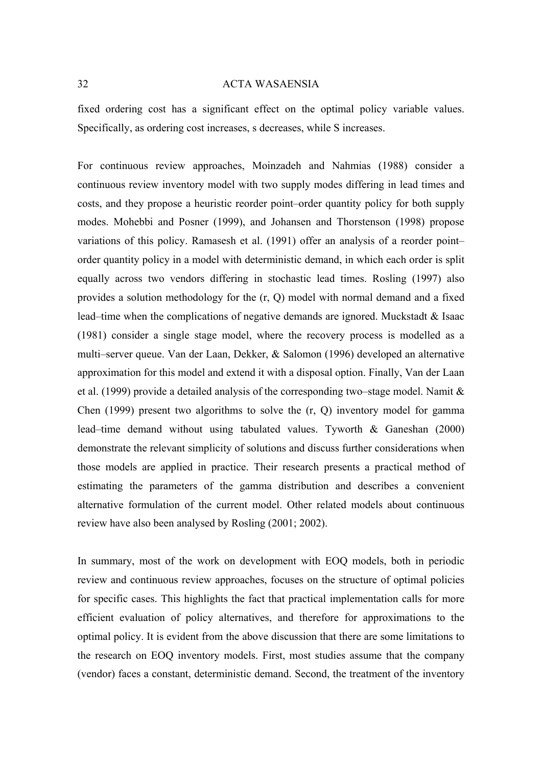fixed ordering cost has a significant effect on the optimal policy variable values. Specifically, as ordering cost increases, s decreases, while S increases.

For continuous review approaches, Moinzadeh and Nahmias (1988) consider a continuous review inventory model with two supply modes differing in lead times and costs, and they propose a heuristic reorder point–order quantity policy for both supply modes. Mohebbi and Posner (1999), and Johansen and Thorstenson (1998) propose variations of this policy. Ramasesh et al. (1991) offer an analysis of a reorder point–order quantity policy in a model with deterministic demand, in which each order is split equally across two vendors differing in stochastic lead times. Rosling (1997) also provides a solution methodology for the (r, Q) model with normal demand and a fixed lead–time when the complications of negative demands are ignored. Muckstadt & Isaac (1981) consider a single stage model, where the recovery process is modelled as a multi–server queue. Van der Laan, Dekker, & Salomon (1996) developed an alternative approximation for this model and extend it with a disposal option. Finally, Van der Laan et al. (1999) provide a detailed analysis of the corresponding two–stage model. Namit & Chen (1999) present two algorithms to solve the (r, Q) inventory model for gamma lead–time demand without using tabulated values. Tyworth & Ganeshan (2000) demonstrate the relevant simplicity of solutions and discuss further considerations when those models are applied in practice. Their research presents a practical method of estimating the parameters of the gamma distribution and describes a convenient alternative formulation of the current model. Other related models about continuous review have also been analysed by Rosling (2001; 2002).

In summary, most of the work on development with EOQ models, both in periodic review and continuous review approaches, focuses on the structure of optimal policies for specific cases. This highlights the fact that practical implementation calls for more efficient evaluation of policy alternatives, and therefore for approximations to the optimal policy. It is evident from the above discussion that there are some limitations to the research on EOQ inventory models. First, most studies assume that the company (vendor) faces a constant, deterministic demand. Second, the treatment of the inventory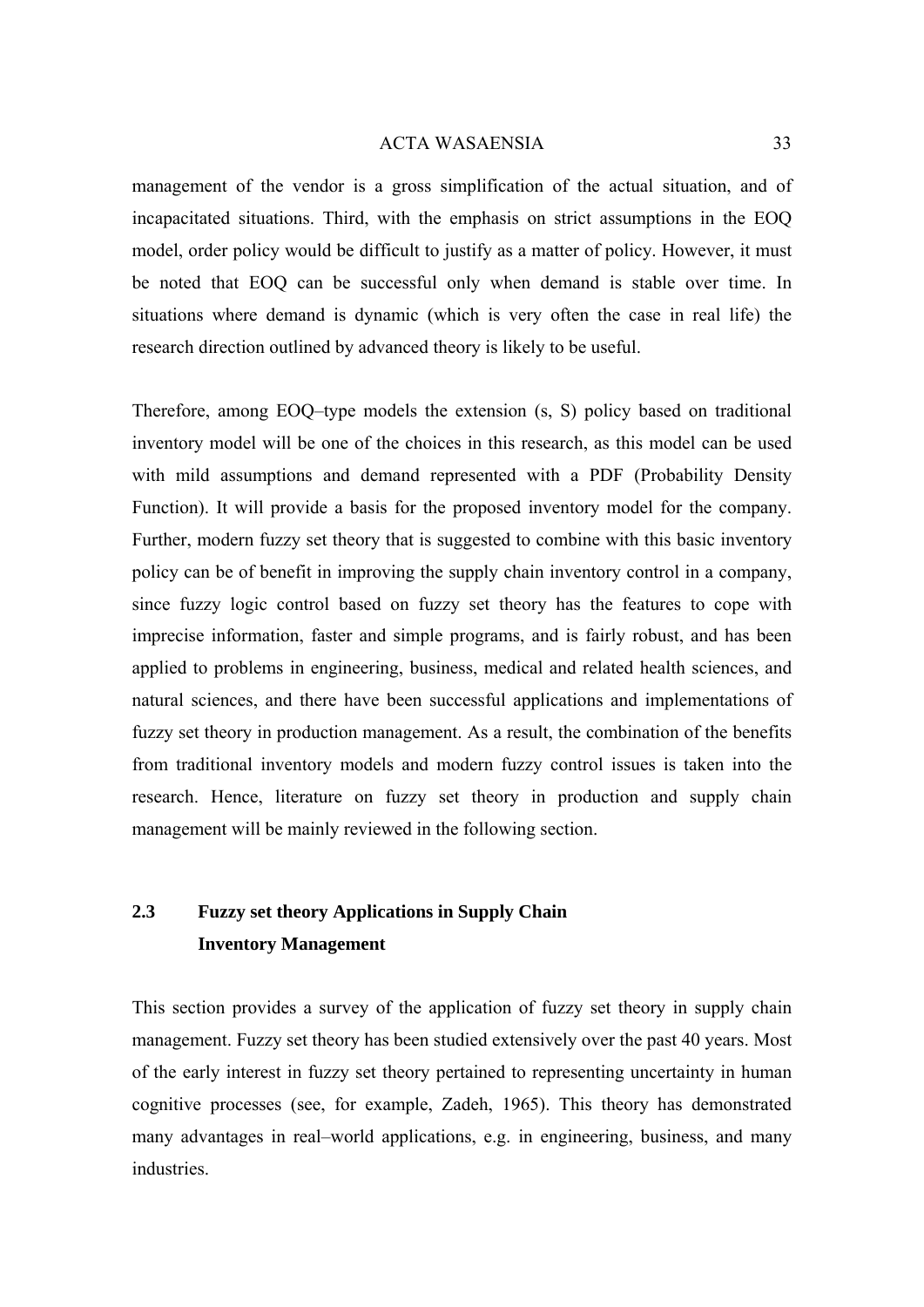management of the vendor is a gross simplification of the actual situation, and of incapacitated situations. Third, with the emphasis on strict assumptions in the EOQ model, order policy would be difficult to justify as a matter of policy. However, it must be noted that EOQ can be successful only when demand is stable over time. In situations where demand is dynamic (which is very often the case in real life) the research direction outlined by advanced theory is likely to be useful.

Therefore, among EOQ–type models the extension (s, S) policy based on traditional inventory model will be one of the choices in this research, as this model can be used with mild assumptions and demand represented with a PDF (Probability Density Function). It will provide a basis for the proposed inventory model for the company. Further, modern fuzzy set theory that is suggested to combine with this basic inventory policy can be of benefit in improving the supply chain inventory control in a company, since fuzzy logic control based on fuzzy set theory has the features to cope with imprecise information, faster and simple programs, and is fairly robust, and has been applied to problems in engineering, business, medical and related health sciences, and natural sciences, and there have been successful applications and implementations of fuzzy set theory in production management. As a result, the combination of the benefits from traditional inventory models and modern fuzzy control issues is taken into the research. Hence, literature on fuzzy set theory in production and supply chain management will be mainly reviewed in the following section.

## 2.3 Fuzzy set theory Applications in Supply Chain Inventory Management

This section provides a survey of the application of fuzzy set theory in supply chain management. Fuzzy set theory has been studied extensively over the past 40 years. Most of the early interest in fuzzy set theory pertained to representing uncertainty in human cognitive processes (see, for example, Zadeh, 1965). This theory has demonstrated many advantages in real–world applications, e.g. in engineering, business, and many industries.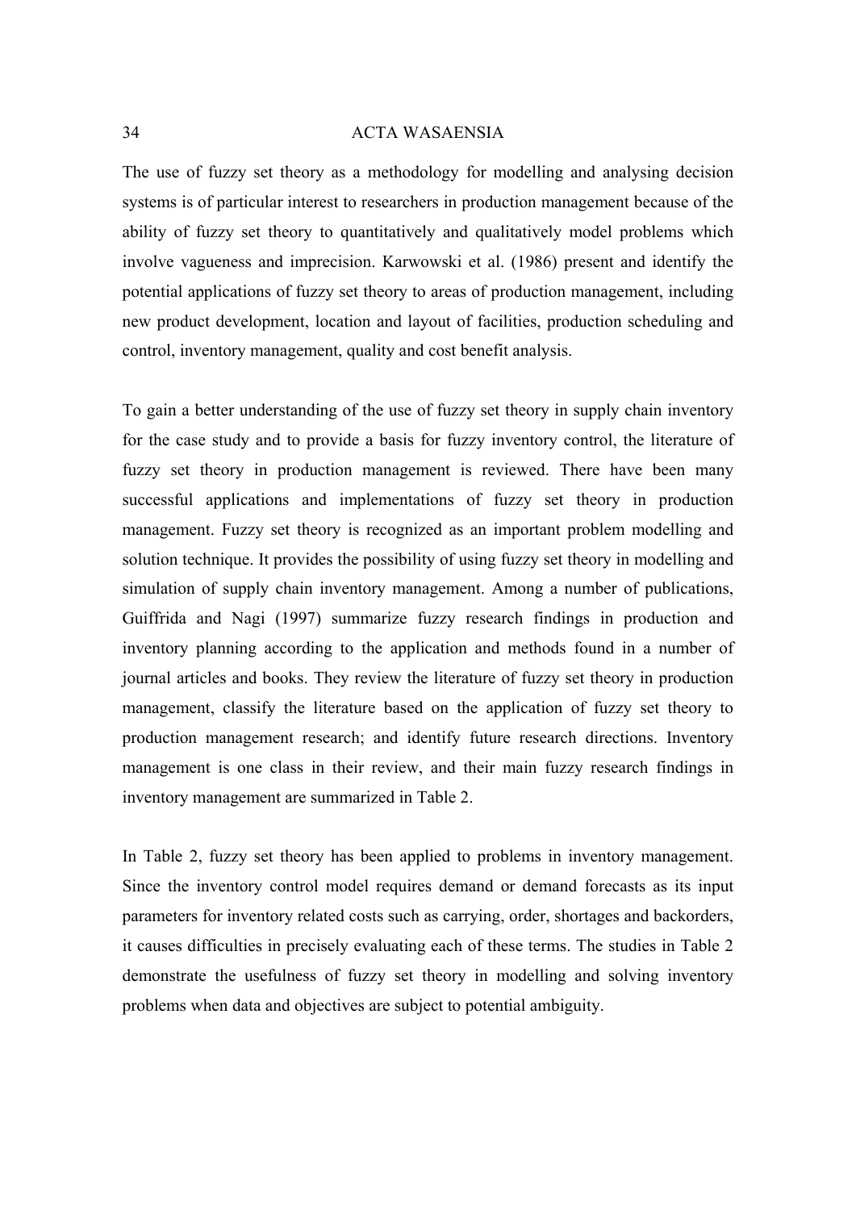The use of fuzzy set theory as a methodology for modelling and analysing decision systems is of particular interest to researchers in production management because of the ability of fuzzy set theory to quantitatively and qualitatively model problems which involve vagueness and imprecision. Karwowski et al. (1986) present and identify the potential applications of fuzzy set theory to areas of production management, including new product development, location and layout of facilities, production scheduling and control, inventory management, quality and cost benefit analysis.

To gain a better understanding of the use of fuzzy set theory in supply chain inventory for the case study and to provide a basis for fuzzy inventory control, the literature of fuzzy set theory in production management is reviewed. There have been many successful applications and implementations of fuzzy set theory in production management. Fuzzy set theory is recognized as an important problem modelling and solution technique. It provides the possibility of using fuzzy set theory in modelling and simulation of supply chain inventory management. Among a number of publications, Guiffrida and Nagi (1997) summarize fuzzy research findings in production and inventory planning according to the application and methods found in a number of journal articles and books. They review the literature of fuzzy set theory in production management, classify the literature based on the application of fuzzy set theory to production management research; and identify future research directions. Inventory management is one class in their review, and their main fuzzy research findings in inventory management are summarized in Table 2.

In Table 2, fuzzy set theory has been applied to problems in inventory management. Since the inventory control model requires demand or demand forecasts as its input parameters for inventory related costs such as carrying, order, shortages and backorders, it causes difficulties in precisely evaluating each of these terms. The studies in Table 2 demonstrate the usefulness of fuzzy set theory in modelling and solving inventory problems when data and objectives are subject to potential ambiguity.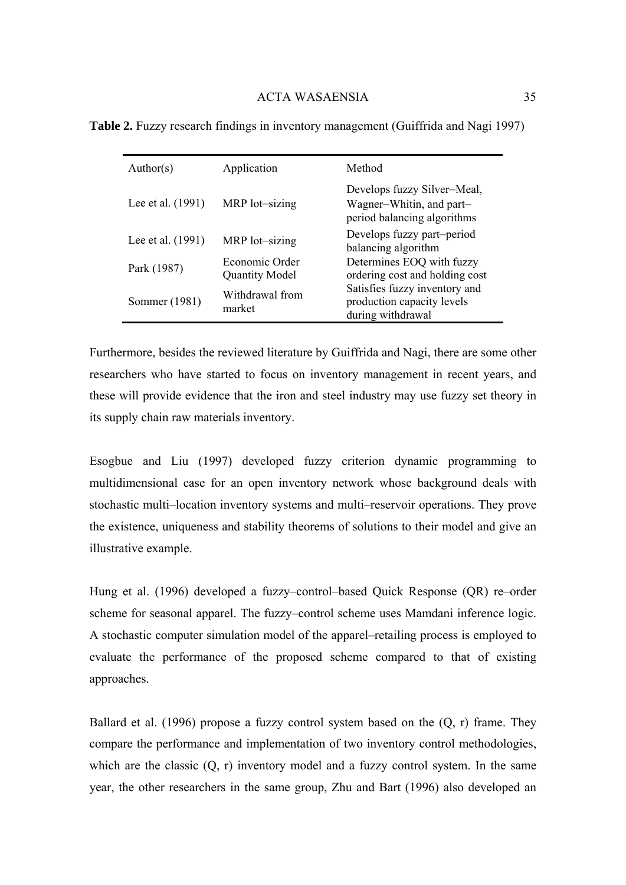**Table 2.** Fuzzy research findings in inventory management (Guiffrida and Nagi 1997)

| Author(s) | Application | Method |
|---|---|---|
| Lee et al. (1991) | MRP lot–sizing | Develops fuzzy Silver–Meal, Wagner–Whitin, and part–period balancing algorithms |
| Lee et al. (1991) | MRP lot–sizing | Develops fuzzy part–period balancing algorithm |
| Park (1987) | Economic Order Quantity Model | Determines EOQ with fuzzy ordering cost and holding cost |
| Sommer (1981) | Withdrawal from market | Satisfies fuzzy inventory and production capacity levels during withdrawal |

Furthermore, besides the reviewed literature by Guiffrida and Nagi, there are some other researchers who have started to focus on inventory management in recent years, and these will provide evidence that the iron and steel industry may use fuzzy set theory in its supply chain raw materials inventory.

Esogbue and Liu (1997) developed fuzzy criterion dynamic programming to multidimensional case for an open inventory network whose background deals with stochastic multi–location inventory systems and multi–reservoir operations. They prove the existence, uniqueness and stability theorems of solutions to their model and give an illustrative example.

Hung et al. (1996) developed a fuzzy–control–based Quick Response (QR) re–order scheme for seasonal apparel. The fuzzy–control scheme uses Mamdani inference logic. A stochastic computer simulation model of the apparel–retailing process is employed to evaluate the performance of the proposed scheme compared to that of existing approaches.

Ballard et al. (1996) propose a fuzzy control system based on the (Q, r) frame. They compare the performance and implementation of two inventory control methodologies, which are the classic (Q, r) inventory model and a fuzzy control system. In the same year, the other researchers in the same group, Zhu and Bart (1996) also developed an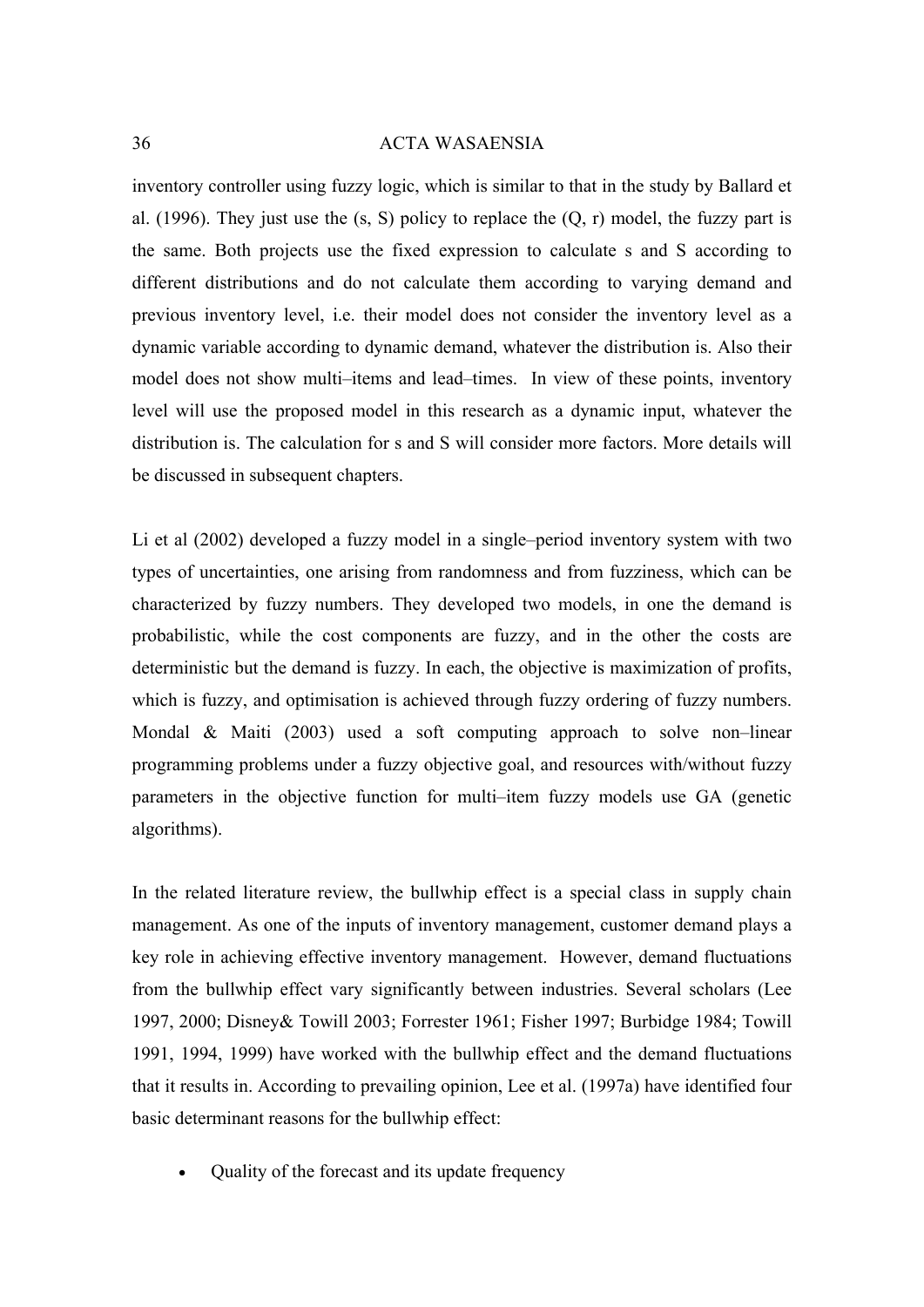inventory controller using fuzzy logic, which is similar to that in the study by Ballard et al. (1996). They just use the (s, S) policy to replace the (Q, r) model, the fuzzy part is the same. Both projects use the fixed expression to calculate s and S according to different distributions and do not calculate them according to varying demand and previous inventory level, i.e. their model does not consider the inventory level as a dynamic variable according to dynamic demand, whatever the distribution is. Also their model does not show multi–items and lead–times. In view of these points, inventory level will use the proposed model in this research as a dynamic input, whatever the distribution is. The calculation for s and S will consider more factors. More details will be discussed in subsequent chapters.

Li et al (2002) developed a fuzzy model in a single–period inventory system with two types of uncertainties, one arising from randomness and from fuzziness, which can be characterized by fuzzy numbers. They developed two models, in one the demand is probabilistic, while the cost components are fuzzy, and in the other the costs are deterministic but the demand is fuzzy. In each, the objective is maximization of profits, which is fuzzy, and optimisation is achieved through fuzzy ordering of fuzzy numbers. Mondal & Maiti (2003) used a soft computing approach to solve non–linear programming problems under a fuzzy objective goal, and resources with/without fuzzy parameters in the objective function for multi–item fuzzy models use GA (genetic algorithms).

In the related literature review, the bullwhip effect is a special class in supply chain management. As one of the inputs of inventory management, customer demand plays a key role in achieving effective inventory management. However, demand fluctuations from the bullwhip effect vary significantly between industries. Several scholars (Lee 1997, 2000; Disney& Towill 2003; Forrester 1961; Fisher 1997; Burbidge 1984; Towill 1991, 1994, 1999) have worked with the bullwhip effect and the demand fluctuations that it results in. According to prevailing opinion, Lee et al. (1997a) have identified four basic determinant reasons for the bullwhip effect:

- Quality of the forecast and its update frequency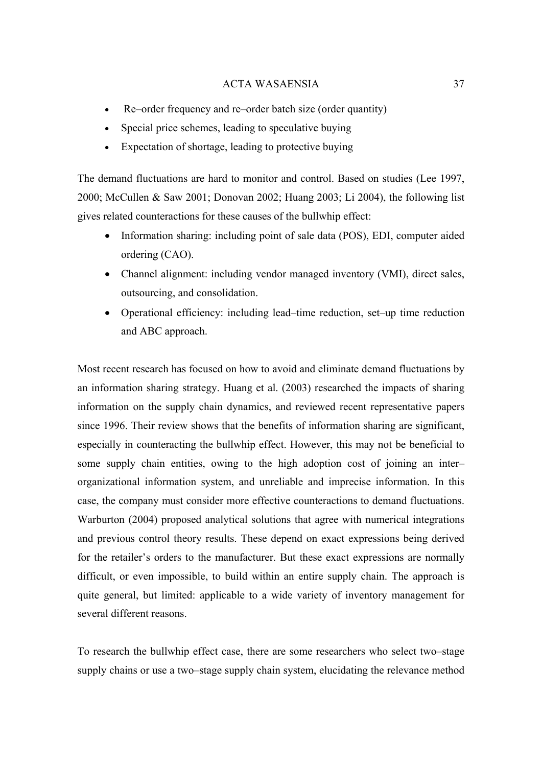- Re–order frequency and re–order batch size (order quantity)
- Special price schemes, leading to speculative buying
- Expectation of shortage, leading to protective buying

The demand fluctuations are hard to monitor and control. Based on studies (Lee 1997, 2000; McCullen & Saw 2001; Donovan 2002; Huang 2003; Li 2004), the following list gives related counteractions for these causes of the bullwhip effect:

- Information sharing: including point of sale data (POS), EDI, computer aided ordering (CAO).
- Channel alignment: including vendor managed inventory (VMI), direct sales, outsourcing, and consolidation.
- Operational efficiency: including lead–time reduction, set–up time reduction and ABC approach.

Most recent research has focused on how to avoid and eliminate demand fluctuations by an information sharing strategy. Huang et al. (2003) researched the impacts of sharing information on the supply chain dynamics, and reviewed recent representative papers since 1996. Their review shows that the benefits of information sharing are significant, especially in counteracting the bullwhip effect. However, this may not be beneficial to some supply chain entities, owing to the high adoption cost of joining an inter–organizational information system, and unreliable and imprecise information. In this case, the company must consider more effective counteractions to demand fluctuations. Warburton (2004) proposed analytical solutions that agree with numerical integrations and previous control theory results. These depend on exact expressions being derived for the retailer's orders to the manufacturer. But these exact expressions are normally difficult, or even impossible, to build within an entire supply chain. The approach is quite general, but limited: applicable to a wide variety of inventory management for several different reasons.

To research the bullwhip effect case, there are some researchers who select two–stage supply chains or use a two–stage supply chain system, elucidating the relevance method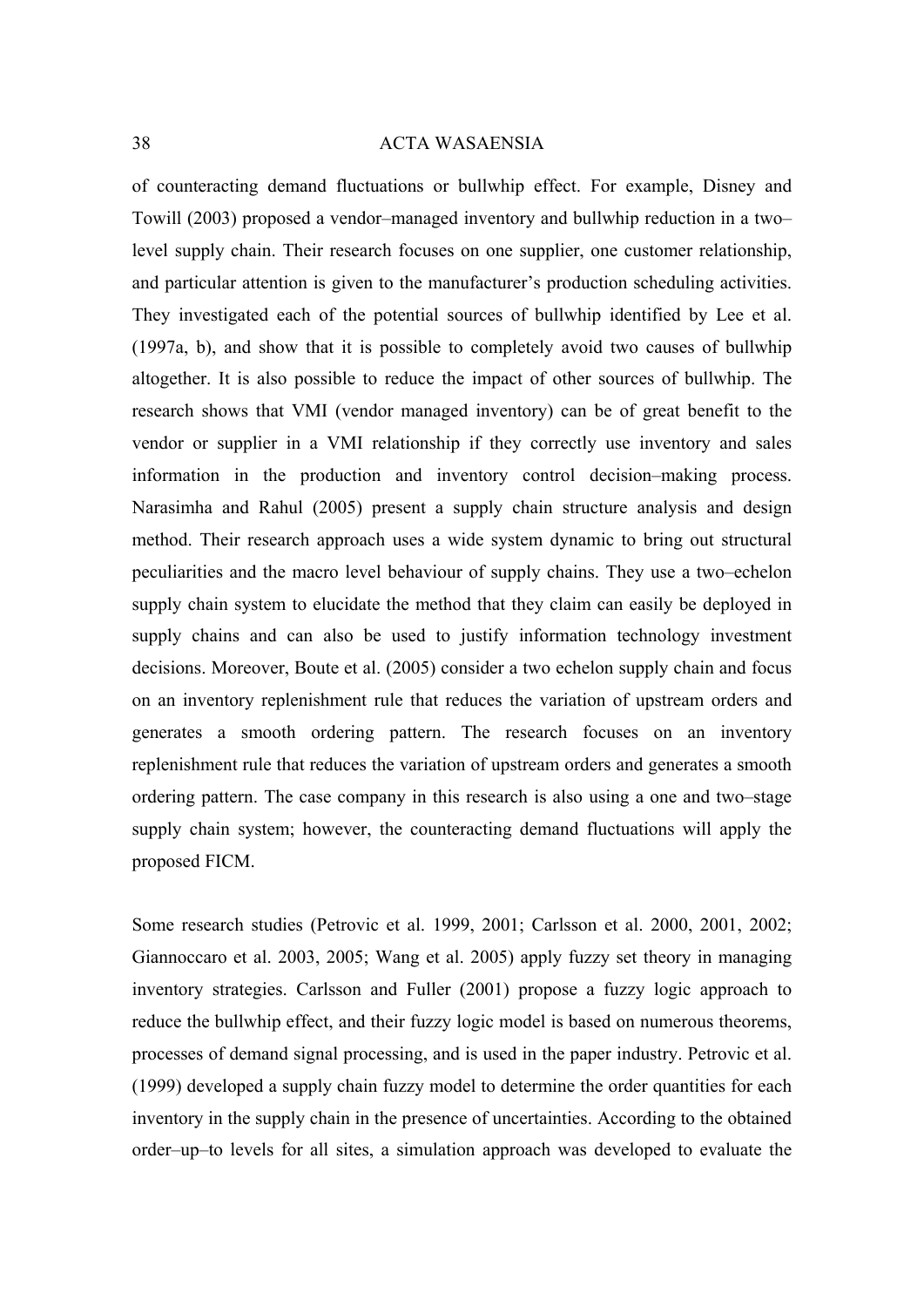of counteracting demand fluctuations or bullwhip effect. For example, Disney and Towill (2003) proposed a vendor–managed inventory and bullwhip reduction in a two–level supply chain. Their research focuses on one supplier, one customer relationship, and particular attention is given to the manufacturer's production scheduling activities. They investigated each of the potential sources of bullwhip identified by Lee et al. (1997a, b), and show that it is possible to completely avoid two causes of bullwhip altogether. It is also possible to reduce the impact of other sources of bullwhip. The research shows that VMI (vendor managed inventory) can be of great benefit to the vendor or supplier in a VMI relationship if they correctly use inventory and sales information in the production and inventory control decision–making process. Narasimha and Rahul (2005) present a supply chain structure analysis and design method. Their research approach uses a wide system dynamic to bring out structural peculiarities and the macro level behaviour of supply chains. They use a two–echelon supply chain system to elucidate the method that they claim can easily be deployed in supply chains and can also be used to justify information technology investment decisions. Moreover, Boute et al. (2005) consider a two echelon supply chain and focus on an inventory replenishment rule that reduces the variation of upstream orders and generates a smooth ordering pattern. The research focuses on an inventory replenishment rule that reduces the variation of upstream orders and generates a smooth ordering pattern. The case company in this research is also using a one and two–stage supply chain system; however, the counteracting demand fluctuations will apply the proposed FICM.

Some research studies (Petrovic et al. 1999, 2001; Carlsson et al. 2000, 2001, 2002; Giannoccaro et al. 2003, 2005; Wang et al. 2005) apply fuzzy set theory in managing inventory strategies. Carlsson and Fuller (2001) propose a fuzzy logic approach to reduce the bullwhip effect, and their fuzzy logic model is based on numerous theorems, processes of demand signal processing, and is used in the paper industry. Petrovic et al. (1999) developed a supply chain fuzzy model to determine the order quantities for each inventory in the supply chain in the presence of uncertainties. According to the obtained order–up–to levels for all sites, a simulation approach was developed to evaluate the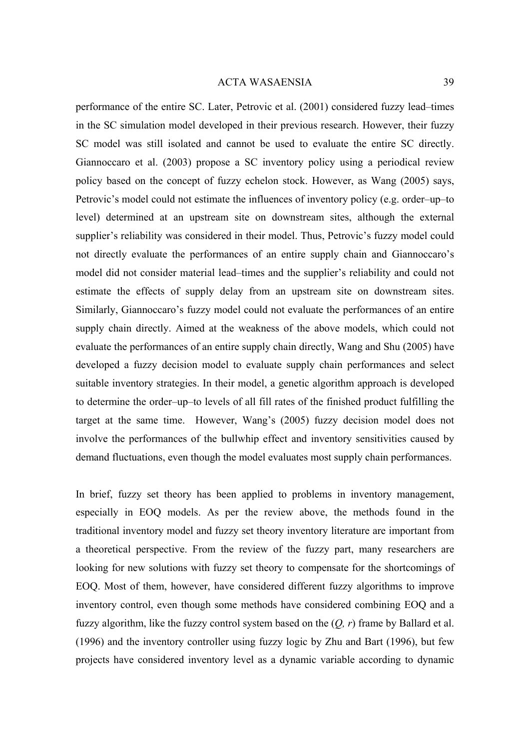performance of the entire SC. Later, Petrovic et al. (2001) considered fuzzy lead–times in the SC simulation model developed in their previous research. However, their fuzzy SC model was still isolated and cannot be used to evaluate the entire SC directly. Giannoccaro et al. (2003) propose a SC inventory policy using a periodical review policy based on the concept of fuzzy echelon stock. However, as Wang (2005) says, Petrovic's model could not estimate the influences of inventory policy (e.g. order–up–to level) determined at an upstream site on downstream sites, although the external supplier's reliability was considered in their model. Thus, Petrovic's fuzzy model could not directly evaluate the performances of an entire supply chain and Giannoccaro's model did not consider material lead–times and the supplier's reliability and could not estimate the effects of supply delay from an upstream site on downstream sites. Similarly, Giannoccaro's fuzzy model could not evaluate the performances of an entire supply chain directly. Aimed at the weakness of the above models, which could not evaluate the performances of an entire supply chain directly, Wang and Shu (2005) have developed a fuzzy decision model to evaluate supply chain performances and select suitable inventory strategies. In their model, a genetic algorithm approach is developed to determine the order–up–to levels of all fill rates of the finished product fulfilling the target at the same time. However, Wang's (2005) fuzzy decision model does not involve the performances of the bullwhip effect and inventory sensitivities caused by demand fluctuations, even though the model evaluates most supply chain performances.

In brief, fuzzy set theory has been applied to problems in inventory management, especially in EOQ models. As per the review above, the methods found in the traditional inventory model and fuzzy set theory inventory literature are important from a theoretical perspective. From the review of the fuzzy part, many researchers are looking for new solutions with fuzzy set theory to compensate for the shortcomings of EOQ. Most of them, however, have considered different fuzzy algorithms to improve inventory control, even though some methods have considered combining EOQ and a fuzzy algorithm, like the fuzzy control system based on the $(Q, r)$ frame by Ballard et al. (1996) and the inventory controller using fuzzy logic by Zhu and Bart (1996), but few projects have considered inventory level as a dynamic variable according to dynamic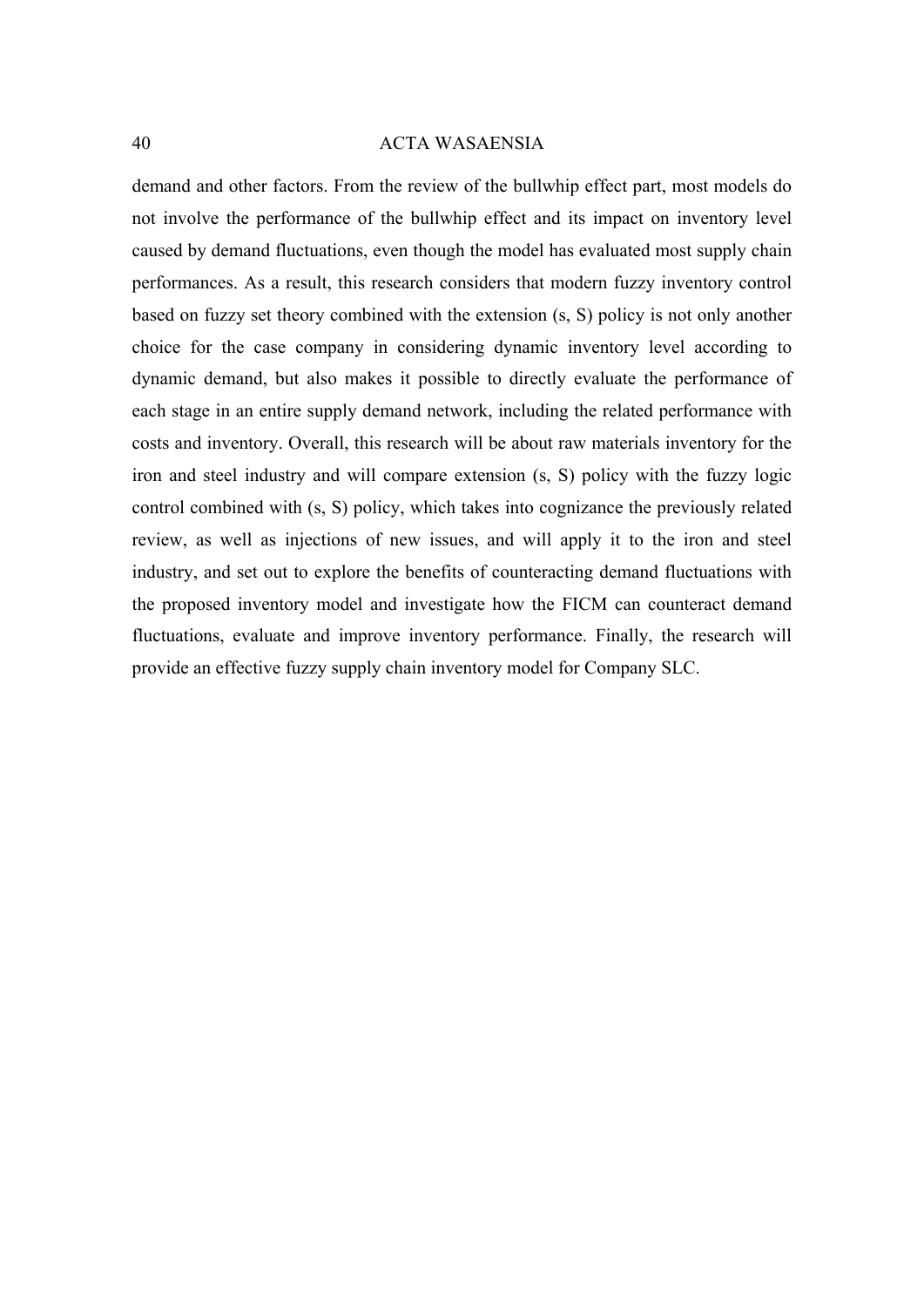demand and other factors. From the review of the bullwhip effect part, most models do not involve the performance of the bullwhip effect and its impact on inventory level caused by demand fluctuations, even though the model has evaluated most supply chain performances. As a result, this research considers that modern fuzzy inventory control based on fuzzy set theory combined with the extension (s, S) policy is not only another choice for the case company in considering dynamic inventory level according to dynamic demand, but also makes it possible to directly evaluate the performance of each stage in an entire supply demand network, including the related performance with costs and inventory. Overall, this research will be about raw materials inventory for the iron and steel industry and will compare extension (s, S) policy with the fuzzy logic control combined with (s, S) policy, which takes into cognizance the previously related review, as well as injections of new issues, and will apply it to the iron and steel industry, and set out to explore the benefits of counteracting demand fluctuations with the proposed inventory model and investigate how the FICM can counteract demand fluctuations, evaluate and improve inventory performance. Finally, the research will provide an effective fuzzy supply chain inventory model for Company SLC.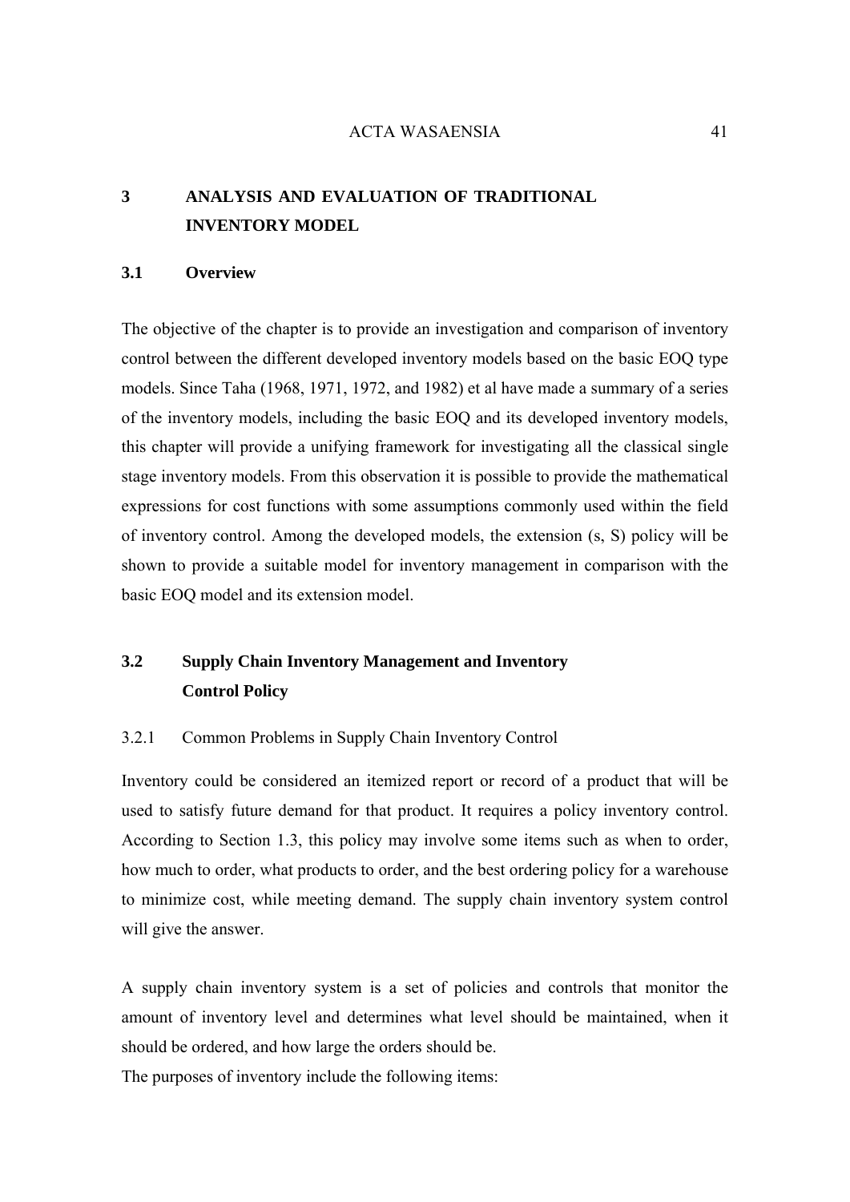# 3 ANALYSIS AND EVALUATION OF TRADITIONAL INVENTORY MODEL

## 3.1 Overview

The objective of the chapter is to provide an investigation and comparison of inventory control between the different developed inventory models based on the basic EOQ type models. Since Taha (1968, 1971, 1972, and 1982) et al have made a summary of a series of the inventory models, including the basic EOQ and its developed inventory models, this chapter will provide a unifying framework for investigating all the classical single stage inventory models. From this observation it is possible to provide the mathematical expressions for cost functions with some assumptions commonly used within the field of inventory control. Among the developed models, the extension (s, S) policy will be shown to provide a suitable model for inventory management in comparison with the basic EOQ model and its extension model.

## 3.2 Supply Chain Inventory Management and Inventory Control Policy

### 3.2.1 Common Problems in Supply Chain Inventory Control

Inventory could be considered an itemized report or record of a product that will be used to satisfy future demand for that product. It requires a policy inventory control. According to Section 1.3, this policy may involve some items such as when to order, how much to order, what products to order, and the best ordering policy for a warehouse to minimize cost, while meeting demand. The supply chain inventory system control will give the answer.

A supply chain inventory system is a set of policies and controls that monitor the amount of inventory level and determines what level should be maintained, when it should be ordered, and how large the orders should be.
The purposes of inventory include the following items: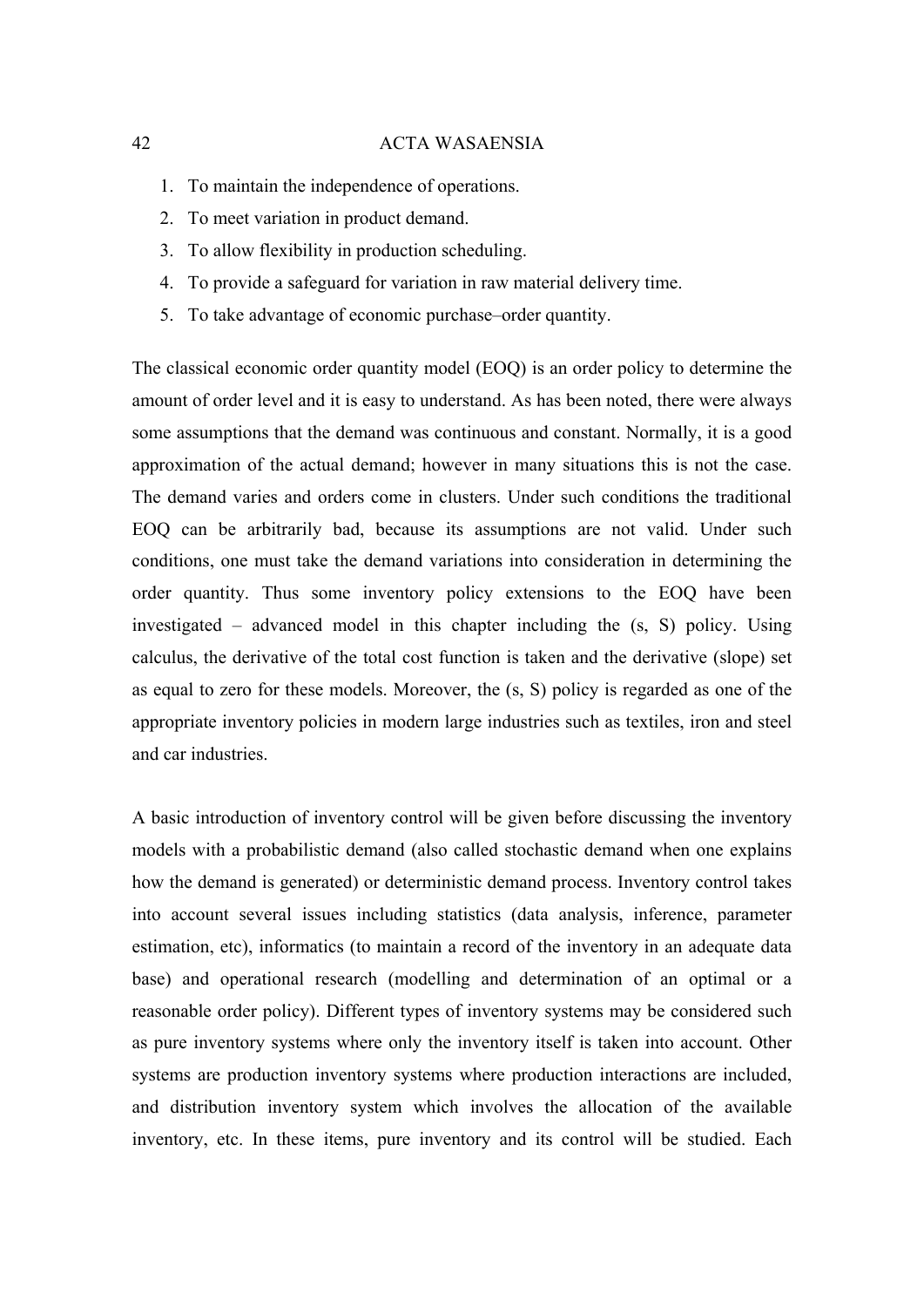1. To maintain the independence of operations.
2. To meet variation in product demand.
3. To allow flexibility in production scheduling.
4. To provide a safeguard for variation in raw material delivery time.
5. To take advantage of economic purchase–order quantity.

The classical economic order quantity model (EOQ) is an order policy to determine the amount of order level and it is easy to understand. As has been noted, there were always some assumptions that the demand was continuous and constant. Normally, it is a good approximation of the actual demand; however in many situations this is not the case. The demand varies and orders come in clusters. Under such conditions the traditional EOQ can be arbitrarily bad, because its assumptions are not valid. Under such conditions, one must take the demand variations into consideration in determining the order quantity. Thus some inventory policy extensions to the EOQ have been investigated – advanced model in this chapter including the (s, S) policy. Using calculus, the derivative of the total cost function is taken and the derivative (slope) set as equal to zero for these models. Moreover, the (s, S) policy is regarded as one of the appropriate inventory policies in modern large industries such as textiles, iron and steel and car industries.

A basic introduction of inventory control will be given before discussing the inventory models with a probabilistic demand (also called stochastic demand when one explains how the demand is generated) or deterministic demand process. Inventory control takes into account several issues including statistics (data analysis, inference, parameter estimation, etc), informatics (to maintain a record of the inventory in an adequate data base) and operational research (modelling and determination of an optimal or a reasonable order policy). Different types of inventory systems may be considered such as pure inventory systems where only the inventory itself is taken into account. Other systems are production inventory systems where production interactions are included, and distribution inventory system which involves the allocation of the available inventory, etc. In these items, pure inventory and its control will be studied. Each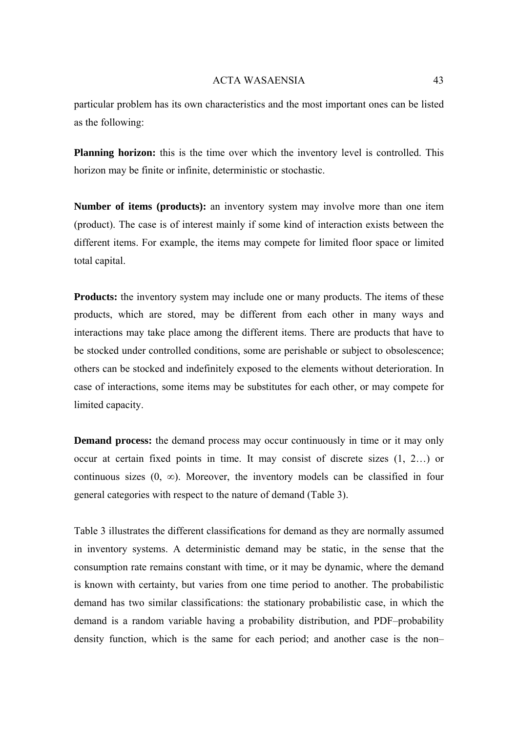particular problem has its own characteristics and the most important ones can be listed as the following:

**Planning horizon:** this is the time over which the inventory level is controlled. This horizon may be finite or infinite, deterministic or stochastic.

**Number of items (products):** an inventory system may involve more than one item (product). The case is of interest mainly if some kind of interaction exists between the different items. For example, the items may compete for limited floor space or limited total capital.

**Products:** the inventory system may include one or many products. The items of these products, which are stored, may be different from each other in many ways and interactions may take place among the different items. There are products that have to be stocked under controlled conditions, some are perishable or subject to obsolescence; others can be stocked and indefinitely exposed to the elements without deterioration. In case of interactions, some items may be substitutes for each other, or may compete for limited capacity.

**Demand process:** the demand process may occur continuously in time or it may only occur at certain fixed points in time. It may consist of discrete sizes (1, 2…) or continuous sizes $(0, \infty)$. Moreover, the inventory models can be classified in four general categories with respect to the nature of demand (Table 3).

Table 3 illustrates the different classifications for demand as they are normally assumed in inventory systems. A deterministic demand may be static, in the sense that the consumption rate remains constant with time, or it may be dynamic, where the demand is known with certainty, but varies from one time period to another. The probabilistic demand has two similar classifications: the stationary probabilistic case, in which the demand is a random variable having a probability distribution, and PDF–probability density function, which is the same for each period; and another case is the non–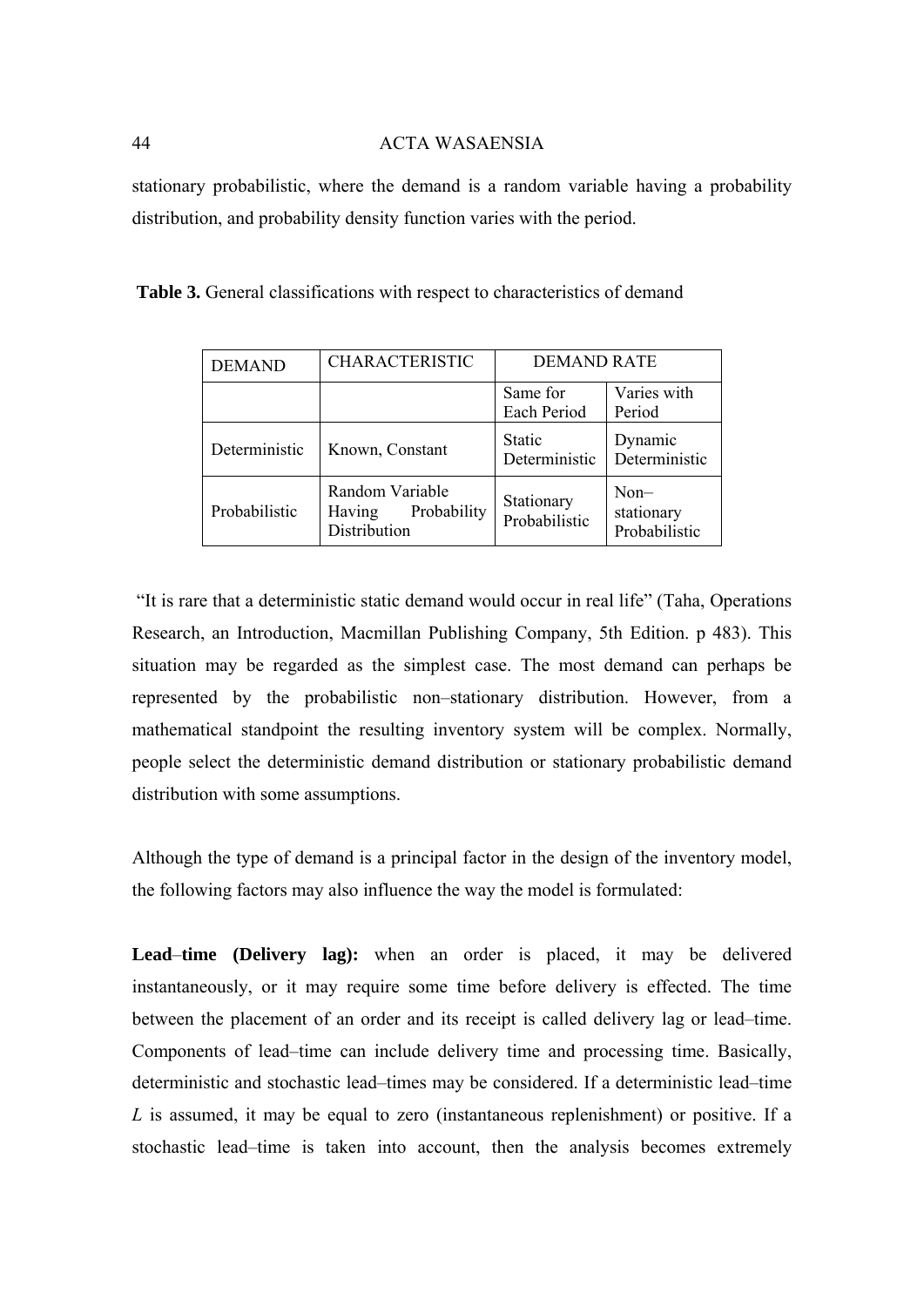stationary probabilistic, where the demand is a random variable having a probability distribution, and probability density function varies with the period.

**Table 3.** General classifications with respect to characteristics of demand

| DEMAND | CHARACTERISTIC | DEMAND RATE | |
|---|---|---|---|
| | | Same for Each Period | Varies with Period |
| Deterministic | Known, Constant | Static Deterministic | Dynamic Deterministic |
| Probabilistic | Random Variable Having Probability Distribution | Stationary Probabilistic | Non–stationary Probabilistic |

"It is rare that a deterministic static demand would occur in real life" (Taha, Operations Research, an Introduction, Macmillan Publishing Company, 5th Edition. p 483). This situation may be regarded as the simplest case. The most demand can perhaps be represented by the probabilistic non–stationary distribution. However, from a mathematical standpoint the resulting inventory system will be complex. Normally, people select the deterministic demand distribution or stationary probabilistic demand distribution with some assumptions.

Although the type of demand is a principal factor in the design of the inventory model, the following factors may also influence the way the model is formulated:

**Lead–time (Delivery lag):** when an order is placed, it may be delivered instantaneously, or it may require some time before delivery is effected. The time between the placement of an order and its receipt is called delivery lag or lead–time. Components of lead–time can include delivery time and processing time. Basically, deterministic and stochastic lead–times may be considered. If a deterministic lead–time $L$ is assumed, it may be equal to zero (instantaneous replenishment) or positive. If a stochastic lead–time is taken into account, then the analysis becomes extremely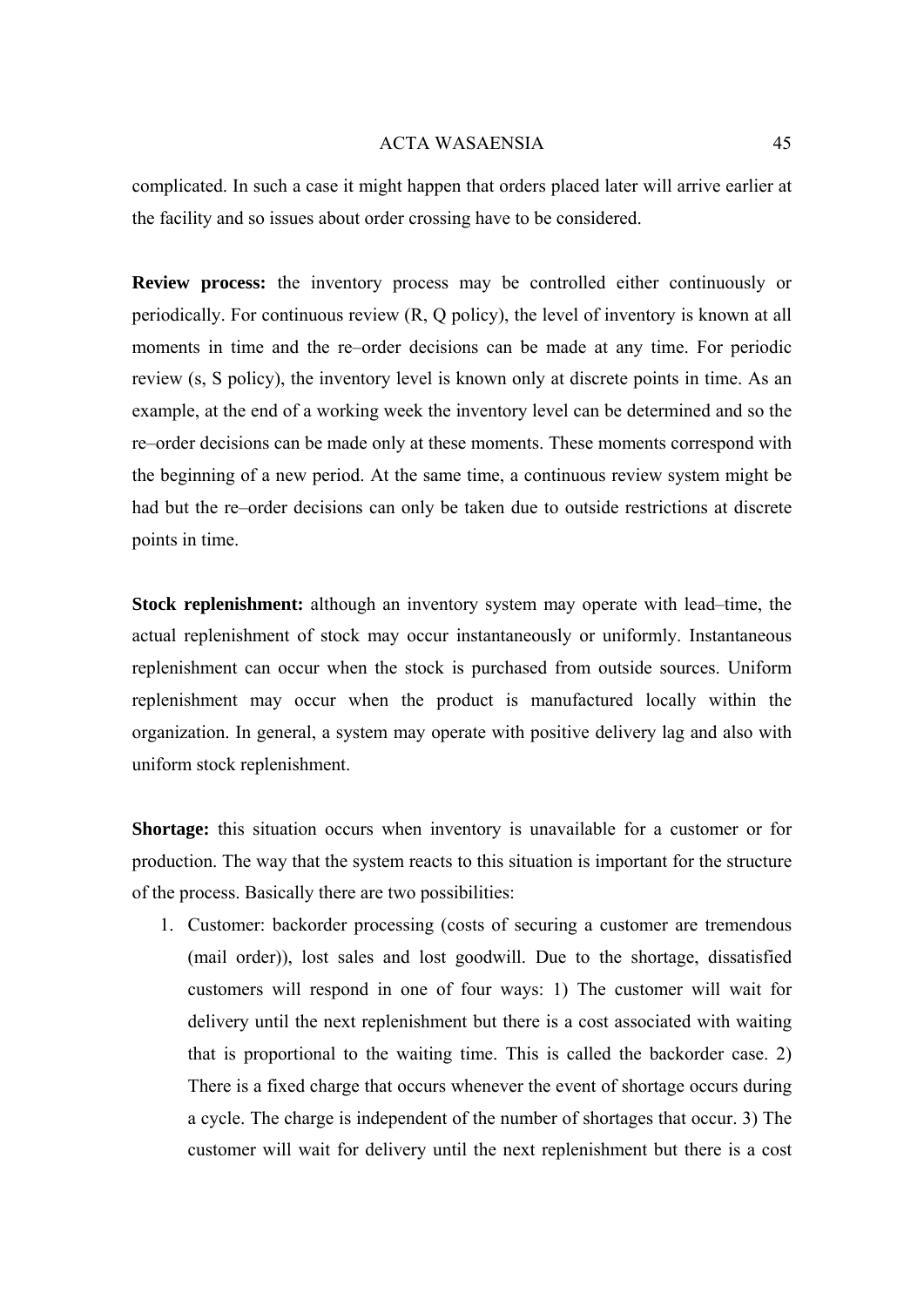complicated. In such a case it might happen that orders placed later will arrive earlier at the facility and so issues about order crossing have to be considered.

**Review process:** the inventory process may be controlled either continuously or periodically. For continuous review (R, Q policy), the level of inventory is known at all moments in time and the re–order decisions can be made at any time. For periodic review (s, S policy), the inventory level is known only at discrete points in time. As an example, at the end of a working week the inventory level can be determined and so the re–order decisions can be made only at these moments. These moments correspond with the beginning of a new period. At the same time, a continuous review system might be had but the re–order decisions can only be taken due to outside restrictions at discrete points in time.

**Stock replenishment:** although an inventory system may operate with lead–time, the actual replenishment of stock may occur instantaneously or uniformly. Instantaneous replenishment can occur when the stock is purchased from outside sources. Uniform replenishment may occur when the product is manufactured locally within the organization. In general, a system may operate with positive delivery lag and also with uniform stock replenishment.

**Shortage:** this situation occurs when inventory is unavailable for a customer or for production. The way that the system reacts to this situation is important for the structure of the process. Basically there are two possibilities:

1. Customer: backorder processing (costs of securing a customer are tremendous (mail order)), lost sales and lost goodwill. Due to the shortage, dissatisfied customers will respond in one of four ways: 1) The customer will wait for delivery until the next replenishment but there is a cost associated with waiting that is proportional to the waiting time. This is called the backorder case. 2) There is a fixed charge that occurs whenever the event of shortage occurs during a cycle. The charge is independent of the number of shortages that occur. 3) The customer will wait for delivery until the next replenishment but there is a cost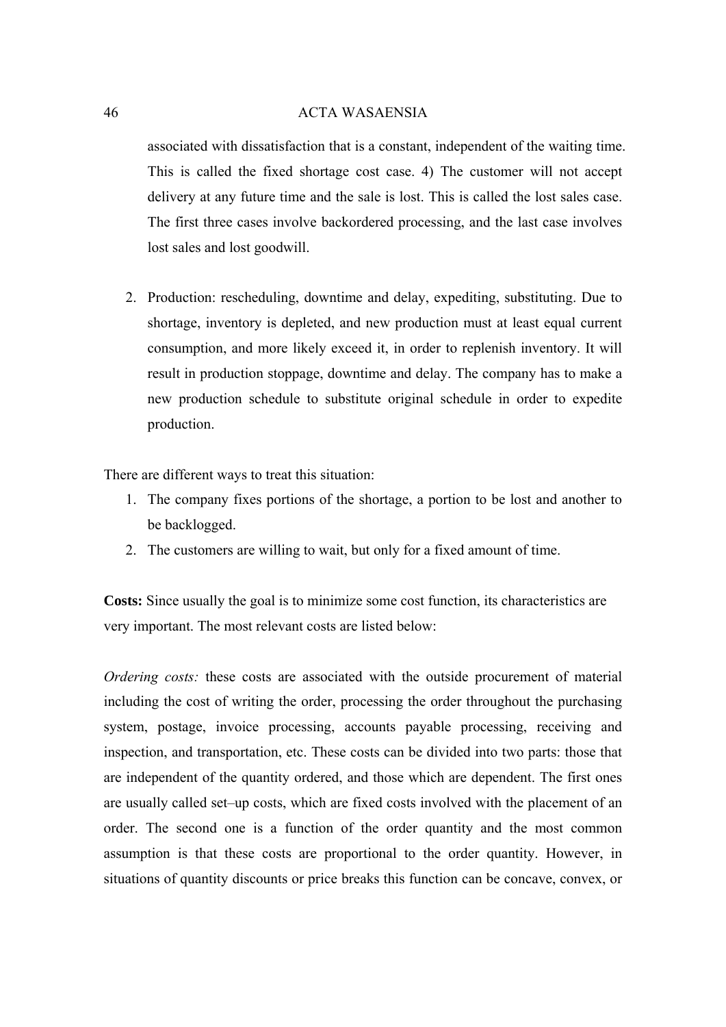associated with dissatisfaction that is a constant, independent of the waiting time. This is called the fixed shortage cost case. 4) The customer will not accept delivery at any future time and the sale is lost. This is called the lost sales case. The first three cases involve backordered processing, and the last case involves lost sales and lost goodwill.

2. Production: rescheduling, downtime and delay, expediting, substituting. Due to shortage, inventory is depleted, and new production must at least equal current consumption, and more likely exceed it, in order to replenish inventory. It will result in production stoppage, downtime and delay. The company has to make a new production schedule to substitute original schedule in order to expedite production.

There are different ways to treat this situation:

1. The company fixes portions of the shortage, a portion to be lost and another to be backlogged.
2. The customers are willing to wait, but only for a fixed amount of time.

**Costs:** Since usually the goal is to minimize some cost function, its characteristics are very important. The most relevant costs are listed below:

*Ordering costs:* these costs are associated with the outside procurement of material including the cost of writing the order, processing the order throughout the purchasing system, postage, invoice processing, accounts payable processing, receiving and inspection, and transportation, etc. These costs can be divided into two parts: those that are independent of the quantity ordered, and those which are dependent. The first ones are usually called set–up costs, which are fixed costs involved with the placement of an order. The second one is a function of the order quantity and the most common assumption is that these costs are proportional to the order quantity. However, in situations of quantity discounts or price breaks this function can be concave, convex, or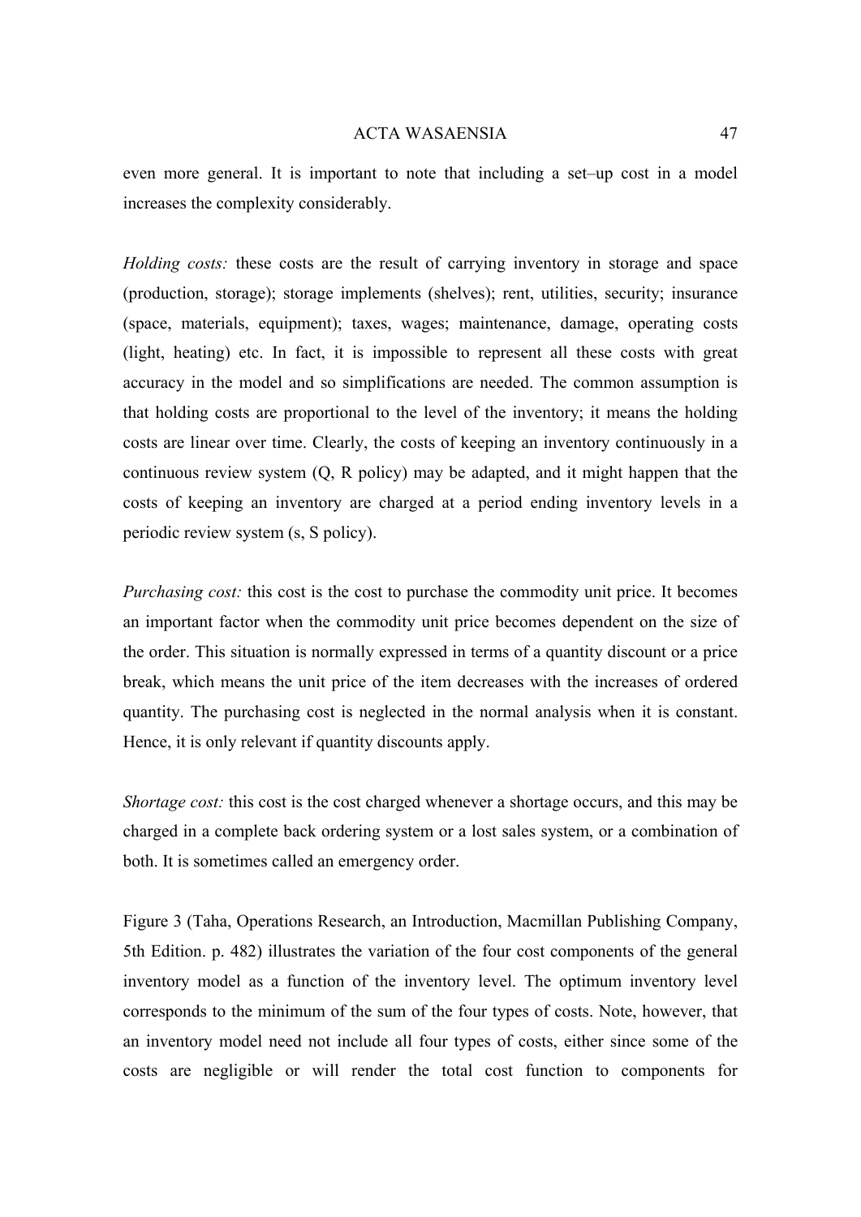even more general. It is important to note that including a set–up cost in a model increases the complexity considerably.

*Holding costs:* these costs are the result of carrying inventory in storage and space (production, storage); storage implements (shelves); rent, utilities, security; insurance (space, materials, equipment); taxes, wages; maintenance, damage, operating costs (light, heating) etc. In fact, it is impossible to represent all these costs with great accuracy in the model and so simplifications are needed. The common assumption is that holding costs are proportional to the level of the inventory; it means the holding costs are linear over time. Clearly, the costs of keeping an inventory continuously in a continuous review system (Q, R policy) may be adapted, and it might happen that the costs of keeping an inventory are charged at a period ending inventory levels in a periodic review system (s, S policy).

*Purchasing cost:* this cost is the cost to purchase the commodity unit price. It becomes an important factor when the commodity unit price becomes dependent on the size of the order. This situation is normally expressed in terms of a quantity discount or a price break, which means the unit price of the item decreases with the increases of ordered quantity. The purchasing cost is neglected in the normal analysis when it is constant. Hence, it is only relevant if quantity discounts apply.

*Shortage cost:* this cost is the cost charged whenever a shortage occurs, and this may be charged in a complete back ordering system or a lost sales system, or a combination of both. It is sometimes called an emergency order.

Figure 3 (Taha, Operations Research, an Introduction, Macmillan Publishing Company, 5th Edition. p. 482) illustrates the variation of the four cost components of the general inventory model as a function of the inventory level. The optimum inventory level corresponds to the minimum of the sum of the four types of costs. Note, however, that an inventory model need not include all four types of costs, either since some of the costs are negligible or will render the total cost function to components for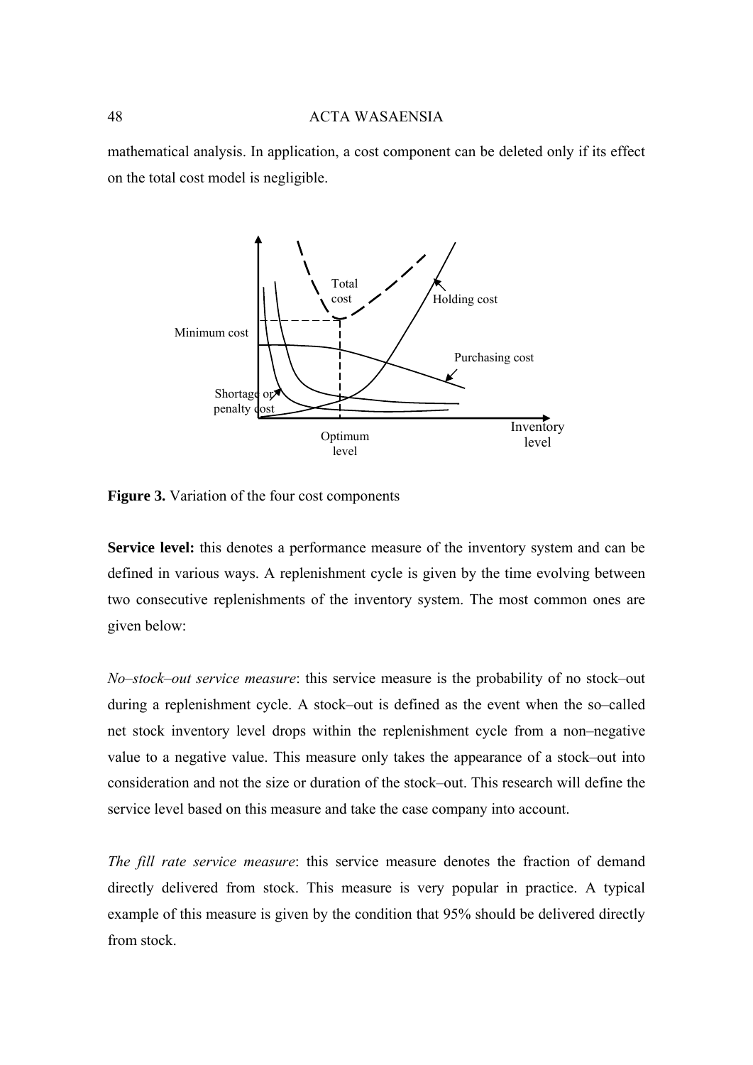mathematical analysis. In application, a cost component can be deleted only if its effect on the total cost model is negligible.

**Figure 3.** Variation of the four cost components

**Service level:** this denotes a performance measure of the inventory system and can be defined in various ways. A replenishment cycle is given by the time evolving between two consecutive replenishments of the inventory system. The most common ones are given below:

*No–stock–out service measure*: this service measure is the probability of no stock–out during a replenishment cycle. A stock–out is defined as the event when the so–called net stock inventory level drops within the replenishment cycle from a non–negative value to a negative value. This measure only takes the appearance of a stock–out into consideration and not the size or duration of the stock–out. This research will define the service level based on this measure and take the case company into account.

*The fill rate service measure*: this service measure denotes the fraction of demand directly delivered from stock. This measure is very popular in practice. A typical example of this measure is given by the condition that 95% should be delivered directly from stock.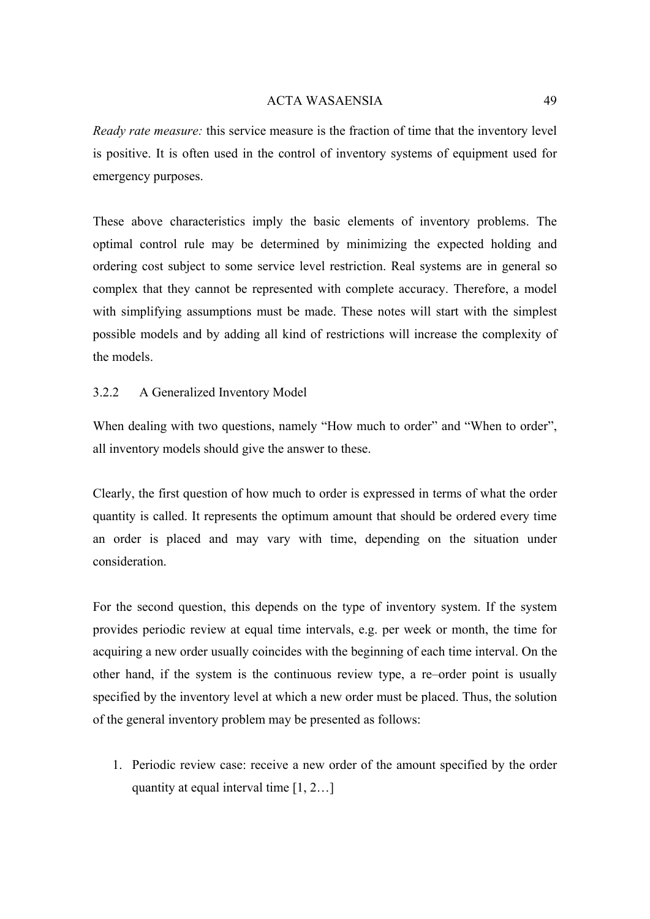*Ready rate measure:* this service measure is the fraction of time that the inventory level is positive. It is often used in the control of inventory systems of equipment used for emergency purposes.

These above characteristics imply the basic elements of inventory problems. The optimal control rule may be determined by minimizing the expected holding and ordering cost subject to some service level restriction. Real systems are in general so complex that they cannot be represented with complete accuracy. Therefore, a model with simplifying assumptions must be made. These notes will start with the simplest possible models and by adding all kind of restrictions will increase the complexity of the models.

### 3.2.2 A Generalized Inventory Model

When dealing with two questions, namely "How much to order" and "When to order", all inventory models should give the answer to these.

Clearly, the first question of how much to order is expressed in terms of what the order quantity is called. It represents the optimum amount that should be ordered every time an order is placed and may vary with time, depending on the situation under consideration.

For the second question, this depends on the type of inventory system. If the system provides periodic review at equal time intervals, e.g. per week or month, the time for acquiring a new order usually coincides with the beginning of each time interval. On the other hand, if the system is the continuous review type, a re–order point is usually specified by the inventory level at which a new order must be placed. Thus, the solution of the general inventory problem may be presented as follows:

1. Periodic review case: receive a new order of the amount specified by the order quantity at equal interval time [1, 2…]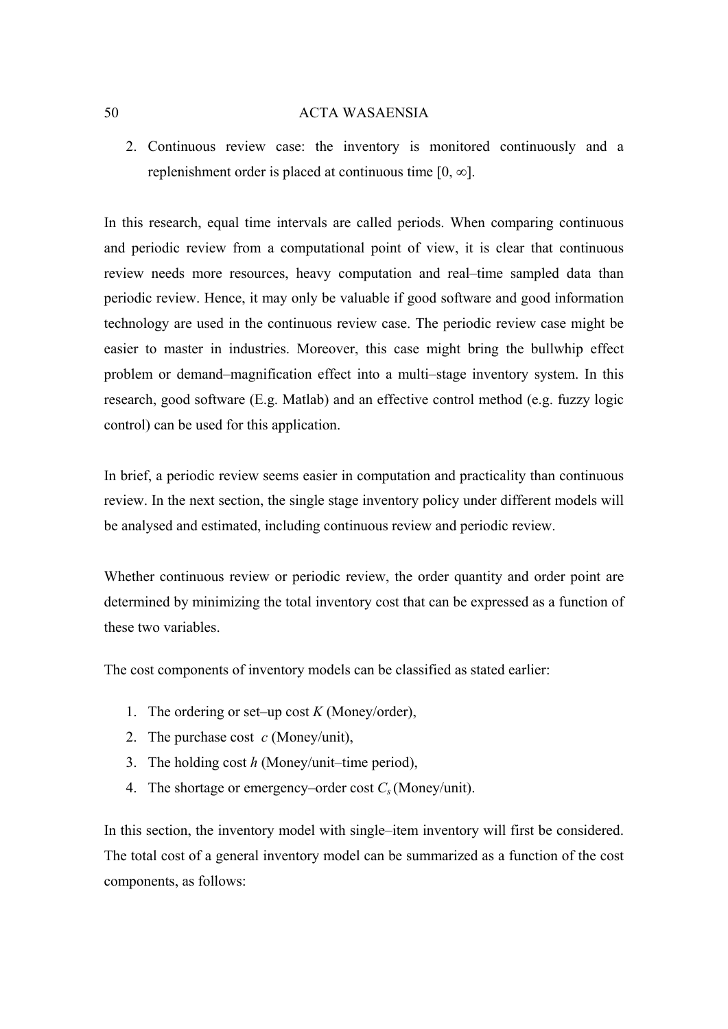2. Continuous review case: the inventory is monitored continuously and a replenishment order is placed at continuous time $[0, \infty]$.

In this research, equal time intervals are called periods. When comparing continuous and periodic review from a computational point of view, it is clear that continuous review needs more resources, heavy computation and real–time sampled data than periodic review. Hence, it may only be valuable if good software and good information technology are used in the continuous review case. The periodic review case might be easier to master in industries. Moreover, this case might bring the bullwhip effect problem or demand–magnification effect into a multi–stage inventory system. In this research, good software (E.g. Matlab) and an effective control method (e.g. fuzzy logic control) can be used for this application.

In brief, a periodic review seems easier in computation and practicality than continuous review. In the next section, the single stage inventory policy under different models will be analysed and estimated, including continuous review and periodic review.

Whether continuous review or periodic review, the order quantity and order point are determined by minimizing the total inventory cost that can be expressed as a function of these two variables.

The cost components of inventory models can be classified as stated earlier:

1. The ordering or set–up cost $K$ (Money/order),
2. The purchase cost $c$ (Money/unit),
3. The holding cost $h$ (Money/unit–time period),
4. The shortage or emergency–order cost $C_s$ (Money/unit).

In this section, the inventory model with single–item inventory will first be considered. The total cost of a general inventory model can be summarized as a function of the cost components, as follows: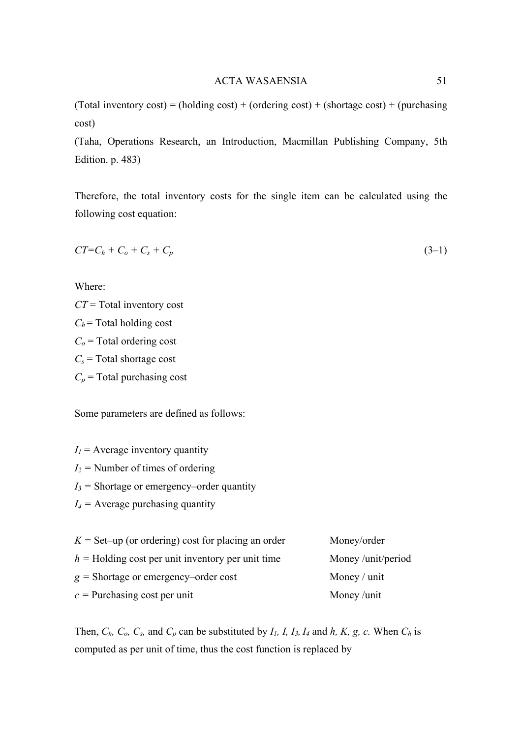(Total inventory cost) = (holding cost) + (ordering cost) + (shortage cost) + (purchasing cost)
(Taha, Operations Research, an Introduction, Macmillan Publishing Company, 5th Edition. p. 483)

Therefore, the total inventory costs for the single item can be calculated using the following cost equation:

$$CT = C_h + C_o + C_s + C_p \qquad (3\text{–}1)$$

Where:
$CT$ = Total inventory cost
$C_h$ = Total holding cost
$C_o$ = Total ordering cost
$C_s$ = Total shortage cost
$C_p$ = Total purchasing cost

Some parameters are defined as follows:

$I_1$ = Average inventory quantity
$I_2$ = Number of times of ordering
$I_3$ = Shortage or emergency–order quantity
$I_4$ = Average purchasing quantity

| | |
|---|---|
| $K$ = Set–up (or ordering) cost for placing an order | Money/order |
| $h$ = Holding cost per unit inventory per unit time | Money /unit/period |
| $g$ = Shortage or emergency–order cost | Money / unit |
| $c$ = Purchasing cost per unit | Money /unit |

Then, $C_h$, $C_o$, $C_s$, and $C_p$ can be substituted by $I_1$, $I$, $I_3$, $I_4$ and $h$, $K$, $g$, $c$. When $C_h$ is computed as per unit of time, thus the cost function is replaced by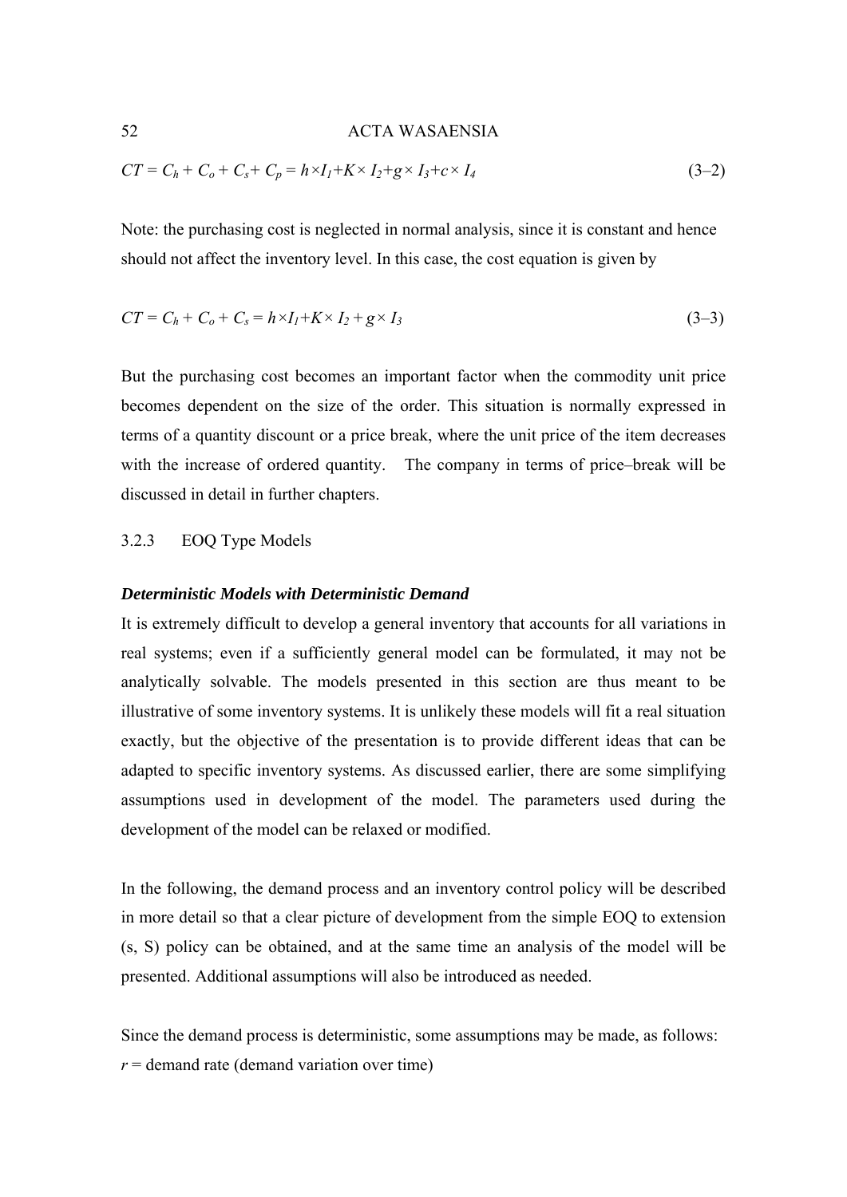$$CT = C_h + C_o + C_s + C_p = h \times I_1 + K \times I_2 + g \times I_3 + c \times I_4 \qquad (3\text{–}2)$$

Note: the purchasing cost is neglected in normal analysis, since it is constant and hence should not affect the inventory level. In this case, the cost equation is given by

$$CT = C_h + C_o + C_s = h \times I_1 + K \times I_2 + g \times I_3 \qquad (3\text{–}3)$$

But the purchasing cost becomes an important factor when the commodity unit price becomes dependent on the size of the order. This situation is normally expressed in terms of a quantity discount or a price break, where the unit price of the item decreases with the increase of ordered quantity. The company in terms of price–break will be discussed in detail in further chapters.

### 3.2.3 EOQ Type Models

***Deterministic Models with Deterministic Demand***

It is extremely difficult to develop a general inventory that accounts for all variations in real systems; even if a sufficiently general model can be formulated, it may not be analytically solvable. The models presented in this section are thus meant to be illustrative of some inventory systems. It is unlikely these models will fit a real situation exactly, but the objective of the presentation is to provide different ideas that can be adapted to specific inventory systems. As discussed earlier, there are some simplifying assumptions used in development of the model. The parameters used during the development of the model can be relaxed or modified.

In the following, the demand process and an inventory control policy will be described in more detail so that a clear picture of development from the simple EOQ to extension (s, S) policy can be obtained, and at the same time an analysis of the model will be presented. Additional assumptions will also be introduced as needed.

Since the demand process is deterministic, some assumptions may be made, as follows:

$r$ = demand rate (demand variation over time)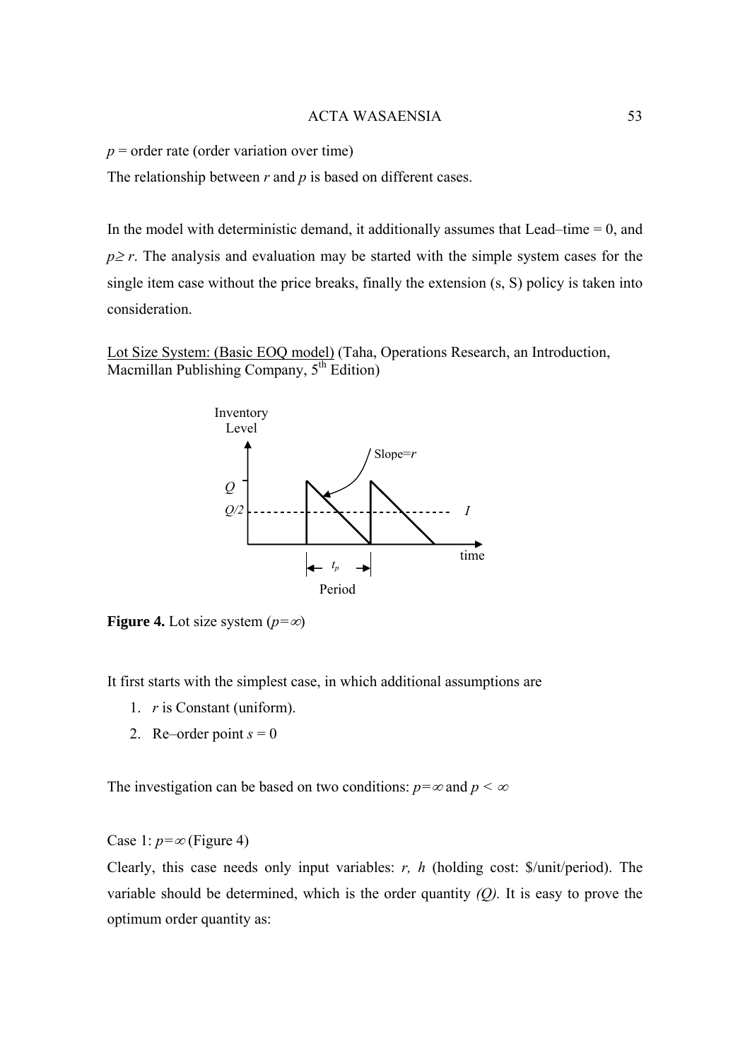$p$ = order rate (order variation over time)

The relationship between $r$ and $p$ is based on different cases.

In the model with deterministic demand, it additionally assumes that Lead–time = 0, and $p \geq r$. The analysis and evaluation may be started with the simple system cases for the single item case without the price breaks, finally the extension (s, S) policy is taken into consideration.

Lot Size System: (Basic EOQ model) (Taha, Operations Research, an Introduction, Macmillan Publishing Company, 5th Edition)

**Figure 4.** Lot size system ($p=\infty$)

It first starts with the simplest case, in which additional assumptions are

1. $r$ is Constant (uniform).
2. Re–order point $s = 0$

The investigation can be based on two conditions: $p=\infty$ and $p < \infty$

Case 1: $p=\infty$ (Figure 4)

Clearly, this case needs only input variables: $r$, $h$ (holding cost: \$/unit/period). The variable should be determined, which is the order quantity *(Q)*. It is easy to prove the optimum order quantity as: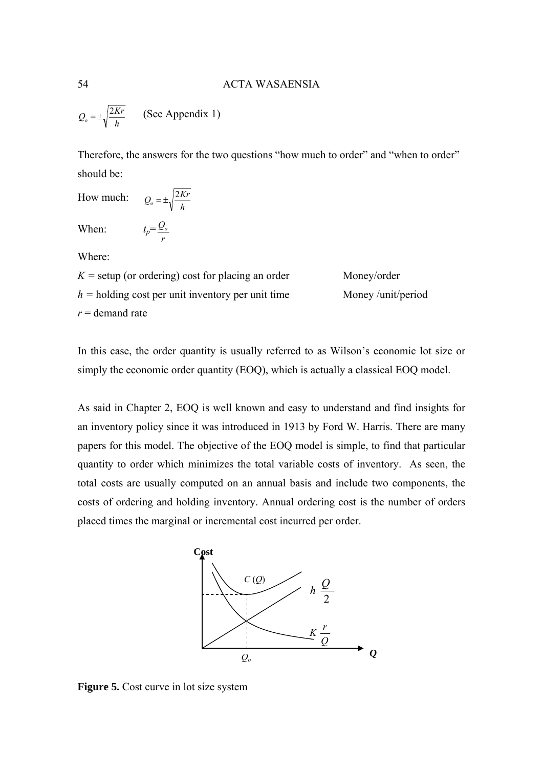$$Q_o = \pm\sqrt{\frac{2Kr}{h}} \quad \text{(See Appendix 1)}$$

Therefore, the answers for the two questions "how much to order" and "when to order" should be:

How much: $Q_o = \pm\sqrt{\frac{2Kr}{h}}$

When: $t_p = \frac{Q_o}{r}$

Where:

$K$ = setup (or ordering) cost for placing an order   Money/order

$h$ = holding cost per unit inventory per unit time   Money /unit/period

$r$ = demand rate

In this case, the order quantity is usually referred to as Wilson's economic lot size or simply the economic order quantity (EOQ), which is actually a classical EOQ model.

As said in Chapter 2, EOQ is well known and easy to understand and find insights for an inventory policy since it was introduced in 1913 by Ford W. Harris. There are many papers for this model. The objective of the EOQ model is simple, to find that particular quantity to order which minimizes the total variable costs of inventory. As seen, the total costs are usually computed on an annual basis and include two components, the costs of ordering and holding inventory. Annual ordering cost is the number of orders placed times the marginal or incremental cost incurred per order.

**Figure 5.** Cost curve in lot size system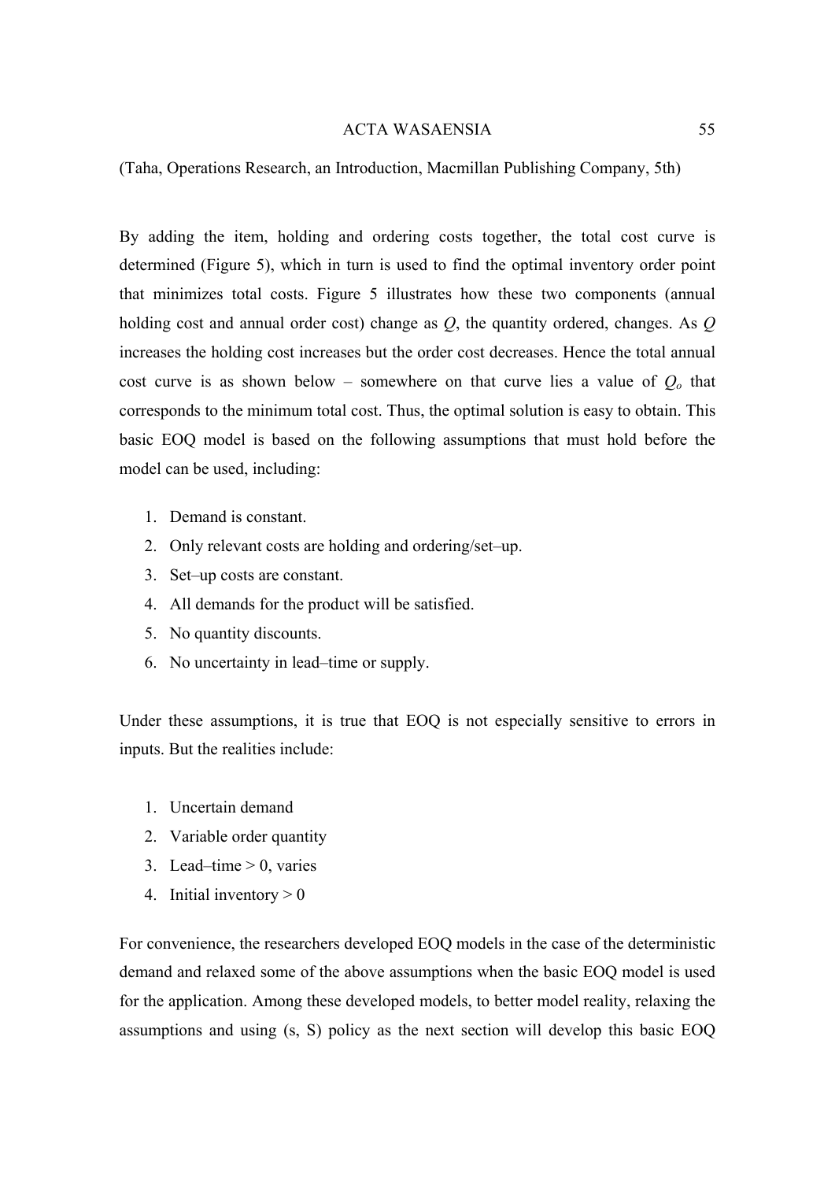(Taha, Operations Research, an Introduction, Macmillan Publishing Company, 5th)

By adding the item, holding and ordering costs together, the total cost curve is determined (Figure 5), which in turn is used to find the optimal inventory order point that minimizes total costs. Figure 5 illustrates how these two components (annual holding cost and annual order cost) change as $Q$, the quantity ordered, changes. As $Q$ increases the holding cost increases but the order cost decreases. Hence the total annual cost curve is as shown below – somewhere on that curve lies a value of $Q_o$ that corresponds to the minimum total cost. Thus, the optimal solution is easy to obtain. This basic EOQ model is based on the following assumptions that must hold before the model can be used, including:

1. Demand is constant.
2. Only relevant costs are holding and ordering/set–up.
3. Set–up costs are constant.
4. All demands for the product will be satisfied.
5. No quantity discounts.
6. No uncertainty in lead–time or supply.

Under these assumptions, it is true that EOQ is not especially sensitive to errors in inputs. But the realities include:

1. Uncertain demand
2. Variable order quantity
3. Lead–time > 0, varies
4. Initial inventory > 0

For convenience, the researchers developed EOQ models in the case of the deterministic demand and relaxed some of the above assumptions when the basic EOQ model is used for the application. Among these developed models, to better model reality, relaxing the assumptions and using (s, S) policy as the next section will develop this basic EOQ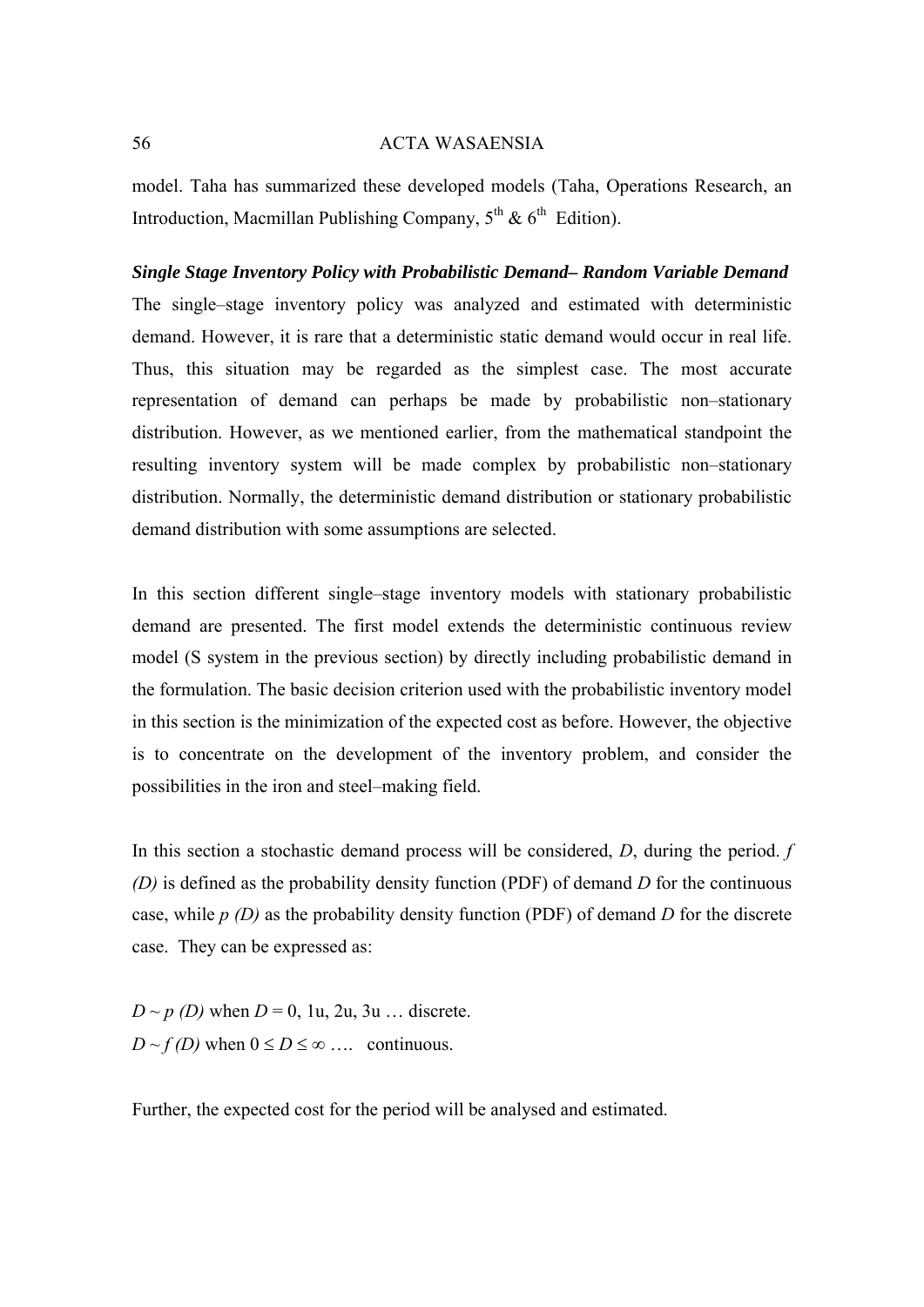model. Taha has summarized these developed models (Taha, Operations Research, an Introduction, Macmillan Publishing Company, $5^{th}$ & $6^{th}$ Edition).

***Single Stage Inventory Policy with Probabilistic Demand– Random Variable Demand***

The single–stage inventory policy was analyzed and estimated with deterministic demand. However, it is rare that a deterministic static demand would occur in real life. Thus, this situation may be regarded as the simplest case. The most accurate representation of demand can perhaps be made by probabilistic non–stationary distribution. However, as we mentioned earlier, from the mathematical standpoint the resulting inventory system will be made complex by probabilistic non–stationary distribution. Normally, the deterministic demand distribution or stationary probabilistic demand distribution with some assumptions are selected.

In this section different single–stage inventory models with stationary probabilistic demand are presented. The first model extends the deterministic continuous review model (S system in the previous section) by directly including probabilistic demand in the formulation. The basic decision criterion used with the probabilistic inventory model in this section is the minimization of the expected cost as before. However, the objective is to concentrate on the development of the inventory problem, and consider the possibilities in the iron and steel–making field.

In this section a stochastic demand process will be considered, $D$, during the period. $f(D)$ is defined as the probability density function (PDF) of demand $D$ for the continuous case, while $p(D)$ as the probability density function (PDF) of demand $D$ for the discrete case. They can be expressed as:

$D \sim p(D)$ when $D = 0, 1u, 2u, 3u \ldots$ discrete.

$D \sim f(D)$ when $0 \leq D \leq \infty \ldots.$ continuous.

Further, the expected cost for the period will be analysed and estimated.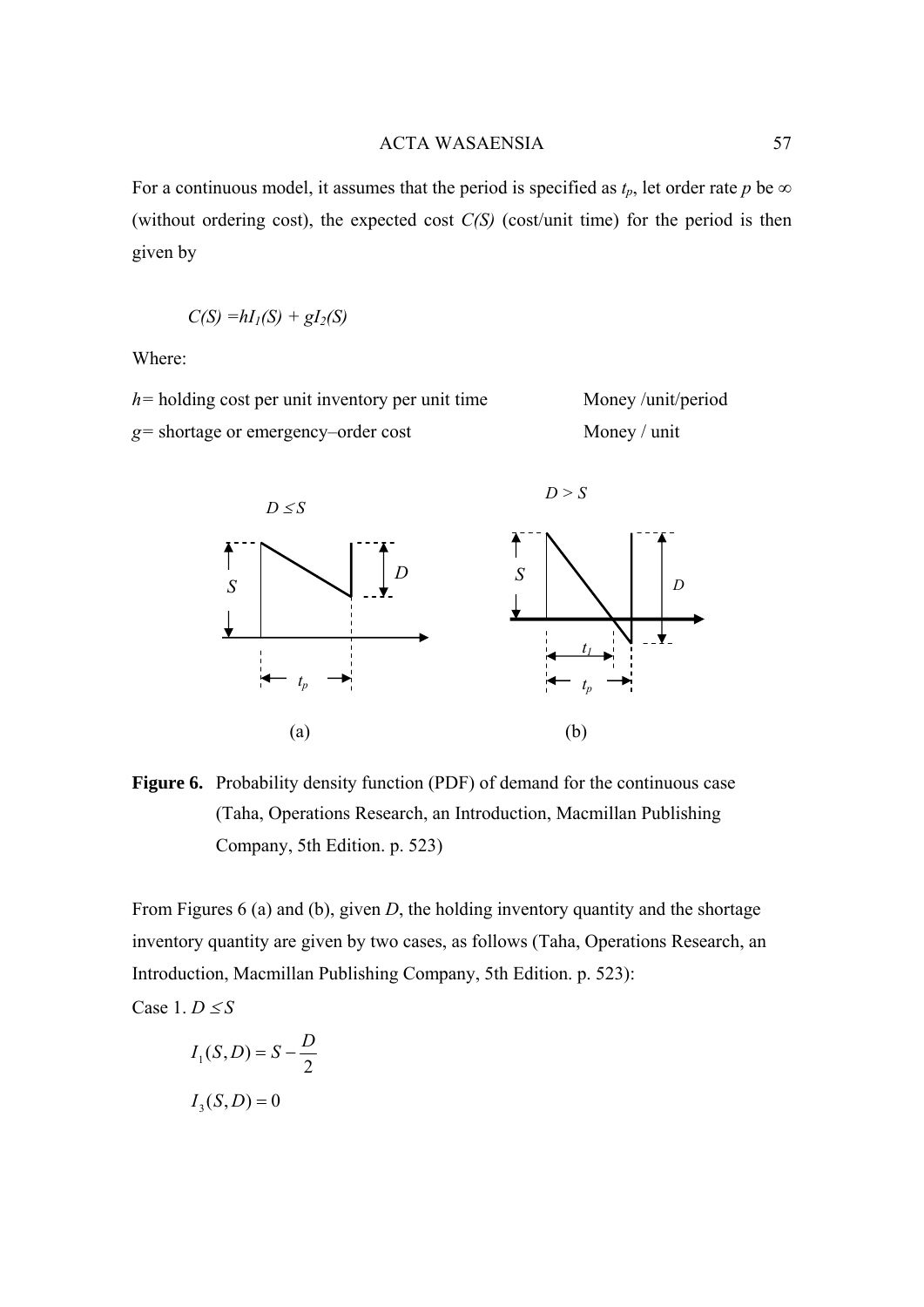For a continuous model, it assumes that the period is specified as $t_p$, let order rate $p$ be $\infty$ (without ordering cost), the expected cost $C(S)$ (cost/unit time) for the period is then given by

$$C(S) = hI_1(S) + gI_2(S)$$

Where:

| | |
|---|---|
| $h$= holding cost per unit inventory per unit time | Money /unit/period |
| $g$= shortage or emergency–order cost | Money / unit |

**Figure 6.** Probability density function (PDF) of demand for the continuous case (Taha, Operations Research, an Introduction, Macmillan Publishing Company, 5th Edition. p. 523)

From Figures 6 (a) and (b), given $D$, the holding inventory quantity and the shortage inventory quantity are given by two cases, as follows (Taha, Operations Research, an Introduction, Macmillan Publishing Company, 5th Edition. p. 523):

Case 1. $D \leq S$

$$I_1(S, D) = S - \frac{D}{2}$$

$$I_3(S, D) = 0$$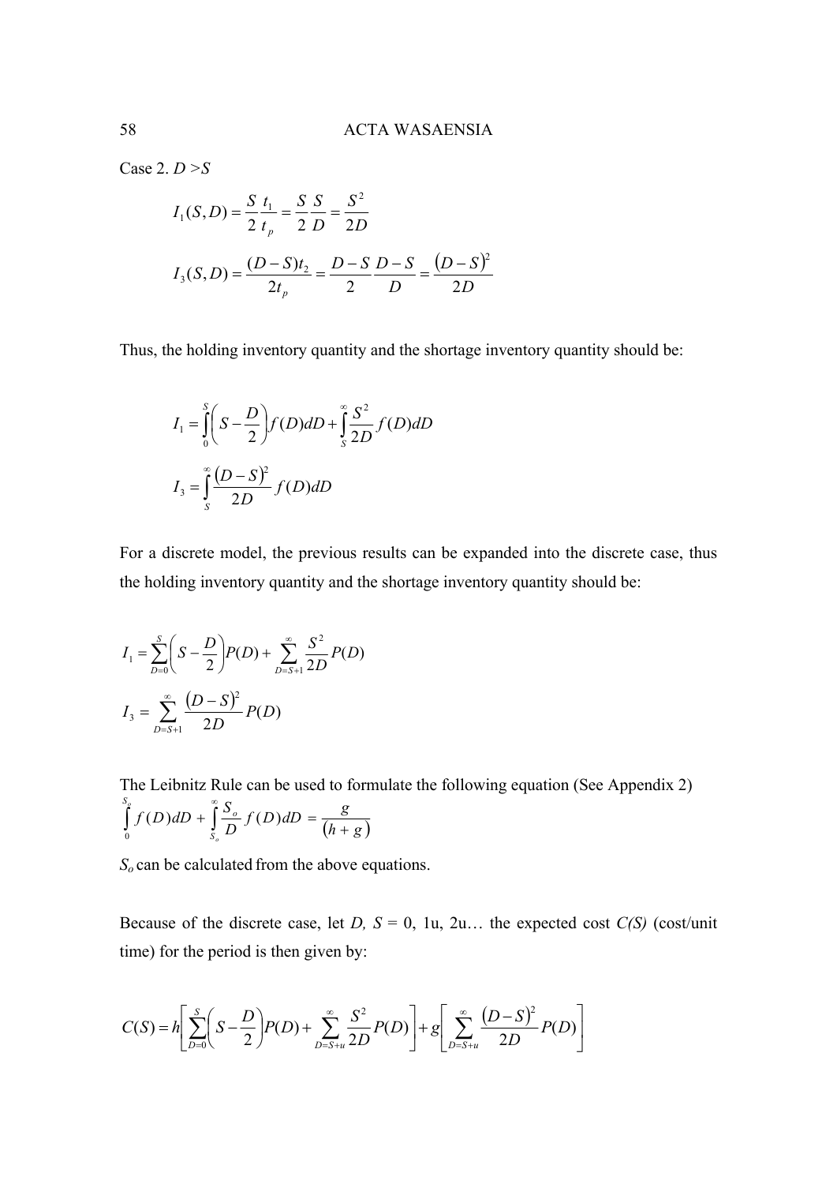Case 2. $D > S$

$$I_1(S,D) = \frac{S}{2}\frac{t_1}{t_p} = \frac{S}{2}\frac{S}{D} = \frac{S^2}{2D}$$

$$I_3(S,D) = \frac{(D-S)t_2}{2t_p} = \frac{D-S}{2}\frac{D-S}{D} = \frac{(D-S)^2}{2D}$$

Thus, the holding inventory quantity and the shortage inventory quantity should be:

$$I_1 = \int_0^S \left(S - \frac{D}{2}\right) f(D)dD + \int_S^\infty \frac{S^2}{2D} f(D)dD$$

$$I_3 = \int_S^\infty \frac{(D-S)^2}{2D} f(D)dD$$

For a discrete model, the previous results can be expanded into the discrete case, thus the holding inventory quantity and the shortage inventory quantity should be:

$$I_1 = \sum_{D=0}^{S} \left(S - \frac{D}{2}\right) P(D) + \sum_{D=S+1}^{\infty} \frac{S^2}{2D} P(D)$$

$$I_3 = \sum_{D=S+1}^{\infty} \frac{(D-S)^2}{2D} P(D)$$

The Leibnitz Rule can be used to formulate the following equation (See Appendix 2)

$$\int_0^{S_o} f(D)dD + \int_{S_o}^\infty \frac{S_o}{D} f(D)dD = \frac{g}{(h+g)}$$

$S_o$ can be calculated from the above equations.

Because of the discrete case, let $D$, $S$ = 0, 1u, 2u… the expected cost $C(S)$ (cost/unit time) for the period is then given by:

$$C(S) = h\left[\sum_{D=0}^{S} \left(S - \frac{D}{2}\right) P(D) + \sum_{D=S+u}^{\infty} \frac{S^2}{2D} P(D)\right] + g\left[\sum_{D=S+u}^{\infty} \frac{(D-S)^2}{2D} P(D)\right]$$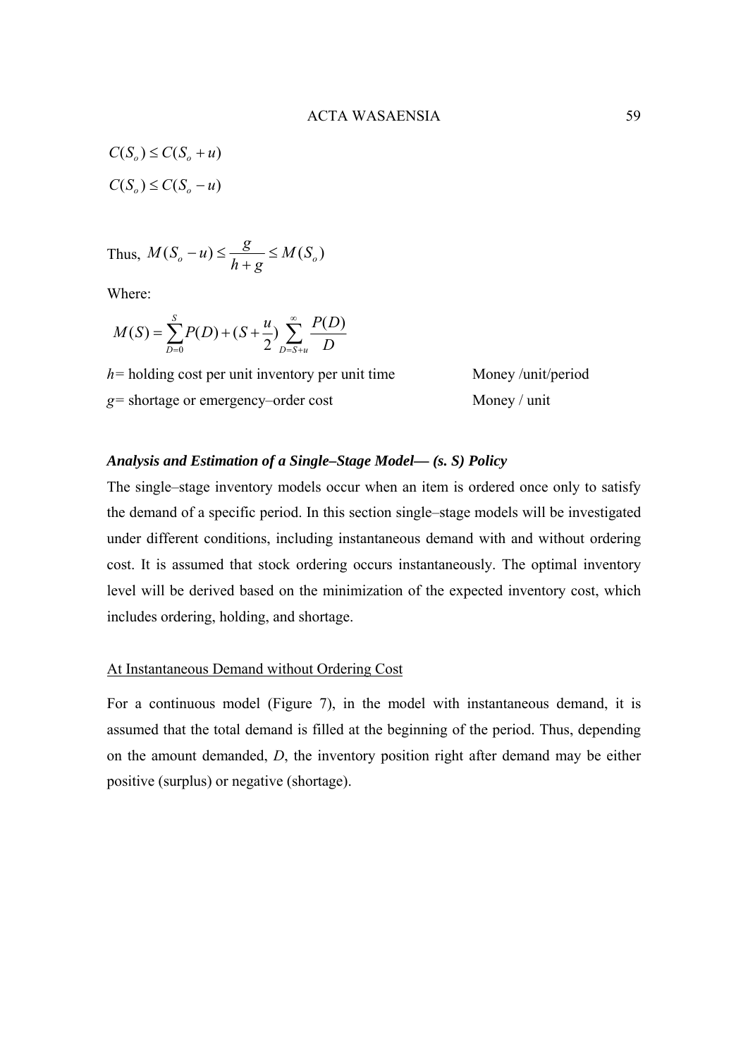$$C(S_o) \leq C(S_o + u)$$

$$C(S_o) \leq C(S_o - u)$$

Thus, $M(S_o - u) \leq \dfrac{g}{h+g} \leq M(S_o)$

Where:

$$M(S) = \sum_{D=0}^{S} P(D) + (S + \frac{u}{2}) \sum_{D=S+u}^{\infty} \frac{P(D)}{D}$$

$h$= holding cost per unit inventory per unit time — Money /unit/period

$g$= shortage or emergency–order cost — Money / unit

***Analysis and Estimation of a Single–Stage Model— (s. S) Policy***

The single–stage inventory models occur when an item is ordered once only to satisfy the demand of a specific period. In this section single–stage models will be investigated under different conditions, including instantaneous demand with and without ordering cost. It is assumed that stock ordering occurs instantaneously. The optimal inventory level will be derived based on the minimization of the expected inventory cost, which includes ordering, holding, and shortage.

At Instantaneous Demand without Ordering Cost

For a continuous model (Figure 7), in the model with instantaneous demand, it is assumed that the total demand is filled at the beginning of the period. Thus, depending on the amount demanded, $D$, the inventory position right after demand may be either positive (surplus) or negative (shortage).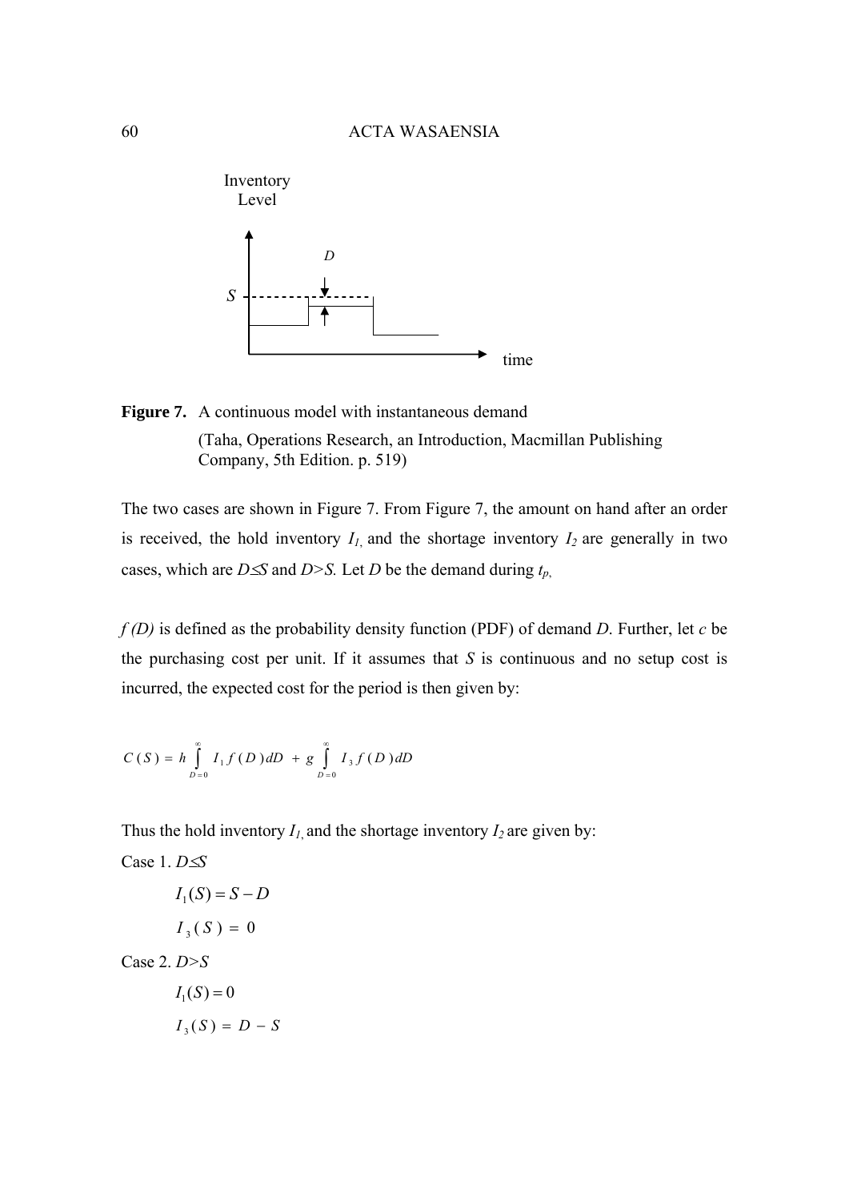Figure 7. A continuous model with instantaneous demand (Taha, Operations Research, an Introduction, Macmillan Publishing Company, 5th Edition. p. 519)

The two cases are shown in Figure 7. From Figure 7, the amount on hand after an order is received, the hold inventory $I_1$, and the shortage inventory $I_2$ are generally in two cases, which are $D \leq S$ and $D > S$. Let $D$ be the demand during $t_p$,

$f(D)$ is defined as the probability density function (PDF) of demand $D$. Further, let $c$ be the purchasing cost per unit. If it assumes that $S$ is continuous and no setup cost is incurred, the expected cost for the period is then given by:

$$C(S) = h \int_{D=0}^{\infty} I_1 f(D) dD + g \int_{D=0}^{\infty} I_3 f(D) dD$$

Thus the hold inventory $I_1$, and the shortage inventory $I_2$ are given by:

Case 1. $D \leq S$

$$I_1(S) = S - D$$

$$I_3(S) = 0$$

Case 2. $D > S$

$$I_1(S) = 0$$

$$I_3(S) = D - S$$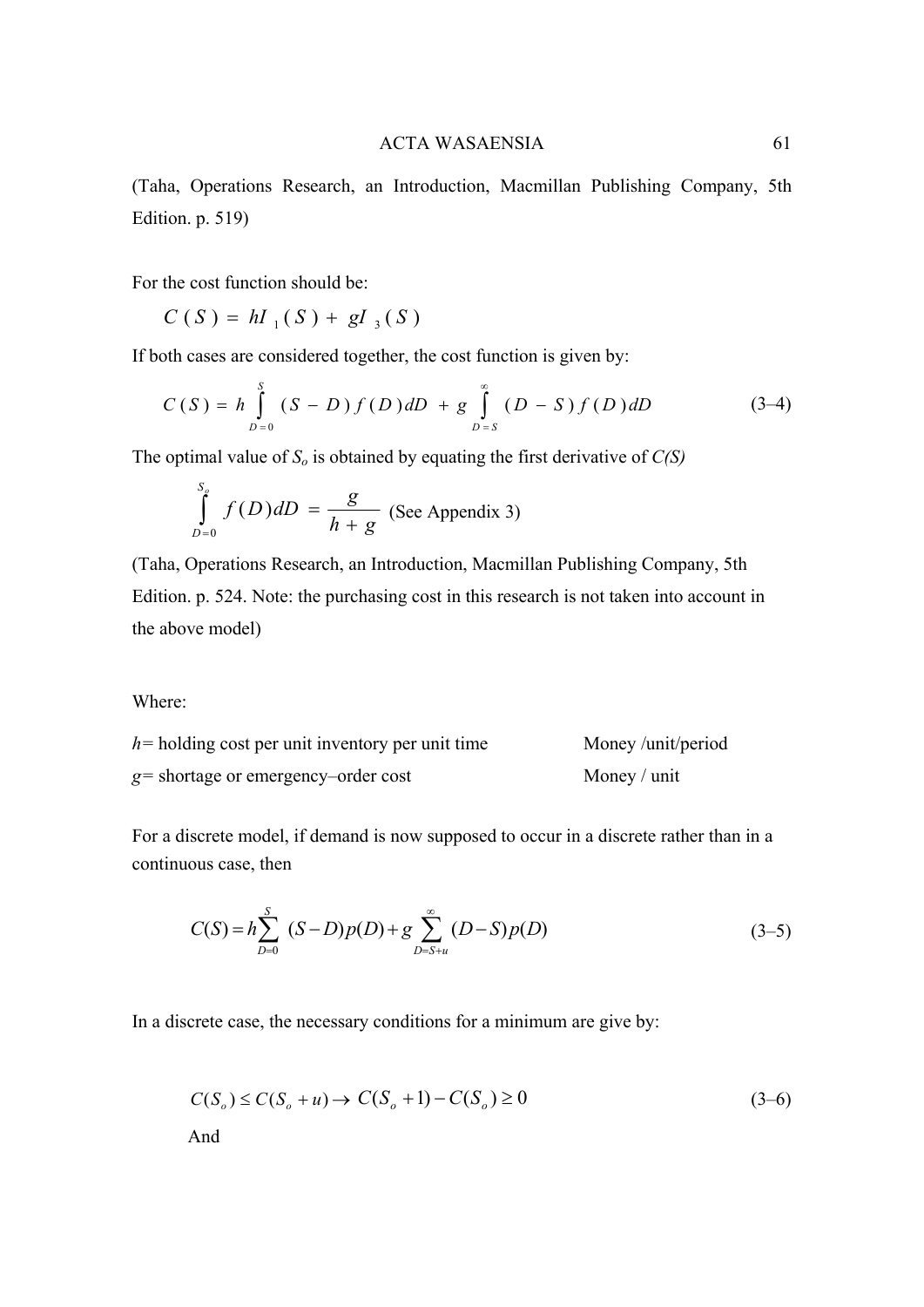(Taha, Operations Research, an Introduction, Macmillan Publishing Company, 5th Edition. p. 519)

For the cost function should be:

$$C(S) = hI_1(S) + gI_3(S)$$

If both cases are considered together, the cost function is given by:

$$C(S) = h\int_{D=0}^{S}(S-D)f(D)dD + g\int_{D=S}^{\infty}(D-S)f(D)dD \qquad (3\text{–}4)$$

The optimal value of $S_o$ is obtained by equating the first derivative of *C(S)*

$$\int_{D=0}^{S_o} f(D)dD = \frac{g}{h+g} \text{ (See Appendix 3)}$$

(Taha, Operations Research, an Introduction, Macmillan Publishing Company, 5th Edition. p. 524. Note: the purchasing cost in this research is not taken into account in the above model)

Where:

*h*= holding cost per unit inventory per unit time — Money /unit/period

*g*= shortage or emergency–order cost — Money / unit

For a discrete model, if demand is now supposed to occur in a discrete rather than in a continuous case, then

$$C(S) = h\sum_{D=0}^{S}(S-D)p(D) + g\sum_{D=S+u}^{\infty}(D-S)p(D) \qquad (3\text{–}5)$$

In a discrete case, the necessary conditions for a minimum are give by:

$$C(S_o) \le C(S_o + u) \rightarrow C(S_o + 1) - C(S_o) \ge 0 \qquad (3\text{–}6)$$

And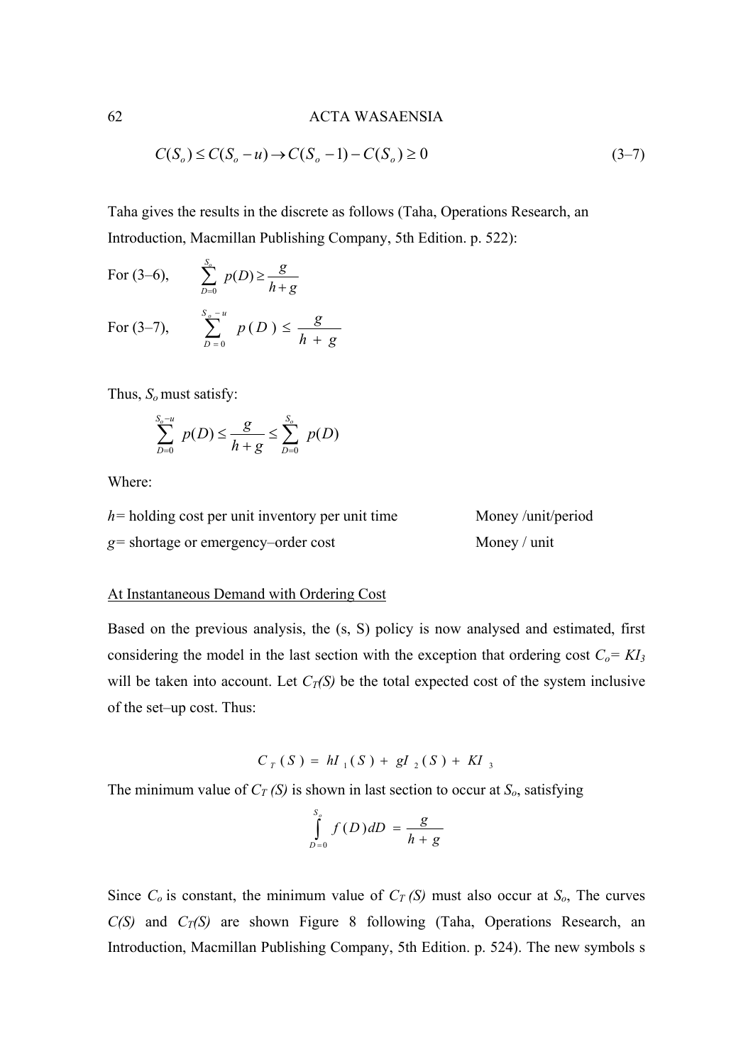$$C(S_o) \leq C(S_o - u) \rightarrow C(S_o - 1) - C(S_o) \geq 0 \tag{3–7}$$

Taha gives the results in the discrete as follows (Taha, Operations Research, an Introduction, Macmillan Publishing Company, 5th Edition. p. 522):

For (3–6), $\sum_{D=0}^{S_o} p(D) \geq \frac{g}{h+g}$

For (3–7), $\sum_{D=0}^{S_o - u} p(D) \leq \frac{g}{h+g}$

Thus, $S_o$ must satisfy:

$$\sum_{D=0}^{S_o-u} p(D) \leq \frac{g}{h+g} \leq \sum_{D=0}^{S_o} p(D)$$

Where:

$h$= holding cost per unit inventory per unit time  Money /unit/period

$g$= shortage or emergency–order cost  Money / unit

At Instantaneous Demand with Ordering Cost

Based on the previous analysis, the (s, S) policy is now analysed and estimated, first considering the model in the last section with the exception that ordering cost $C_o = KI_3$ will be taken into account. Let $C_T(S)$ be the total expected cost of the system inclusive of the set–up cost. Thus:

$$C_T(S) = hI_1(S) + gI_2(S) + KI_3$$

The minimum value of $C_T(S)$ is shown in last section to occur at $S_o$, satisfying

$$\int_{D=0}^{S_o} f(D)dD = \frac{g}{h+g}$$

Since $C_o$ is constant, the minimum value of $C_T(S)$ must also occur at $S_o$, The curves $C(S)$ and $C_T(S)$ are shown Figure 8 following (Taha, Operations Research, an Introduction, Macmillan Publishing Company, 5th Edition. p. 524). The new symbols s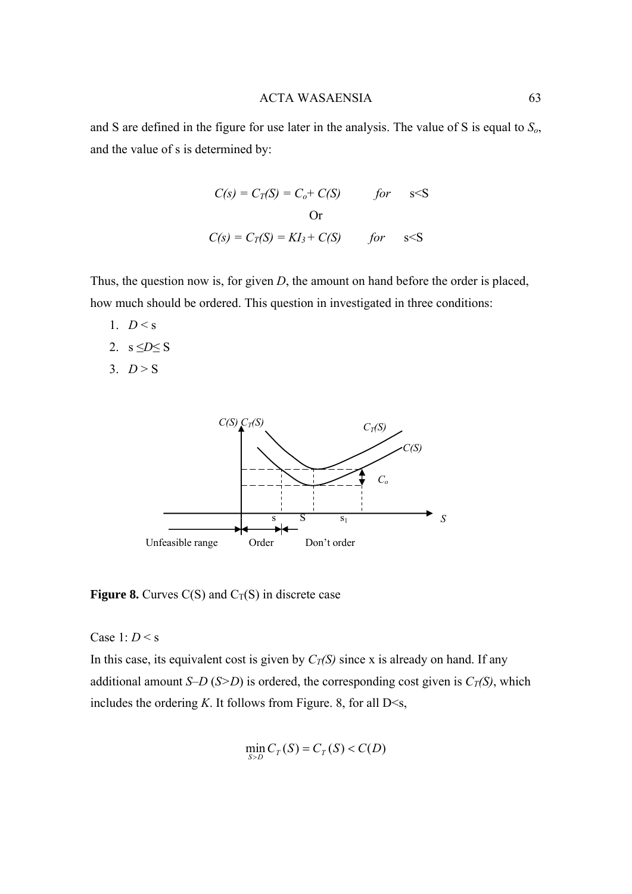and S are defined in the figure for use later in the analysis. The value of S is equal to $S_o$, and the value of s is determined by:

$$C(s) = C_T(S) = C_o + C(S) \qquad for \quad s<S$$

Or

$$C(s) = C_T(S) = KI_3 + C(S) \qquad for \quad s<S$$

Thus, the question now is, for given $D$, the amount on hand before the order is placed, how much should be ordered. This question in investigated in three conditions:

1. $D < s$
2. $s \leq D \leq S$
3. $D > S$

**Figure 8.** Curves C(S) and $C_T(S)$ in discrete case

Case 1: $D < s$

In this case, its equivalent cost is given by $C_T(S)$ since x is already on hand. If any additional amount $S–D$ ($S>D$) is ordered, the corresponding cost given is $C_T(S)$, which includes the ordering $K$. It follows from Figure. 8, for all D<s,

$$\min_{S>D} C_T(S) = C_T(S) < C(D)$$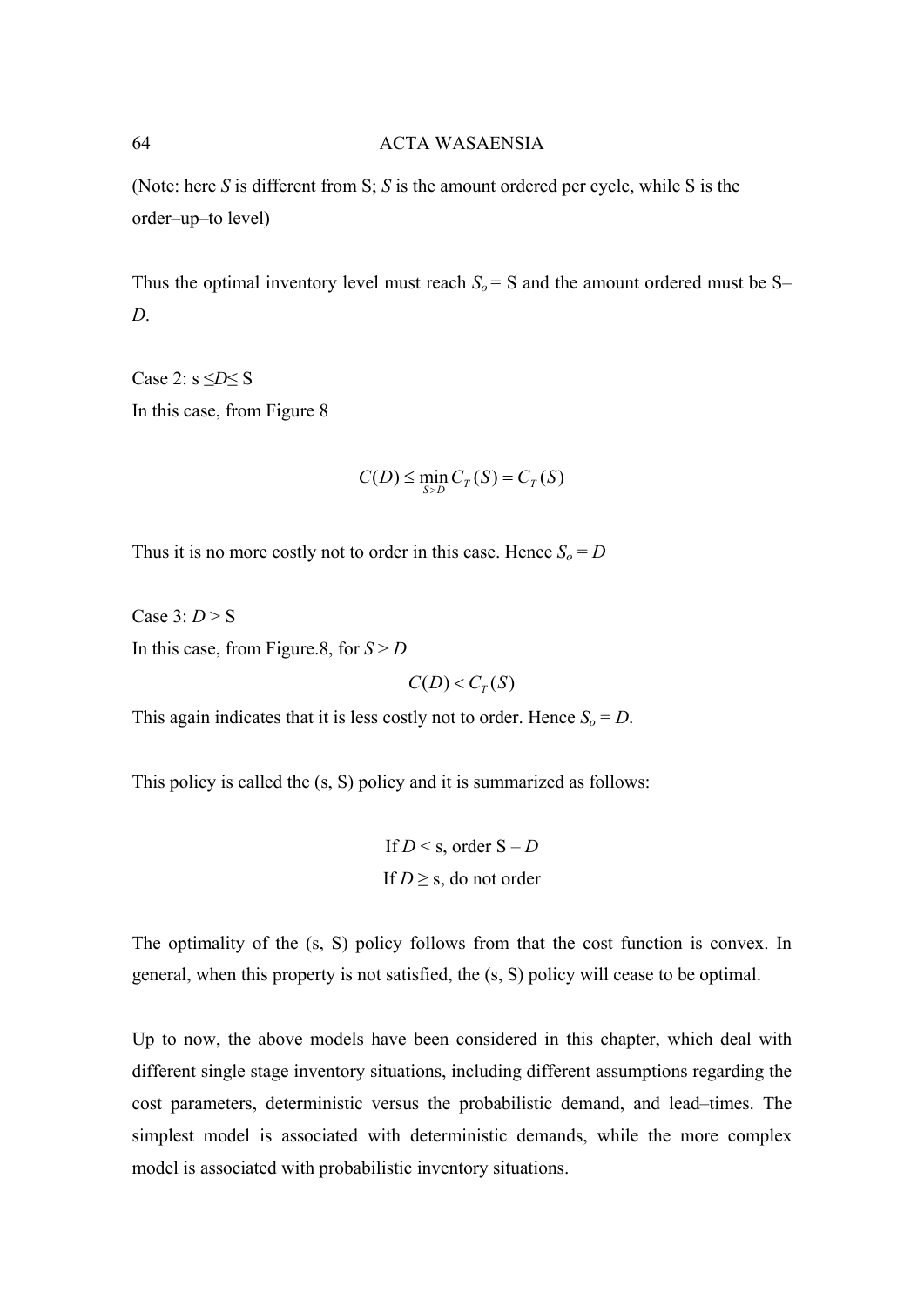(Note: here *S* is different from S; *S* is the amount ordered per cycle, while S is the order–up–to level)

Thus the optimal inventory level must reach $S_o = \mathrm{S}$ and the amount ordered must be S–*D*.

Case 2: s ≤*D*≤ S

In this case, from Figure 8

$$C(D) \leq \min_{S>D} C_T(S) = C_T(S)$$

Thus it is no more costly not to order in this case. Hence $S_o = D$

Case 3: *D* > S

In this case, from Figure.8, for $S > D$

$$C(D) < C_T(S)$$

This again indicates that it is less costly not to order. Hence $S_o = D$.

This policy is called the (s, S) policy and it is summarized as follows:

If $D <$ s, order S – *D*

If $D \geq$ s, do not order

The optimality of the (s, S) policy follows from that the cost function is convex. In general, when this property is not satisfied, the (s, S) policy will cease to be optimal.

Up to now, the above models have been considered in this chapter, which deal with different single stage inventory situations, including different assumptions regarding the cost parameters, deterministic versus the probabilistic demand, and lead–times. The simplest model is associated with deterministic demands, while the more complex model is associated with probabilistic inventory situations.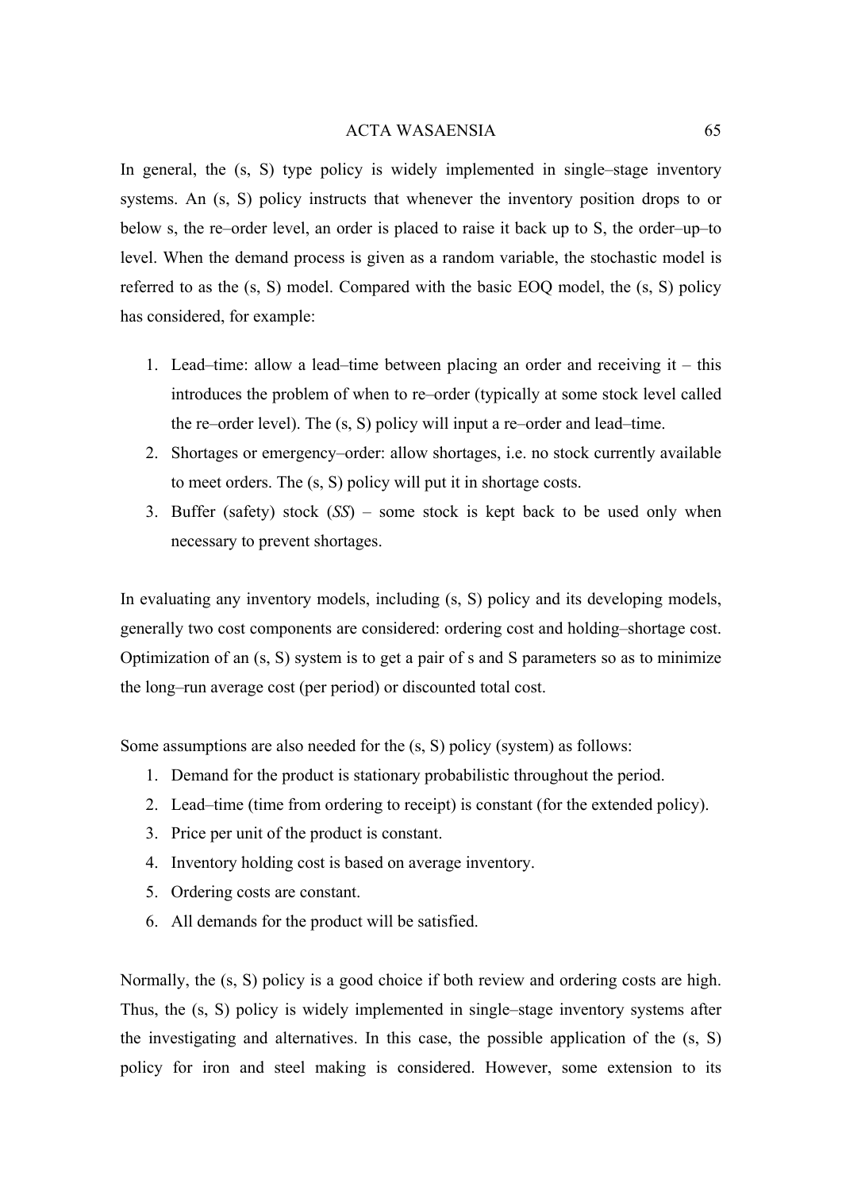In general, the (s, S) type policy is widely implemented in single–stage inventory systems. An (s, S) policy instructs that whenever the inventory position drops to or below s, the re–order level, an order is placed to raise it back up to S, the order–up–to level. When the demand process is given as a random variable, the stochastic model is referred to as the (s, S) model. Compared with the basic EOQ model, the (s, S) policy has considered, for example:

1. Lead–time: allow a lead–time between placing an order and receiving it – this introduces the problem of when to re–order (typically at some stock level called the re–order level). The (s, S) policy will input a re–order and lead–time.
2. Shortages or emergency–order: allow shortages, i.e. no stock currently available to meet orders. The (s, S) policy will put it in shortage costs.
3. Buffer (safety) stock (*SS*) – some stock is kept back to be used only when necessary to prevent shortages.

In evaluating any inventory models, including (s, S) policy and its developing models, generally two cost components are considered: ordering cost and holding–shortage cost. Optimization of an (s, S) system is to get a pair of s and S parameters so as to minimize the long–run average cost (per period) or discounted total cost.

Some assumptions are also needed for the (s, S) policy (system) as follows:

1. Demand for the product is stationary probabilistic throughout the period.
2. Lead–time (time from ordering to receipt) is constant (for the extended policy).
3. Price per unit of the product is constant.
4. Inventory holding cost is based on average inventory.
5. Ordering costs are constant.
6. All demands for the product will be satisfied.

Normally, the (s, S) policy is a good choice if both review and ordering costs are high. Thus, the (s, S) policy is widely implemented in single–stage inventory systems after the investigating and alternatives. In this case, the possible application of the (s, S) policy for iron and steel making is considered. However, some extension to its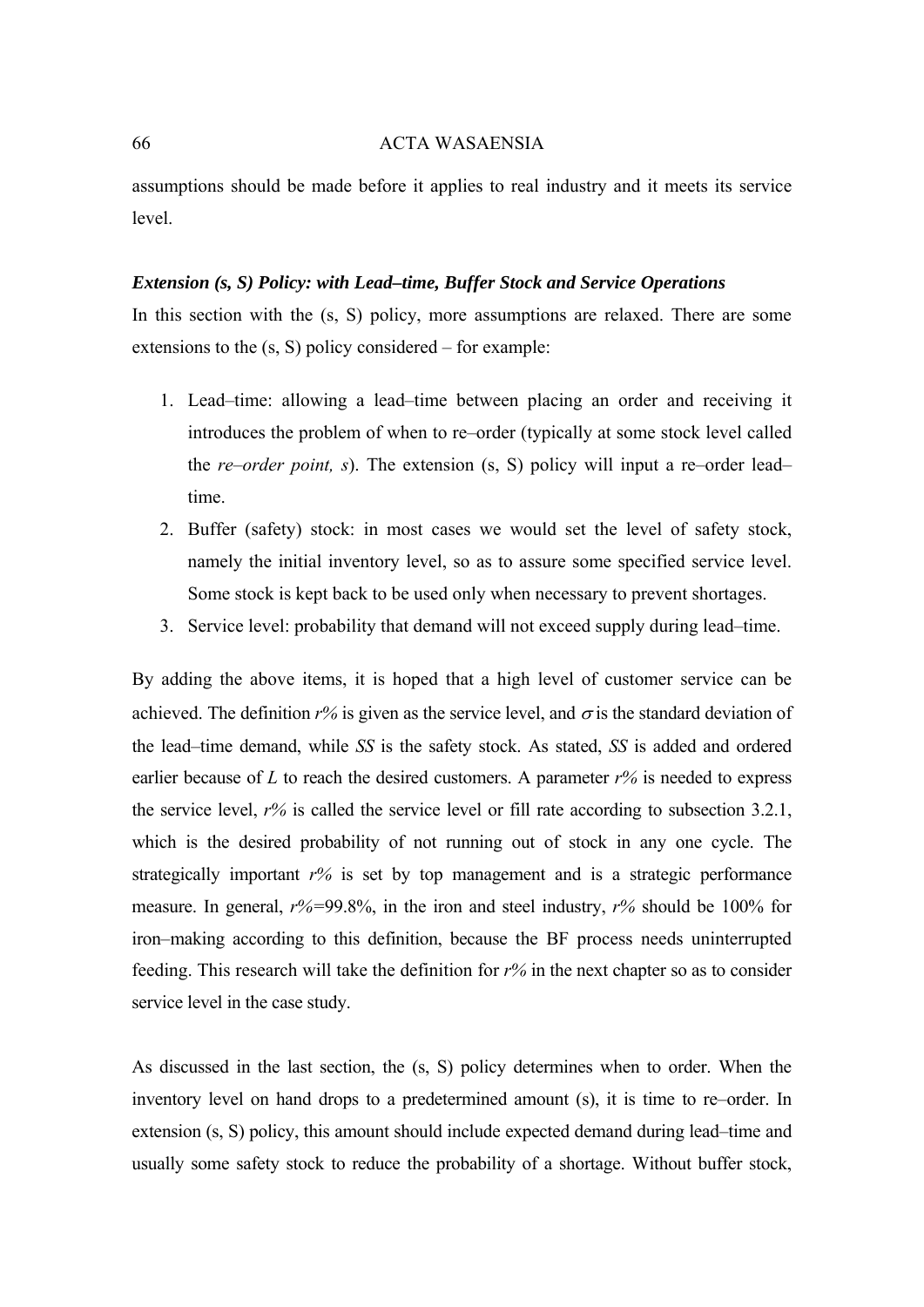assumptions should be made before it applies to real industry and it meets its service level.

***Extension (s, S) Policy: with Lead–time, Buffer Stock and Service Operations***

In this section with the (s, S) policy, more assumptions are relaxed. There are some extensions to the (s, S) policy considered – for example:

1. Lead–time: allowing a lead–time between placing an order and receiving it introduces the problem of when to re–order (typically at some stock level called the *re–order point, s*). The extension (s, S) policy will input a re–order lead–time.
2. Buffer (safety) stock: in most cases we would set the level of safety stock, namely the initial inventory level, so as to assure some specified service level. Some stock is kept back to be used only when necessary to prevent shortages.
3. Service level: probability that demand will not exceed supply during lead–time.

By adding the above items, it is hoped that a high level of customer service can be achieved. The definition *r%* is given as the service level, and $\sigma$ is the standard deviation of the lead–time demand, while *SS* is the safety stock. As stated, *SS* is added and ordered earlier because of *L* to reach the desired customers. A parameter *r%* is needed to express the service level, *r%* is called the service level or fill rate according to subsection 3.2.1, which is the desired probability of not running out of stock in any one cycle. The strategically important *r%* is set by top management and is a strategic performance measure. In general, *r%*=99.8%, in the iron and steel industry, *r%* should be 100% for iron–making according to this definition, because the BF process needs uninterrupted feeding. This research will take the definition for *r%* in the next chapter so as to consider service level in the case study.

As discussed in the last section, the (s, S) policy determines when to order. When the inventory level on hand drops to a predetermined amount (s), it is time to re–order. In extension (s, S) policy, this amount should include expected demand during lead–time and usually some safety stock to reduce the probability of a shortage. Without buffer stock,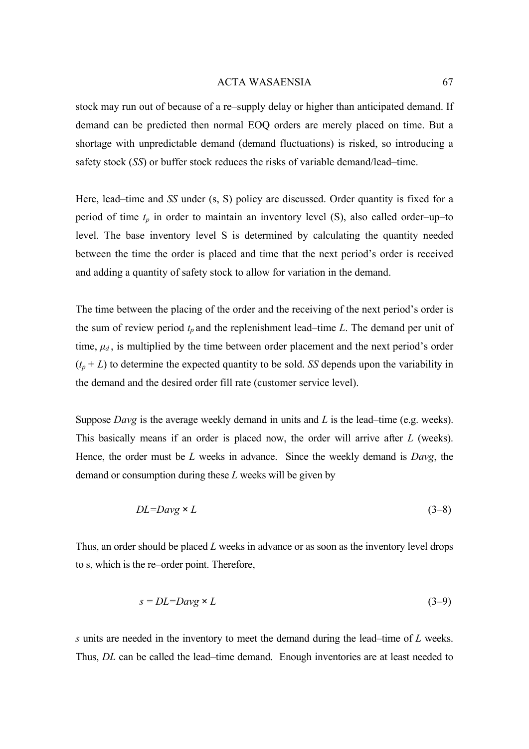stock may run out of because of a re–supply delay or higher than anticipated demand. If demand can be predicted then normal EOQ orders are merely placed on time. But a shortage with unpredictable demand (demand fluctuations) is risked, so introducing a safety stock (*SS*) or buffer stock reduces the risks of variable demand/lead–time.

Here, lead–time and *SS* under (s, S) policy are discussed. Order quantity is fixed for a period of time $t_p$ in order to maintain an inventory level (S), also called order–up–to level. The base inventory level S is determined by calculating the quantity needed between the time the order is placed and time that the next period's order is received and adding a quantity of safety stock to allow for variation in the demand.

The time between the placing of the order and the receiving of the next period's order is the sum of review period $t_p$ and the replenishment lead–time *L*. The demand per unit of time, $\mu_d$, is multiplied by the time between order placement and the next period's order ($t_p + L$) to determine the expected quantity to be sold. *SS* depends upon the variability in the demand and the desired order fill rate (customer service level).

Suppose *Davg* is the average weekly demand in units and *L* is the lead–time (e.g. weeks). This basically means if an order is placed now, the order will arrive after *L* (weeks). Hence, the order must be *L* weeks in advance. Since the weekly demand is *Davg*, the demand or consumption during these *L* weeks will be given by

$$DL = Davg \times L \tag{3–8}$$

Thus, an order should be placed *L* weeks in advance or as soon as the inventory level drops to s, which is the re–order point. Therefore,

$$s = DL = Davg \times L \tag{3–9}$$

*s* units are needed in the inventory to meet the demand during the lead–time of *L* weeks. Thus, *DL* can be called the lead–time demand. Enough inventories are at least needed to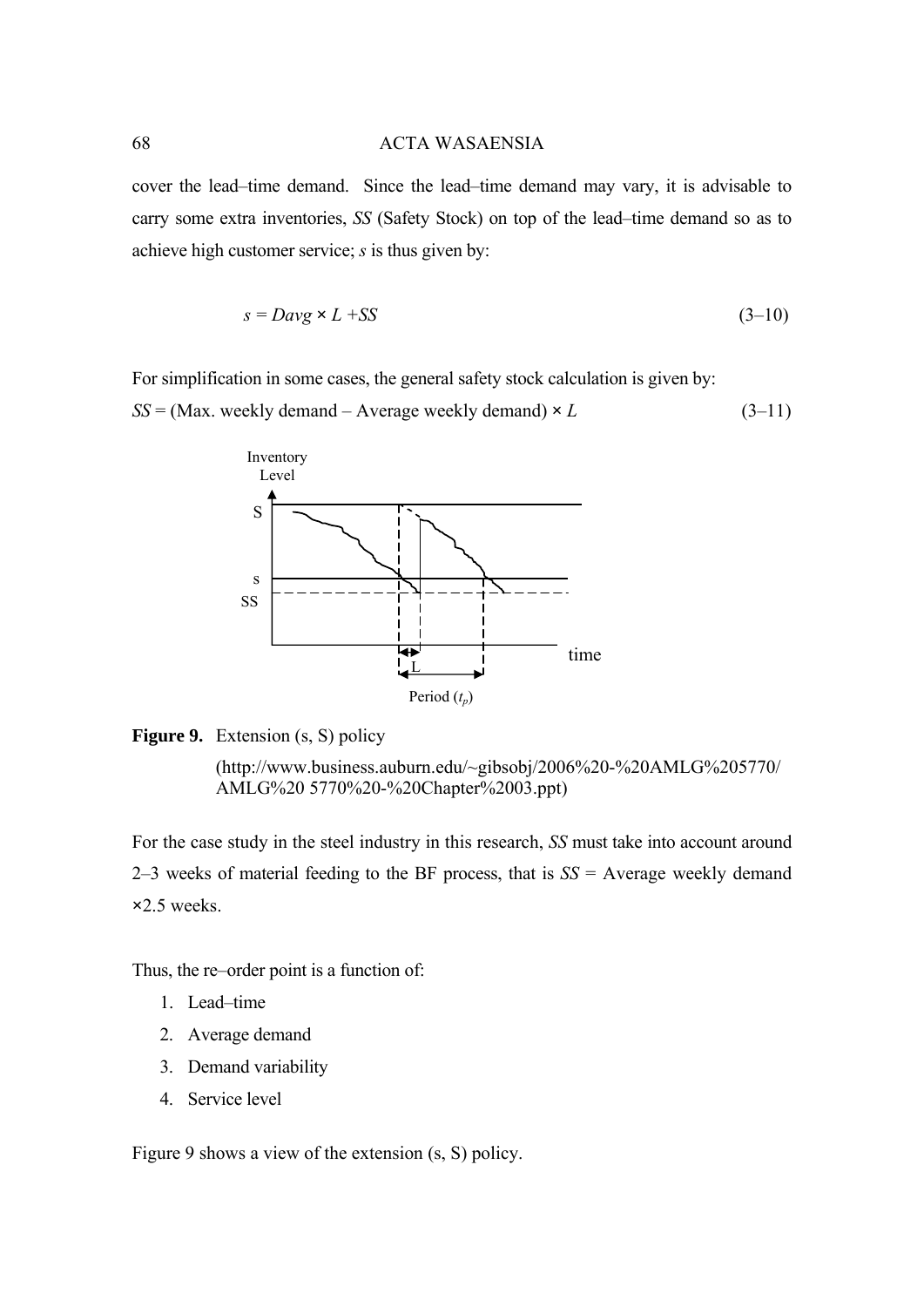cover the lead–time demand. Since the lead–time demand may vary, it is advisable to carry some extra inventories, *SS* (Safety Stock) on top of the lead–time demand so as to achieve high customer service; *s* is thus given by:

$$s = Davg \times L + SS \tag{3–10}$$

For simplification in some cases, the general safety stock calculation is given by:

$SS$ = (Max. weekly demand – Average weekly demand) × $L$ (3–11)

**Figure 9.** Extension (s, S) policy

(http://www.business.auburn.edu/~gibsobj/2006%20-%20AMLG%205770/AMLG%20 5770%20-%20Chapter%2003.ppt)

For the case study in the steel industry in this research, *SS* must take into account around 2–3 weeks of material feeding to the BF process, that is *SS* = Average weekly demand ×2.5 weeks.

Thus, the re–order point is a function of:

1. Lead–time
2. Average demand
3. Demand variability
4. Service level

Figure 9 shows a view of the extension (s, S) policy.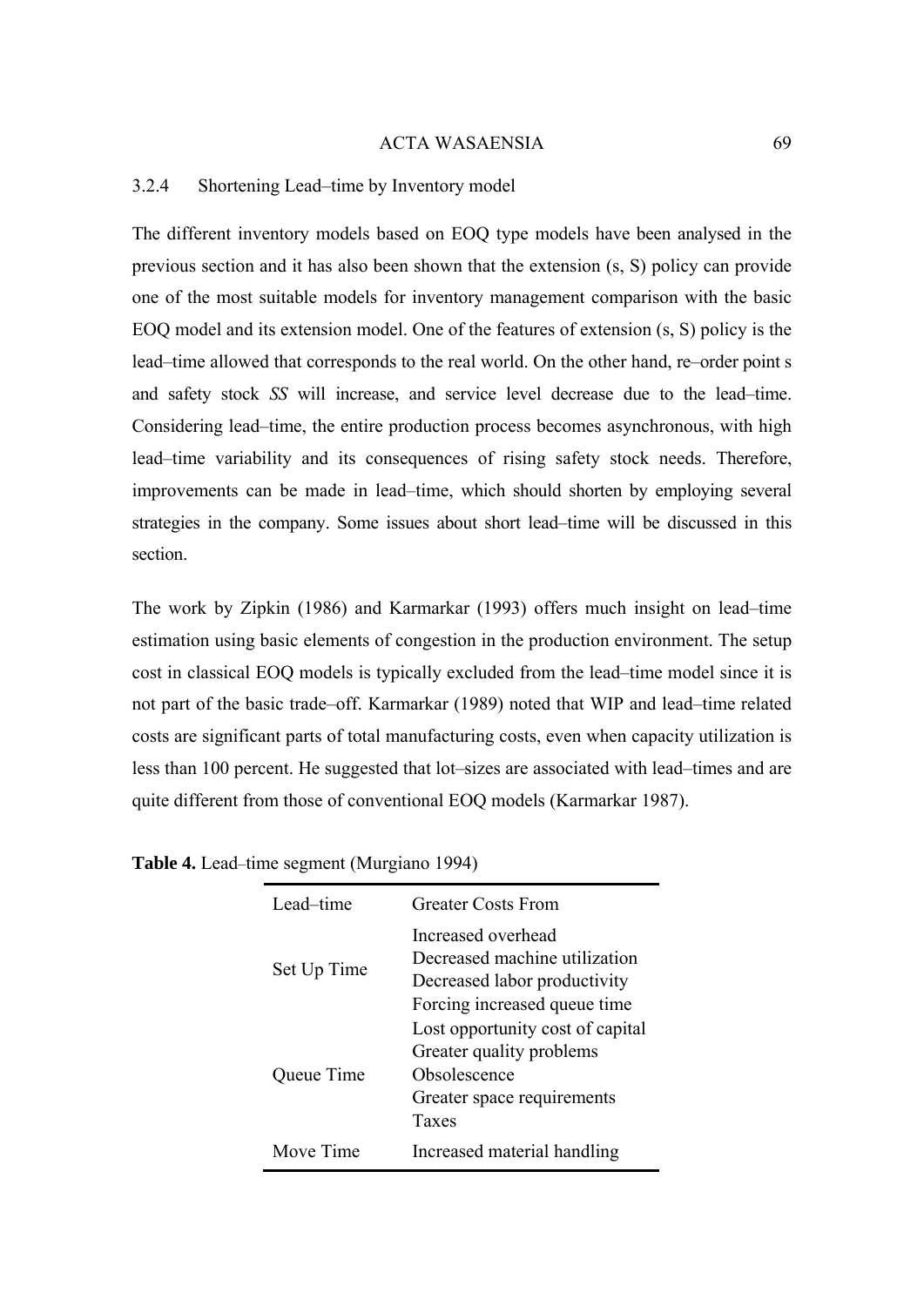### 3.2.4 Shortening Lead–time by Inventory model

The different inventory models based on EOQ type models have been analysed in the previous section and it has also been shown that the extension (s, S) policy can provide one of the most suitable models for inventory management comparison with the basic EOQ model and its extension model. One of the features of extension (s, S) policy is the lead–time allowed that corresponds to the real world. On the other hand, re–order point s and safety stock *SS* will increase, and service level decrease due to the lead–time. Considering lead–time, the entire production process becomes asynchronous, with high lead–time variability and its consequences of rising safety stock needs. Therefore, improvements can be made in lead–time, which should shorten by employing several strategies in the company. Some issues about short lead–time will be discussed in this section.

The work by Zipkin (1986) and Karmarkar (1993) offers much insight on lead–time estimation using basic elements of congestion in the production environment. The setup cost in classical EOQ models is typically excluded from the lead–time model since it is not part of the basic trade–off. Karmarkar (1989) noted that WIP and lead–time related costs are significant parts of total manufacturing costs, even when capacity utilization is less than 100 percent. He suggested that lot–sizes are associated with lead–times and are quite different from those of conventional EOQ models (Karmarkar 1987).

**Table 4.** Lead–time segment (Murgiano 1994)

| Lead–time | Greater Costs From |
|---|---|
| Set Up Time | Increased overhead<br>Decreased machine utilization<br>Decreased labor productivity<br>Forcing increased queue time |
| Queue Time | Lost opportunity cost of capital<br>Greater quality problems<br>Obsolescence<br>Greater space requirements<br>Taxes |
| Move Time | Increased material handling |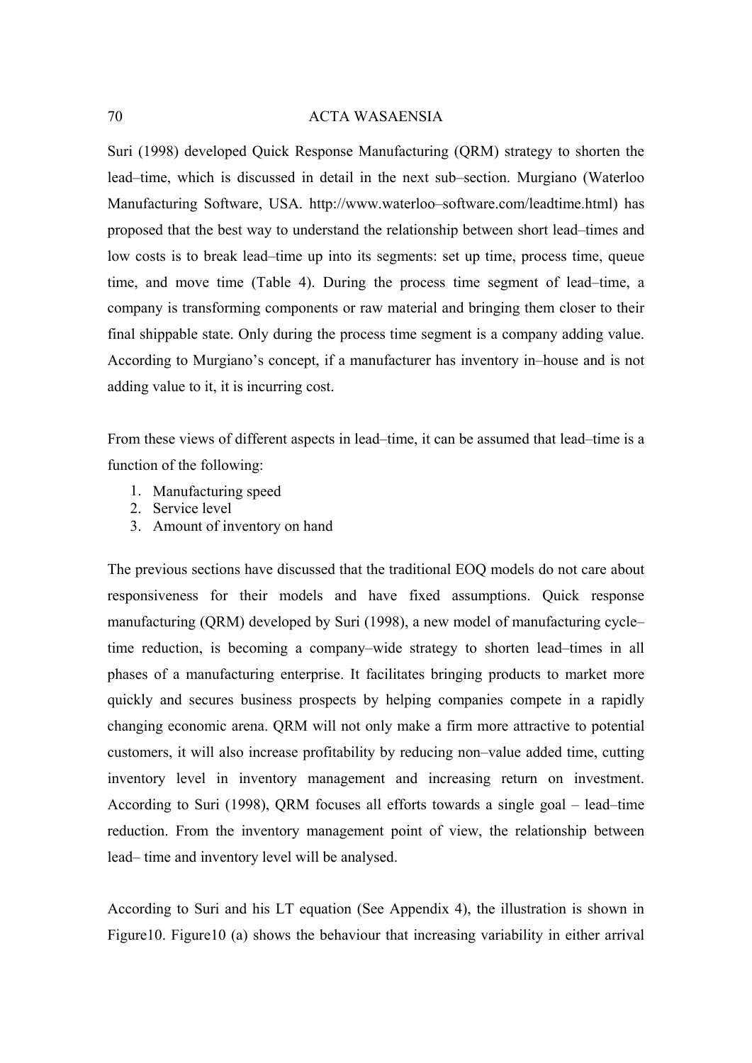Suri (1998) developed Quick Response Manufacturing (QRM) strategy to shorten the lead–time, which is discussed in detail in the next sub–section. Murgiano (Waterloo Manufacturing Software, USA. http://www.waterloo–software.com/leadtime.html) has proposed that the best way to understand the relationship between short lead–times and low costs is to break lead–time up into its segments: set up time, process time, queue time, and move time (Table 4). During the process time segment of lead–time, a company is transforming components or raw material and bringing them closer to their final shippable state. Only during the process time segment is a company adding value. According to Murgiano's concept, if a manufacturer has inventory in–house and is not adding value to it, it is incurring cost.

From these views of different aspects in lead–time, it can be assumed that lead–time is a function of the following:

1. Manufacturing speed
2. Service level
3. Amount of inventory on hand

The previous sections have discussed that the traditional EOQ models do not care about responsiveness for their models and have fixed assumptions. Quick response manufacturing (QRM) developed by Suri (1998), a new model of manufacturing cycle–time reduction, is becoming a company–wide strategy to shorten lead–times in all phases of a manufacturing enterprise. It facilitates bringing products to market more quickly and secures business prospects by helping companies compete in a rapidly changing economic arena. QRM will not only make a firm more attractive to potential customers, it will also increase profitability by reducing non–value added time, cutting inventory level in inventory management and increasing return on investment. According to Suri (1998), QRM focuses all efforts towards a single goal – lead–time reduction. From the inventory management point of view, the relationship between lead– time and inventory level will be analysed.

According to Suri and his LT equation (See Appendix 4), the illustration is shown in Figure10. Figure10 (a) shows the behaviour that increasing variability in either arrival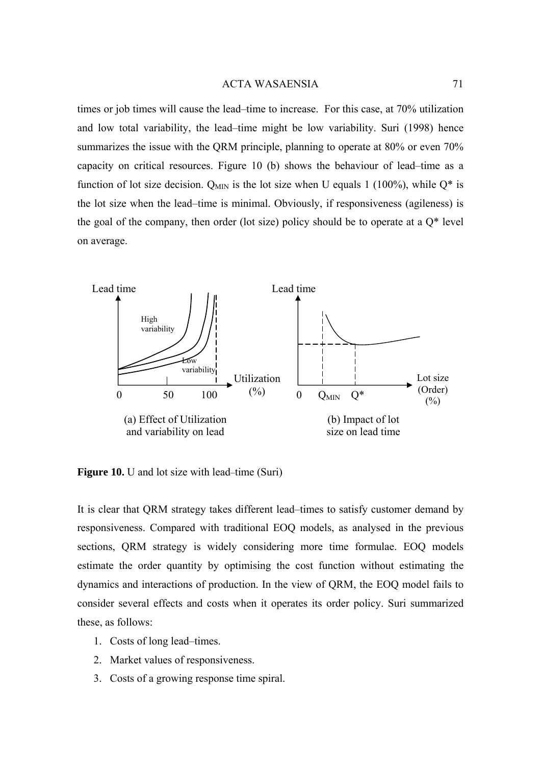times or job times will cause the lead–time to increase. For this case, at 70% utilization and low total variability, the lead–time might be low variability. Suri (1998) hence summarizes the issue with the QRM principle, planning to operate at 80% or even 70% capacity on critical resources. Figure 10 (b) shows the behaviour of lead–time as a function of lot size decision. $Q_{MIN}$ is the lot size when U equals 1 (100%), while Q* is the lot size when the lead–time is minimal. Obviously, if responsiveness (agileness) is the goal of the company, then order (lot size) policy should be to operate at a Q* level on average.

(a) Effect of Utilization and variability on lead

(b) Impact of lot size on lead time

**Figure 10.** U and lot size with lead–time (Suri)

It is clear that QRM strategy takes different lead–times to satisfy customer demand by responsiveness. Compared with traditional EOQ models, as analysed in the previous sections, QRM strategy is widely considering more time formulae. EOQ models estimate the order quantity by optimising the cost function without estimating the dynamics and interactions of production. In the view of QRM, the EOQ model fails to consider several effects and costs when it operates its order policy. Suri summarized these, as follows:

1. Costs of long lead–times.
2. Market values of responsiveness.
3. Costs of a growing response time spiral.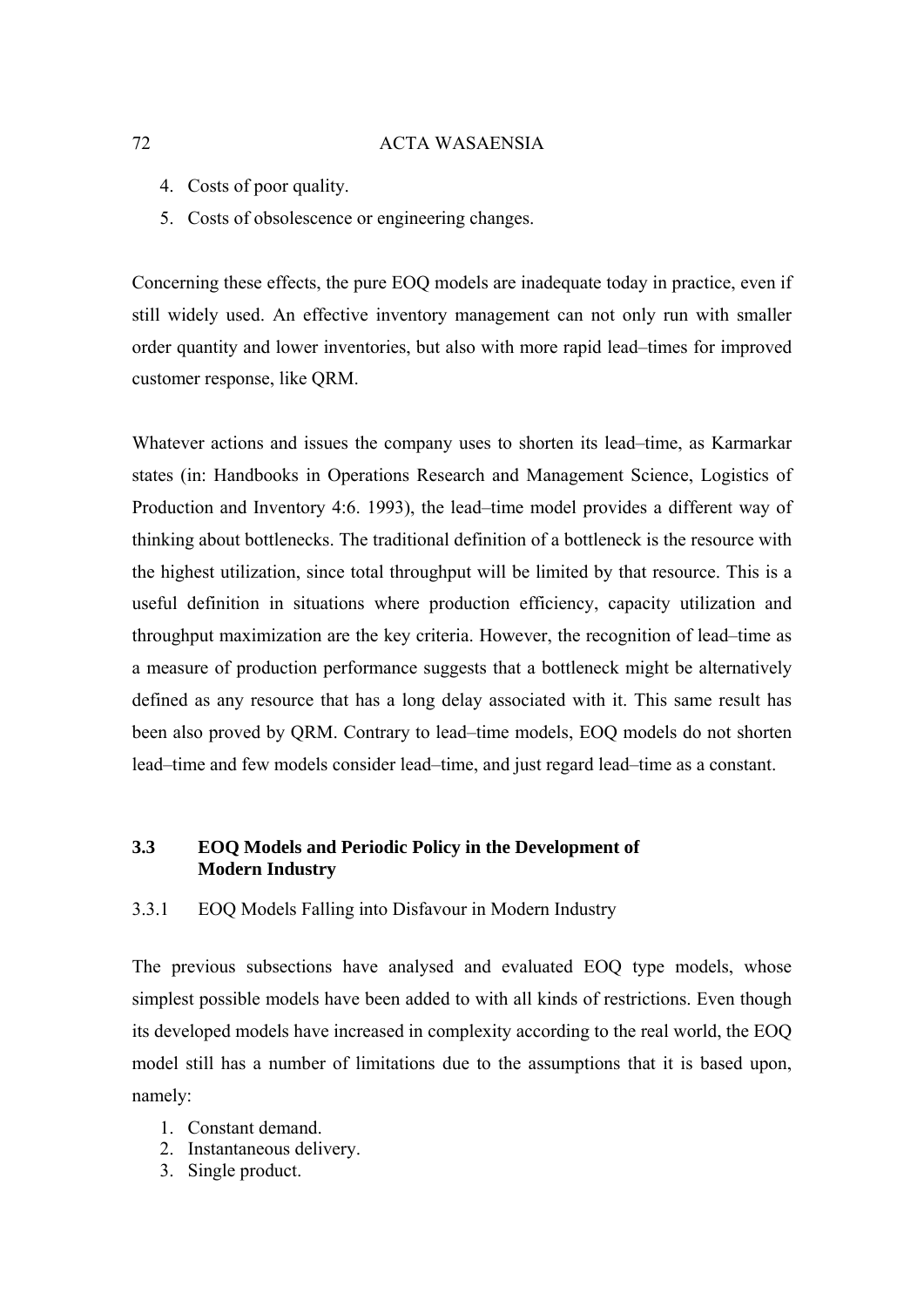4. Costs of poor quality.
5. Costs of obsolescence or engineering changes.

Concerning these effects, the pure EOQ models are inadequate today in practice, even if still widely used. An effective inventory management can not only run with smaller order quantity and lower inventories, but also with more rapid lead–times for improved customer response, like QRM.

Whatever actions and issues the company uses to shorten its lead–time, as Karmarkar states (in: Handbooks in Operations Research and Management Science, Logistics of Production and Inventory 4:6. 1993), the lead–time model provides a different way of thinking about bottlenecks. The traditional definition of a bottleneck is the resource with the highest utilization, since total throughput will be limited by that resource. This is a useful definition in situations where production efficiency, capacity utilization and throughput maximization are the key criteria. However, the recognition of lead–time as a measure of production performance suggests that a bottleneck might be alternatively defined as any resource that has a long delay associated with it. This same result has been also proved by QRM. Contrary to lead–time models, EOQ models do not shorten lead–time and few models consider lead–time, and just regard lead–time as a constant.

## 3.3 EOQ Models and Periodic Policy in the Development of Modern Industry

### 3.3.1 EOQ Models Falling into Disfavour in Modern Industry

The previous subsections have analysed and evaluated EOQ type models, whose simplest possible models have been added to with all kinds of restrictions. Even though its developed models have increased in complexity according to the real world, the EOQ model still has a number of limitations due to the assumptions that it is based upon, namely:

1. Constant demand.
2. Instantaneous delivery.
3. Single product.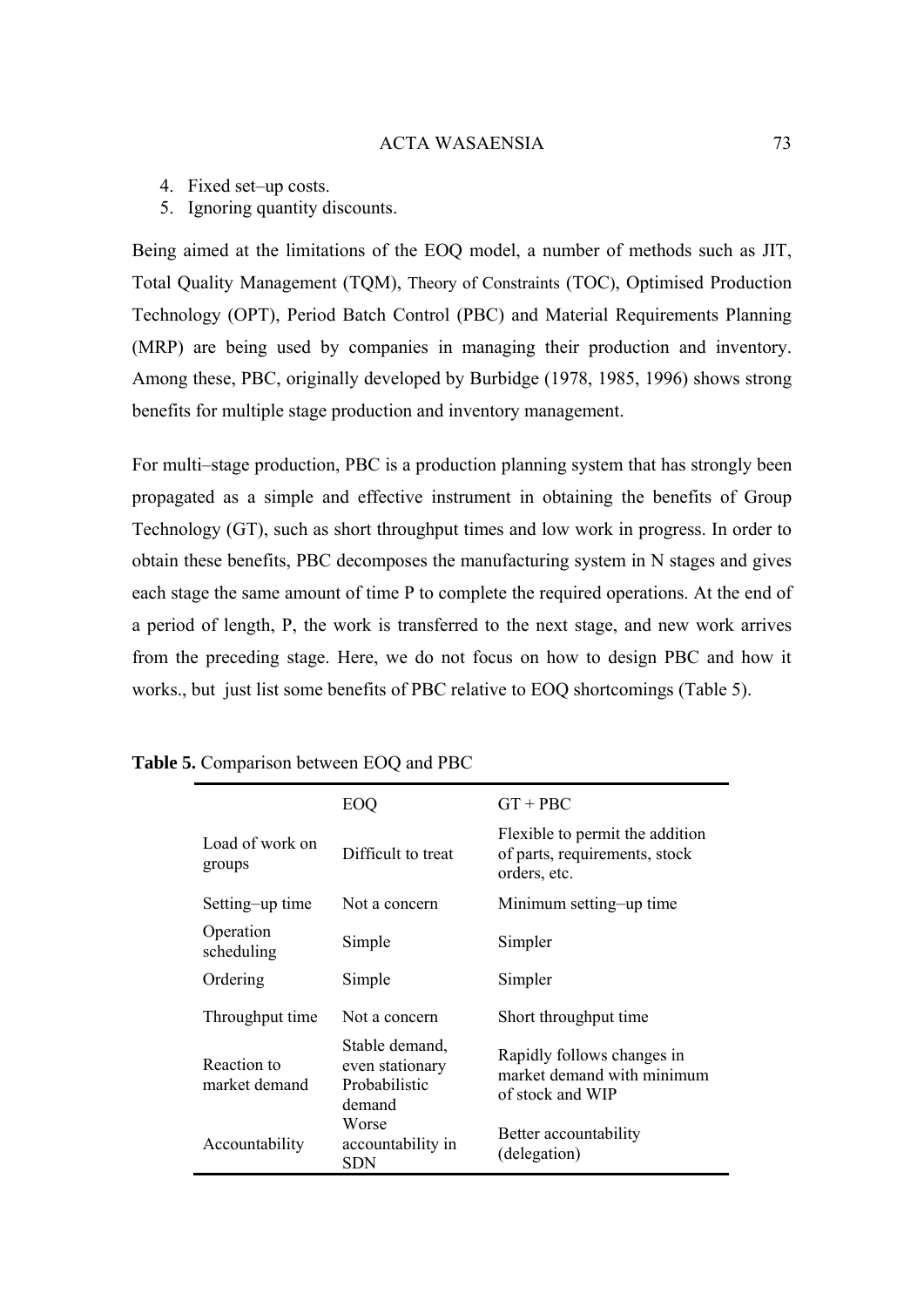4. Fixed set–up costs.
5. Ignoring quantity discounts.

Being aimed at the limitations of the EOQ model, a number of methods such as JIT, Total Quality Management (TQM), Theory of Constraints (TOC), Optimised Production Technology (OPT), Period Batch Control (PBC) and Material Requirements Planning (MRP) are being used by companies in managing their production and inventory. Among these, PBC, originally developed by Burbidge (1978, 1985, 1996) shows strong benefits for multiple stage production and inventory management.

For multi–stage production, PBC is a production planning system that has strongly been propagated as a simple and effective instrument in obtaining the benefits of Group Technology (GT), such as short throughput times and low work in progress. In order to obtain these benefits, PBC decomposes the manufacturing system in N stages and gives each stage the same amount of time P to complete the required operations. At the end of a period of length, P, the work is transferred to the next stage, and new work arrives from the preceding stage. Here, we do not focus on how to design PBC and how it works., but just list some benefits of PBC relative to EOQ shortcomings (Table 5).

**Table 5.** Comparison between EOQ and PBC

| | EOQ | GT + PBC |
|---|---|---|
| Load of work on groups | Difficult to treat | Flexible to permit the addition of parts, requirements, stock orders, etc. |
| Setting–up time | Not a concern | Minimum setting–up time |
| Operation scheduling | Simple | Simpler |
| Ordering | Simple | Simpler |
| Throughput time | Not a concern | Short throughput time |
| Reaction to market demand | Stable demand, even stationary Probabilistic demand | Rapidly follows changes in market demand with minimum of stock and WIP |
| Accountability | Worse accountability in SDN | Better accountability (delegation) |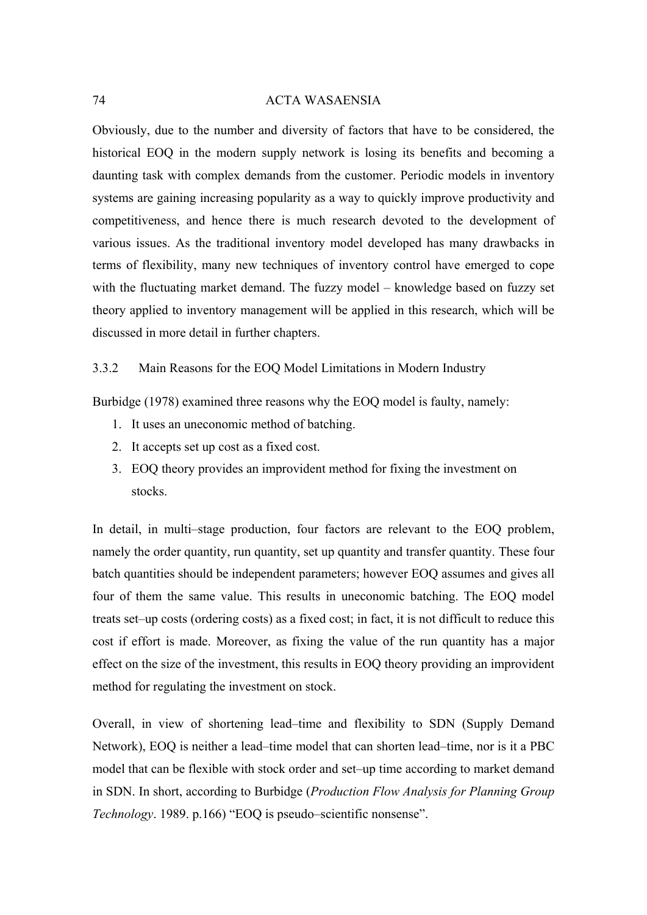Obviously, due to the number and diversity of factors that have to be considered, the historical EOQ in the modern supply network is losing its benefits and becoming a daunting task with complex demands from the customer. Periodic models in inventory systems are gaining increasing popularity as a way to quickly improve productivity and competitiveness, and hence there is much research devoted to the development of various issues. As the traditional inventory model developed has many drawbacks in terms of flexibility, many new techniques of inventory control have emerged to cope with the fluctuating market demand. The fuzzy model – knowledge based on fuzzy set theory applied to inventory management will be applied in this research, which will be discussed in more detail in further chapters.

### 3.3.2 Main Reasons for the EOQ Model Limitations in Modern Industry

Burbidge (1978) examined three reasons why the EOQ model is faulty, namely:

1. It uses an uneconomic method of batching.
2. It accepts set up cost as a fixed cost.
3. EOQ theory provides an improvident method for fixing the investment on stocks.

In detail, in multi–stage production, four factors are relevant to the EOQ problem, namely the order quantity, run quantity, set up quantity and transfer quantity. These four batch quantities should be independent parameters; however EOQ assumes and gives all four of them the same value. This results in uneconomic batching. The EOQ model treats set–up costs (ordering costs) as a fixed cost; in fact, it is not difficult to reduce this cost if effort is made. Moreover, as fixing the value of the run quantity has a major effect on the size of the investment, this results in EOQ theory providing an improvident method for regulating the investment on stock.

Overall, in view of shortening lead–time and flexibility to SDN (Supply Demand Network), EOQ is neither a lead–time model that can shorten lead–time, nor is it a PBC model that can be flexible with stock order and set–up time according to market demand in SDN. In short, according to Burbidge (*Production Flow Analysis for Planning Group Technology*. 1989. p.166) "EOQ is pseudo–scientific nonsense".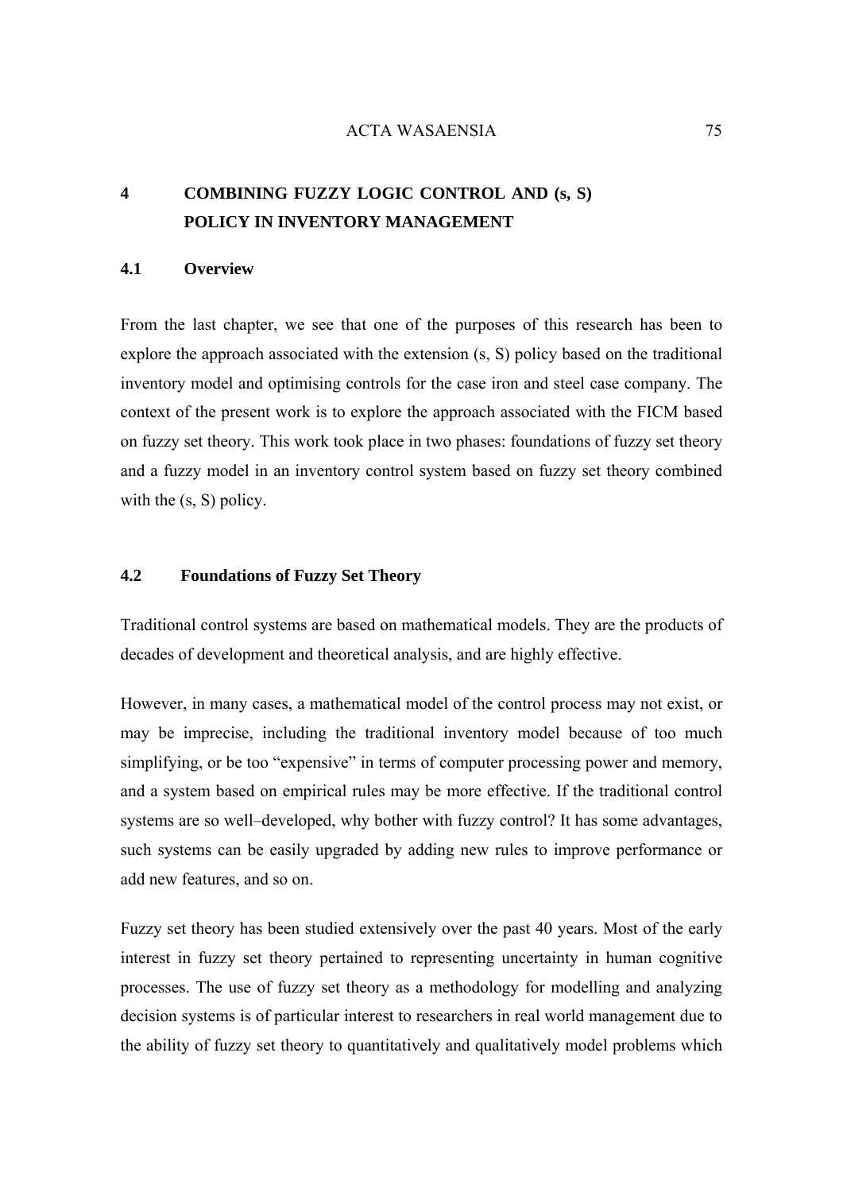# 4 COMBINING FUZZY LOGIC CONTROL AND (s, S) POLICY IN INVENTORY MANAGEMENT

## 4.1 Overview

From the last chapter, we see that one of the purposes of this research has been to explore the approach associated with the extension (s, S) policy based on the traditional inventory model and optimising controls for the case iron and steel case company. The context of the present work is to explore the approach associated with the FICM based on fuzzy set theory. This work took place in two phases: foundations of fuzzy set theory and a fuzzy model in an inventory control system based on fuzzy set theory combined with the (s, S) policy.

## 4.2 Foundations of Fuzzy Set Theory

Traditional control systems are based on mathematical models. They are the products of decades of development and theoretical analysis, and are highly effective.

However, in many cases, a mathematical model of the control process may not exist, or may be imprecise, including the traditional inventory model because of too much simplifying, or be too "expensive" in terms of computer processing power and memory, and a system based on empirical rules may be more effective. If the traditional control systems are so well–developed, why bother with fuzzy control? It has some advantages, such systems can be easily upgraded by adding new rules to improve performance or add new features, and so on.

Fuzzy set theory has been studied extensively over the past 40 years. Most of the early interest in fuzzy set theory pertained to representing uncertainty in human cognitive processes. The use of fuzzy set theory as a methodology for modelling and analyzing decision systems is of particular interest to researchers in real world management due to the ability of fuzzy set theory to quantitatively and qualitatively model problems which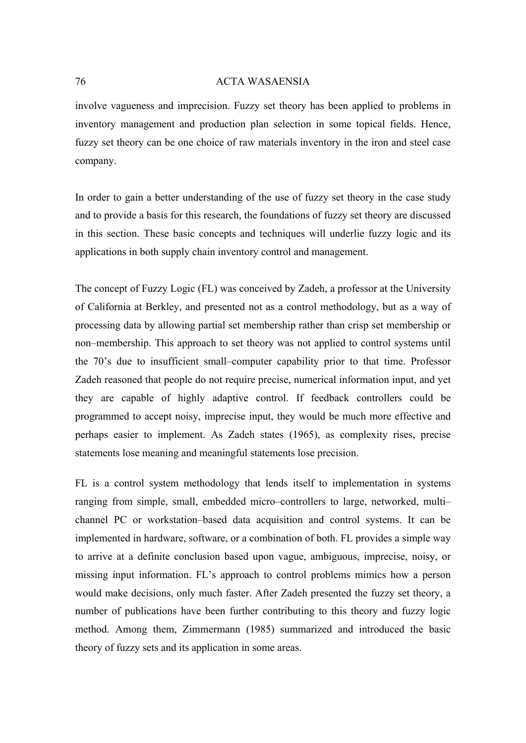involve vagueness and imprecision. Fuzzy set theory has been applied to problems in inventory management and production plan selection in some topical fields. Hence, fuzzy set theory can be one choice of raw materials inventory in the iron and steel case company.

In order to gain a better understanding of the use of fuzzy set theory in the case study and to provide a basis for this research, the foundations of fuzzy set theory are discussed in this section. These basic concepts and techniques will underlie fuzzy logic and its applications in both supply chain inventory control and management.

The concept of Fuzzy Logic (FL) was conceived by Zadeh, a professor at the University of California at Berkley, and presented not as a control methodology, but as a way of processing data by allowing partial set membership rather than crisp set membership or non–membership. This approach to set theory was not applied to control systems until the 70's due to insufficient small–computer capability prior to that time. Professor Zadeh reasoned that people do not require precise, numerical information input, and yet they are capable of highly adaptive control. If feedback controllers could be programmed to accept noisy, imprecise input, they would be much more effective and perhaps easier to implement. As Zadeh states (1965), as complexity rises, precise statements lose meaning and meaningful statements lose precision.

FL is a control system methodology that lends itself to implementation in systems ranging from simple, small, embedded micro–controllers to large, networked, multi–channel PC or workstation–based data acquisition and control systems. It can be implemented in hardware, software, or a combination of both. FL provides a simple way to arrive at a definite conclusion based upon vague, ambiguous, imprecise, noisy, or missing input information. FL's approach to control problems mimics how a person would make decisions, only much faster. After Zadeh presented the fuzzy set theory, a number of publications have been further contributing to this theory and fuzzy logic method. Among them, Zimmermann (1985) summarized and introduced the basic theory of fuzzy sets and its application in some areas.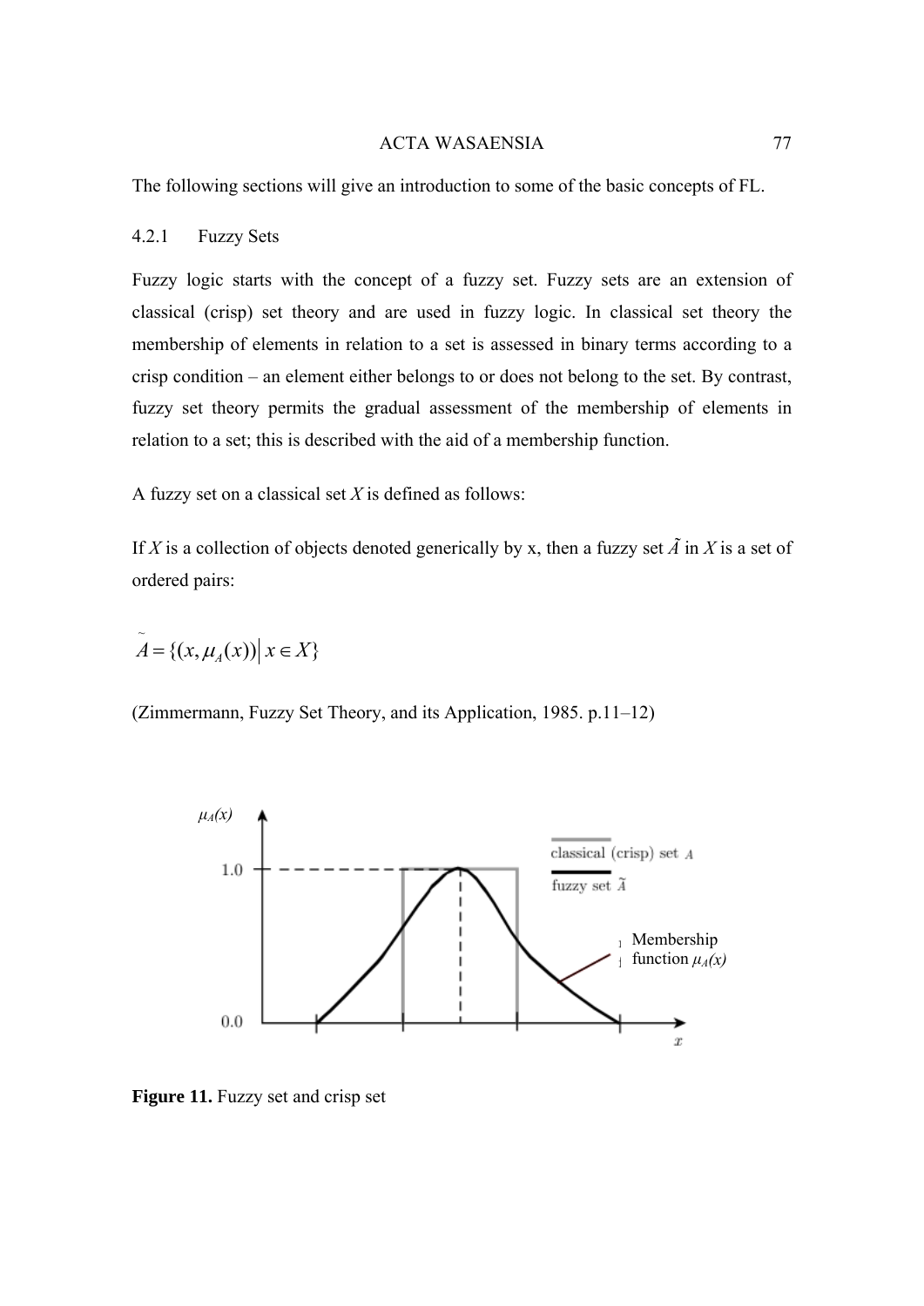The following sections will give an introduction to some of the basic concepts of FL.

### 4.2.1 Fuzzy Sets

Fuzzy logic starts with the concept of a fuzzy set. Fuzzy sets are an extension of classical (crisp) set theory and are used in fuzzy logic. In classical set theory the membership of elements in relation to a set is assessed in binary terms according to a crisp condition – an element either belongs to or does not belong to the set. By contrast, fuzzy set theory permits the gradual assessment of the membership of elements in relation to a set; this is described with the aid of a membership function.

A fuzzy set on a classical set *X* is defined as follows:

If *X* is a collection of objects denoted generically by x, then a fuzzy set $\tilde{A}$ in *X* is a set of ordered pairs:

$$\tilde{A} = \{(x, \mu_A(x)) \mid x \in X\}$$

(Zimmermann, Fuzzy Set Theory, and its Application, 1985. p.11–12)

**Figure 11.** Fuzzy set and crisp set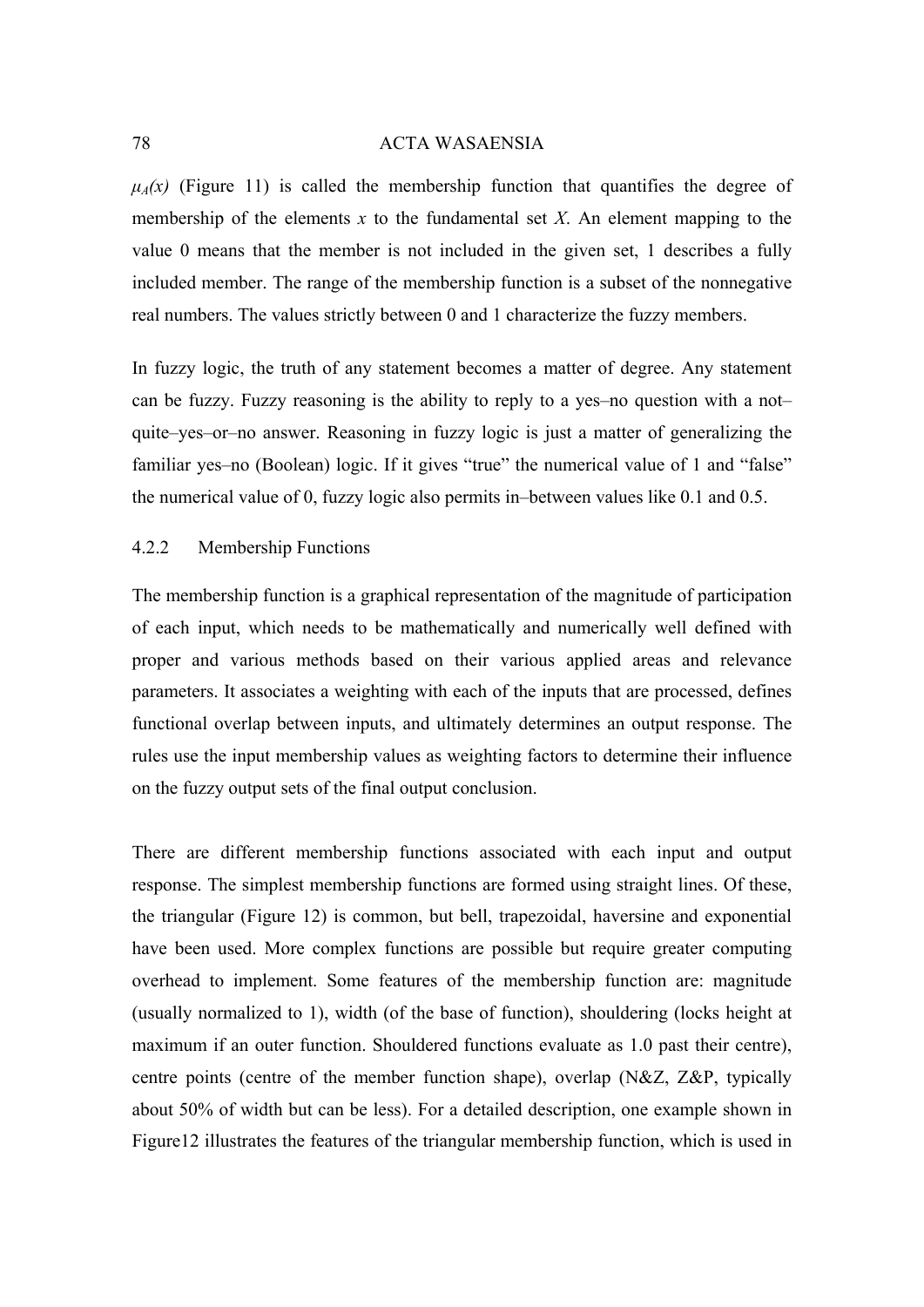$\mu_A(x)$ (Figure 11) is called the membership function that quantifies the degree of membership of the elements $x$ to the fundamental set $X$. An element mapping to the value 0 means that the member is not included in the given set, 1 describes a fully included member. The range of the membership function is a subset of the nonnegative real numbers. The values strictly between 0 and 1 characterize the fuzzy members.

In fuzzy logic, the truth of any statement becomes a matter of degree. Any statement can be fuzzy. Fuzzy reasoning is the ability to reply to a yes–no question with a not–quite–yes–or–no answer. Reasoning in fuzzy logic is just a matter of generalizing the familiar yes–no (Boolean) logic. If it gives "true" the numerical value of 1 and "false" the numerical value of 0, fuzzy logic also permits in–between values like 0.1 and 0.5.

### 4.2.2 Membership Functions

The membership function is a graphical representation of the magnitude of participation of each input, which needs to be mathematically and numerically well defined with proper and various methods based on their various applied areas and relevance parameters. It associates a weighting with each of the inputs that are processed, defines functional overlap between inputs, and ultimately determines an output response. The rules use the input membership values as weighting factors to determine their influence on the fuzzy output sets of the final output conclusion.

There are different membership functions associated with each input and output response. The simplest membership functions are formed using straight lines. Of these, the triangular (Figure 12) is common, but bell, trapezoidal, haversine and exponential have been used. More complex functions are possible but require greater computing overhead to implement. Some features of the membership function are: magnitude (usually normalized to 1), width (of the base of function), shouldering (locks height at maximum if an outer function. Shouldered functions evaluate as 1.0 past their centre), centre points (centre of the member function shape), overlap (N&Z, Z&P, typically about 50% of width but can be less). For a detailed description, one example shown in Figure12 illustrates the features of the triangular membership function, which is used in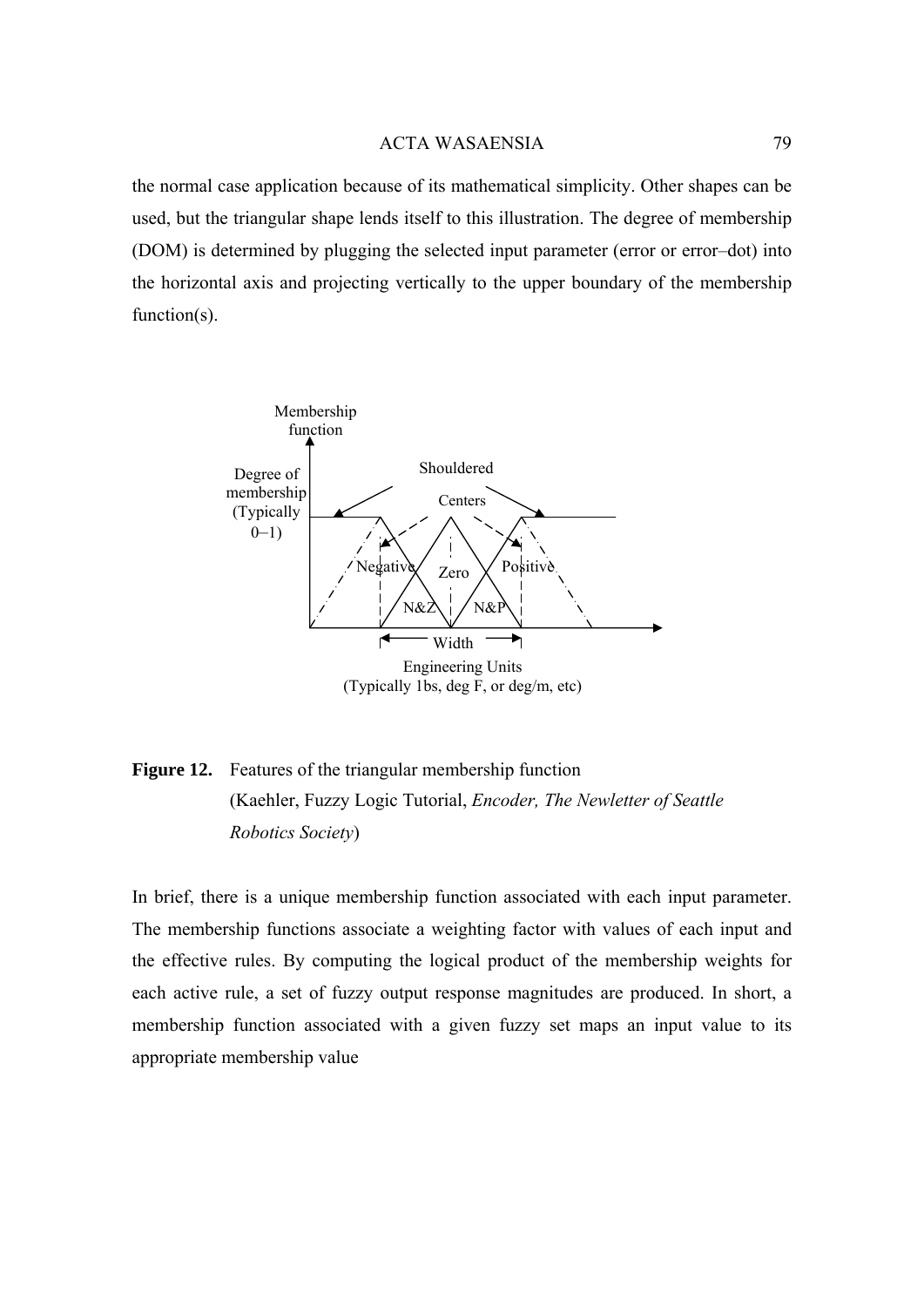the normal case application because of its mathematical simplicity. Other shapes can be used, but the triangular shape lends itself to this illustration. The degree of membership (DOM) is determined by plugging the selected input parameter (error or error–dot) into the horizontal axis and projecting vertically to the upper boundary of the membership function(s).

**Figure 12.** Features of the triangular membership function (Kaehler, Fuzzy Logic Tutorial, *Encoder, The Newletter of Seattle Robotics Society*)

In brief, there is a unique membership function associated with each input parameter. The membership functions associate a weighting factor with values of each input and the effective rules. By computing the logical product of the membership weights for each active rule, a set of fuzzy output response magnitudes are produced. In short, a membership function associated with a given fuzzy set maps an input value to its appropriate membership value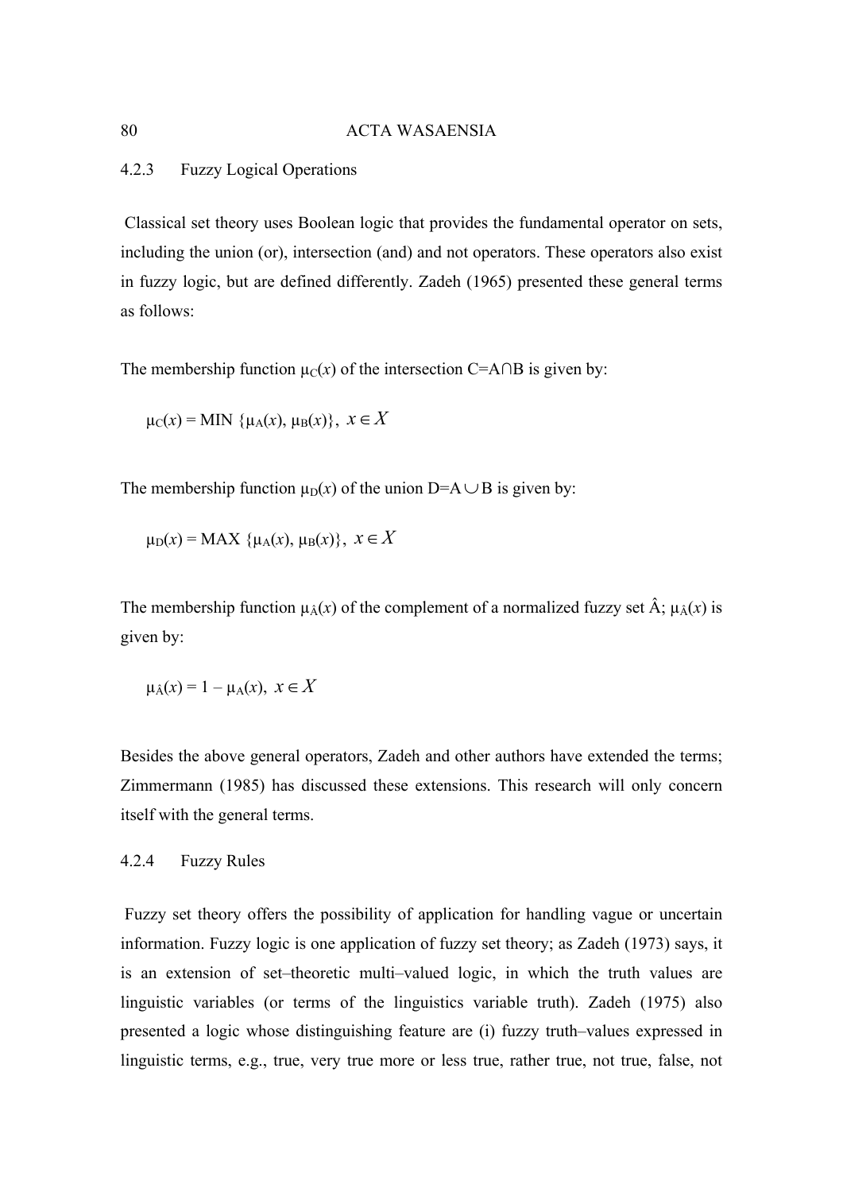### 4.2.3 Fuzzy Logical Operations

Classical set theory uses Boolean logic that provides the fundamental operator on sets, including the union (or), intersection (and) and not operators. These operators also exist in fuzzy logic, but are defined differently. Zadeh (1965) presented these general terms as follows:

The membership function $\mu_C(x)$ of the intersection $C=A \cap B$ is given by:

$$\mu_C(x) = \text{MIN}\ \{\mu_A(x), \mu_B(x)\},\ x \in X$$

The membership function $\mu_D(x)$ of the union $D=A \cup B$ is given by:

$$\mu_D(x) = \text{MAX}\ \{\mu_A(x), \mu_B(x)\},\ x \in X$$

The membership function $\mu_{\hat{A}}(x)$ of the complement of a normalized fuzzy set $\hat{A}$; $\mu_{\hat{A}}(x)$ is given by:

$$\mu_{\hat{A}}(x) = 1 - \mu_A(x),\ x \in X$$

Besides the above general operators, Zadeh and other authors have extended the terms; Zimmermann (1985) has discussed these extensions. This research will only concern itself with the general terms.

### 4.2.4 Fuzzy Rules

Fuzzy set theory offers the possibility of application for handling vague or uncertain information. Fuzzy logic is one application of fuzzy set theory; as Zadeh (1973) says, it is an extension of set–theoretic multi–valued logic, in which the truth values are linguistic variables (or terms of the linguistics variable truth). Zadeh (1975) also presented a logic whose distinguishing feature are (i) fuzzy truth–values expressed in linguistic terms, e.g., true, very true more or less true, rather true, not true, false, not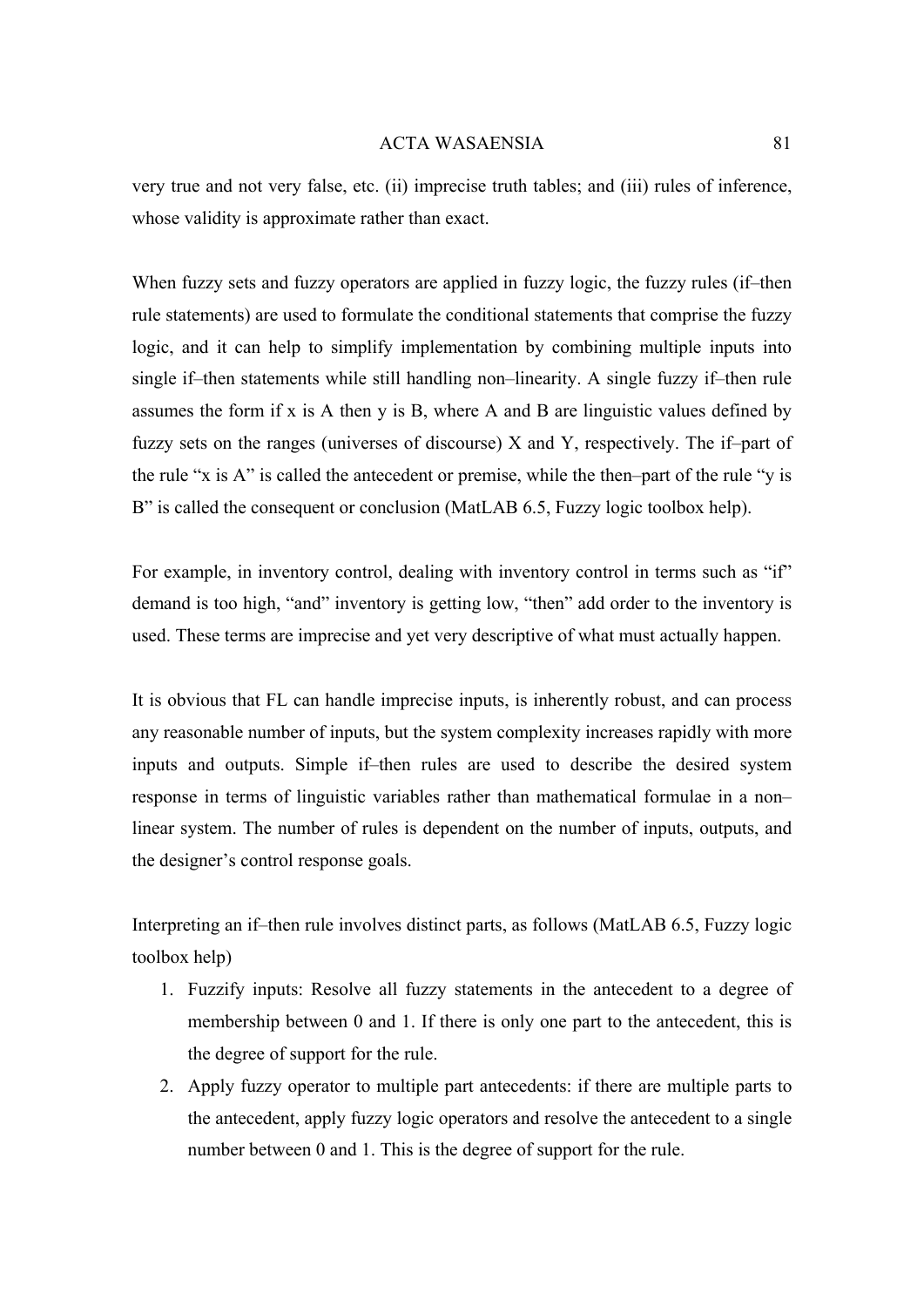very true and not very false, etc. (ii) imprecise truth tables; and (iii) rules of inference, whose validity is approximate rather than exact.

When fuzzy sets and fuzzy operators are applied in fuzzy logic, the fuzzy rules (if–then rule statements) are used to formulate the conditional statements that comprise the fuzzy logic, and it can help to simplify implementation by combining multiple inputs into single if–then statements while still handling non–linearity. A single fuzzy if–then rule assumes the form if x is A then y is B, where A and B are linguistic values defined by fuzzy sets on the ranges (universes of discourse) X and Y, respectively. The if–part of the rule "x is A" is called the antecedent or premise, while the then–part of the rule "y is B" is called the consequent or conclusion (MatLAB 6.5, Fuzzy logic toolbox help).

For example, in inventory control, dealing with inventory control in terms such as "if" demand is too high, "and" inventory is getting low, "then" add order to the inventory is used. These terms are imprecise and yet very descriptive of what must actually happen.

It is obvious that FL can handle imprecise inputs, is inherently robust, and can process any reasonable number of inputs, but the system complexity increases rapidly with more inputs and outputs. Simple if–then rules are used to describe the desired system response in terms of linguistic variables rather than mathematical formulae in a non–linear system. The number of rules is dependent on the number of inputs, outputs, and the designer's control response goals.

Interpreting an if–then rule involves distinct parts, as follows (MatLAB 6.5, Fuzzy logic toolbox help)

1. Fuzzify inputs: Resolve all fuzzy statements in the antecedent to a degree of membership between 0 and 1. If there is only one part to the antecedent, this is the degree of support for the rule.
2. Apply fuzzy operator to multiple part antecedents: if there are multiple parts to the antecedent, apply fuzzy logic operators and resolve the antecedent to a single number between 0 and 1. This is the degree of support for the rule.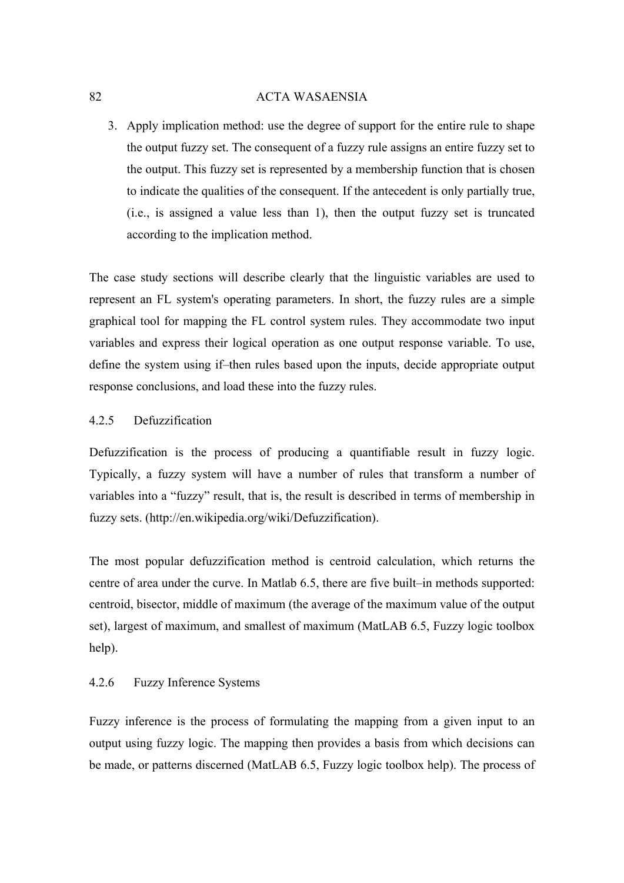3. Apply implication method: use the degree of support for the entire rule to shape the output fuzzy set. The consequent of a fuzzy rule assigns an entire fuzzy set to the output. This fuzzy set is represented by a membership function that is chosen to indicate the qualities of the consequent. If the antecedent is only partially true, (i.e., is assigned a value less than 1), then the output fuzzy set is truncated according to the implication method.

The case study sections will describe clearly that the linguistic variables are used to represent an FL system's operating parameters. In short, the fuzzy rules are a simple graphical tool for mapping the FL control system rules. They accommodate two input variables and express their logical operation as one output response variable. To use, define the system using if–then rules based upon the inputs, decide appropriate output response conclusions, and load these into the fuzzy rules.

### 4.2.5 Defuzzification

Defuzzification is the process of producing a quantifiable result in fuzzy logic. Typically, a fuzzy system will have a number of rules that transform a number of variables into a "fuzzy" result, that is, the result is described in terms of membership in fuzzy sets. (http://en.wikipedia.org/wiki/Defuzzification).

The most popular defuzzification method is centroid calculation, which returns the centre of area under the curve. In Matlab 6.5, there are five built–in methods supported: centroid, bisector, middle of maximum (the average of the maximum value of the output set), largest of maximum, and smallest of maximum (MatLAB 6.5, Fuzzy logic toolbox help).

### 4.2.6 Fuzzy Inference Systems

Fuzzy inference is the process of formulating the mapping from a given input to an output using fuzzy logic. The mapping then provides a basis from which decisions can be made, or patterns discerned (MatLAB 6.5, Fuzzy logic toolbox help). The process of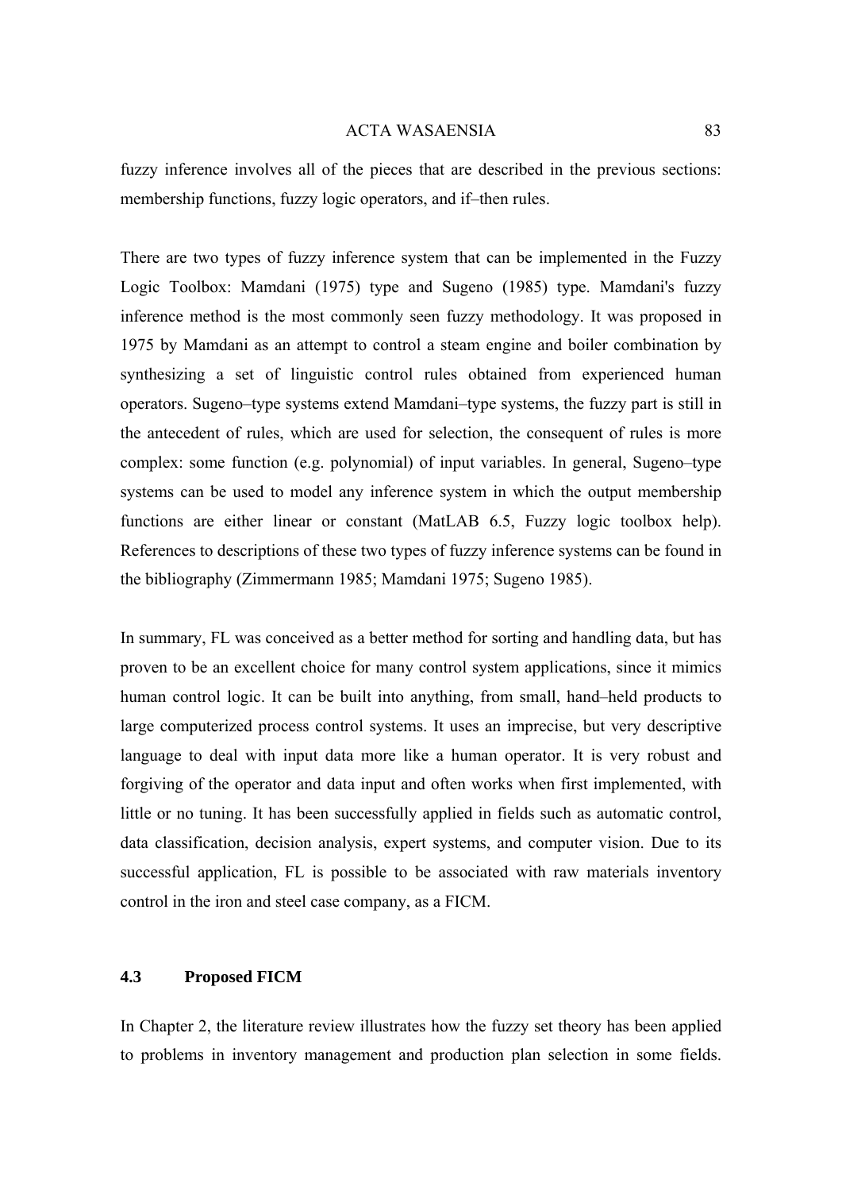fuzzy inference involves all of the pieces that are described in the previous sections: membership functions, fuzzy logic operators, and if–then rules.

There are two types of fuzzy inference system that can be implemented in the Fuzzy Logic Toolbox: Mamdani (1975) type and Sugeno (1985) type. Mamdani's fuzzy inference method is the most commonly seen fuzzy methodology. It was proposed in 1975 by Mamdani as an attempt to control a steam engine and boiler combination by synthesizing a set of linguistic control rules obtained from experienced human operators. Sugeno–type systems extend Mamdani–type systems, the fuzzy part is still in the antecedent of rules, which are used for selection, the consequent of rules is more complex: some function (e.g. polynomial) of input variables. In general, Sugeno–type systems can be used to model any inference system in which the output membership functions are either linear or constant (MatLAB 6.5, Fuzzy logic toolbox help). References to descriptions of these two types of fuzzy inference systems can be found in the bibliography (Zimmermann 1985; Mamdani 1975; Sugeno 1985).

In summary, FL was conceived as a better method for sorting and handling data, but has proven to be an excellent choice for many control system applications, since it mimics human control logic. It can be built into anything, from small, hand–held products to large computerized process control systems. It uses an imprecise, but very descriptive language to deal with input data more like a human operator. It is very robust and forgiving of the operator and data input and often works when first implemented, with little or no tuning. It has been successfully applied in fields such as automatic control, data classification, decision analysis, expert systems, and computer vision. Due to its successful application, FL is possible to be associated with raw materials inventory control in the iron and steel case company, as a FICM.

### 4.3 Proposed FICM

In Chapter 2, the literature review illustrates how the fuzzy set theory has been applied to problems in inventory management and production plan selection in some fields.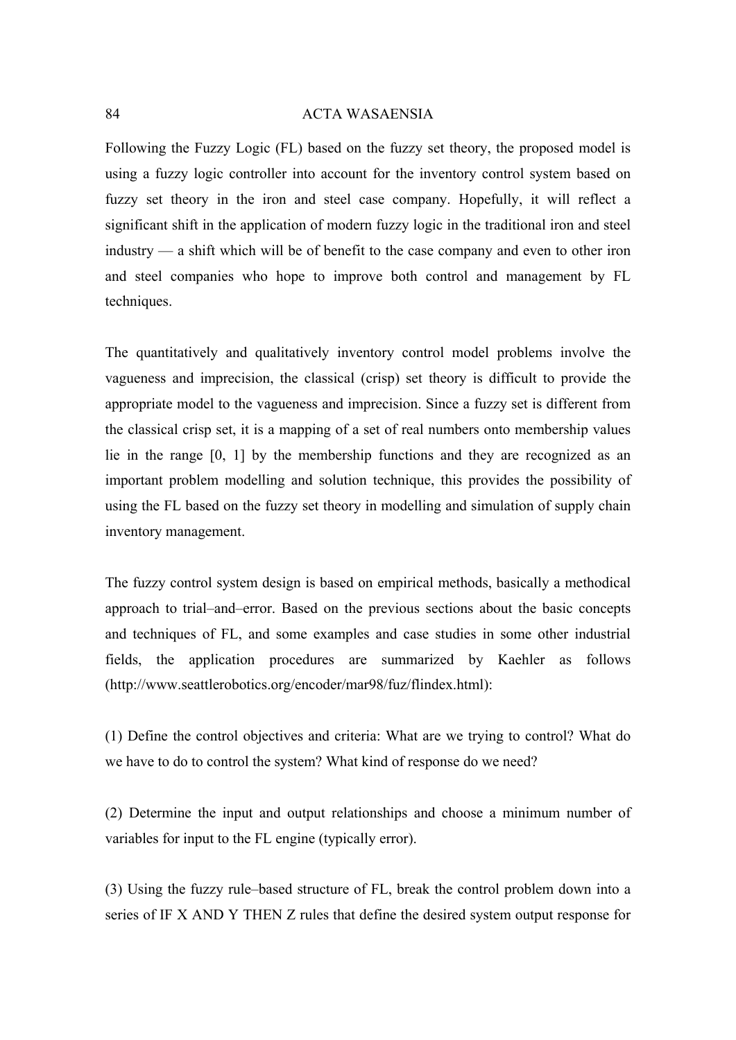Following the Fuzzy Logic (FL) based on the fuzzy set theory, the proposed model is using a fuzzy logic controller into account for the inventory control system based on fuzzy set theory in the iron and steel case company. Hopefully, it will reflect a significant shift in the application of modern fuzzy logic in the traditional iron and steel industry — a shift which will be of benefit to the case company and even to other iron and steel companies who hope to improve both control and management by FL techniques.

The quantitatively and qualitatively inventory control model problems involve the vagueness and imprecision, the classical (crisp) set theory is difficult to provide the appropriate model to the vagueness and imprecision. Since a fuzzy set is different from the classical crisp set, it is a mapping of a set of real numbers onto membership values lie in the range [0, 1] by the membership functions and they are recognized as an important problem modelling and solution technique, this provides the possibility of using the FL based on the fuzzy set theory in modelling and simulation of supply chain inventory management.

The fuzzy control system design is based on empirical methods, basically a methodical approach to trial–and–error. Based on the previous sections about the basic concepts and techniques of FL, and some examples and case studies in some other industrial fields, the application procedures are summarized by Kaehler as follows (http://www.seattlerobotics.org/encoder/mar98/fuz/flindex.html):

(1) Define the control objectives and criteria: What are we trying to control? What do we have to do to control the system? What kind of response do we need?

(2) Determine the input and output relationships and choose a minimum number of variables for input to the FL engine (typically error).

(3) Using the fuzzy rule–based structure of FL, break the control problem down into a series of IF X AND Y THEN Z rules that define the desired system output response for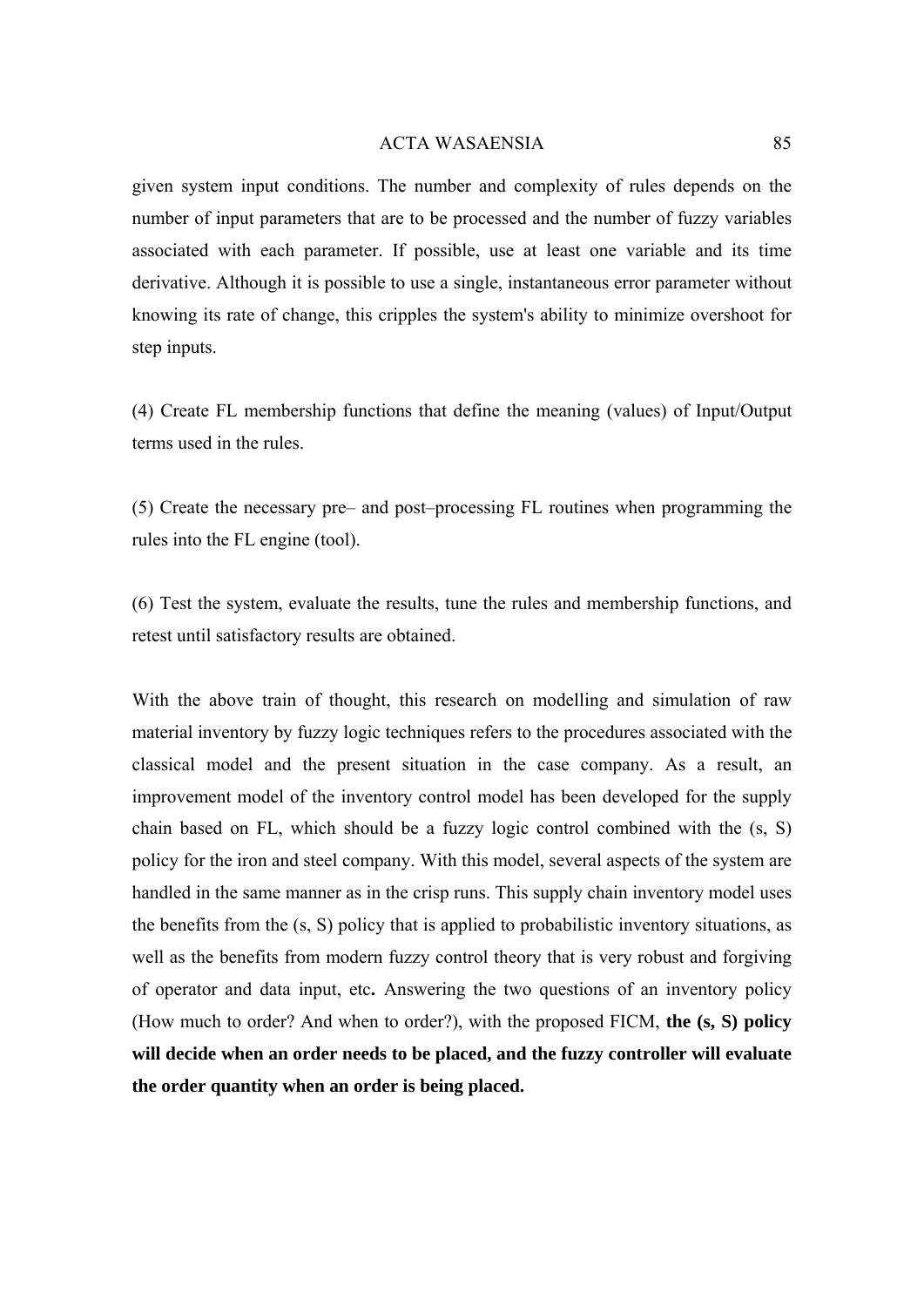given system input conditions. The number and complexity of rules depends on the number of input parameters that are to be processed and the number of fuzzy variables associated with each parameter. If possible, use at least one variable and its time derivative. Although it is possible to use a single, instantaneous error parameter without knowing its rate of change, this cripples the system's ability to minimize overshoot for step inputs.

(4) Create FL membership functions that define the meaning (values) of Input/Output terms used in the rules.

(5) Create the necessary pre– and post–processing FL routines when programming the rules into the FL engine (tool).

(6) Test the system, evaluate the results, tune the rules and membership functions, and retest until satisfactory results are obtained.

With the above train of thought, this research on modelling and simulation of raw material inventory by fuzzy logic techniques refers to the procedures associated with the classical model and the present situation in the case company. As a result, an improvement model of the inventory control model has been developed for the supply chain based on FL, which should be a fuzzy logic control combined with the (s, S) policy for the iron and steel company. With this model, several aspects of the system are handled in the same manner as in the crisp runs. This supply chain inventory model uses the benefits from the (s, S) policy that is applied to probabilistic inventory situations, as well as the benefits from modern fuzzy control theory that is very robust and forgiving of operator and data input, etc**.** Answering the two questions of an inventory policy (How much to order? And when to order?), with the proposed FICM, **the (s, S) policy will decide when an order needs to be placed, and the fuzzy controller will evaluate the order quantity when an order is being placed.**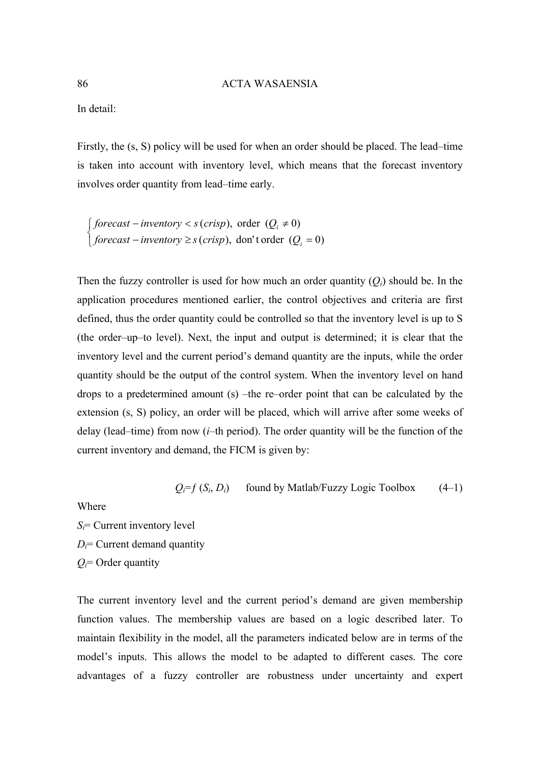In detail:

Firstly, the (s, S) policy will be used for when an order should be placed. The lead–time is taken into account with inventory level, which means that the forecast inventory involves order quantity from lead–time early.

$$\begin{cases} forecast - inventory < s\,(crisp), \text{ order } (Q_i \neq 0) \\ forecast - inventory \geq s\,(crisp), \text{ don't order } (Q_i = 0) \end{cases}$$

Then the fuzzy controller is used for how much an order quantity ($Q_i$) should be. In the application procedures mentioned earlier, the control objectives and criteria are first defined, thus the order quantity could be controlled so that the inventory level is up to S (the order–up–to level). Next, the input and output is determined; it is clear that the inventory level and the current period's demand quantity are the inputs, while the order quantity should be the output of the control system. When the inventory level on hand drops to a predetermined amount (s) –the re–order point that can be calculated by the extension (s, S) policy, an order will be placed, which will arrive after some weeks of delay (lead–time) from now (*i*–th period). The order quantity will be the function of the current inventory and demand, the FICM is given by:

$$Q_i = f\,(S_i, D_i) \quad \text{found by Matlab/Fuzzy Logic Toolbox} \qquad (4\text{–}1)$$

Where

$S_i$= Current inventory level

$D_i$= Current demand quantity

$Q_i$= Order quantity

The current inventory level and the current period's demand are given membership function values. The membership values are based on a logic described later. To maintain flexibility in the model, all the parameters indicated below are in terms of the model's inputs. This allows the model to be adapted to different cases. The core advantages of a fuzzy controller are robustness under uncertainty and expert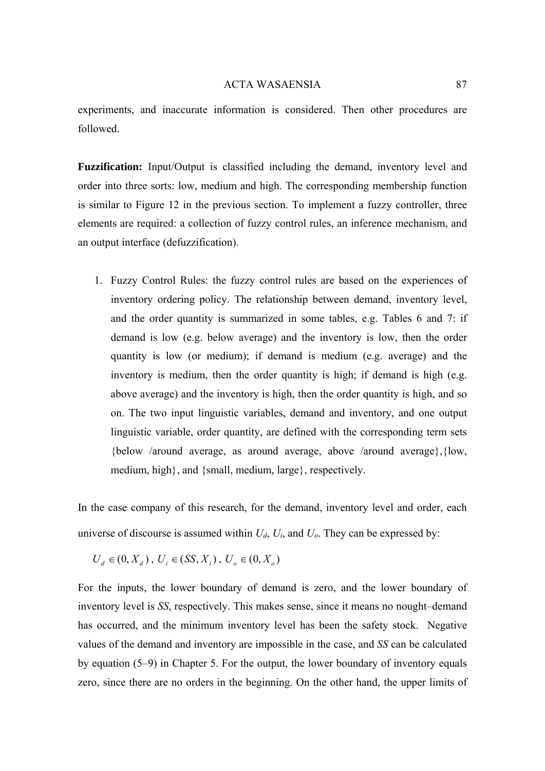experiments, and inaccurate information is considered. Then other procedures are followed.

**Fuzzification:** Input/Output is classified including the demand, inventory level and order into three sorts: low, medium and high. The corresponding membership function is similar to Figure 12 in the previous section. To implement a fuzzy controller, three elements are required: a collection of fuzzy control rules, an inference mechanism, and an output interface (defuzzification).

1. Fuzzy Control Rules: the fuzzy control rules are based on the experiences of inventory ordering policy. The relationship between demand, inventory level, and the order quantity is summarized in some tables, e.g. Tables 6 and 7: if demand is low (e.g. below average) and the inventory is low, then the order quantity is low (or medium); if demand is medium (e.g. average) and the inventory is medium, then the order quantity is high; if demand is high (e.g. above average) and the inventory is high, then the order quantity is high, and so on. The two input linguistic variables, demand and inventory, and one output linguistic variable, order quantity, are defined with the corresponding term sets {below /around average, as around average, above /around average},{low, medium, high}, and {small, medium, large}, respectively.

In the case company of this research, for the demand, inventory level and order, each universe of discourse is assumed within $U_d$, $U_i$, and $U_o$. They can be expressed by:

$$U_d \in (0, X_d)\text{ , } U_i \in (SS, X_i)\text{ , } U_o \in (0, X_o)$$

For the inputs, the lower boundary of demand is zero, and the lower boundary of inventory level is *SS*, respectively. This makes sense, since it means no nought–demand has occurred, and the minimum inventory level has been the safety stock. Negative values of the demand and inventory are impossible in the case, and *SS* can be calculated by equation (5–9) in Chapter 5. For the output, the lower boundary of inventory equals zero, since there are no orders in the beginning. On the other hand, the upper limits of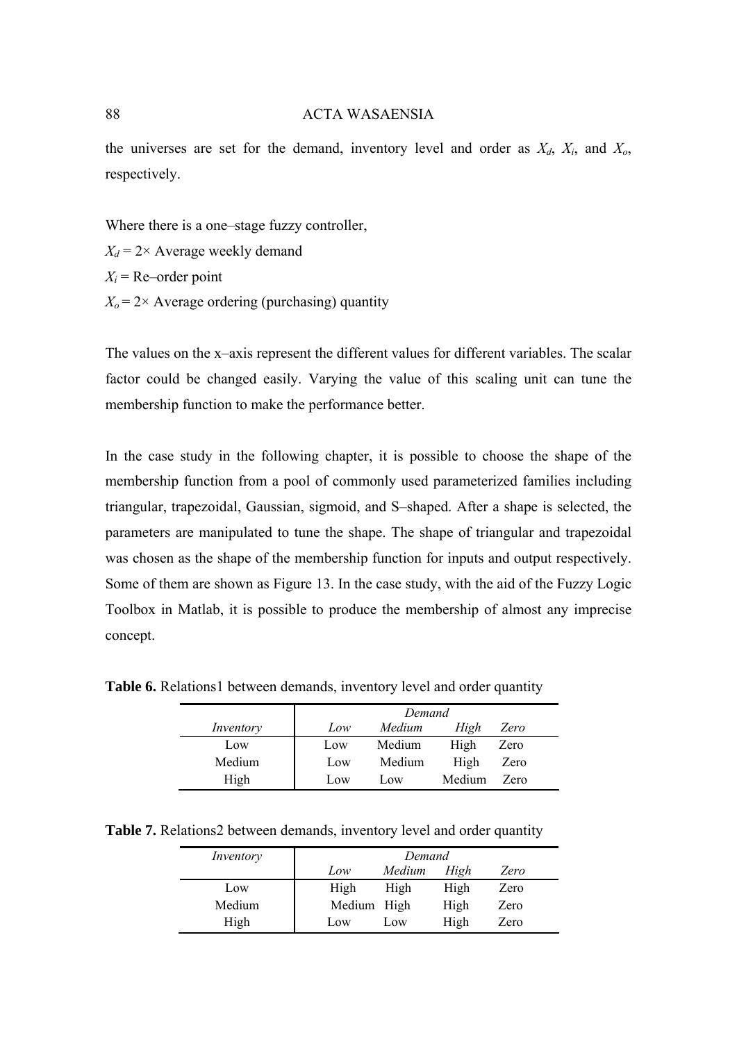the universes are set for the demand, inventory level and order as $X_d$, $X_i$, and $X_o$, respectively.

Where there is a one–stage fuzzy controller,
$X_d$ = 2× Average weekly demand
$X_i$ = Re–order point
$X_o$ = 2× Average ordering (purchasing) quantity

The values on the x–axis represent the different values for different variables. The scalar factor could be changed easily. Varying the value of this scaling unit can tune the membership function to make the performance better.

In the case study in the following chapter, it is possible to choose the shape of the membership function from a pool of commonly used parameterized families including triangular, trapezoidal, Gaussian, sigmoid, and S–shaped. After a shape is selected, the parameters are manipulated to tune the shape. The shape of triangular and trapezoidal was chosen as the shape of the membership function for inputs and output respectively. Some of them are shown as Figure 13. In the case study, with the aid of the Fuzzy Logic Toolbox in Matlab, it is possible to produce the membership of almost any imprecise concept.

**Table 6.** Relations1 between demands, inventory level and order quantity

| | *Demand* | | | |
|---|---|---|---|---|
| *Inventory* | *Low* | *Medium* | *High* | *Zero* |
| Low | Low | Medium | High | Zero |
| Medium | Low | Medium | High | Zero |
| High | Low | Low | Medium | Zero |

**Table 7.** Relations2 between demands, inventory level and order quantity

| *Inventory* | *Demand* | | | |
|---|---|---|---|---|
| | *Low* | *Medium* | *High* | *Zero* |
| Low | High | High | High | Zero |
| Medium | Medium | High | High | Zero |
| High | Low | Low | High | Zero |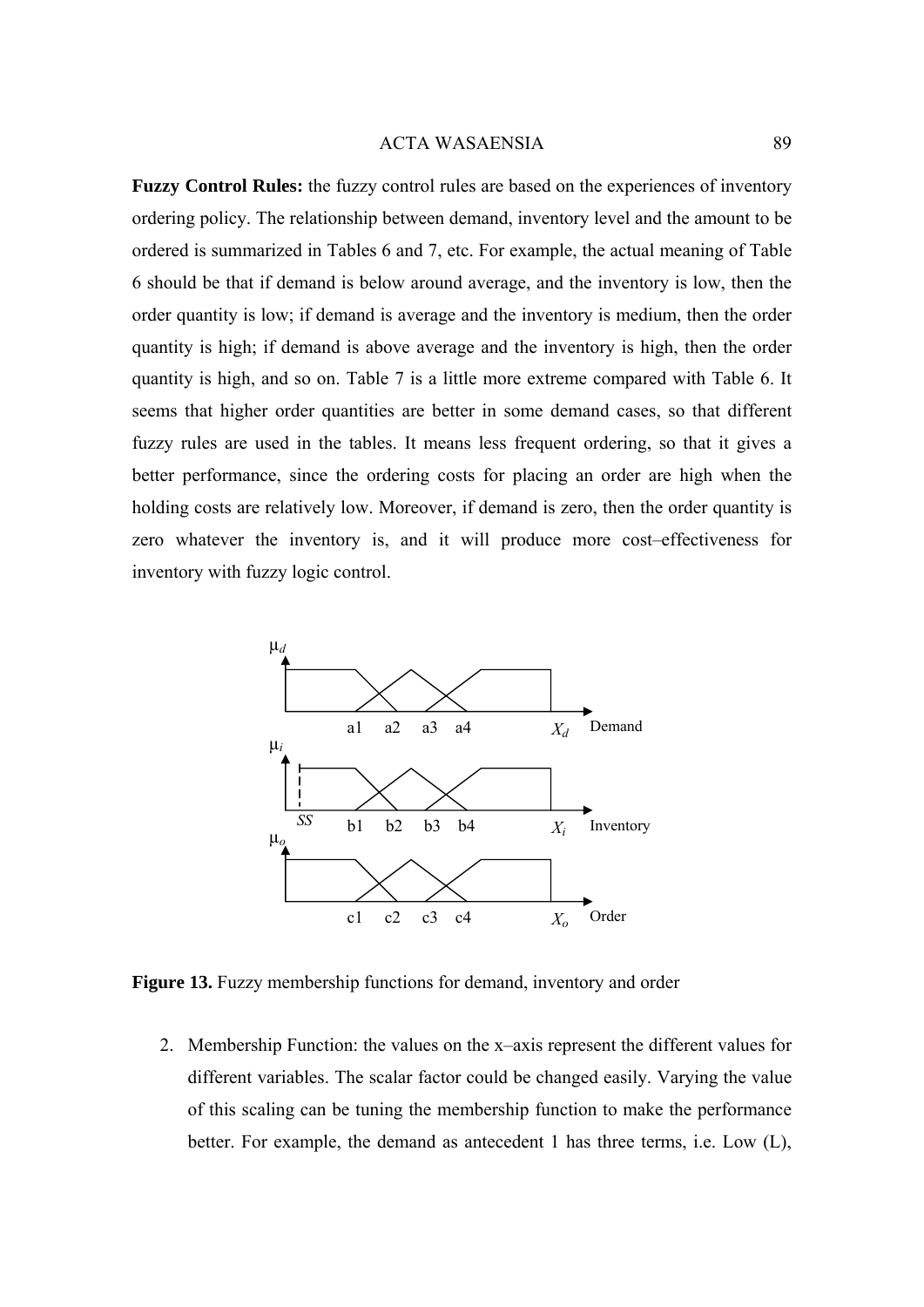**Fuzzy Control Rules:** the fuzzy control rules are based on the experiences of inventory ordering policy. The relationship between demand, inventory level and the amount to be ordered is summarized in Tables 6 and 7, etc. For example, the actual meaning of Table 6 should be that if demand is below around average, and the inventory is low, then the order quantity is low; if demand is average and the inventory is medium, then the order quantity is high; if demand is above average and the inventory is high, then the order quantity is high, and so on. Table 7 is a little more extreme compared with Table 6. It seems that higher order quantities are better in some demand cases, so that different fuzzy rules are used in the tables. It means less frequent ordering, so that it gives a better performance, since the ordering costs for placing an order are high when the holding costs are relatively low. Moreover, if demand is zero, then the order quantity is zero whatever the inventory is, and it will produce more cost–effectiveness for inventory with fuzzy logic control.

**Figure 13.** Fuzzy membership functions for demand, inventory and order

2. Membership Function: the values on the x–axis represent the different values for different variables. The scalar factor could be changed easily. Varying the value of this scaling can be tuning the membership function to make the performance better. For example, the demand as antecedent 1 has three terms, i.e. Low (L),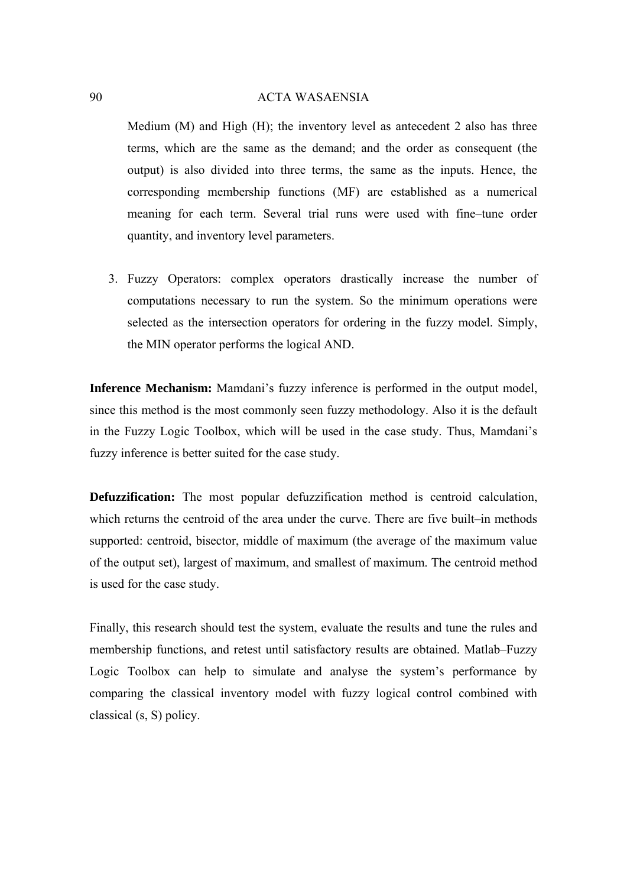Medium (M) and High (H); the inventory level as antecedent 2 also has three terms, which are the same as the demand; and the order as consequent (the output) is also divided into three terms, the same as the inputs. Hence, the corresponding membership functions (MF) are established as a numerical meaning for each term. Several trial runs were used with fine–tune order quantity, and inventory level parameters.

3. Fuzzy Operators: complex operators drastically increase the number of computations necessary to run the system. So the minimum operations were selected as the intersection operators for ordering in the fuzzy model. Simply, the MIN operator performs the logical AND.

**Inference Mechanism:** Mamdani's fuzzy inference is performed in the output model, since this method is the most commonly seen fuzzy methodology. Also it is the default in the Fuzzy Logic Toolbox, which will be used in the case study. Thus, Mamdani's fuzzy inference is better suited for the case study.

**Defuzzification:** The most popular defuzzification method is centroid calculation, which returns the centroid of the area under the curve. There are five built–in methods supported: centroid, bisector, middle of maximum (the average of the maximum value of the output set), largest of maximum, and smallest of maximum. The centroid method is used for the case study.

Finally, this research should test the system, evaluate the results and tune the rules and membership functions, and retest until satisfactory results are obtained. Matlab–Fuzzy Logic Toolbox can help to simulate and analyse the system's performance by comparing the classical inventory model with fuzzy logical control combined with classical (s, S) policy.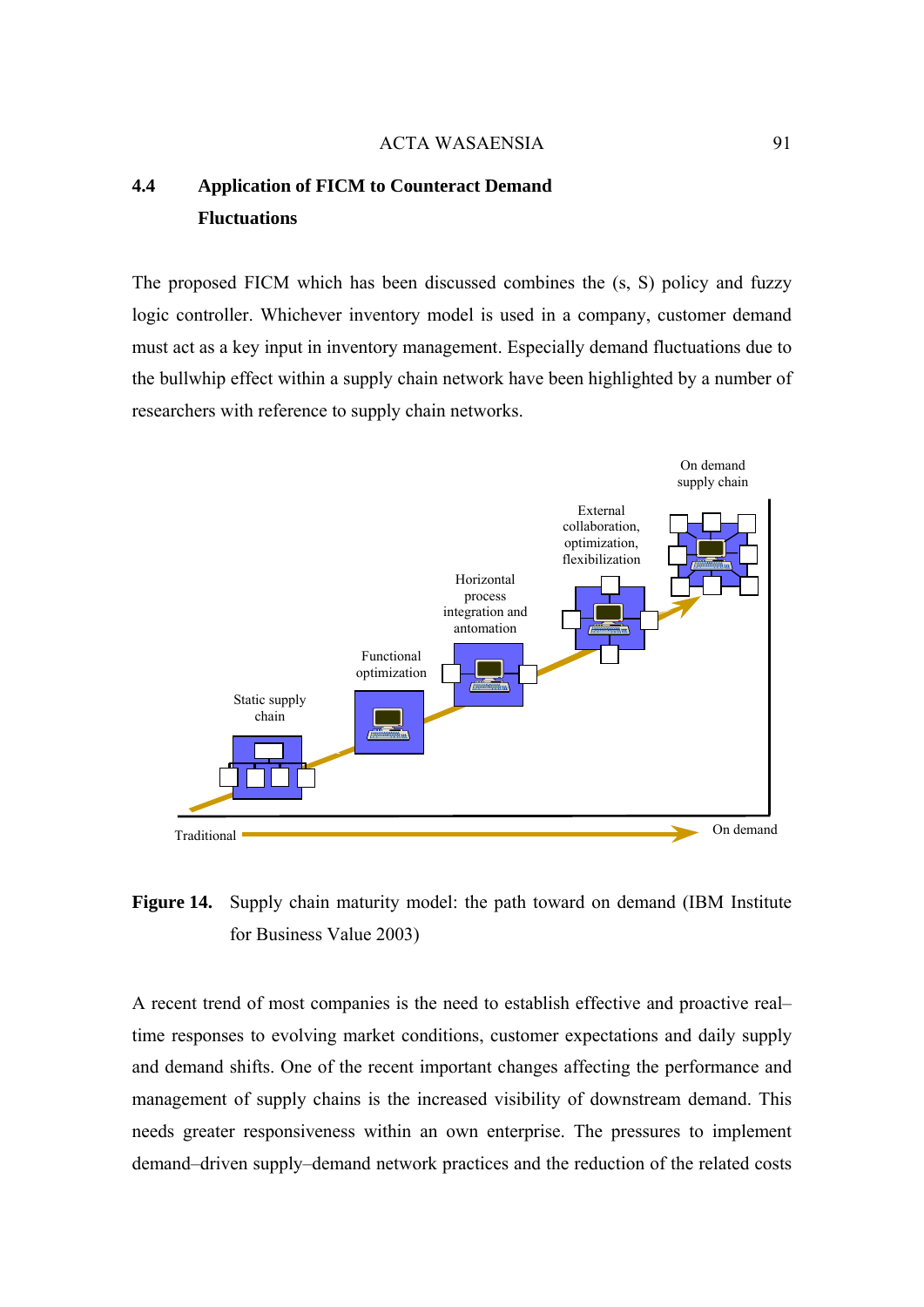## 4.4 Application of FICM to Counteract Demand Fluctuations

The proposed FICM which has been discussed combines the (s, S) policy and fuzzy logic controller. Whichever inventory model is used in a company, customer demand must act as a key input in inventory management. Especially demand fluctuations due to the bullwhip effect within a supply chain network have been highlighted by a number of researchers with reference to supply chain networks.

**Figure 14.** Supply chain maturity model: the path toward on demand (IBM Institute for Business Value 2003)

A recent trend of most companies is the need to establish effective and proactive real–time responses to evolving market conditions, customer expectations and daily supply and demand shifts. One of the recent important changes affecting the performance and management of supply chains is the increased visibility of downstream demand. This needs greater responsiveness within an own enterprise. The pressures to implement demand–driven supply–demand network practices and the reduction of the related costs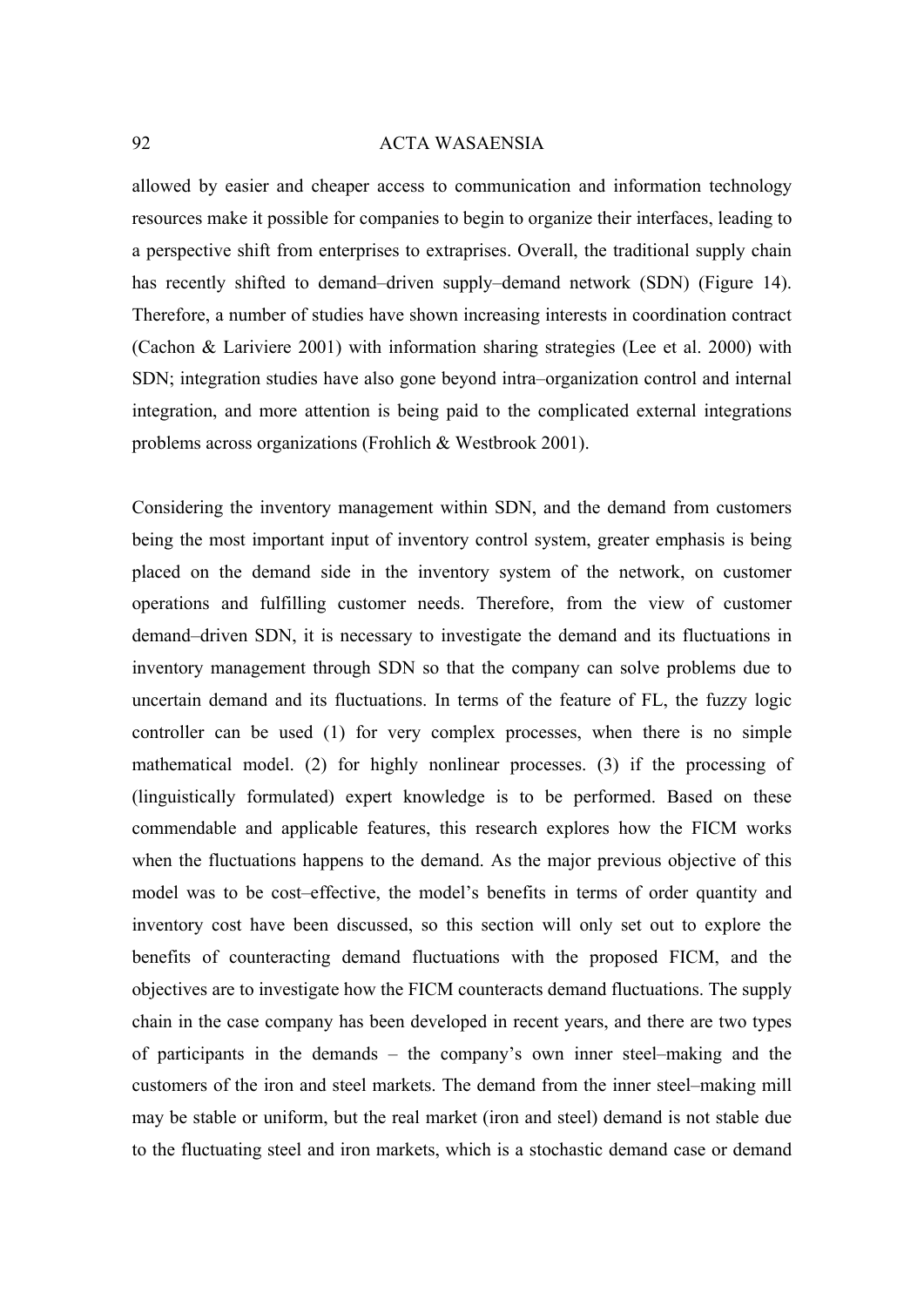allowed by easier and cheaper access to communication and information technology resources make it possible for companies to begin to organize their interfaces, leading to a perspective shift from enterprises to extraprises. Overall, the traditional supply chain has recently shifted to demand–driven supply–demand network (SDN) (Figure 14). Therefore, a number of studies have shown increasing interests in coordination contract (Cachon & Lariviere 2001) with information sharing strategies (Lee et al. 2000) with SDN; integration studies have also gone beyond intra–organization control and internal integration, and more attention is being paid to the complicated external integrations problems across organizations (Frohlich & Westbrook 2001).

Considering the inventory management within SDN, and the demand from customers being the most important input of inventory control system, greater emphasis is being placed on the demand side in the inventory system of the network, on customer operations and fulfilling customer needs. Therefore, from the view of customer demand–driven SDN, it is necessary to investigate the demand and its fluctuations in inventory management through SDN so that the company can solve problems due to uncertain demand and its fluctuations. In terms of the feature of FL, the fuzzy logic controller can be used (1) for very complex processes, when there is no simple mathematical model. (2) for highly nonlinear processes. (3) if the processing of (linguistically formulated) expert knowledge is to be performed. Based on these commendable and applicable features, this research explores how the FICM works when the fluctuations happens to the demand. As the major previous objective of this model was to be cost–effective, the model's benefits in terms of order quantity and inventory cost have been discussed, so this section will only set out to explore the benefits of counteracting demand fluctuations with the proposed FICM, and the objectives are to investigate how the FICM counteracts demand fluctuations. The supply chain in the case company has been developed in recent years, and there are two types of participants in the demands – the company's own inner steel–making and the customers of the iron and steel markets. The demand from the inner steel–making mill may be stable or uniform, but the real market (iron and steel) demand is not stable due to the fluctuating steel and iron markets, which is a stochastic demand case or demand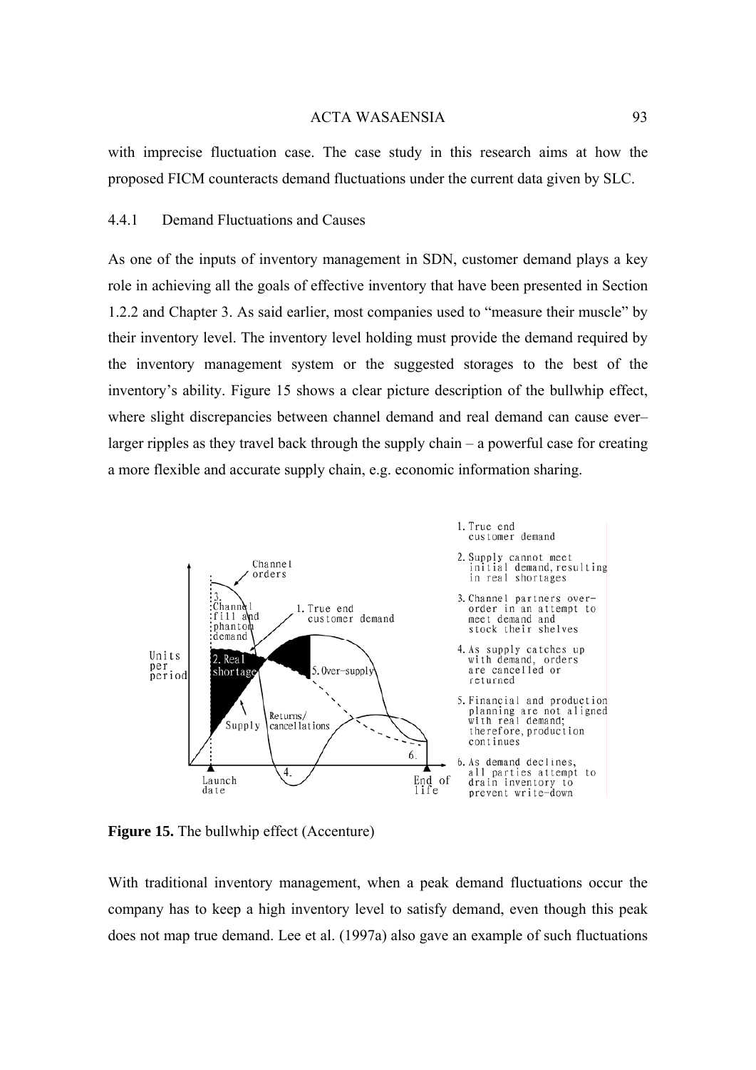with imprecise fluctuation case. The case study in this research aims at how the proposed FICM counteracts demand fluctuations under the current data given by SLC.

### 4.4.1 Demand Fluctuations and Causes

As one of the inputs of inventory management in SDN, customer demand plays a key role in achieving all the goals of effective inventory that have been presented in Section 1.2.2 and Chapter 3. As said earlier, most companies used to "measure their muscle" by their inventory level. The inventory level holding must provide the demand required by the inventory management system or the suggested storages to the best of the inventory's ability. Figure 15 shows a clear picture description of the bullwhip effect, where slight discrepancies between channel demand and real demand can cause ever–larger ripples as they travel back through the supply chain – a powerful case for creating a more flexible and accurate supply chain, e.g. economic information sharing.

**Figure 15.** The bullwhip effect (Accenture)

With traditional inventory management, when a peak demand fluctuations occur the company has to keep a high inventory level to satisfy demand, even though this peak does not map true demand. Lee et al. (1997a) also gave an example of such fluctuations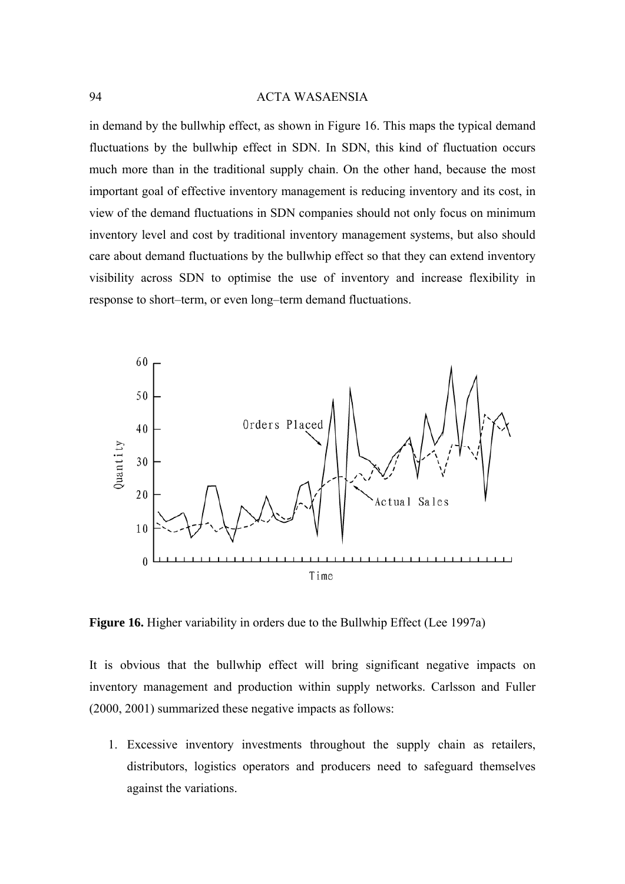in demand by the bullwhip effect, as shown in Figure 16. This maps the typical demand fluctuations by the bullwhip effect in SDN. In SDN, this kind of fluctuation occurs much more than in the traditional supply chain. On the other hand, because the most important goal of effective inventory management is reducing inventory and its cost, in view of the demand fluctuations in SDN companies should not only focus on minimum inventory level and cost by traditional inventory management systems, but also should care about demand fluctuations by the bullwhip effect so that they can extend inventory visibility across SDN to optimise the use of inventory and increase flexibility in response to short–term, or even long–term demand fluctuations.

**Figure 16.** Higher variability in orders due to the Bullwhip Effect (Lee 1997a)

It is obvious that the bullwhip effect will bring significant negative impacts on inventory management and production within supply networks. Carlsson and Fuller (2000, 2001) summarized these negative impacts as follows:

1. Excessive inventory investments throughout the supply chain as retailers, distributors, logistics operators and producers need to safeguard themselves against the variations.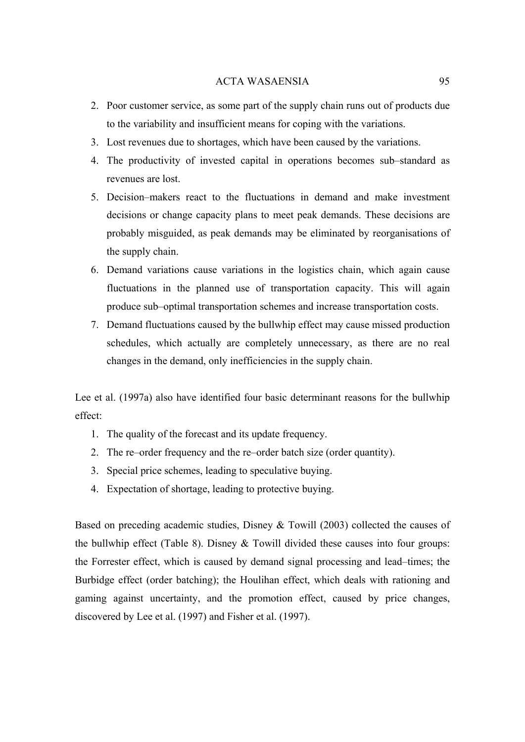2. Poor customer service, as some part of the supply chain runs out of products due to the variability and insufficient means for coping with the variations.
3. Lost revenues due to shortages, which have been caused by the variations.
4. The productivity of invested capital in operations becomes sub–standard as revenues are lost.
5. Decision–makers react to the fluctuations in demand and make investment decisions or change capacity plans to meet peak demands. These decisions are probably misguided, as peak demands may be eliminated by reorganisations of the supply chain.
6. Demand variations cause variations in the logistics chain, which again cause fluctuations in the planned use of transportation capacity. This will again produce sub–optimal transportation schemes and increase transportation costs.
7. Demand fluctuations caused by the bullwhip effect may cause missed production schedules, which actually are completely unnecessary, as there are no real changes in the demand, only inefficiencies in the supply chain.

Lee et al. (1997a) also have identified four basic determinant reasons for the bullwhip effect:

1. The quality of the forecast and its update frequency.
2. The re–order frequency and the re–order batch size (order quantity).
3. Special price schemes, leading to speculative buying.
4. Expectation of shortage, leading to protective buying.

Based on preceding academic studies, Disney & Towill (2003) collected the causes of the bullwhip effect (Table 8). Disney & Towill divided these causes into four groups: the Forrester effect, which is caused by demand signal processing and lead–times; the Burbidge effect (order batching); the Houlihan effect, which deals with rationing and gaming against uncertainty, and the promotion effect, caused by price changes, discovered by Lee et al. (1997) and Fisher et al. (1997).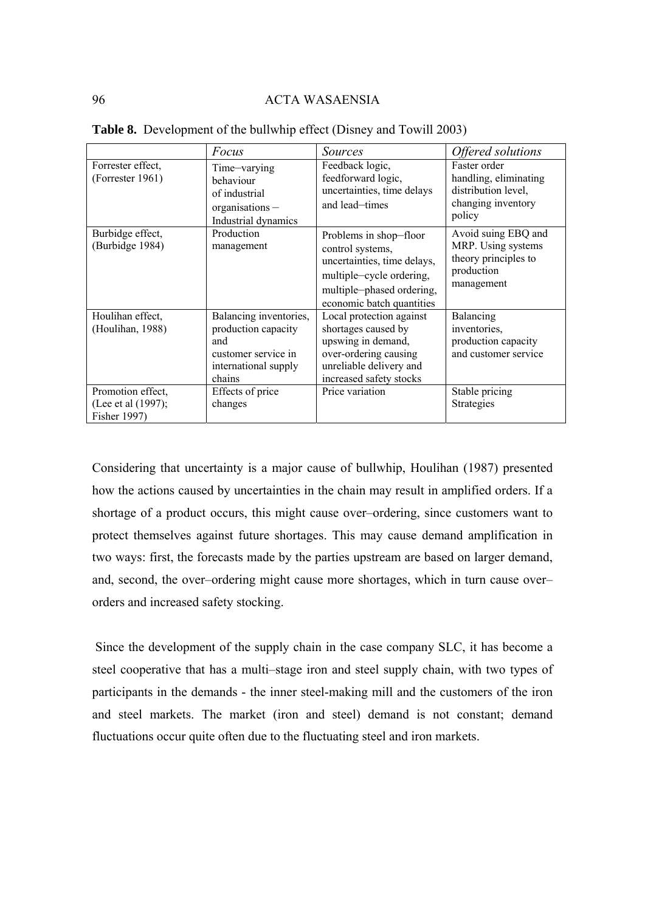**Table 8.** Development of the bullwhip effect (Disney and Towill 2003)

| | *Focus* | *Sources* | *Offered solutions* |
|---|---|---|---|
| Forrester effect, (Forrester 1961) | Time–varying behaviour of industrial organisations – Industrial dynamics | Feedback logic, feedforward logic, uncertainties, time delays and lead–times | Faster order handling, eliminating distribution level, changing inventory policy |
| Burbidge effect, (Burbidge 1984) | Production management | Problems in shop–floor control systems, uncertainties, time delays, multiple–cycle ordering, multiple–phased ordering, economic batch quantities | Avoid suing EBQ and MRP. Using systems theory principles to production management |
| Houlihan effect, (Houlihan, 1988) | Balancing inventories, production capacity and customer service in international supply chains | Local protection against shortages caused by upswing in demand, over-ordering causing unreliable delivery and increased safety stocks | Balancing inventories, production capacity and customer service |
| Promotion effect, (Lee et al (1997); Fisher 1997) | Effects of price changes | Price variation | Stable pricing Strategies |

Considering that uncertainty is a major cause of bullwhip, Houlihan (1987) presented how the actions caused by uncertainties in the chain may result in amplified orders. If a shortage of a product occurs, this might cause over–ordering, since customers want to protect themselves against future shortages. This may cause demand amplification in two ways: first, the forecasts made by the parties upstream are based on larger demand, and, second, the over–ordering might cause more shortages, which in turn cause over–orders and increased safety stocking.

Since the development of the supply chain in the case company SLC, it has become a steel cooperative that has a multi–stage iron and steel supply chain, with two types of participants in the demands - the inner steel-making mill and the customers of the iron and steel markets. The market (iron and steel) demand is not constant; demand fluctuations occur quite often due to the fluctuating steel and iron markets.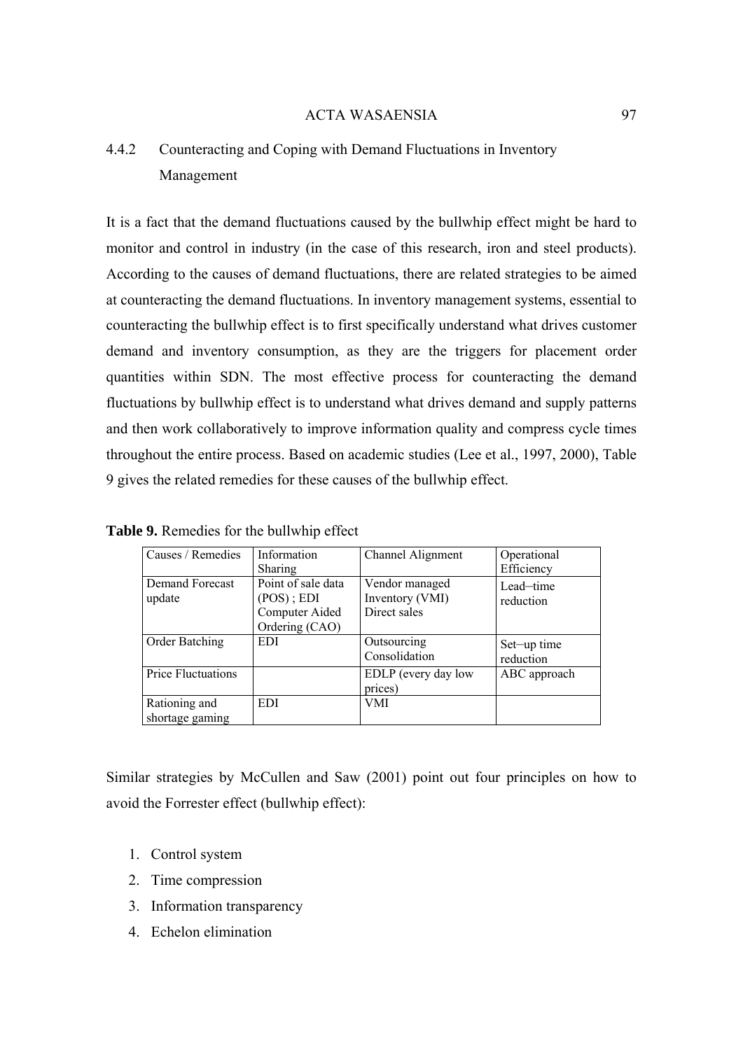### 4.4.2 Counteracting and Coping with Demand Fluctuations in Inventory Management

It is a fact that the demand fluctuations caused by the bullwhip effect might be hard to monitor and control in industry (in the case of this research, iron and steel products). According to the causes of demand fluctuations, there are related strategies to be aimed at counteracting the demand fluctuations. In inventory management systems, essential to counteracting the bullwhip effect is to first specifically understand what drives customer demand and inventory consumption, as they are the triggers for placement order quantities within SDN. The most effective process for counteracting the demand fluctuations by bullwhip effect is to understand what drives demand and supply patterns and then work collaboratively to improve information quality and compress cycle times throughout the entire process. Based on academic studies (Lee et al., 1997, 2000), Table 9 gives the related remedies for these causes of the bullwhip effect.

**Table 9.** Remedies for the bullwhip effect

| Causes / Remedies | Information Sharing | Channel Alignment | Operational Efficiency |
|---|---|---|---|
| Demand Forecast update | Point of sale data (POS) ; EDI Computer Aided Ordering (CAO) | Vendor managed Inventory (VMI) Direct sales | Lead–time reduction |
| Order Batching | EDI | Outsourcing Consolidation | Set–up time reduction |
| Price Fluctuations | | EDLP (every day low prices) | ABC approach |
| Rationing and shortage gaming | EDI | VMI | |

Similar strategies by McCullen and Saw (2001) point out four principles on how to avoid the Forrester effect (bullwhip effect):

1. Control system
2. Time compression
3. Information transparency
4. Echelon elimination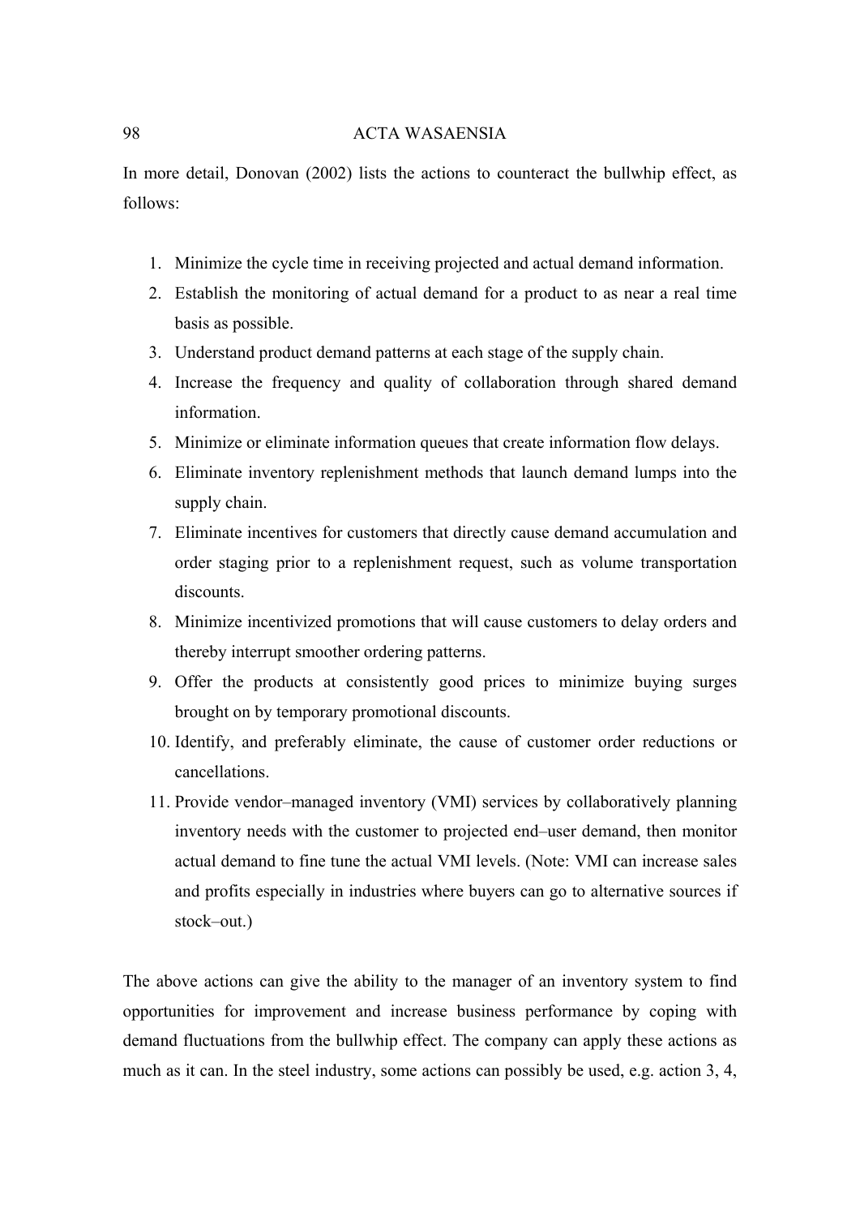In more detail, Donovan (2002) lists the actions to counteract the bullwhip effect, as follows:

1. Minimize the cycle time in receiving projected and actual demand information.
2. Establish the monitoring of actual demand for a product to as near a real time basis as possible.
3. Understand product demand patterns at each stage of the supply chain.
4. Increase the frequency and quality of collaboration through shared demand information.
5. Minimize or eliminate information queues that create information flow delays.
6. Eliminate inventory replenishment methods that launch demand lumps into the supply chain.
7. Eliminate incentives for customers that directly cause demand accumulation and order staging prior to a replenishment request, such as volume transportation discounts.
8. Minimize incentivized promotions that will cause customers to delay orders and thereby interrupt smoother ordering patterns.
9. Offer the products at consistently good prices to minimize buying surges brought on by temporary promotional discounts.
10. Identify, and preferably eliminate, the cause of customer order reductions or cancellations.
11. Provide vendor–managed inventory (VMI) services by collaboratively planning inventory needs with the customer to projected end–user demand, then monitor actual demand to fine tune the actual VMI levels. (Note: VMI can increase sales and profits especially in industries where buyers can go to alternative sources if stock–out.)

The above actions can give the ability to the manager of an inventory system to find opportunities for improvement and increase business performance by coping with demand fluctuations from the bullwhip effect. The company can apply these actions as much as it can. In the steel industry, some actions can possibly be used, e.g. action 3, 4,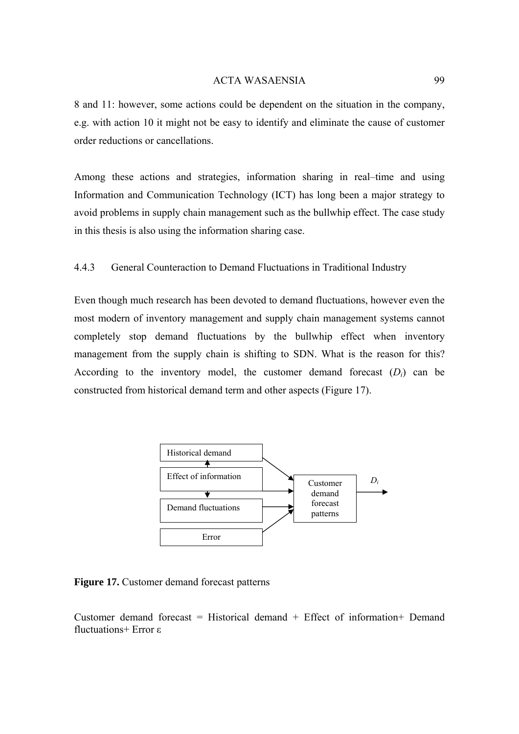8 and 11: however, some actions could be dependent on the situation in the company, e.g. with action 10 it might not be easy to identify and eliminate the cause of customer order reductions or cancellations.

Among these actions and strategies, information sharing in real–time and using Information and Communication Technology (ICT) has long been a major strategy to avoid problems in supply chain management such as the bullwhip effect. The case study in this thesis is also using the information sharing case.

### 4.4.3 General Counteraction to Demand Fluctuations in Traditional Industry

Even though much research has been devoted to demand fluctuations, however even the most modern of inventory management and supply chain management systems cannot completely stop demand fluctuations by the bullwhip effect when inventory management from the supply chain is shifting to SDN. What is the reason for this? According to the inventory model, the customer demand forecast ($D_i$) can be constructed from historical demand term and other aspects (Figure 17).

Historical demand

Effect of information

Demand fluctuations

Error

Customer demand forecast patterns

$D_i$

**Figure 17.** Customer demand forecast patterns

Customer demand forecast = Historical demand + Effect of information+ Demand fluctuations+ Error $\varepsilon$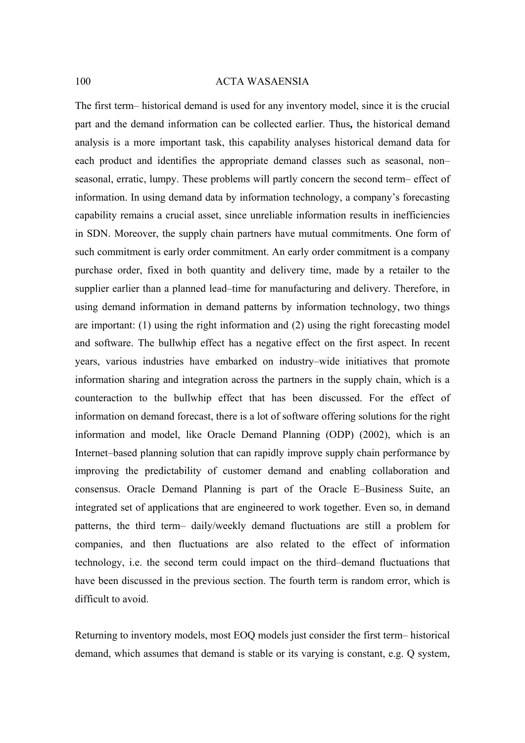The first term– historical demand is used for any inventory model, since it is the crucial part and the demand information can be collected earlier. Thus**,** the historical demand analysis is a more important task, this capability analyses historical demand data for each product and identifies the appropriate demand classes such as seasonal, non–seasonal, erratic, lumpy. These problems will partly concern the second term– effect of information. In using demand data by information technology, a company's forecasting capability remains a crucial asset, since unreliable information results in inefficiencies in SDN. Moreover, the supply chain partners have mutual commitments. One form of such commitment is early order commitment. An early order commitment is a company purchase order, fixed in both quantity and delivery time, made by a retailer to the supplier earlier than a planned lead–time for manufacturing and delivery. Therefore, in using demand information in demand patterns by information technology, two things are important: (1) using the right information and (2) using the right forecasting model and software. The bullwhip effect has a negative effect on the first aspect. In recent years, various industries have embarked on industry–wide initiatives that promote information sharing and integration across the partners in the supply chain, which is a counteraction to the bullwhip effect that has been discussed. For the effect of information on demand forecast, there is a lot of software offering solutions for the right information and model, like Oracle Demand Planning (ODP) (2002), which is an Internet–based planning solution that can rapidly improve supply chain performance by improving the predictability of customer demand and enabling collaboration and consensus. Oracle Demand Planning is part of the Oracle E–Business Suite, an integrated set of applications that are engineered to work together. Even so, in demand patterns, the third term– daily/weekly demand fluctuations are still a problem for companies, and then fluctuations are also related to the effect of information technology, i.e. the second term could impact on the third–demand fluctuations that have been discussed in the previous section. The fourth term is random error, which is difficult to avoid.

Returning to inventory models, most EOQ models just consider the first term– historical demand, which assumes that demand is stable or its varying is constant, e.g. Q system,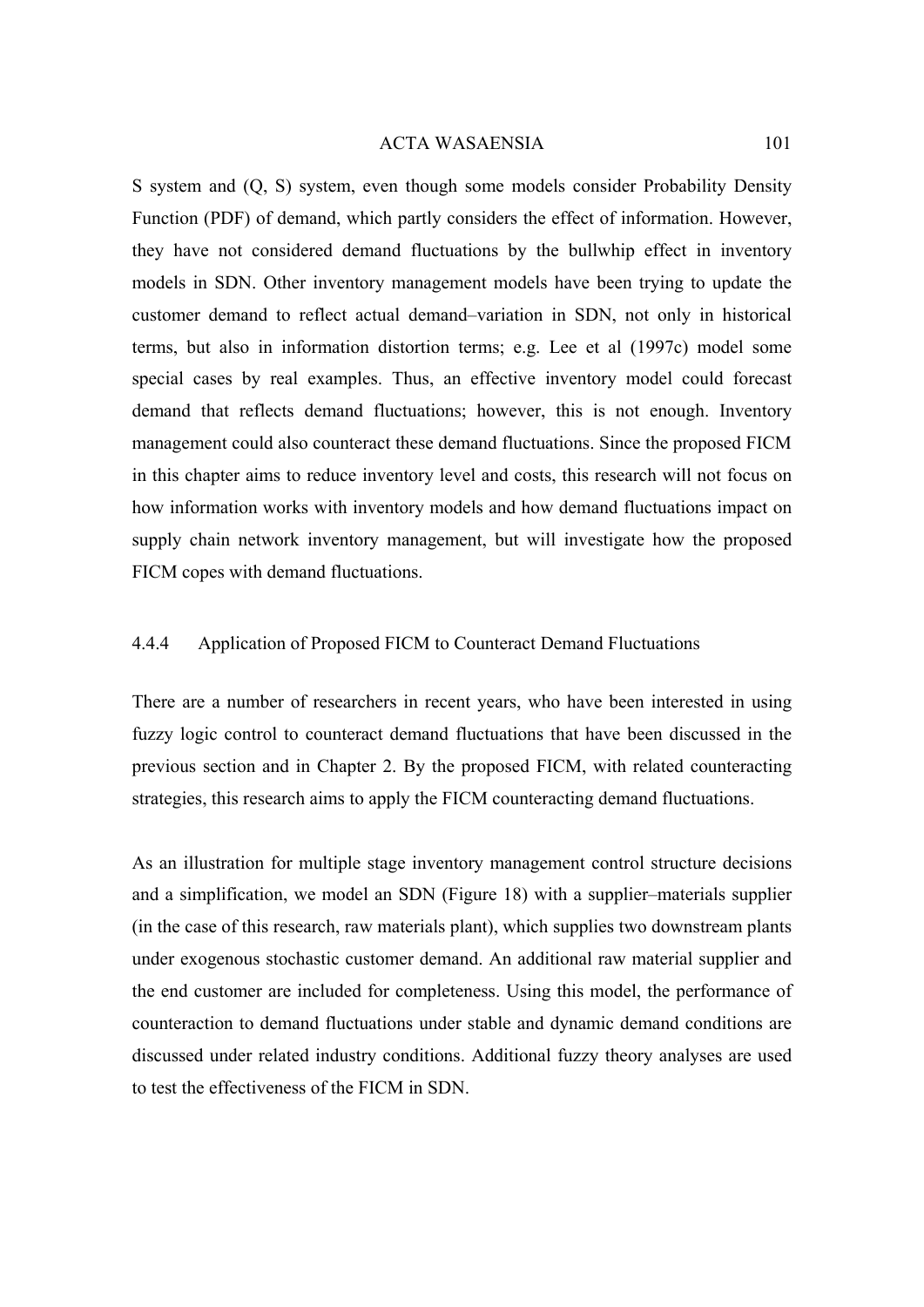S system and (Q, S) system, even though some models consider Probability Density Function (PDF) of demand, which partly considers the effect of information. However, they have not considered demand fluctuations by the bullwhip effect in inventory models in SDN. Other inventory management models have been trying to update the customer demand to reflect actual demand–variation in SDN, not only in historical terms, but also in information distortion terms; e.g. Lee et al (1997c) model some special cases by real examples. Thus, an effective inventory model could forecast demand that reflects demand fluctuations; however, this is not enough. Inventory management could also counteract these demand fluctuations. Since the proposed FICM in this chapter aims to reduce inventory level and costs, this research will not focus on how information works with inventory models and how demand fluctuations impact on supply chain network inventory management, but will investigate how the proposed FICM copes with demand fluctuations.

### 4.4.4 Application of Proposed FICM to Counteract Demand Fluctuations

There are a number of researchers in recent years, who have been interested in using fuzzy logic control to counteract demand fluctuations that have been discussed in the previous section and in Chapter 2. By the proposed FICM, with related counteracting strategies, this research aims to apply the FICM counteracting demand fluctuations.

As an illustration for multiple stage inventory management control structure decisions and a simplification, we model an SDN (Figure 18) with a supplier–materials supplier (in the case of this research, raw materials plant), which supplies two downstream plants under exogenous stochastic customer demand. An additional raw material supplier and the end customer are included for completeness. Using this model, the performance of counteraction to demand fluctuations under stable and dynamic demand conditions are discussed under related industry conditions. Additional fuzzy theory analyses are used to test the effectiveness of the FICM in SDN.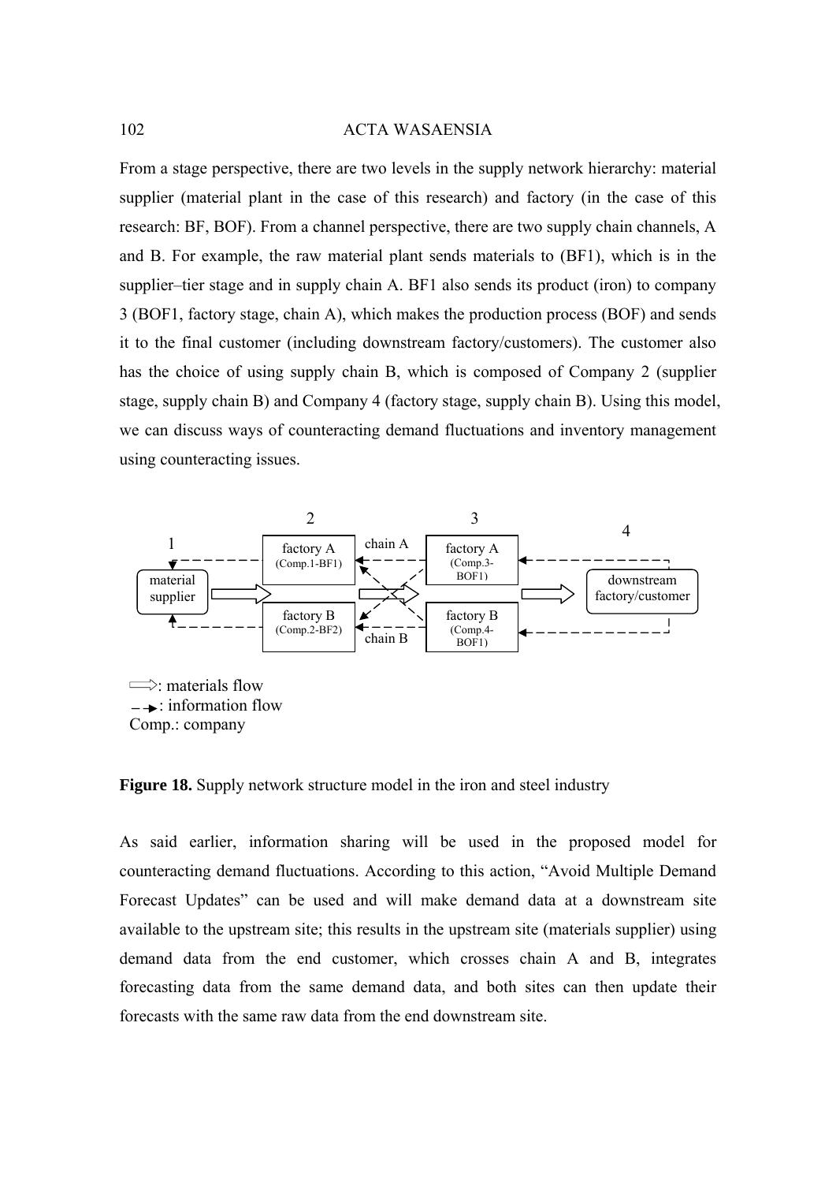From a stage perspective, there are two levels in the supply network hierarchy: material supplier (material plant in the case of this research) and factory (in the case of this research: BF, BOF). From a channel perspective, there are two supply chain channels, A and B. For example, the raw material plant sends materials to (BF1), which is in the supplier–tier stage and in supply chain A. BF1 also sends its product (iron) to company 3 (BOF1, factory stage, chain A), which makes the production process (BOF) and sends it to the final customer (including downstream factory/customers). The customer also has the choice of using supply chain B, which is composed of Company 2 (supplier stage, supply chain B) and Company 4 (factory stage, supply chain B). Using this model, we can discuss ways of counteracting demand fluctuations and inventory management using counteracting issues.

1 material supplier

2 factory A (Comp.1-BF1) | factory B (Comp.2-BF2)

chain A | chain B

3 factory A (Comp.3-BOF1) | factory B (Comp.4-BOF1)

4 downstream factory/customer

⇨: materials flow
⇢: information flow
Comp.: company

**Figure 18.** Supply network structure model in the iron and steel industry

As said earlier, information sharing will be used in the proposed model for counteracting demand fluctuations. According to this action, "Avoid Multiple Demand Forecast Updates" can be used and will make demand data at a downstream site available to the upstream site; this results in the upstream site (materials supplier) using demand data from the end customer, which crosses chain A and B, integrates forecasting data from the same demand data, and both sites can then update their forecasts with the same raw data from the end downstream site.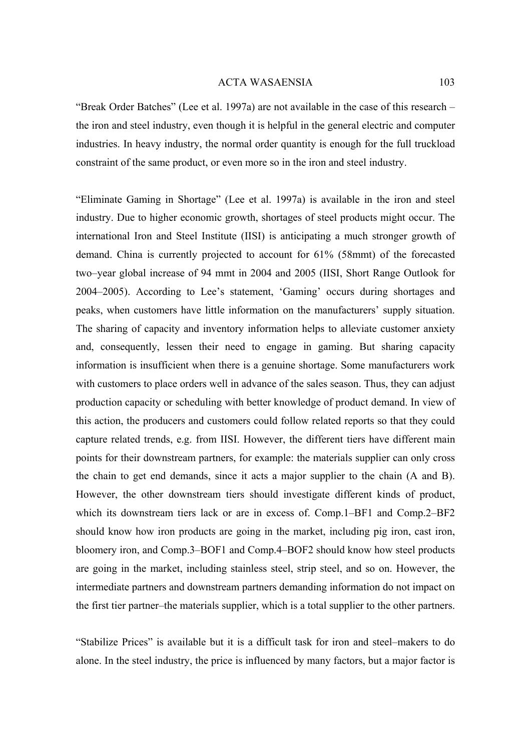“Break Order Batches” (Lee et al. 1997a) are not available in the case of this research – the iron and steel industry, even though it is helpful in the general electric and computer industries. In heavy industry, the normal order quantity is enough for the full truckload constraint of the same product, or even more so in the iron and steel industry.

“Eliminate Gaming in Shortage” (Lee et al. 1997a) is available in the iron and steel industry. Due to higher economic growth, shortages of steel products might occur. The international Iron and Steel Institute (IISI) is anticipating a much stronger growth of demand. China is currently projected to account for 61% (58mmt) of the forecasted two–year global increase of 94 mmt in 2004 and 2005 (IISI, Short Range Outlook for 2004–2005). According to Lee’s statement, ‘Gaming’ occurs during shortages and peaks, when customers have little information on the manufacturers’ supply situation. The sharing of capacity and inventory information helps to alleviate customer anxiety and, consequently, lessen their need to engage in gaming. But sharing capacity information is insufficient when there is a genuine shortage. Some manufacturers work with customers to place orders well in advance of the sales season. Thus, they can adjust production capacity or scheduling with better knowledge of product demand. In view of this action, the producers and customers could follow related reports so that they could capture related trends, e.g. from IISI. However, the different tiers have different main points for their downstream partners, for example: the materials supplier can only cross the chain to get end demands, since it acts a major supplier to the chain (A and B). However, the other downstream tiers should investigate different kinds of product, which its downstream tiers lack or are in excess of. Comp.1–BF1 and Comp.2–BF2 should know how iron products are going in the market, including pig iron, cast iron, bloomery iron, and Comp.3–BOF1 and Comp.4–BOF2 should know how steel products are going in the market, including stainless steel, strip steel, and so on. However, the intermediate partners and downstream partners demanding information do not impact on the first tier partner–the materials supplier, which is a total supplier to the other partners.

“Stabilize Prices” is available but it is a difficult task for iron and steel–makers to do alone. In the steel industry, the price is influenced by many factors, but a major factor is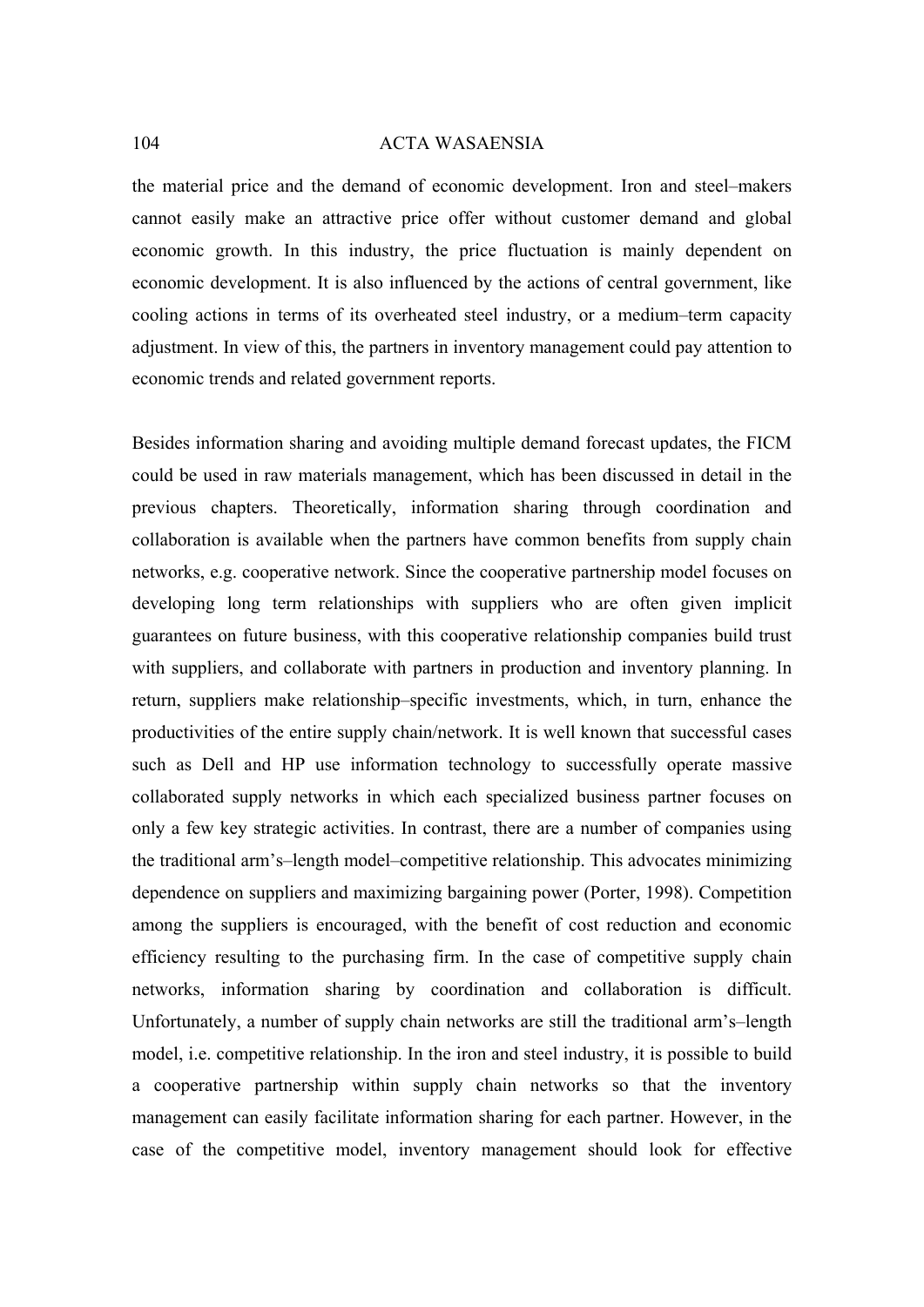the material price and the demand of economic development. Iron and steel–makers cannot easily make an attractive price offer without customer demand and global economic growth. In this industry, the price fluctuation is mainly dependent on economic development. It is also influenced by the actions of central government, like cooling actions in terms of its overheated steel industry, or a medium–term capacity adjustment. In view of this, the partners in inventory management could pay attention to economic trends and related government reports.

Besides information sharing and avoiding multiple demand forecast updates, the FICM could be used in raw materials management, which has been discussed in detail in the previous chapters. Theoretically, information sharing through coordination and collaboration is available when the partners have common benefits from supply chain networks, e.g. cooperative network. Since the cooperative partnership model focuses on developing long term relationships with suppliers who are often given implicit guarantees on future business, with this cooperative relationship companies build trust with suppliers, and collaborate with partners in production and inventory planning. In return, suppliers make relationship–specific investments, which, in turn, enhance the productivities of the entire supply chain/network. It is well known that successful cases such as Dell and HP use information technology to successfully operate massive collaborated supply networks in which each specialized business partner focuses on only a few key strategic activities. In contrast, there are a number of companies using the traditional arm's–length model–competitive relationship. This advocates minimizing dependence on suppliers and maximizing bargaining power (Porter, 1998). Competition among the suppliers is encouraged, with the benefit of cost reduction and economic efficiency resulting to the purchasing firm. In the case of competitive supply chain networks, information sharing by coordination and collaboration is difficult. Unfortunately, a number of supply chain networks are still the traditional arm's–length model, i.e. competitive relationship. In the iron and steel industry, it is possible to build a cooperative partnership within supply chain networks so that the inventory management can easily facilitate information sharing for each partner. However, in the case of the competitive model, inventory management should look for effective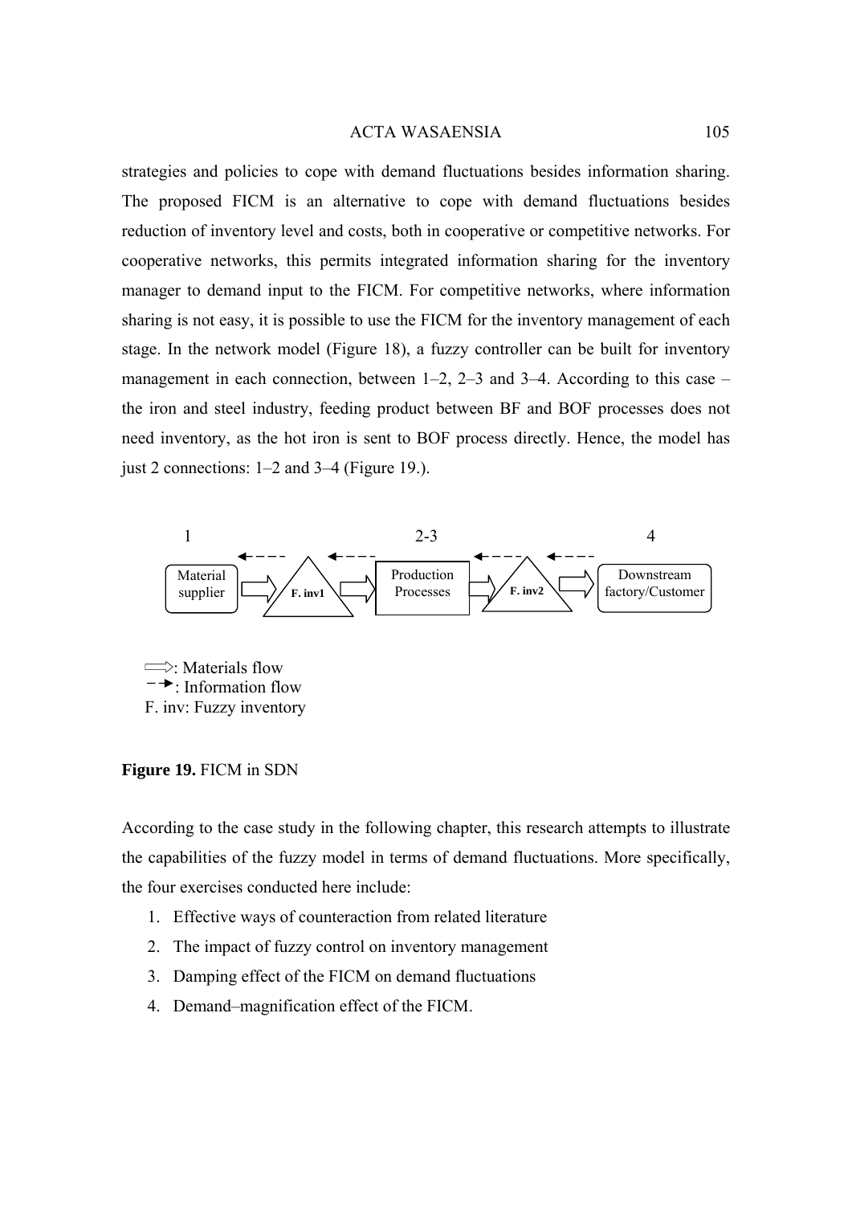strategies and policies to cope with demand fluctuations besides information sharing. The proposed FICM is an alternative to cope with demand fluctuations besides reduction of inventory level and costs, both in cooperative or competitive networks. For cooperative networks, this permits integrated information sharing for the inventory manager to demand input to the FICM. For competitive networks, where information sharing is not easy, it is possible to use the FICM for the inventory management of each stage. In the network model (Figure 18), a fuzzy controller can be built for inventory management in each connection, between 1–2, 2–3 and 3–4. According to this case – the iron and steel industry, feeding product between BF and BOF processes does not need inventory, as the hot iron is sent to BOF process directly. Hence, the model has just 2 connections: 1–2 and 3–4 (Figure 19.).

1 — Material supplier → F. inv1 → 2-3 — Production Processes → F. inv2 → 4 — Downstream factory/Customer

⟹: Materials flow
- -➝: Information flow
F. inv: Fuzzy inventory

**Figure 19.** FICM in SDN

According to the case study in the following chapter, this research attempts to illustrate the capabilities of the fuzzy model in terms of demand fluctuations. More specifically, the four exercises conducted here include:

1. Effective ways of counteraction from related literature
2. The impact of fuzzy control on inventory management
3. Damping effect of the FICM on demand fluctuations
4. Demand–magnification effect of the FICM.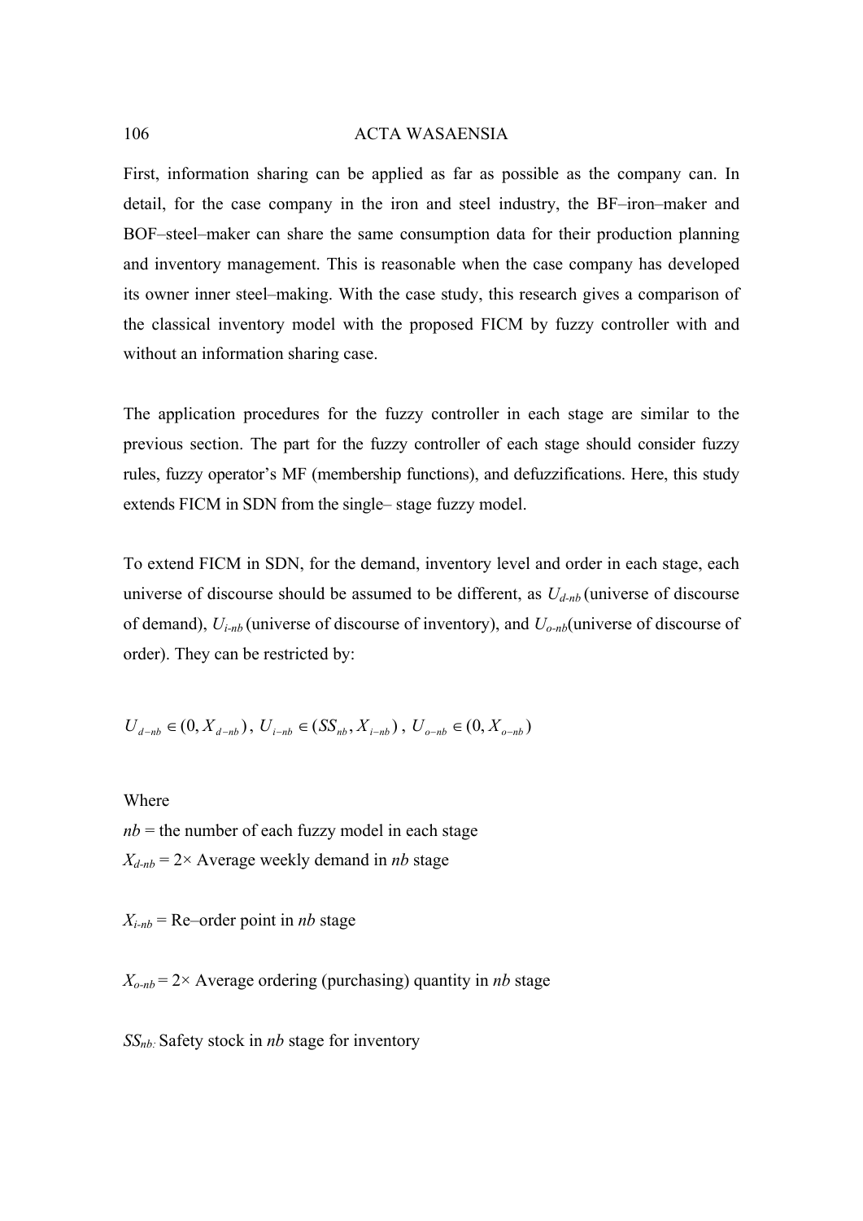First, information sharing can be applied as far as possible as the company can. In detail, for the case company in the iron and steel industry, the BF–iron–maker and BOF–steel–maker can share the same consumption data for their production planning and inventory management. This is reasonable when the case company has developed its owner inner steel–making. With the case study, this research gives a comparison of the classical inventory model with the proposed FICM by fuzzy controller with and without an information sharing case.

The application procedures for the fuzzy controller in each stage are similar to the previous section. The part for the fuzzy controller of each stage should consider fuzzy rules, fuzzy operator's MF (membership functions), and defuzzifications. Here, this study extends FICM in SDN from the single– stage fuzzy model.

To extend FICM in SDN, for the demand, inventory level and order in each stage, each universe of discourse should be assumed to be different, as $U_{d-nb}$ (universe of discourse of demand), $U_{i-nb}$ (universe of discourse of inventory), and $U_{o-nb}$(universe of discourse of order). They can be restricted by:

$$U_{d-nb} \in (0, X_{d-nb}),\ U_{i-nb} \in (SS_{nb}, X_{i-nb}),\ U_{o-nb} \in (0, X_{o-nb})$$

Where

$nb$ = the number of each fuzzy model in each stage

$X_{d-nb}$ = 2× Average weekly demand in $nb$ stage

$X_{i-nb}$ = Re–order point in $nb$ stage

$X_{o-nb}$ = 2× Average ordering (purchasing) quantity in $nb$ stage

$SS_{nb}$: Safety stock in $nb$ stage for inventory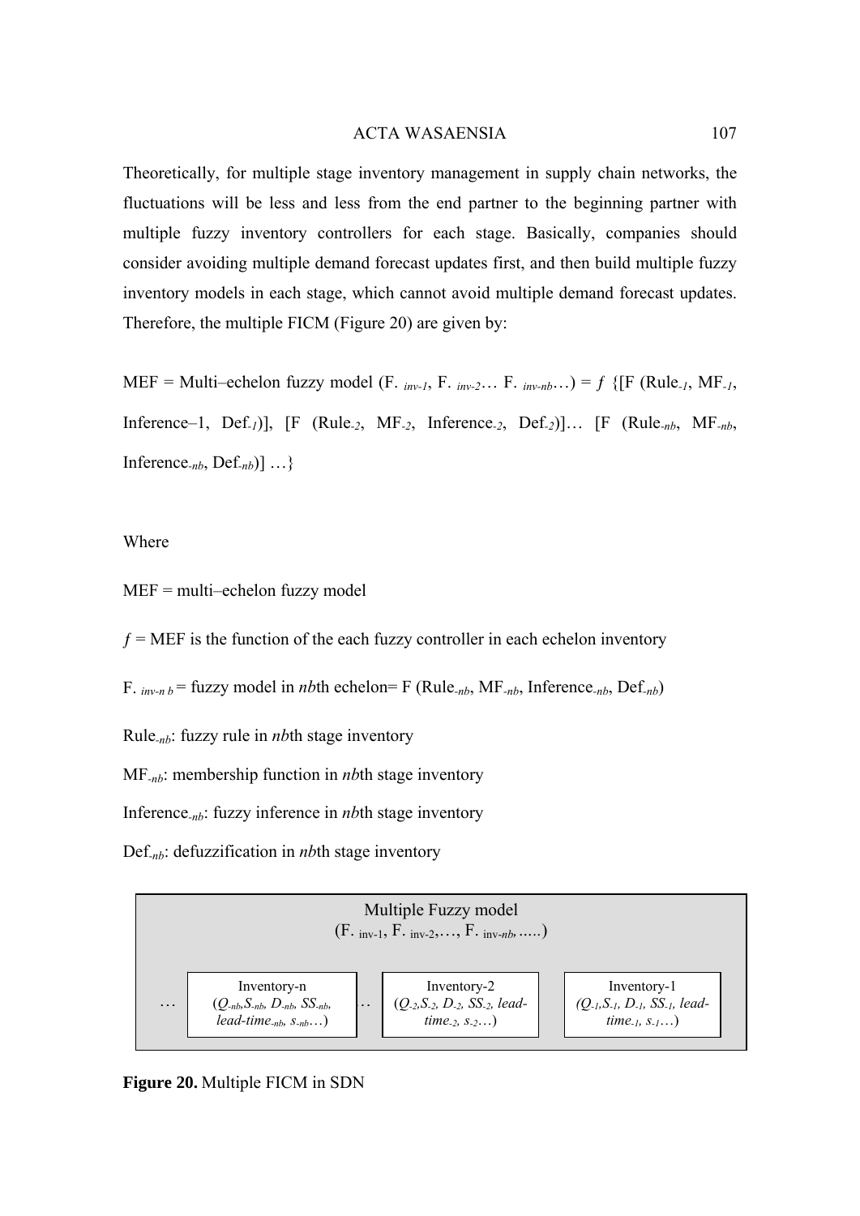Theoretically, for multiple stage inventory management in supply chain networks, the fluctuations will be less and less from the end partner to the beginning partner with multiple fuzzy inventory controllers for each stage. Basically, companies should consider avoiding multiple demand forecast updates first, and then build multiple fuzzy inventory models in each stage, which cannot avoid multiple demand forecast updates. Therefore, the multiple FICM (Figure 20) are given by:

MEF = Multi–echelon fuzzy model (F. $_{inv\text{-}1}$, F. $_{inv\text{-}2}$… F. $_{inv\text{-}nb}$…) = $f$ {[F (Rule$_{\text{-}1}$, MF$_{\text{-}1}$, Inference–1, Def$_{\text{-}1}$)], [F (Rule$_{\text{-}2}$, MF$_{\text{-}2}$, Inference$_{\text{-}2}$, Def$_{\text{-}2}$)]… [F (Rule$_{\text{-}nb}$, MF$_{\text{-}nb}$, Inference$_{\text{-}nb}$, Def$_{\text{-}nb}$)] …}

Where

MEF = multi–echelon fuzzy model

$f$ = MEF is the function of the each fuzzy controller in each echelon inventory

F. $_{inv\text{-}n\ b}$ = fuzzy model in *nb*th echelon= F (Rule$_{\text{-}nb}$, MF$_{\text{-}nb}$, Inference$_{\text{-}nb}$, Def$_{\text{-}nb}$)

Rule$_{\text{-}nb}$: fuzzy rule in *nb*th stage inventory

MF$_{\text{-}nb}$: membership function in *nb*th stage inventory

Inference$_{\text{-}nb}$: fuzzy inference in *nb*th stage inventory

Def$_{\text{-}nb}$: defuzzification in *nb*th stage inventory

Multiple Fuzzy model
(F. $_{\text{inv-1}}$, F. $_{\text{inv-2}}$,…, F. $_{\text{inv-}nb}$, .....)

… Inventory-n ($Q_{\text{-}nb}$, $S_{\text{-}nb}$, $D_{\text{-}nb}$, $SS_{\text{-}nb}$, *lead-time*$_{\text{-}nb}$, $s_{\text{-}nb}$…) .. Inventory-2 ($Q_{\text{-}2}$, $S_{\text{-}2}$, $D_{\text{-}2}$, $SS_{\text{-}2}$, *lead-time*$_{\text{-}2}$, $s_{\text{-}2}$…) Inventory-1 ($Q_{\text{-}1}$, $S_{\text{-}1}$, $D_{\text{-}1}$, $SS_{\text{-}1}$, *lead-time*$_{\text{-}1}$, $s_{\text{-}1}$…)

**Figure 20.** Multiple FICM in SDN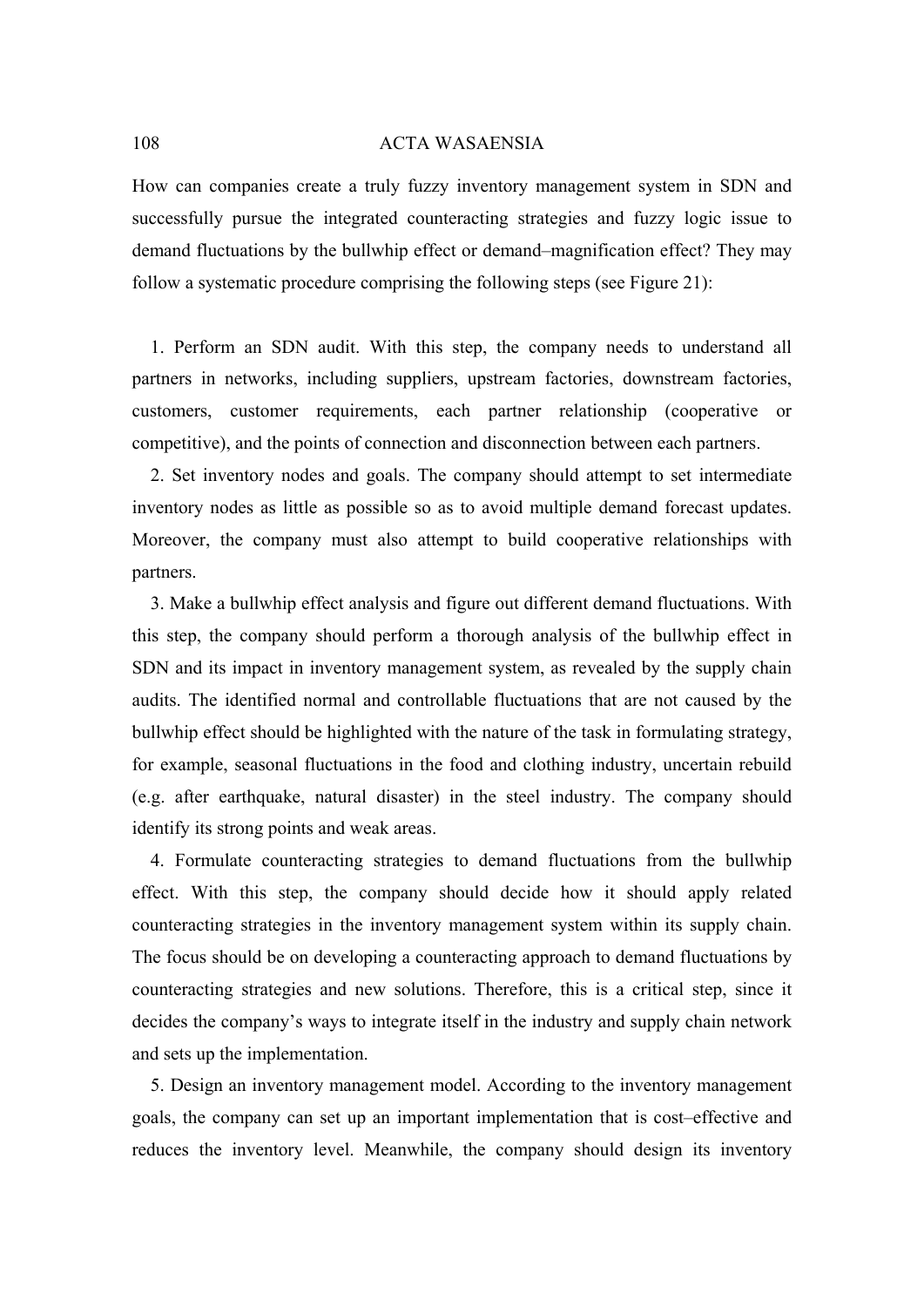How can companies create a truly fuzzy inventory management system in SDN and successfully pursue the integrated counteracting strategies and fuzzy logic issue to demand fluctuations by the bullwhip effect or demand–magnification effect? They may follow a systematic procedure comprising the following steps (see Figure 21):

1. Perform an SDN audit. With this step, the company needs to understand all partners in networks, including suppliers, upstream factories, downstream factories, customers, customer requirements, each partner relationship (cooperative or competitive), and the points of connection and disconnection between each partners.
2. Set inventory nodes and goals. The company should attempt to set intermediate inventory nodes as little as possible so as to avoid multiple demand forecast updates. Moreover, the company must also attempt to build cooperative relationships with partners.
3. Make a bullwhip effect analysis and figure out different demand fluctuations. With this step, the company should perform a thorough analysis of the bullwhip effect in SDN and its impact in inventory management system, as revealed by the supply chain audits. The identified normal and controllable fluctuations that are not caused by the bullwhip effect should be highlighted with the nature of the task in formulating strategy, for example, seasonal fluctuations in the food and clothing industry, uncertain rebuild (e.g. after earthquake, natural disaster) in the steel industry. The company should identify its strong points and weak areas.
4. Formulate counteracting strategies to demand fluctuations from the bullwhip effect. With this step, the company should decide how it should apply related counteracting strategies in the inventory management system within its supply chain. The focus should be on developing a counteracting approach to demand fluctuations by counteracting strategies and new solutions. Therefore, this is a critical step, since it decides the company's ways to integrate itself in the industry and supply chain network and sets up the implementation.
5. Design an inventory management model. According to the inventory management goals, the company can set up an important implementation that is cost–effective and reduces the inventory level. Meanwhile, the company should design its inventory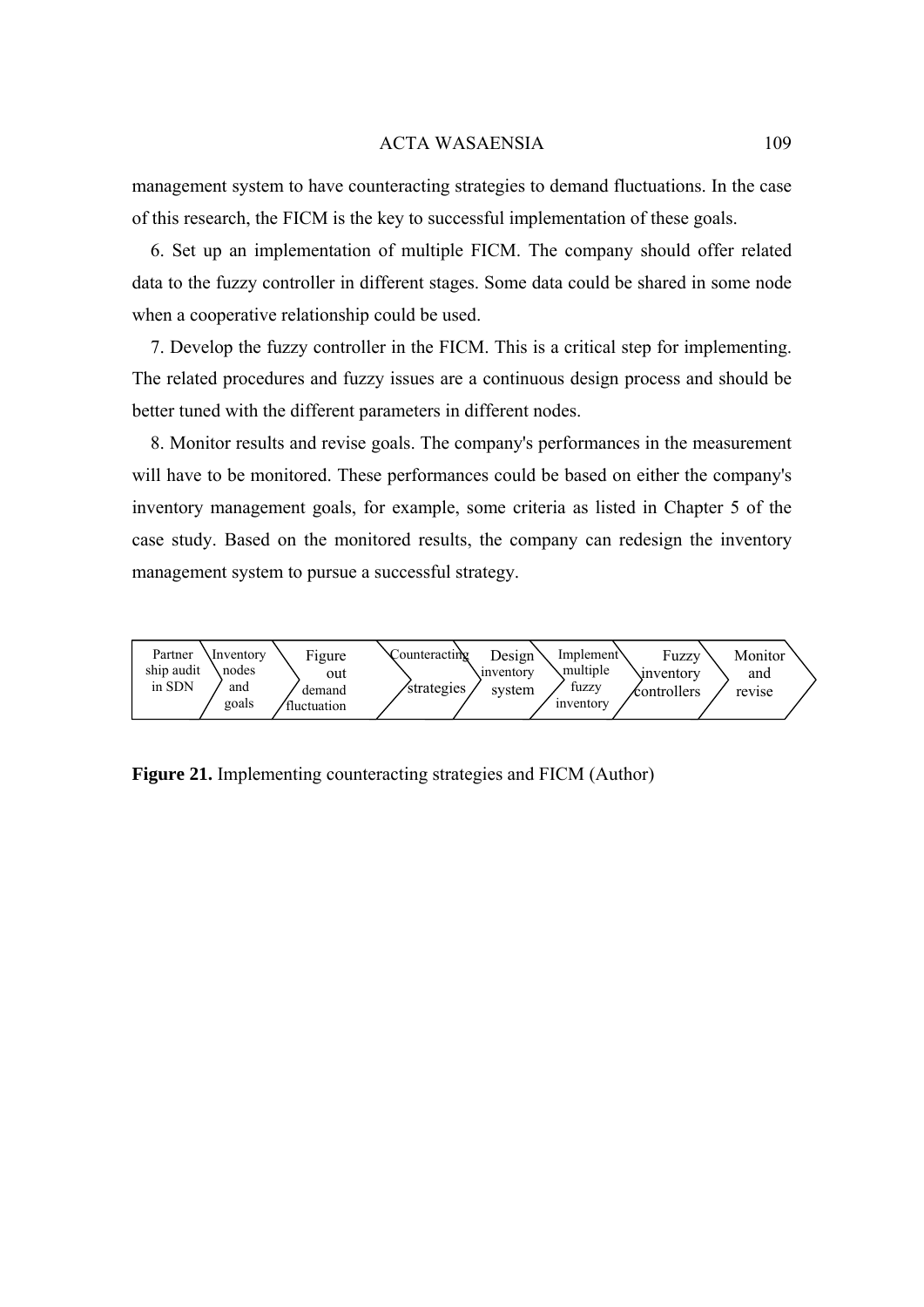management system to have counteracting strategies to demand fluctuations. In the case of this research, the FICM is the key to successful implementation of these goals.

6. Set up an implementation of multiple FICM. The company should offer related data to the fuzzy controller in different stages. Some data could be shared in some node when a cooperative relationship could be used.

7. Develop the fuzzy controller in the FICM. This is a critical step for implementing. The related procedures and fuzzy issues are a continuous design process and should be better tuned with the different parameters in different nodes.

8. Monitor results and revise goals. The company's performances in the measurement will have to be monitored. These performances could be based on either the company's inventory management goals, for example, some criteria as listed in Chapter 5 of the case study. Based on the monitored results, the company can redesign the inventory management system to pursue a successful strategy.

| Partner ship audit in SDN | Inventory nodes and goals | Figure out demand fluctuation | Counteracting strategies | Design inventory system | Implement multiple fuzzy inventory | Fuzzy inventory controllers | Monitor and revise |
|---|---|---|---|---|---|---|---|

**Figure 21.** Implementing counteracting strategies and FICM (Author)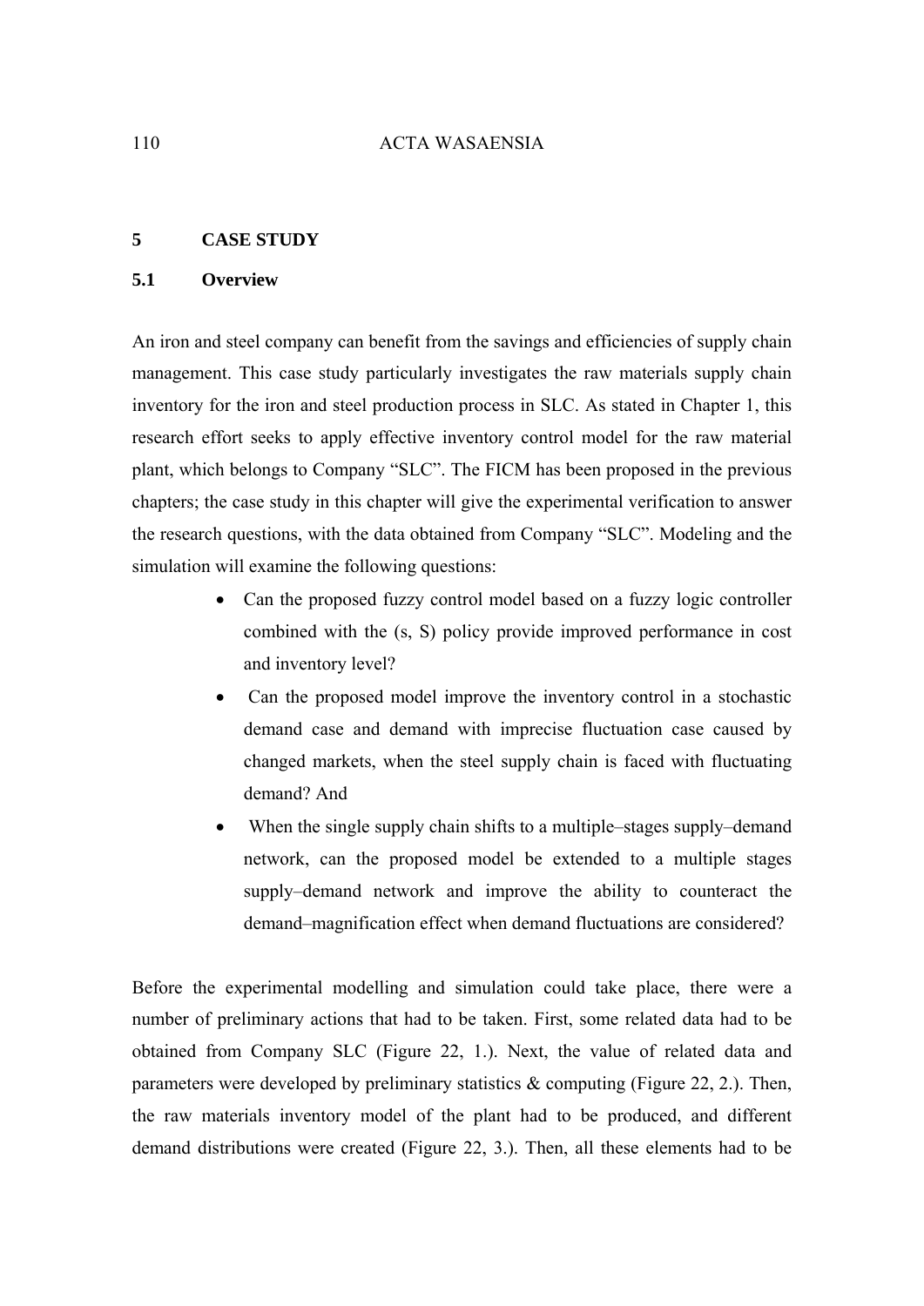# 5 CASE STUDY

## 5.1 Overview

An iron and steel company can benefit from the savings and efficiencies of supply chain management. This case study particularly investigates the raw materials supply chain inventory for the iron and steel production process in SLC. As stated in Chapter 1, this research effort seeks to apply effective inventory control model for the raw material plant, which belongs to Company "SLC". The FICM has been proposed in the previous chapters; the case study in this chapter will give the experimental verification to answer the research questions, with the data obtained from Company "SLC". Modeling and the simulation will examine the following questions:

- Can the proposed fuzzy control model based on a fuzzy logic controller combined with the (s, S) policy provide improved performance in cost and inventory level?
- Can the proposed model improve the inventory control in a stochastic demand case and demand with imprecise fluctuation case caused by changed markets, when the steel supply chain is faced with fluctuating demand? And
- When the single supply chain shifts to a multiple–stages supply–demand network, can the proposed model be extended to a multiple stages supply–demand network and improve the ability to counteract the demand–magnification effect when demand fluctuations are considered?

Before the experimental modelling and simulation could take place, there were a number of preliminary actions that had to be taken. First, some related data had to be obtained from Company SLC (Figure 22, 1.). Next, the value of related data and parameters were developed by preliminary statistics & computing (Figure 22, 2.). Then, the raw materials inventory model of the plant had to be produced, and different demand distributions were created (Figure 22, 3.). Then, all these elements had to be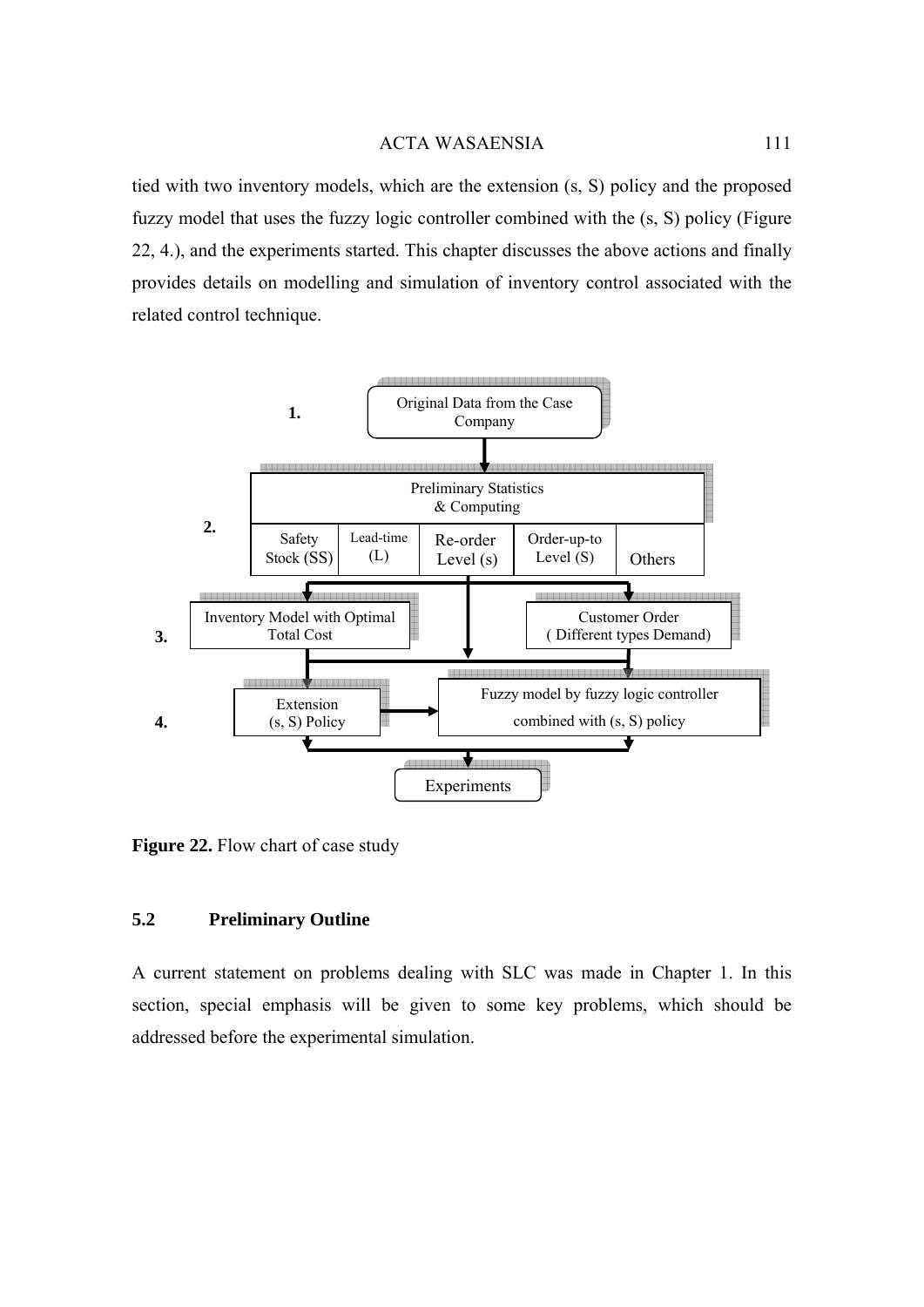tied with two inventory models, which are the extension (s, S) policy and the proposed fuzzy model that uses the fuzzy logic controller combined with the (s, S) policy (Figure 22, 4.), and the experiments started. This chapter discusses the above actions and finally provides details on modelling and simulation of inventory control associated with the related control technique.

**1.** Original Data from the Case Company

**2.** Preliminary Statistics & Computing

| Safety Stock (SS) | Lead-time (L) | Re-order Level (s) | Order-up-to Level (S) | Others |
|---|---|---|---|---|

**3.** Inventory Model with Optimal Total Cost; Customer Order (Different types Demand)

**4.** Extension (s, S) Policy; Fuzzy model by fuzzy logic controller combined with (s, S) policy

Experiments

**Figure 22.** Flow chart of case study

## 5.2 Preliminary Outline

A current statement on problems dealing with SLC was made in Chapter 1. In this section, special emphasis will be given to some key problems, which should be addressed before the experimental simulation.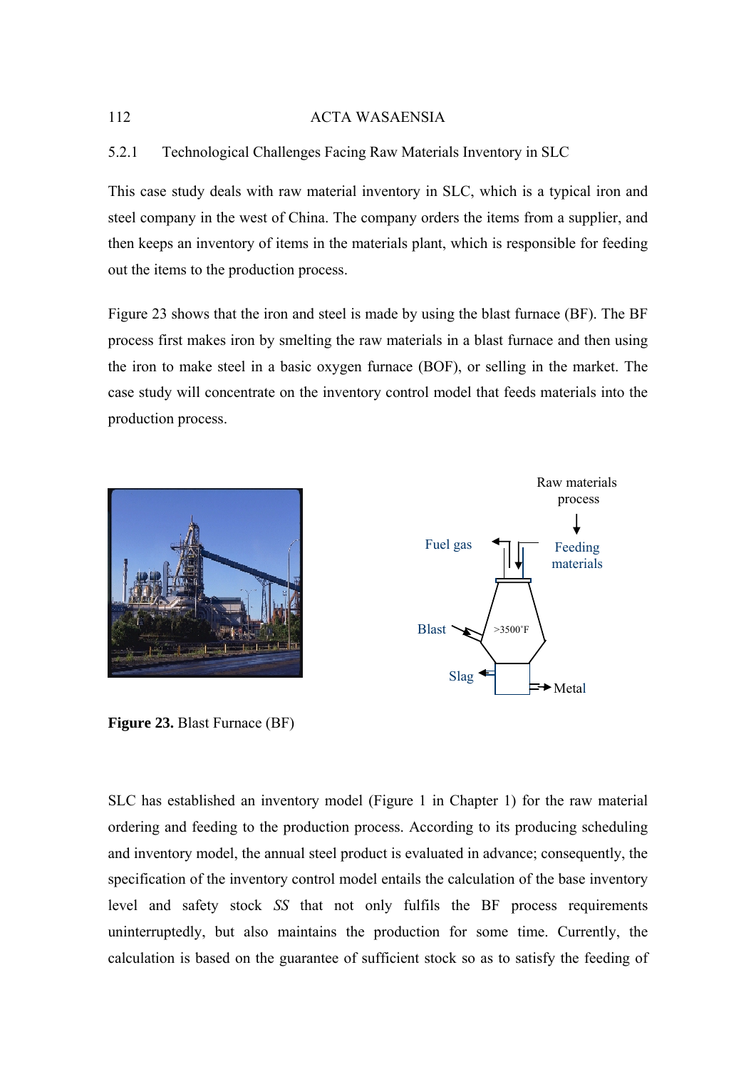### 5.2.1 Technological Challenges Facing Raw Materials Inventory in SLC

This case study deals with raw material inventory in SLC, which is a typical iron and steel company in the west of China. The company orders the items from a supplier, and then keeps an inventory of items in the materials plant, which is responsible for feeding out the items to the production process.

Figure 23 shows that the iron and steel is made by using the blast furnace (BF). The BF process first makes iron by smelting the raw materials in a blast furnace and then using the iron to make steel in a basic oxygen furnace (BOF), or selling in the market. The case study will concentrate on the inventory control model that feeds materials into the production process.

**Figure 23.** Blast Furnace (BF)

SLC has established an inventory model (Figure 1 in Chapter 1) for the raw material ordering and feeding to the production process. According to its producing scheduling and inventory model, the annual steel product is evaluated in advance; consequently, the specification of the inventory control model entails the calculation of the base inventory level and safety stock *SS* that not only fulfils the BF process requirements uninterruptedly, but also maintains the production for some time. Currently, the calculation is based on the guarantee of sufficient stock so as to satisfy the feeding of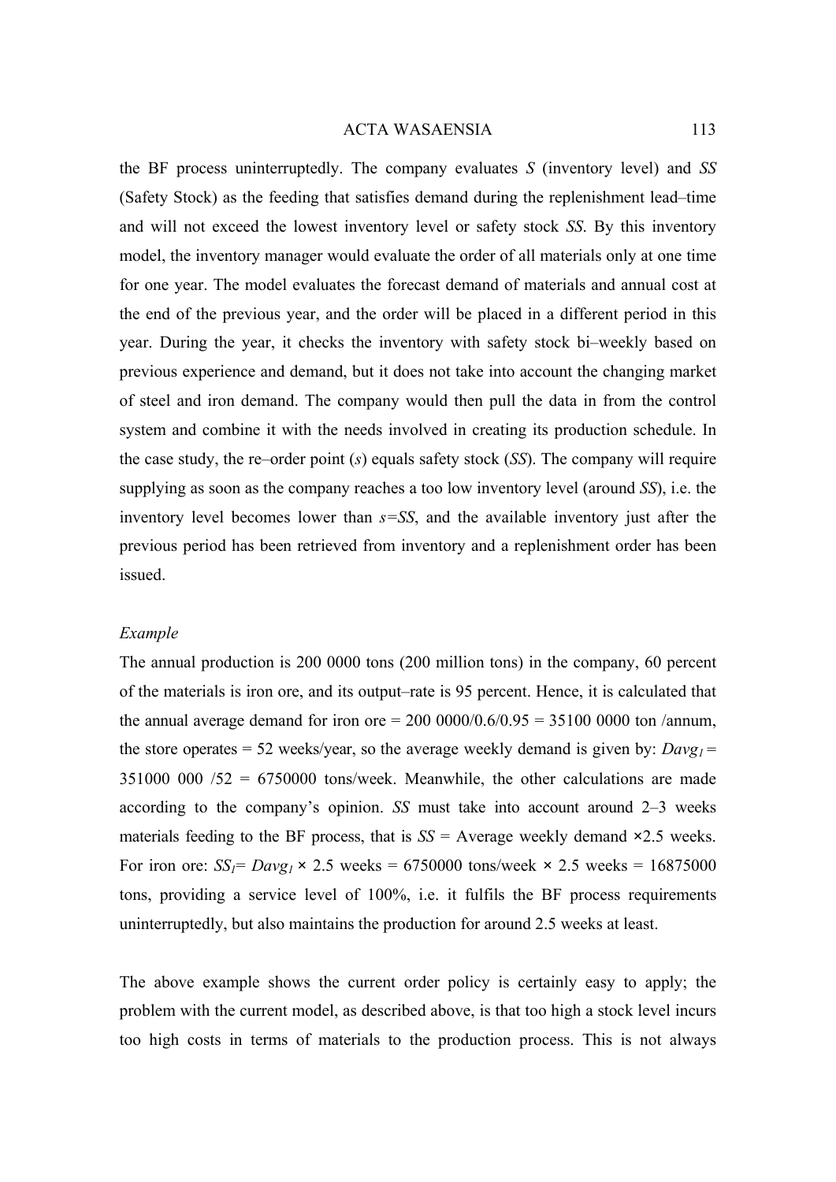the BF process uninterruptedly. The company evaluates $S$ (inventory level) and $SS$ (Safety Stock) as the feeding that satisfies demand during the replenishment lead–time and will not exceed the lowest inventory level or safety stock $SS$. By this inventory model, the inventory manager would evaluate the order of all materials only at one time for one year. The model evaluates the forecast demand of materials and annual cost at the end of the previous year, and the order will be placed in a different period in this year. During the year, it checks the inventory with safety stock bi–weekly based on previous experience and demand, but it does not take into account the changing market of steel and iron demand. The company would then pull the data in from the control system and combine it with the needs involved in creating its production schedule. In the case study, the re–order point ($s$) equals safety stock ($SS$). The company will require supplying as soon as the company reaches a too low inventory level (around $SS$), i.e. the inventory level becomes lower than $s=SS$, and the available inventory just after the previous period has been retrieved from inventory and a replenishment order has been issued.

*Example*

The annual production is 200 0000 tons (200 million tons) in the company, 60 percent of the materials is iron ore, and its output–rate is 95 percent. Hence, it is calculated that the annual average demand for iron ore = 200 0000/0.6/0.95 = 35100 0000 ton /annum, the store operates = 52 weeks/year, so the average weekly demand is given by: $Davg_1$ = 351000 000 /52 = 6750000 tons/week. Meanwhile, the other calculations are made according to the company's opinion. $SS$ must take into account around 2–3 weeks materials feeding to the BF process, that is $SS$ = Average weekly demand ×2.5 weeks. For iron ore: $SS_1$= $Davg_1$ × 2.5 weeks = 6750000 tons/week × 2.5 weeks = 16875000 tons, providing a service level of 100%, i.e. it fulfils the BF process requirements uninterruptedly, but also maintains the production for around 2.5 weeks at least.

The above example shows the current order policy is certainly easy to apply; the problem with the current model, as described above, is that too high a stock level incurs too high costs in terms of materials to the production process. This is not always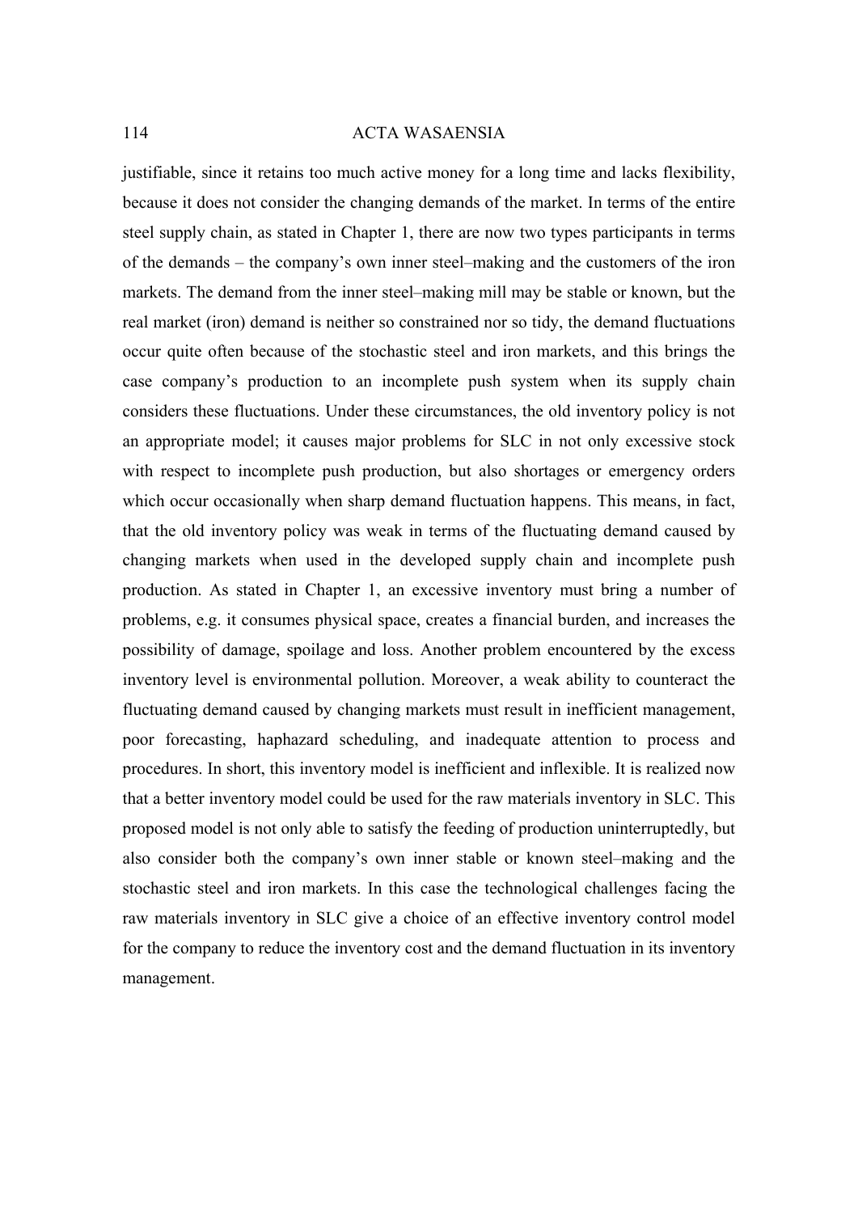justifiable, since it retains too much active money for a long time and lacks flexibility, because it does not consider the changing demands of the market. In terms of the entire steel supply chain, as stated in Chapter 1, there are now two types participants in terms of the demands – the company's own inner steel–making and the customers of the iron markets. The demand from the inner steel–making mill may be stable or known, but the real market (iron) demand is neither so constrained nor so tidy, the demand fluctuations occur quite often because of the stochastic steel and iron markets, and this brings the case company's production to an incomplete push system when its supply chain considers these fluctuations. Under these circumstances, the old inventory policy is not an appropriate model; it causes major problems for SLC in not only excessive stock with respect to incomplete push production, but also shortages or emergency orders which occur occasionally when sharp demand fluctuation happens. This means, in fact, that the old inventory policy was weak in terms of the fluctuating demand caused by changing markets when used in the developed supply chain and incomplete push production. As stated in Chapter 1, an excessive inventory must bring a number of problems, e.g. it consumes physical space, creates a financial burden, and increases the possibility of damage, spoilage and loss. Another problem encountered by the excess inventory level is environmental pollution. Moreover, a weak ability to counteract the fluctuating demand caused by changing markets must result in inefficient management, poor forecasting, haphazard scheduling, and inadequate attention to process and procedures. In short, this inventory model is inefficient and inflexible. It is realized now that a better inventory model could be used for the raw materials inventory in SLC. This proposed model is not only able to satisfy the feeding of production uninterruptedly, but also consider both the company's own inner stable or known steel–making and the stochastic steel and iron markets. In this case the technological challenges facing the raw materials inventory in SLC give a choice of an effective inventory control model for the company to reduce the inventory cost and the demand fluctuation in its inventory management.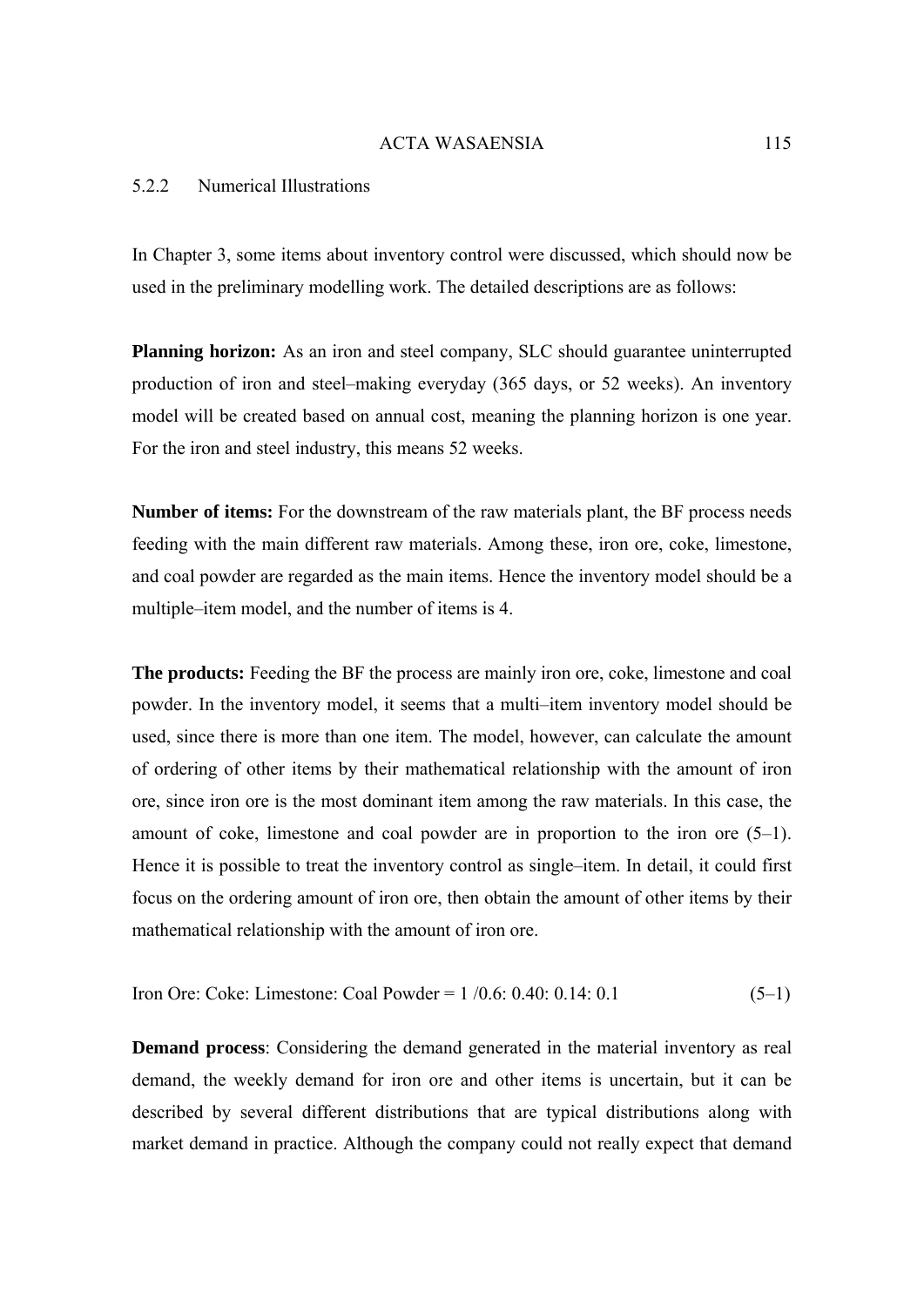### 5.2.2 Numerical Illustrations

In Chapter 3, some items about inventory control were discussed, which should now be used in the preliminary modelling work. The detailed descriptions are as follows:

**Planning horizon:** As an iron and steel company, SLC should guarantee uninterrupted production of iron and steel–making everyday (365 days, or 52 weeks). An inventory model will be created based on annual cost, meaning the planning horizon is one year. For the iron and steel industry, this means 52 weeks.

**Number of items:** For the downstream of the raw materials plant, the BF process needs feeding with the main different raw materials. Among these, iron ore, coke, limestone, and coal powder are regarded as the main items. Hence the inventory model should be a multiple–item model, and the number of items is 4.

**The products:** Feeding the BF the process are mainly iron ore, coke, limestone and coal powder. In the inventory model, it seems that a multi–item inventory model should be used, since there is more than one item. The model, however, can calculate the amount of ordering of other items by their mathematical relationship with the amount of iron ore, since iron ore is the most dominant item among the raw materials. In this case, the amount of coke, limestone and coal powder are in proportion to the iron ore (5–1). Hence it is possible to treat the inventory control as single–item. In detail, it could first focus on the ordering amount of iron ore, then obtain the amount of other items by their mathematical relationship with the amount of iron ore.

$$\text{Iron Ore: Coke: Limestone: Coal Powder} = 1\,/0.6: 0.40: 0.14: 0.1 \tag{5–1}$$

**Demand process**: Considering the demand generated in the material inventory as real demand, the weekly demand for iron ore and other items is uncertain, but it can be described by several different distributions that are typical distributions along with market demand in practice. Although the company could not really expect that demand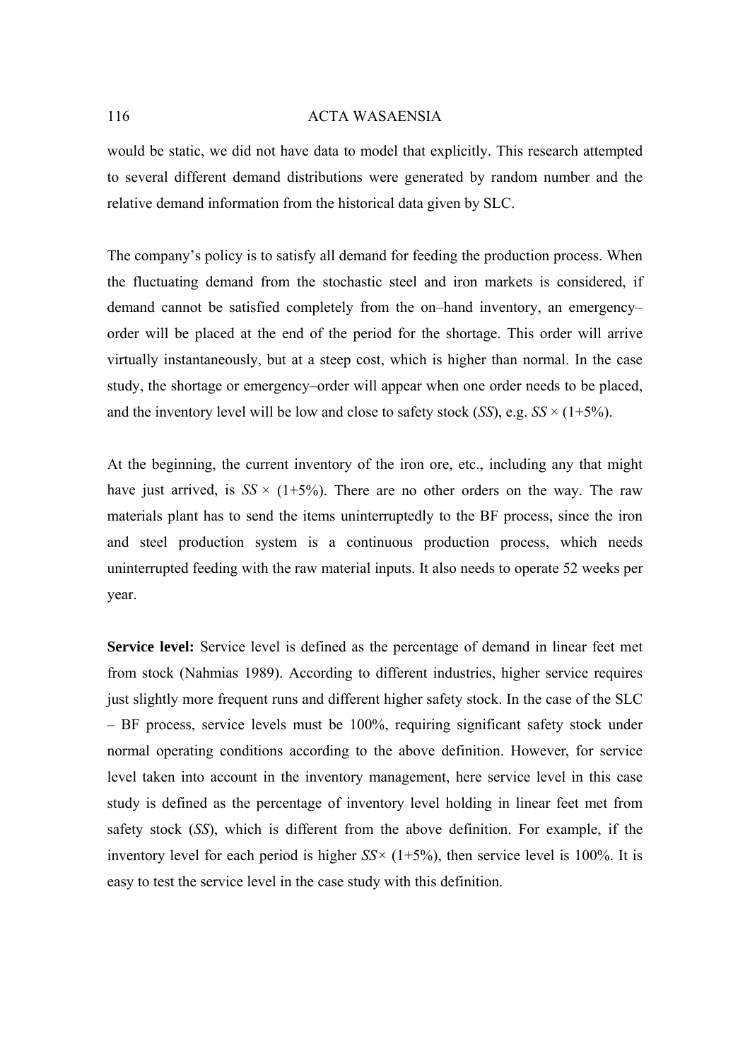would be static, we did not have data to model that explicitly. This research attempted to several different demand distributions were generated by random number and the relative demand information from the historical data given by SLC.

The company's policy is to satisfy all demand for feeding the production process. When the fluctuating demand from the stochastic steel and iron markets is considered, if demand cannot be satisfied completely from the on–hand inventory, an emergency–order will be placed at the end of the period for the shortage. This order will arrive virtually instantaneously, but at a steep cost, which is higher than normal. In the case study, the shortage or emergency–order will appear when one order needs to be placed, and the inventory level will be low and close to safety stock (*SS*), e.g. $SS \times (1+5\%)$.

At the beginning, the current inventory of the iron ore, etc., including any that might have just arrived, is $SS \times (1+5\%)$. There are no other orders on the way. The raw materials plant has to send the items uninterruptedly to the BF process, since the iron and steel production system is a continuous production process, which needs uninterrupted feeding with the raw material inputs. It also needs to operate 52 weeks per year.

**Service level:** Service level is defined as the percentage of demand in linear feet met from stock (Nahmias 1989). According to different industries, higher service requires just slightly more frequent runs and different higher safety stock. In the case of the SLC – BF process, service levels must be 100%, requiring significant safety stock under normal operating conditions according to the above definition. However, for service level taken into account in the inventory management, here service level in this case study is defined as the percentage of inventory level holding in linear feet met from safety stock (*SS*), which is different from the above definition. For example, if the inventory level for each period is higher $SS \times (1+5\%)$, then service level is 100%. It is easy to test the service level in the case study with this definition.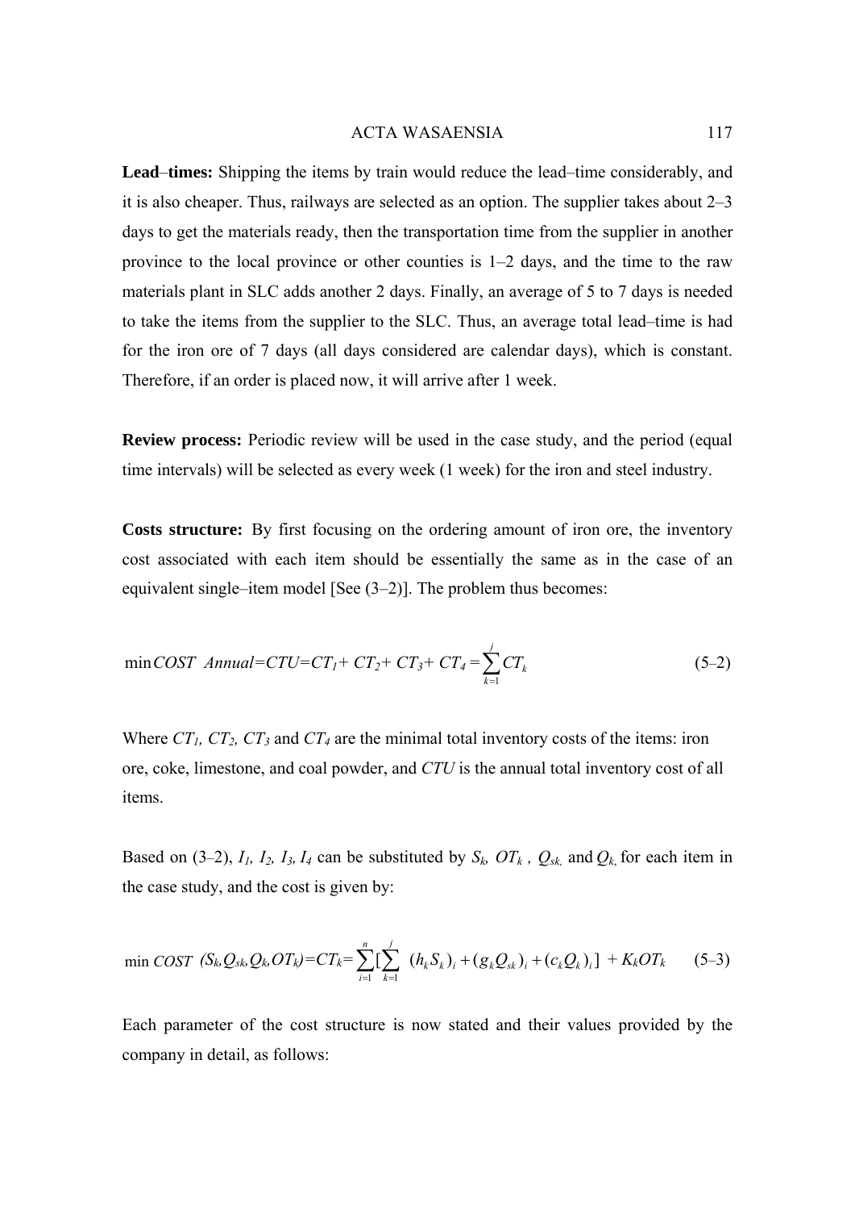**Lead–times:** Shipping the items by train would reduce the lead–time considerably, and it is also cheaper. Thus, railways are selected as an option. The supplier takes about 2–3 days to get the materials ready, then the transportation time from the supplier in another province to the local province or other counties is 1–2 days, and the time to the raw materials plant in SLC adds another 2 days. Finally, an average of 5 to 7 days is needed to take the items from the supplier to the SLC. Thus, an average total lead–time is had for the iron ore of 7 days (all days considered are calendar days), which is constant. Therefore, if an order is placed now, it will arrive after 1 week.

**Review process:** Periodic review will be used in the case study, and the period (equal time intervals) will be selected as every week (1 week) for the iron and steel industry.

**Costs structure:** By first focusing on the ordering amount of iron ore, the inventory cost associated with each item should be essentially the same as in the case of an equivalent single–item model [See (3–2)]. The problem thus becomes:

$$\min COST\ \ Annual = CTU = CT_1 + CT_2 + CT_3 + CT_4 = \sum_{k=1}^{j} CT_k \qquad (5\text{–}2)$$

Where $CT_1$, $CT_2$, $CT_3$ and $CT_4$ are the minimal total inventory costs of the items: iron ore, coke, limestone, and coal powder, and $CTU$ is the annual total inventory cost of all items.

Based on (3–2), $I_1$, $I_2$, $I_3$, $I_4$ can be substituted by $S_k$, $OT_k$, $Q_{sk}$, and $Q_k$, for each item in the case study, and the cost is given by:

$$\min COST\ \ (S_k, Q_{sk}, Q_k, OT_k) = CT_k = \sum_{i=1}^{n} [\sum_{k=1}^{j}\ (h_k S_k)_i + (g_k Q_{sk})_i + (c_k Q_k)_i] + K_k OT_k \qquad (5\text{–}3)$$

Each parameter of the cost structure is now stated and their values provided by the company in detail, as follows: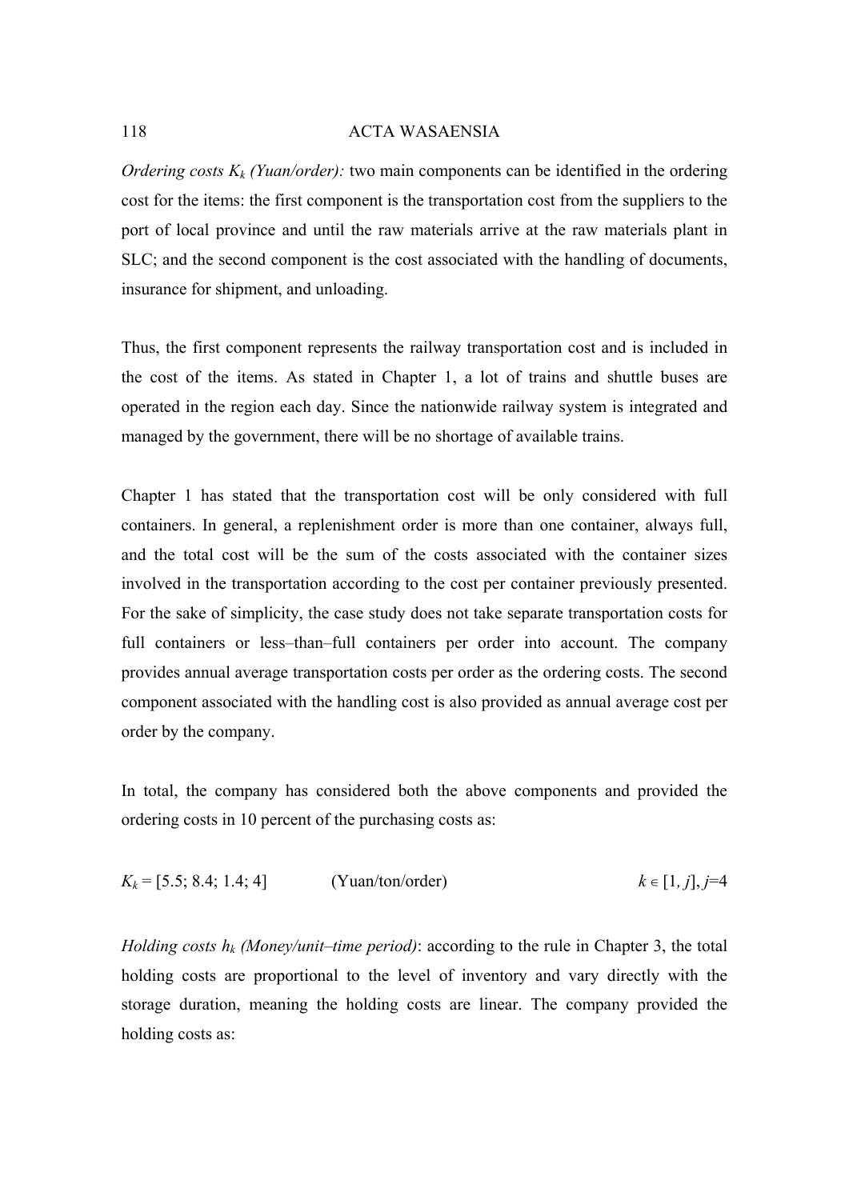*Ordering costs $K_k$ (Yuan/order):* two main components can be identified in the ordering cost for the items: the first component is the transportation cost from the suppliers to the port of local province and until the raw materials arrive at the raw materials plant in SLC; and the second component is the cost associated with the handling of documents, insurance for shipment, and unloading.

Thus, the first component represents the railway transportation cost and is included in the cost of the items. As stated in Chapter 1, a lot of trains and shuttle buses are operated in the region each day. Since the nationwide railway system is integrated and managed by the government, there will be no shortage of available trains.

Chapter 1 has stated that the transportation cost will be only considered with full containers. In general, a replenishment order is more than one container, always full, and the total cost will be the sum of the costs associated with the container sizes involved in the transportation according to the cost per container previously presented. For the sake of simplicity, the case study does not take separate transportation costs for full containers or less–than–full containers per order into account. The company provides annual average transportation costs per order as the ordering costs. The second component associated with the handling cost is also provided as annual average cost per order by the company.

In total, the company has considered both the above components and provided the ordering costs in 10 percent of the purchasing costs as:

$K_k = [5.5; 8.4; 1.4; 4]$ (Yuan/ton/order) $k \in [1, j], j=4$

*Holding costs $h_k$ (Money/unit–time period)*: according to the rule in Chapter 3, the total holding costs are proportional to the level of inventory and vary directly with the storage duration, meaning the holding costs are linear. The company provided the holding costs as: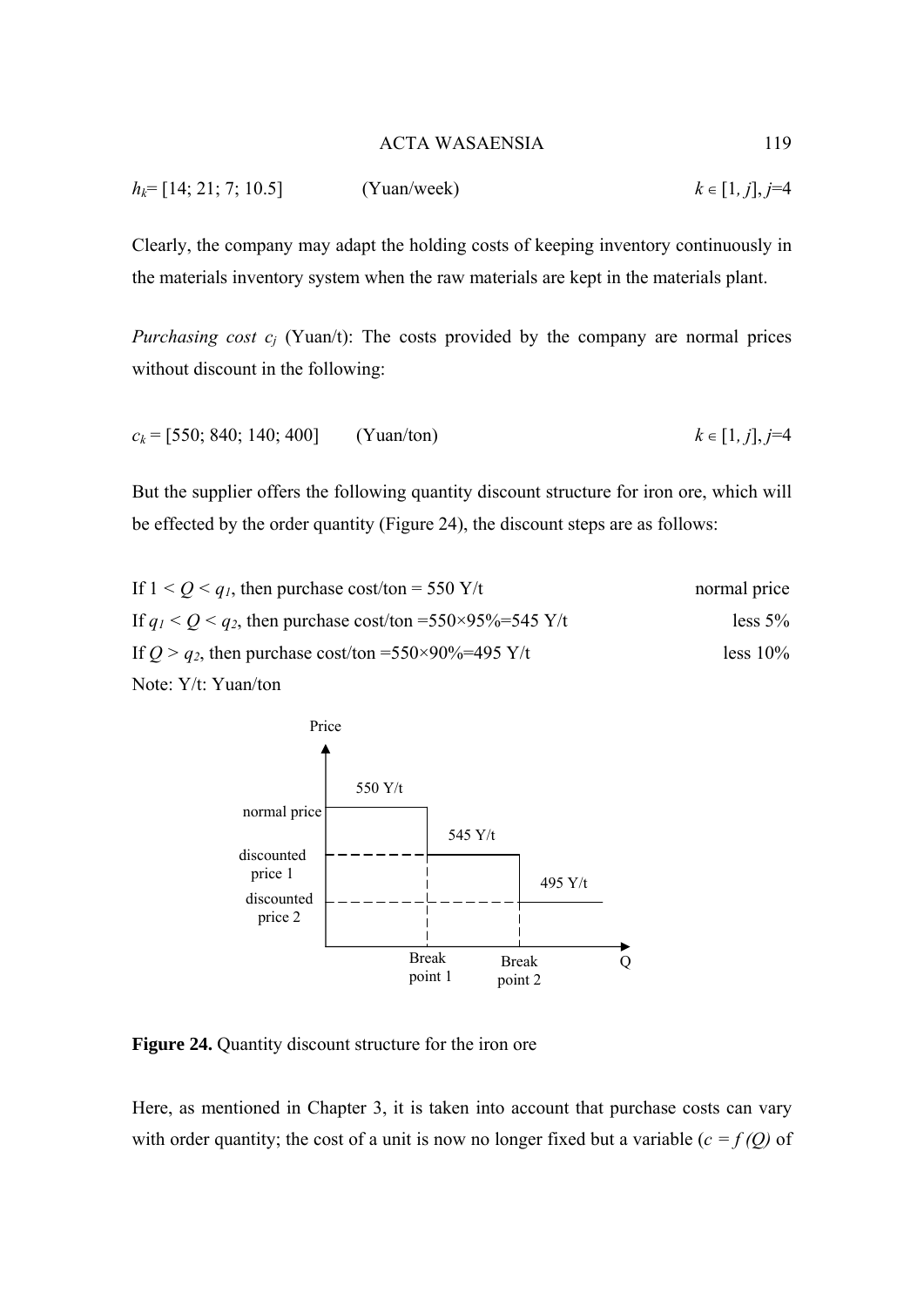$h_k$= [14; 21; 7; 10.5] (Yuan/week) $k \in [1, j]$, $j$=4

Clearly, the company may adapt the holding costs of keeping inventory continuously in the materials inventory system when the raw materials are kept in the materials plant.

*Purchasing cost $c_j$* (Yuan/t): The costs provided by the company are normal prices without discount in the following:

$c_k$ = [550; 840; 140; 400] (Yuan/ton) $k \in [1, j]$, $j$=4

But the supplier offers the following quantity discount structure for iron ore, which will be effected by the order quantity (Figure 24), the discount steps are as follows:

If $1 < Q < q_1$, then purchase cost/ton = 550 Y/t normal price
If $q_1 < Q < q_2$, then purchase cost/ton =550×95%=545 Y/t less 5%
If $Q > q_2$, then purchase cost/ton =550×90%=495 Y/t less 10%
Note: Y/t: Yuan/ton

**Figure 24.** Quantity discount structure for the iron ore

Here, as mentioned in Chapter 3, it is taken into account that purchase costs can vary with order quantity; the cost of a unit is now no longer fixed but a variable ($c = f(Q)$ of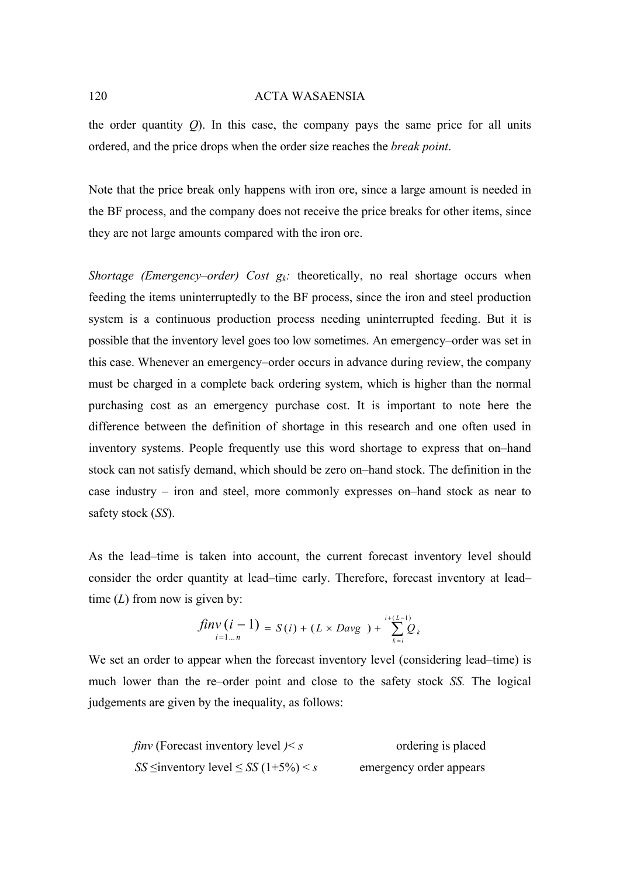the order quantity $Q$). In this case, the company pays the same price for all units ordered, and the price drops when the order size reaches the *break point*.

Note that the price break only happens with iron ore, since a large amount is needed in the BF process, and the company does not receive the price breaks for other items, since they are not large amounts compared with the iron ore.

*Shortage (Emergency–order) Cost $g_k$:* theoretically, no real shortage occurs when feeding the items uninterruptedly to the BF process, since the iron and steel production system is a continuous production process needing uninterrupted feeding. But it is possible that the inventory level goes too low sometimes. An emergency–order was set in this case. Whenever an emergency–order occurs in advance during review, the company must be charged in a complete back ordering system, which is higher than the normal purchasing cost as an emergency purchase cost. It is important to note here the difference between the definition of shortage in this research and one often used in inventory systems. People frequently use this word shortage to express that on–hand stock can not satisfy demand, which should be zero on–hand stock. The definition in the case industry – iron and steel, more commonly expresses on–hand stock as near to safety stock ($SS$).

As the lead–time is taken into account, the current forecast inventory level should consider the order quantity at lead–time early. Therefore, forecast inventory at lead–time ($L$) from now is given by:

$$\underset{i=1\ldots n}{finv(i-1)} = S(i) + (L \times Davg) + \sum_{k=i}^{i+(L-1)} Q_k$$

We set an order to appear when the forecast inventory level (considering lead–time) is much lower than the re–order point and close to the safety stock $SS$. The logical judgements are given by the inequality, as follows:

| | |
|---|---|
| *finv* (Forecast inventory level )< $s$ | ordering is placed |
| $SS \leq$ inventory level $\leq SS\,(1{+}5\%) < s$ | emergency order appears |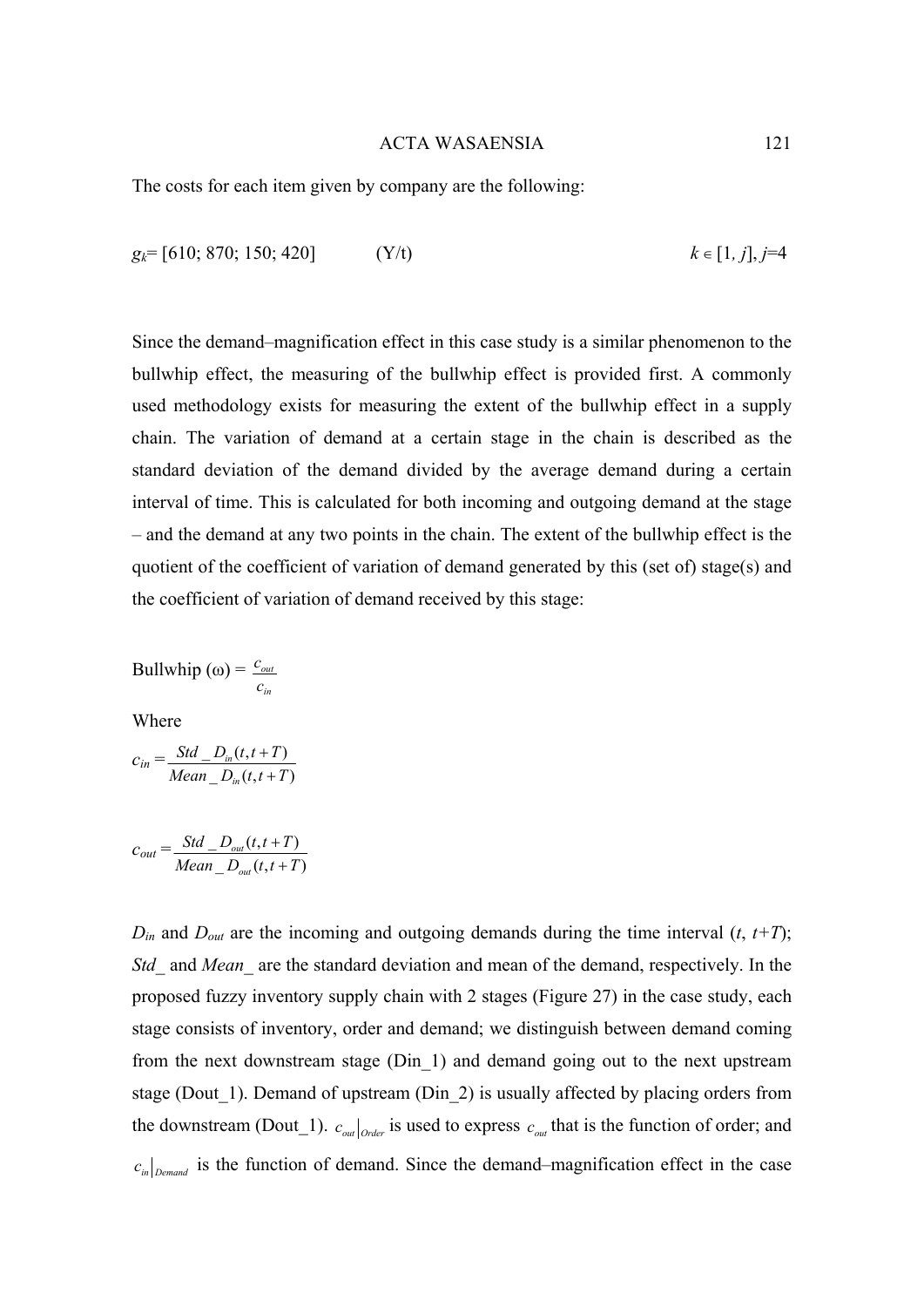The costs for each item given by company are the following:

$g_k$= [610; 870; 150; 420] (Y/t) $k \in [1, j]$, $j$=4

Since the demand–magnification effect in this case study is a similar phenomenon to the bullwhip effect, the measuring of the bullwhip effect is provided first. A commonly used methodology exists for measuring the extent of the bullwhip effect in a supply chain. The variation of demand at a certain stage in the chain is described as the standard deviation of the demand divided by the average demand during a certain interval of time. This is calculated for both incoming and outgoing demand at the stage – and the demand at any two points in the chain. The extent of the bullwhip effect is the quotient of the coefficient of variation of demand generated by this (set of) stage(s) and the coefficient of variation of demand received by this stage:

$$\text{Bullwhip } (\omega) = \frac{c_{out}}{c_{in}}$$

Where

$$c_{in} = \frac{Std\_D_{in}(t, t+T)}{Mean\_D_{in}(t, t+T)}$$

$$c_{out} = \frac{Std\_D_{out}(t, t+T)}{Mean\_D_{out}(t, t+T)}$$

$D_{in}$ and $D_{out}$ are the incoming and outgoing demands during the time interval ($t$, $t+T$); *Std_* and *Mean_* are the standard deviation and mean of the demand, respectively. In the proposed fuzzy inventory supply chain with 2 stages (Figure 27) in the case study, each stage consists of inventory, order and demand; we distinguish between demand coming from the next downstream stage (Din_1) and demand going out to the next upstream stage (Dout_1). Demand of upstream (Din_2) is usually affected by placing orders from the downstream (Dout_1). $c_{out}\big|_{Order}$ is used to express $c_{out}$ that is the function of order; and $c_{in}\big|_{Demand}$ is the function of demand. Since the demand–magnification effect in the case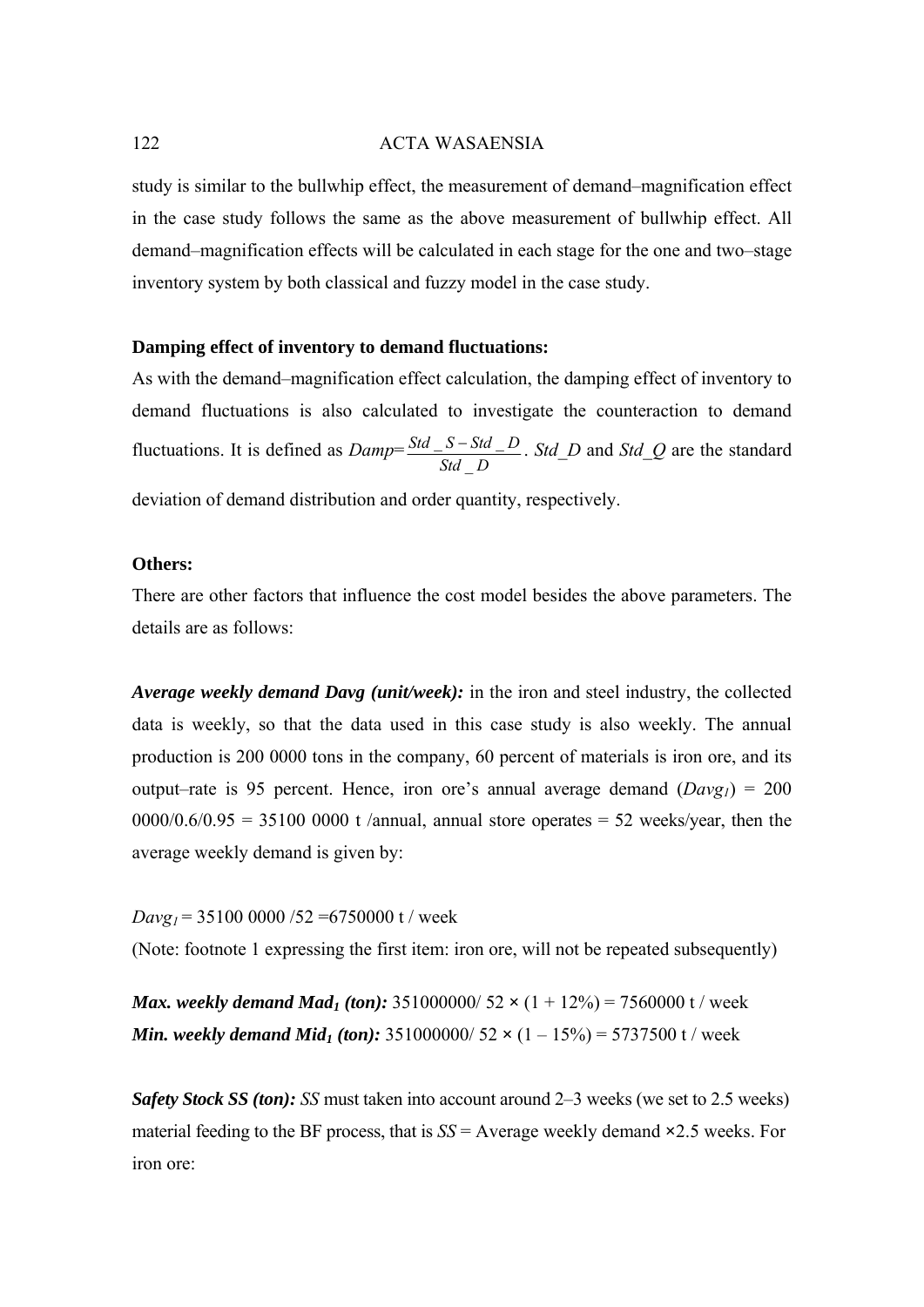study is similar to the bullwhip effect, the measurement of demand–magnification effect in the case study follows the same as the above measurement of bullwhip effect. All demand–magnification effects will be calculated in each stage for the one and two–stage inventory system by both classical and fuzzy model in the case study.

**Damping effect of inventory to demand fluctuations:**

As with the demand–magnification effect calculation, the damping effect of inventory to demand fluctuations is also calculated to investigate the counteraction to demand fluctuations. It is defined as $Damp = \frac{Std\_S - Std\_D}{Std\_D}$. $Std\_D$ and $Std\_Q$ are the standard deviation of demand distribution and order quantity, respectively.

**Others:**

There are other factors that influence the cost model besides the above parameters. The details are as follows:

***Average weekly demand Davg (unit/week):*** in the iron and steel industry, the collected data is weekly, so that the data used in this case study is also weekly. The annual production is 200 0000 tons in the company, 60 percent of materials is iron ore, and its output–rate is 95 percent. Hence, iron ore's annual average demand ($Davg_1$) = 200 0000/0.6/0.95 = 35100 0000 t /annual, annual store operates = 52 weeks/year, then the average weekly demand is given by:

$Davg_1$ = 35100 0000 /52 =6750000 t / week

(Note: footnote 1 expressing the first item: iron ore, will not be repeated subsequently)

***Max. weekly demand $Mad_1$ (ton):*** 351000000/ 52 × (1 + 12%) = 7560000 t / week

***Min. weekly demand $Mid_1$ (ton):*** 351000000/ 52 × (1 – 15%) = 5737500 t / week

***Safety Stock SS (ton):*** *SS* must taken into account around 2–3 weeks (we set to 2.5 weeks) material feeding to the BF process, that is *SS* = Average weekly demand ×2.5 weeks. For iron ore: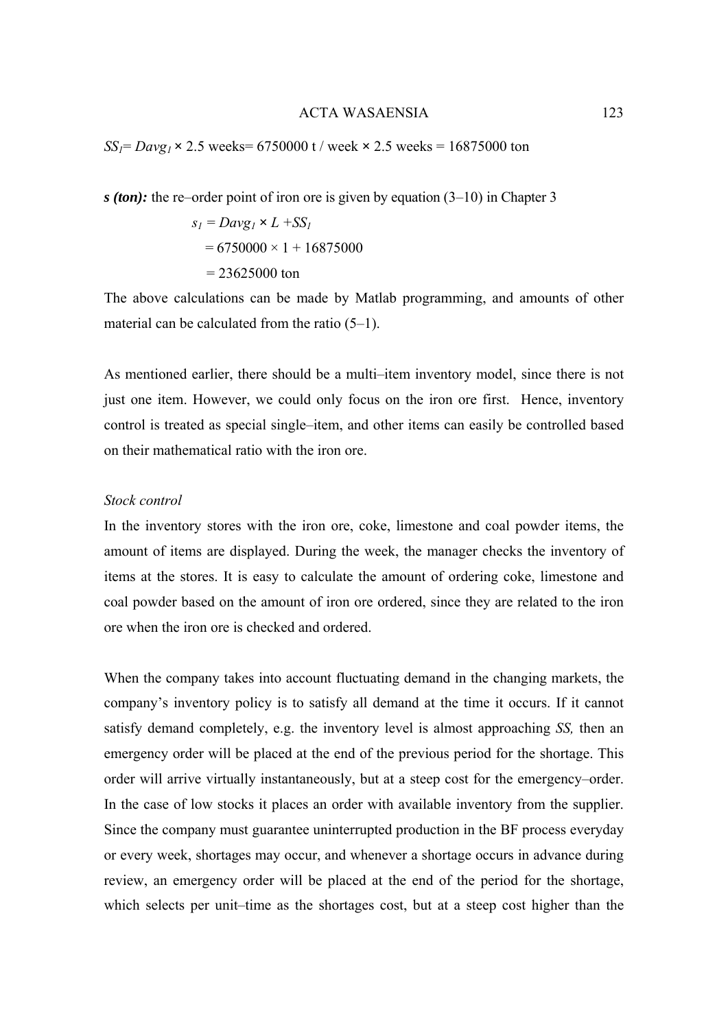$SS_1 = Davg_1 \times 2.5$ weeks $= 6750000$ t / week $\times$ 2.5 weeks $= 16875000$ ton

***s* (ton):** the re–order point of iron ore is given by equation (3–10) in Chapter 3

$$
\begin{aligned}
s_1 &= Davg_1 \times L + SS_1 \\
&= 6750000 \times 1 + 16875000 \\
&= 23625000 \text{ ton}
\end{aligned}
$$

The above calculations can be made by Matlab programming, and amounts of other material can be calculated from the ratio (5–1).

As mentioned earlier, there should be a multi–item inventory model, since there is not just one item. However, we could only focus on the iron ore first. Hence, inventory control is treated as special single–item, and other items can easily be controlled based on their mathematical ratio with the iron ore.

*Stock control*

In the inventory stores with the iron ore, coke, limestone and coal powder items, the amount of items are displayed. During the week, the manager checks the inventory of items at the stores. It is easy to calculate the amount of ordering coke, limestone and coal powder based on the amount of iron ore ordered, since they are related to the iron ore when the iron ore is checked and ordered.

When the company takes into account fluctuating demand in the changing markets, the company's inventory policy is to satisfy all demand at the time it occurs. If it cannot satisfy demand completely, e.g. the inventory level is almost approaching *SS,* then an emergency order will be placed at the end of the previous period for the shortage. This order will arrive virtually instantaneously, but at a steep cost for the emergency–order. In the case of low stocks it places an order with available inventory from the supplier. Since the company must guarantee uninterrupted production in the BF process everyday or every week, shortages may occur, and whenever a shortage occurs in advance during review, an emergency order will be placed at the end of the period for the shortage, which selects per unit–time as the shortages cost, but at a steep cost higher than the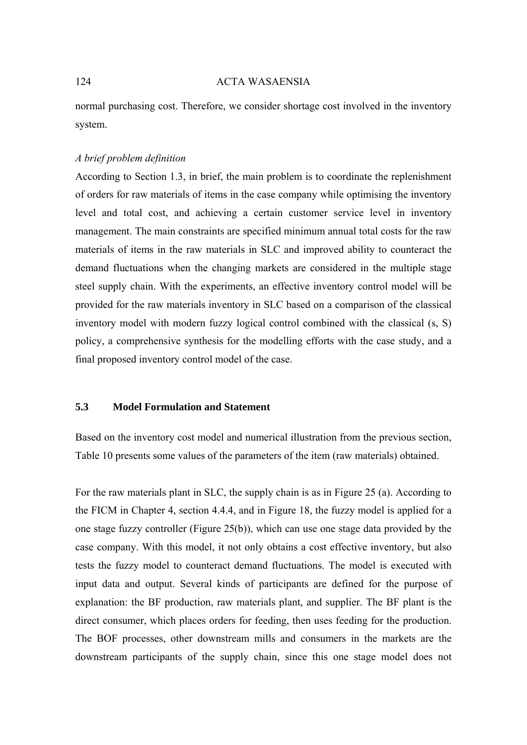normal purchasing cost. Therefore, we consider shortage cost involved in the inventory system.

*A brief problem definition*

According to Section 1.3, in brief, the main problem is to coordinate the replenishment of orders for raw materials of items in the case company while optimising the inventory level and total cost, and achieving a certain customer service level in inventory management. The main constraints are specified minimum annual total costs for the raw materials of items in the raw materials in SLC and improved ability to counteract the demand fluctuations when the changing markets are considered in the multiple stage steel supply chain. With the experiments, an effective inventory control model will be provided for the raw materials inventory in SLC based on a comparison of the classical inventory model with modern fuzzy logical control combined with the classical (s, S) policy, a comprehensive synthesis for the modelling efforts with the case study, and a final proposed inventory control model of the case.

## 5.3 Model Formulation and Statement

Based on the inventory cost model and numerical illustration from the previous section, Table 10 presents some values of the parameters of the item (raw materials) obtained.

For the raw materials plant in SLC, the supply chain is as in Figure 25 (a). According to the FICM in Chapter 4, section 4.4.4, and in Figure 18, the fuzzy model is applied for a one stage fuzzy controller (Figure 25(b)), which can use one stage data provided by the case company. With this model, it not only obtains a cost effective inventory, but also tests the fuzzy model to counteract demand fluctuations. The model is executed with input data and output. Several kinds of participants are defined for the purpose of explanation: the BF production, raw materials plant, and supplier. The BF plant is the direct consumer, which places orders for feeding, then uses feeding for the production. The BOF processes, other downstream mills and consumers in the markets are the downstream participants of the supply chain, since this one stage model does not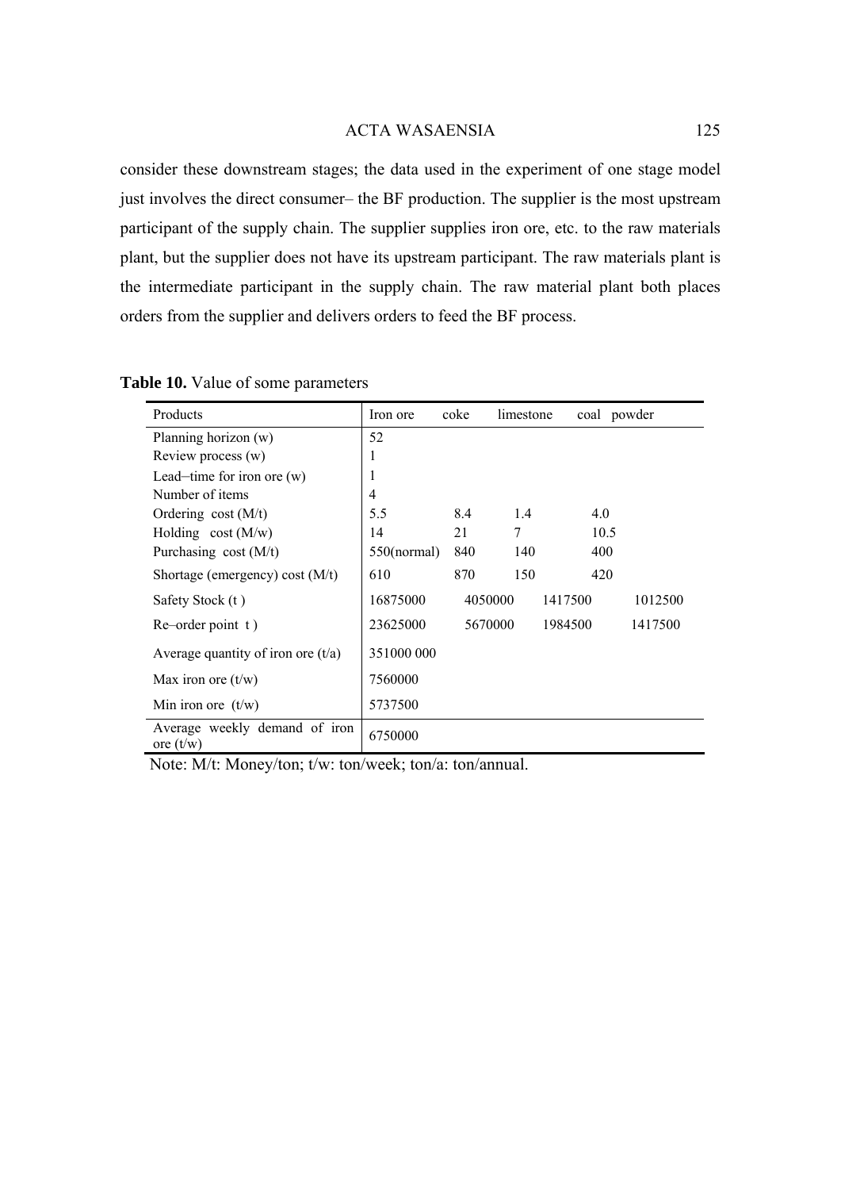consider these downstream stages; the data used in the experiment of one stage model just involves the direct consumer– the BF production. The supplier is the most upstream participant of the supply chain. The supplier supplies iron ore, etc. to the raw materials plant, but the supplier does not have its upstream participant. The raw materials plant is the intermediate participant in the supply chain. The raw material plant both places orders from the supplier and delivers orders to feed the BF process.

**Table 10.** Value of some parameters

| Products | Iron ore | coke | limestone | coal powder |
|---|---|---|---|---|
| Planning horizon (w) | 52 | | | |
| Review process (w) | 1 | | | |
| Lead–time for iron ore (w) | 1 | | | |
| Number of items | 4 | | | |
| Ordering cost (M/t) | 5.5 | 8.4 | 1.4 | 4.0 |
| Holding cost (M/w) | 14 | 21 | 7 | 10.5 |
| Purchasing cost (M/t) | 550(normal) | 840 | 140 | 400 |
| Shortage (emergency) cost (M/t) | 610 | 870 | 150 | 420 |
| Safety Stock (t ) | 16875000 | 4050000 | 1417500 | 1012500 |
| Re–order point t ) | 23625000 | 5670000 | 1984500 | 1417500 |
| Average quantity of iron ore (t/a) | 351000 000 | | | |
| Max iron ore (t/w) | 7560000 | | | |
| Min iron ore (t/w) | 5737500 | | | |
| Average weekly demand of iron ore (t/w) | 6750000 | | | |

Note: M/t: Money/ton; t/w: ton/week; ton/a: ton/annual.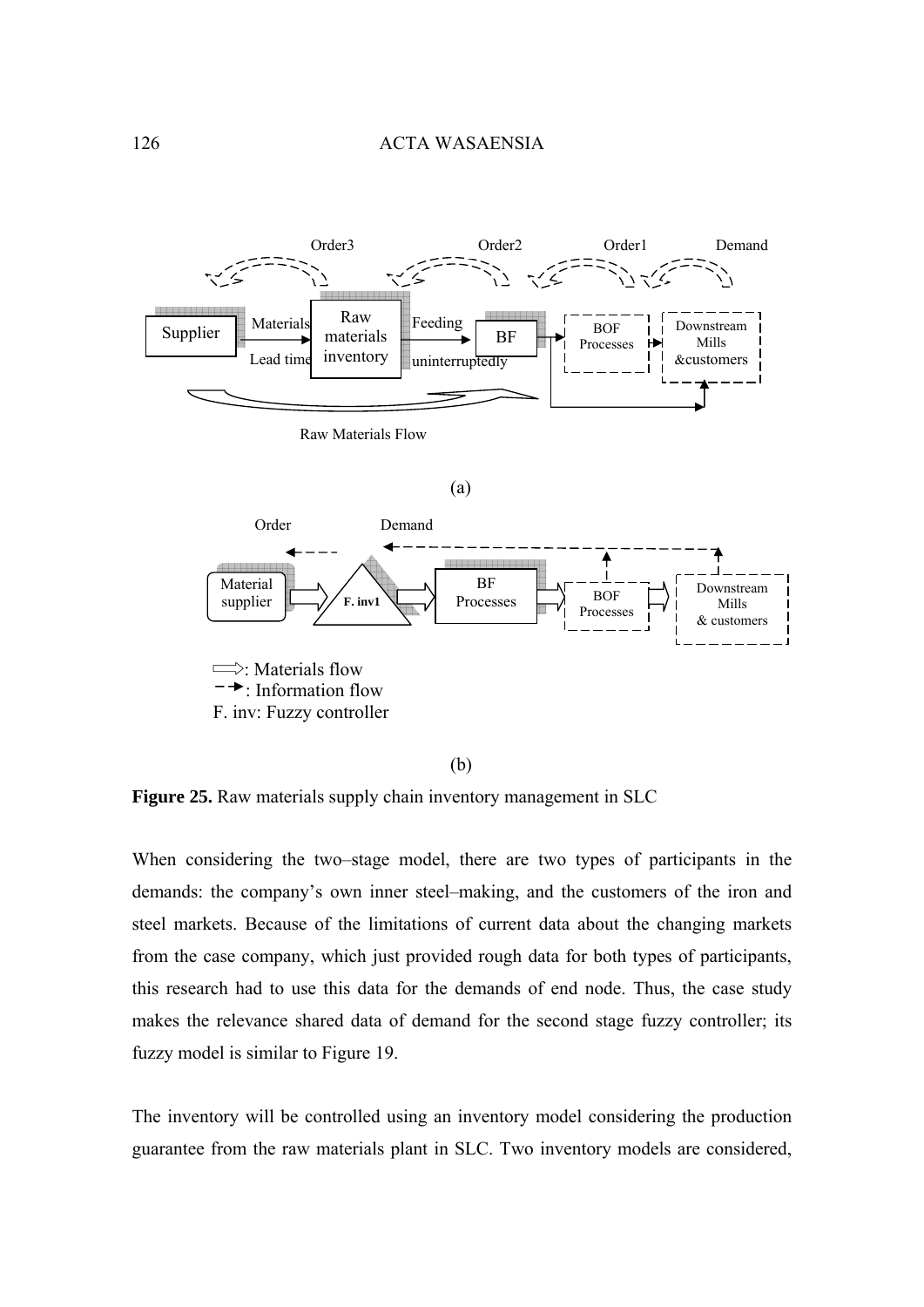Order3 Order2 Order1 Demand

Supplier — Materials / Lead time → Raw materials inventory — Feeding uninterruptedly → BF → BOF Processes → Downstream Mills &customers

Raw Materials Flow

(a)

Order Demand

Material supplier → F. inv1 → BF Processes → BOF Processes → Downstream Mills & customers

⇨: Materials flow
- - →: Information flow
F. inv: Fuzzy controller

(b)

**Figure 25.** Raw materials supply chain inventory management in SLC

When considering the two–stage model, there are two types of participants in the demands: the company's own inner steel–making, and the customers of the iron and steel markets. Because of the limitations of current data about the changing markets from the case company, which just provided rough data for both types of participants, this research had to use this data for the demands of end node. Thus, the case study makes the relevance shared data of demand for the second stage fuzzy controller; its fuzzy model is similar to Figure 19.

The inventory will be controlled using an inventory model considering the production guarantee from the raw materials plant in SLC. Two inventory models are considered,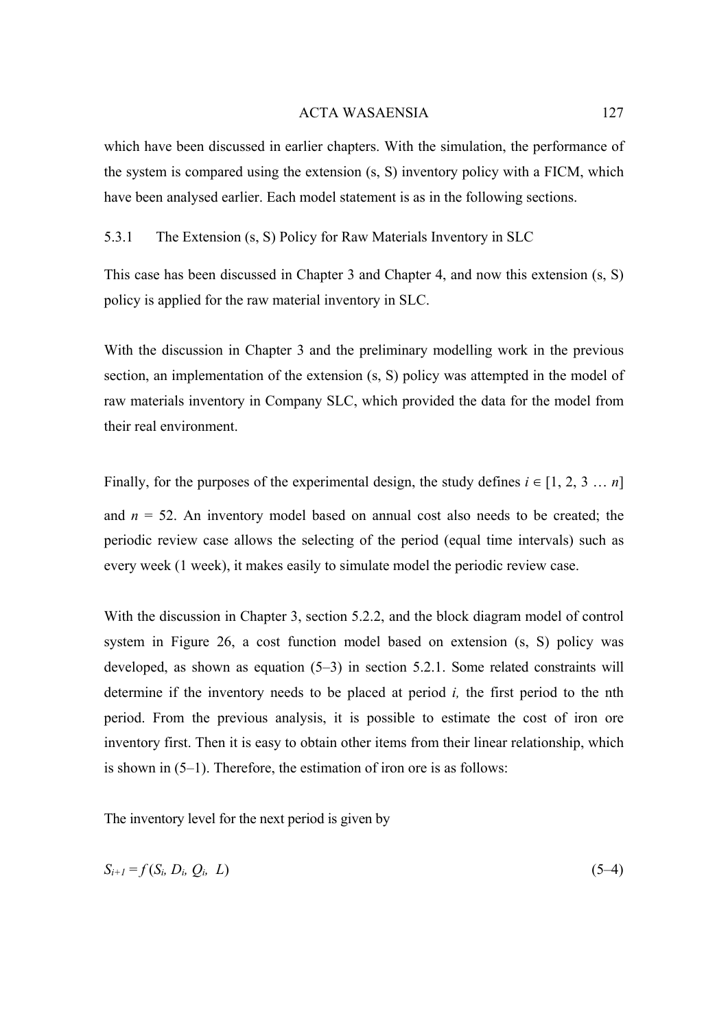which have been discussed in earlier chapters. With the simulation, the performance of the system is compared using the extension (s, S) inventory policy with a FICM, which have been analysed earlier. Each model statement is as in the following sections.

### 5.3.1 The Extension (s, S) Policy for Raw Materials Inventory in SLC

This case has been discussed in Chapter 3 and Chapter 4, and now this extension (s, S) policy is applied for the raw material inventory in SLC.

With the discussion in Chapter 3 and the preliminary modelling work in the previous section, an implementation of the extension (s, S) policy was attempted in the model of raw materials inventory in Company SLC, which provided the data for the model from their real environment.

Finally, for the purposes of the experimental design, the study defines $i \in [1, 2, 3 \ldots n]$ and $n = 52$. An inventory model based on annual cost also needs to be created; the periodic review case allows the selecting of the period (equal time intervals) such as every week (1 week), it makes easily to simulate model the periodic review case.

With the discussion in Chapter 3, section 5.2.2, and the block diagram model of control system in Figure 26, a cost function model based on extension (s, S) policy was developed, as shown as equation (5–3) in section 5.2.1. Some related constraints will determine if the inventory needs to be placed at period *i,* the first period to the nth period. From the previous analysis, it is possible to estimate the cost of iron ore inventory first. Then it is easy to obtain other items from their linear relationship, which is shown in (5–1). Therefore, the estimation of iron ore is as follows:

The inventory level for the next period is given by

$$S_{i+1} = f\,(S_i, D_i, Q_i, \; L) \tag{5–4}$$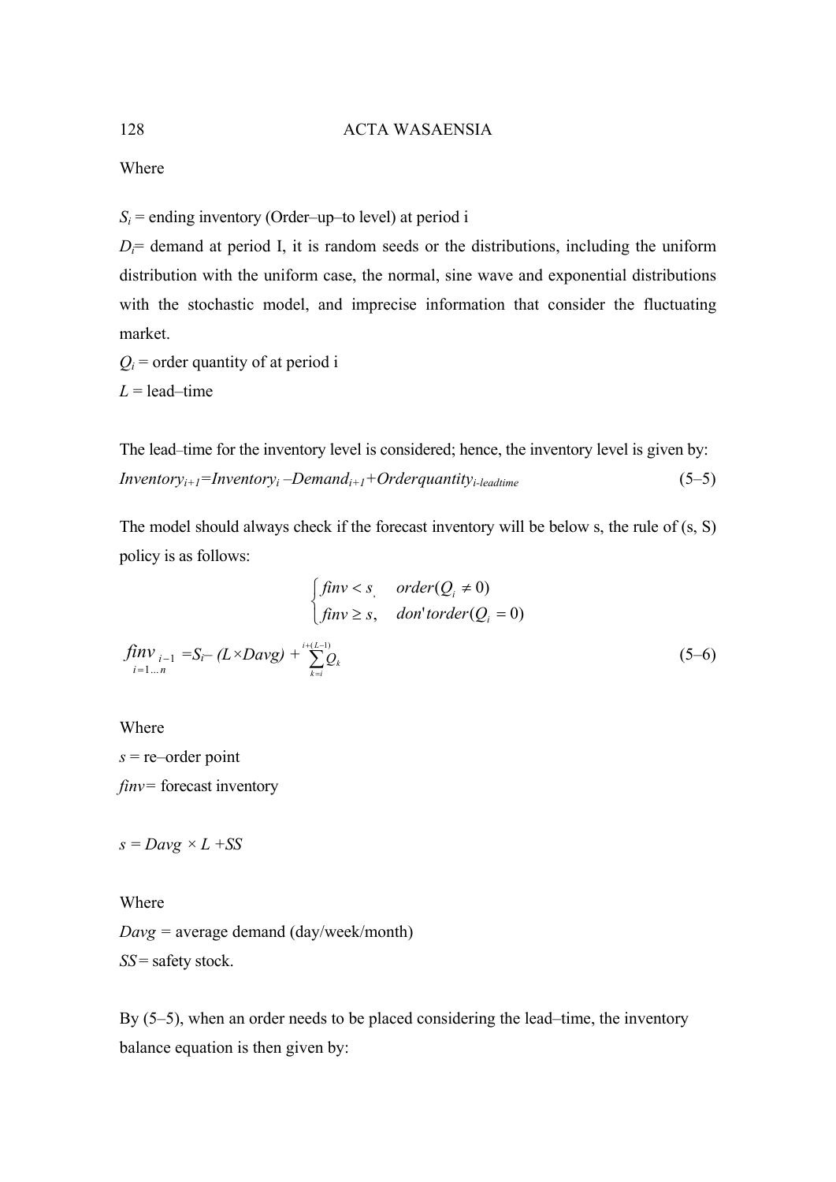Where

$S_i$ = ending inventory (Order–up–to level) at period i

$D_i$= demand at period I, it is random seeds or the distributions, including the uniform distribution with the uniform case, the normal, sine wave and exponential distributions with the stochastic model, and imprecise information that consider the fluctuating market.

$Q_i$ = order quantity of at period i

$L$ = lead–time

The lead–time for the inventory level is considered; hence, the inventory level is given by:

$$Inventory_{i+1} = Inventory_i - Demand_{i+1} + Orderquantity_{i-leadtime} \tag{5–5}$$

The model should always check if the forecast inventory will be below s, the rule of (s, S) policy is as follows:

$$\begin{cases} finv < s, & order(Q_i \neq 0) \\ finv \geq s, & don'torder(Q_i = 0) \end{cases}$$

$$\underset{i=1\ldots n}{finv_{i-1}} = S_i - (L \times Davg) + \sum_{k=i}^{i+(L-1)} Q_k \tag{5–6}$$

Where

$s$ = re–order point

$finv$= forecast inventory

$s = Davg \times L + SS$

Where

$Davg$ = average demand (day/week/month)

$SS$= safety stock.

By (5–5), when an order needs to be placed considering the lead–time, the inventory balance equation is then given by: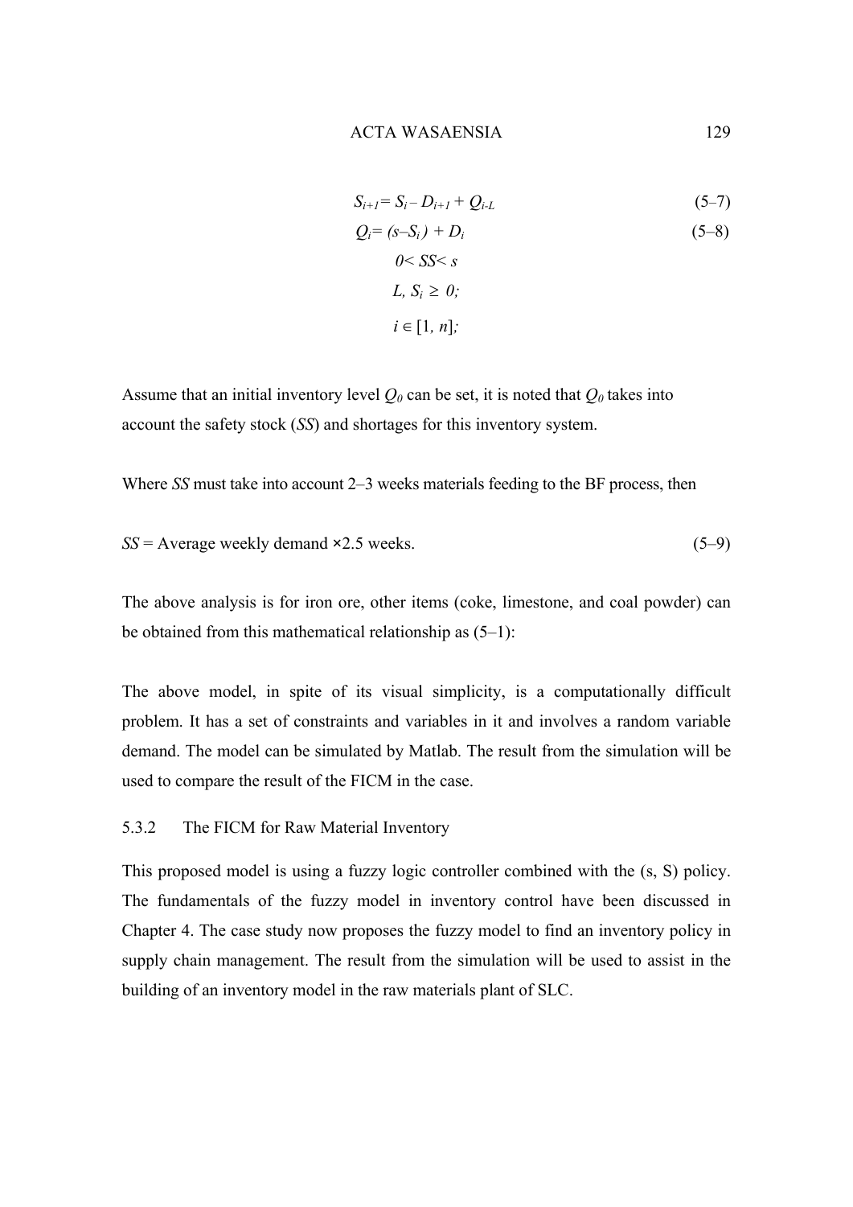$$S_{i+1} = S_i - D_{i+1} + Q_{i-L} \tag{5–7}$$

$$Q_i = (s - S_i) + D_i \tag{5–8}$$

$$0 < SS < s$$

$$L,\ S_i \geq 0;$$

$$i \in [1,\ n];$$

Assume that an initial inventory level $Q_0$ can be set, it is noted that $Q_0$ takes into account the safety stock (*SS*) and shortages for this inventory system.

Where *SS* must take into account 2–3 weeks materials feeding to the BF process, then

$$SS = \text{Average weekly demand} \times 2.5 \text{ weeks.} \tag{5–9}$$

The above analysis is for iron ore, other items (coke, limestone, and coal powder) can be obtained from this mathematical relationship as (5–1):

The above model, in spite of its visual simplicity, is a computationally difficult problem. It has a set of constraints and variables in it and involves a random variable demand. The model can be simulated by Matlab. The result from the simulation will be used to compare the result of the FICM in the case.

### 5.3.2 The FICM for Raw Material Inventory

This proposed model is using a fuzzy logic controller combined with the (s, S) policy. The fundamentals of the fuzzy model in inventory control have been discussed in Chapter 4. The case study now proposes the fuzzy model to find an inventory policy in supply chain management. The result from the simulation will be used to assist in the building of an inventory model in the raw materials plant of SLC.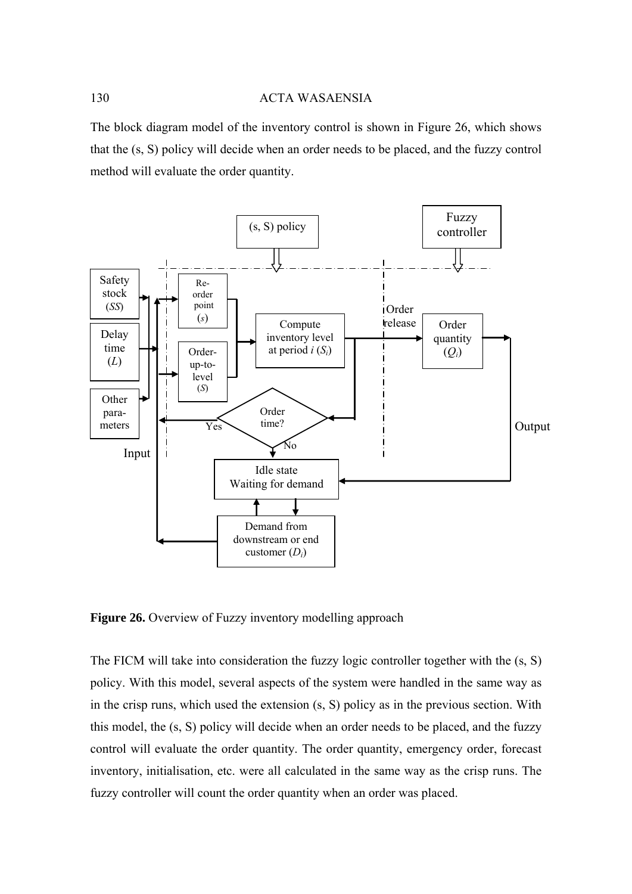The block diagram model of the inventory control is shown in Figure 26, which shows that the (s, S) policy will decide when an order needs to be placed, and the fuzzy control method will evaluate the order quantity.

**Figure 26.** Overview of Fuzzy inventory modelling approach

The FICM will take into consideration the fuzzy logic controller together with the (s, S) policy. With this model, several aspects of the system were handled in the same way as in the crisp runs, which used the extension (s, S) policy as in the previous section. With this model, the (s, S) policy will decide when an order needs to be placed, and the fuzzy control will evaluate the order quantity. The order quantity, emergency order, forecast inventory, initialisation, etc. were all calculated in the same way as the crisp runs. The fuzzy controller will count the order quantity when an order was placed.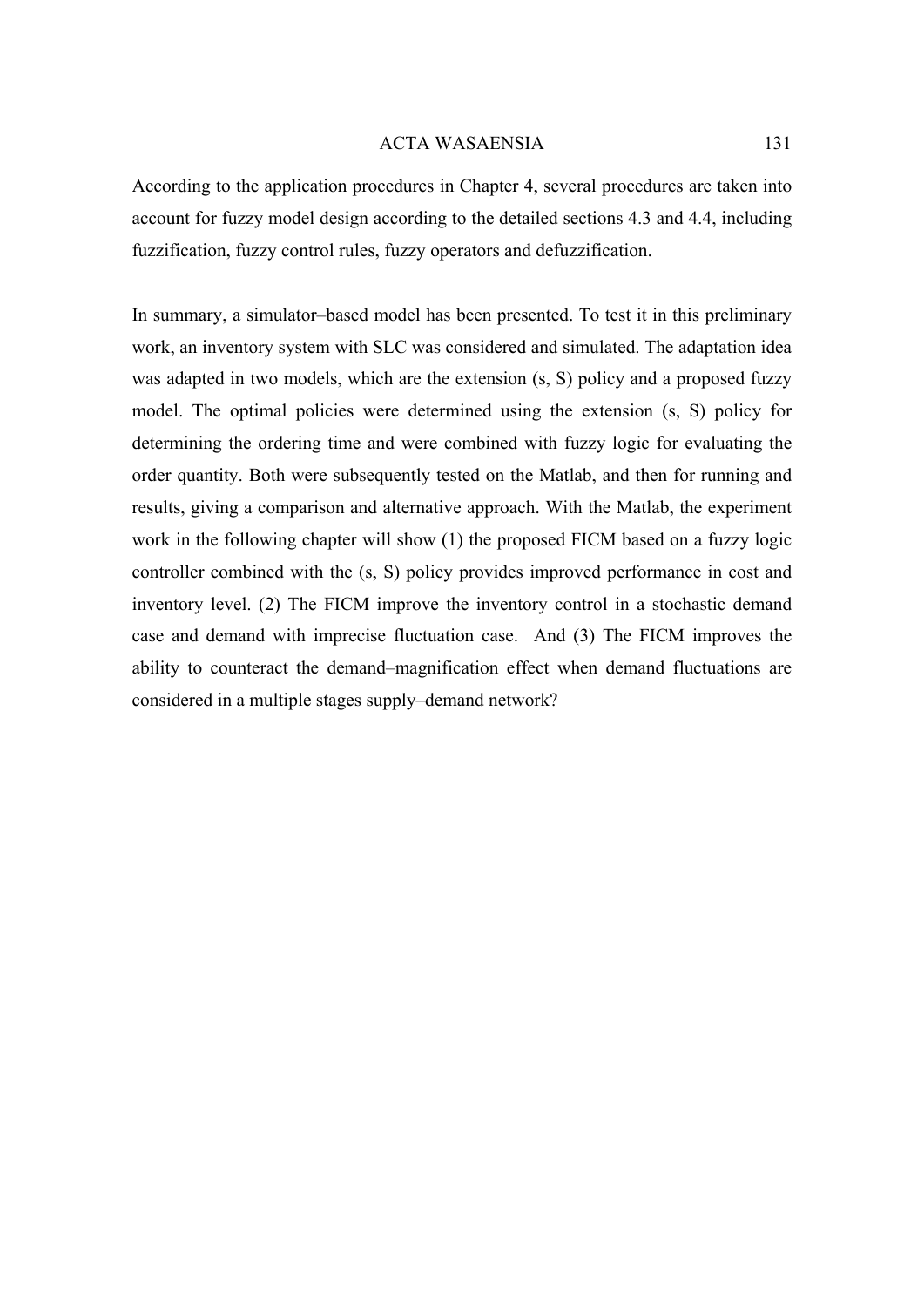According to the application procedures in Chapter 4, several procedures are taken into account for fuzzy model design according to the detailed sections 4.3 and 4.4, including fuzzification, fuzzy control rules, fuzzy operators and defuzzification.

In summary, a simulator–based model has been presented. To test it in this preliminary work, an inventory system with SLC was considered and simulated. The adaptation idea was adapted in two models, which are the extension (s, S) policy and a proposed fuzzy model. The optimal policies were determined using the extension (s, S) policy for determining the ordering time and were combined with fuzzy logic for evaluating the order quantity. Both were subsequently tested on the Matlab, and then for running and results, giving a comparison and alternative approach. With the Matlab, the experiment work in the following chapter will show (1) the proposed FICM based on a fuzzy logic controller combined with the (s, S) policy provides improved performance in cost and inventory level. (2) The FICM improve the inventory control in a stochastic demand case and demand with imprecise fluctuation case. And (3) The FICM improves the ability to counteract the demand–magnification effect when demand fluctuations are considered in a multiple stages supply–demand network?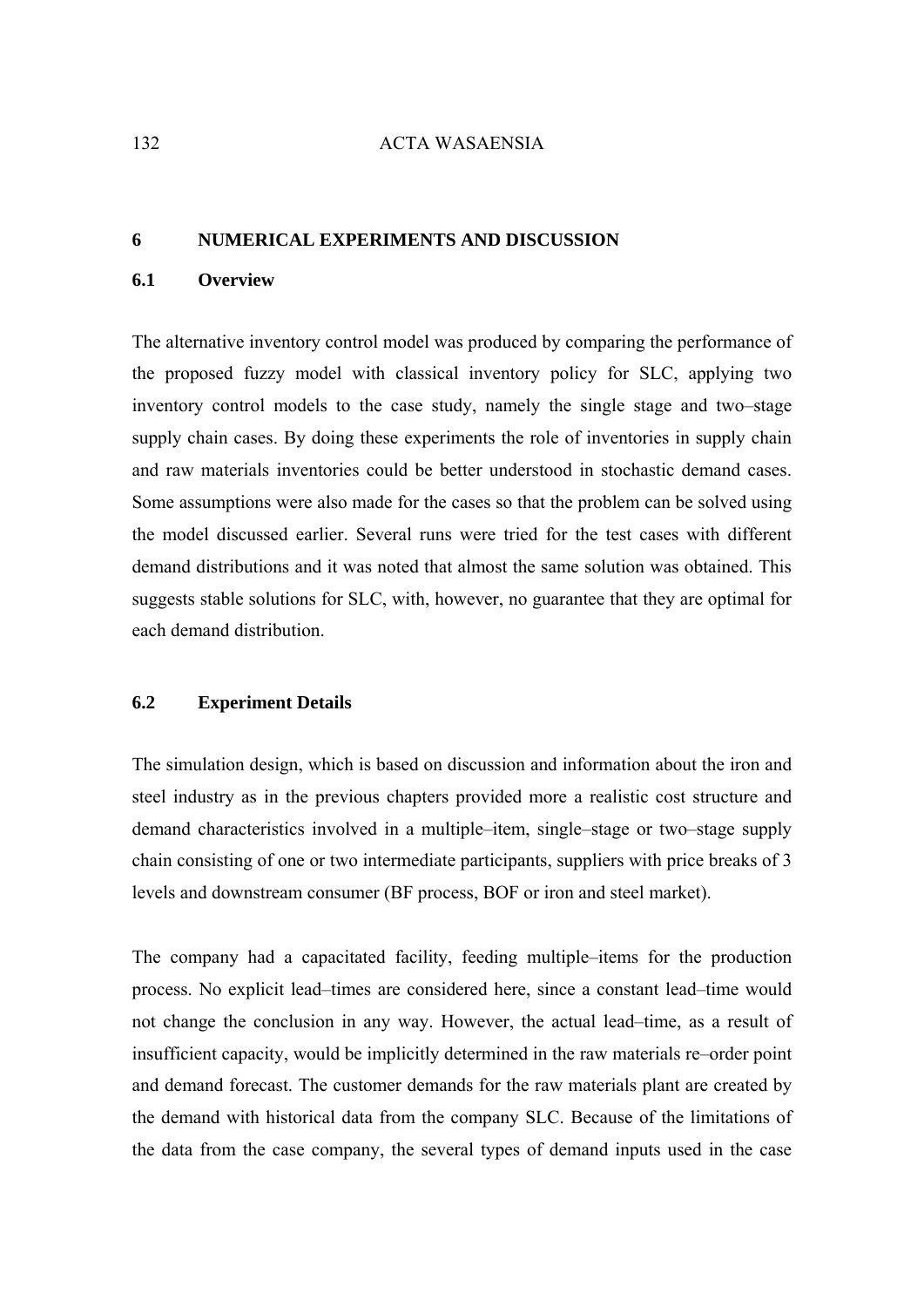# 6 NUMERICAL EXPERIMENTS AND DISCUSSION

## 6.1 Overview

The alternative inventory control model was produced by comparing the performance of the proposed fuzzy model with classical inventory policy for SLC, applying two inventory control models to the case study, namely the single stage and two–stage supply chain cases. By doing these experiments the role of inventories in supply chain and raw materials inventories could be better understood in stochastic demand cases. Some assumptions were also made for the cases so that the problem can be solved using the model discussed earlier. Several runs were tried for the test cases with different demand distributions and it was noted that almost the same solution was obtained. This suggests stable solutions for SLC, with, however, no guarantee that they are optimal for each demand distribution.

## 6.2 Experiment Details

The simulation design, which is based on discussion and information about the iron and steel industry as in the previous chapters provided more a realistic cost structure and demand characteristics involved in a multiple–item, single–stage or two–stage supply chain consisting of one or two intermediate participants, suppliers with price breaks of 3 levels and downstream consumer (BF process, BOF or iron and steel market).

The company had a capacitated facility, feeding multiple–items for the production process. No explicit lead–times are considered here, since a constant lead–time would not change the conclusion in any way. However, the actual lead–time, as a result of insufficient capacity, would be implicitly determined in the raw materials re–order point and demand forecast. The customer demands for the raw materials plant are created by the demand with historical data from the company SLC. Because of the limitations of the data from the case company, the several types of demand inputs used in the case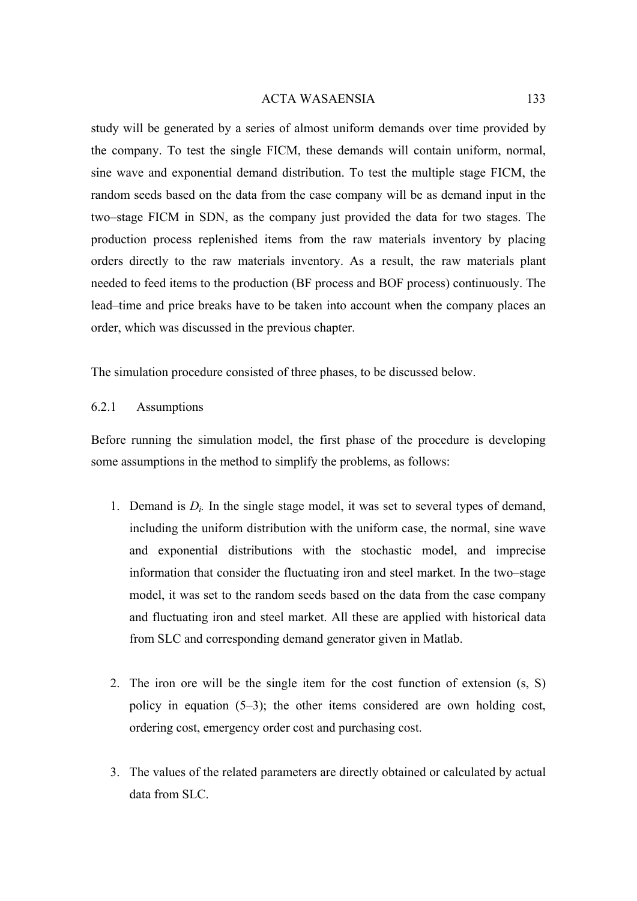study will be generated by a series of almost uniform demands over time provided by the company. To test the single FICM, these demands will contain uniform, normal, sine wave and exponential demand distribution. To test the multiple stage FICM, the random seeds based on the data from the case company will be as demand input in the two–stage FICM in SDN, as the company just provided the data for two stages. The production process replenished items from the raw materials inventory by placing orders directly to the raw materials inventory. As a result, the raw materials plant needed to feed items to the production (BF process and BOF process) continuously. The lead–time and price breaks have to be taken into account when the company places an order, which was discussed in the previous chapter.

The simulation procedure consisted of three phases, to be discussed below.

### 6.2.1 Assumptions

Before running the simulation model, the first phase of the procedure is developing some assumptions in the method to simplify the problems, as follows:

1. Demand is $D_i$. In the single stage model, it was set to several types of demand, including the uniform distribution with the uniform case, the normal, sine wave and exponential distributions with the stochastic model, and imprecise information that consider the fluctuating iron and steel market. In the two–stage model, it was set to the random seeds based on the data from the case company and fluctuating iron and steel market. All these are applied with historical data from SLC and corresponding demand generator given in Matlab.

2. The iron ore will be the single item for the cost function of extension (s, S) policy in equation (5–3); the other items considered are own holding cost, ordering cost, emergency order cost and purchasing cost.

3. The values of the related parameters are directly obtained or calculated by actual data from SLC.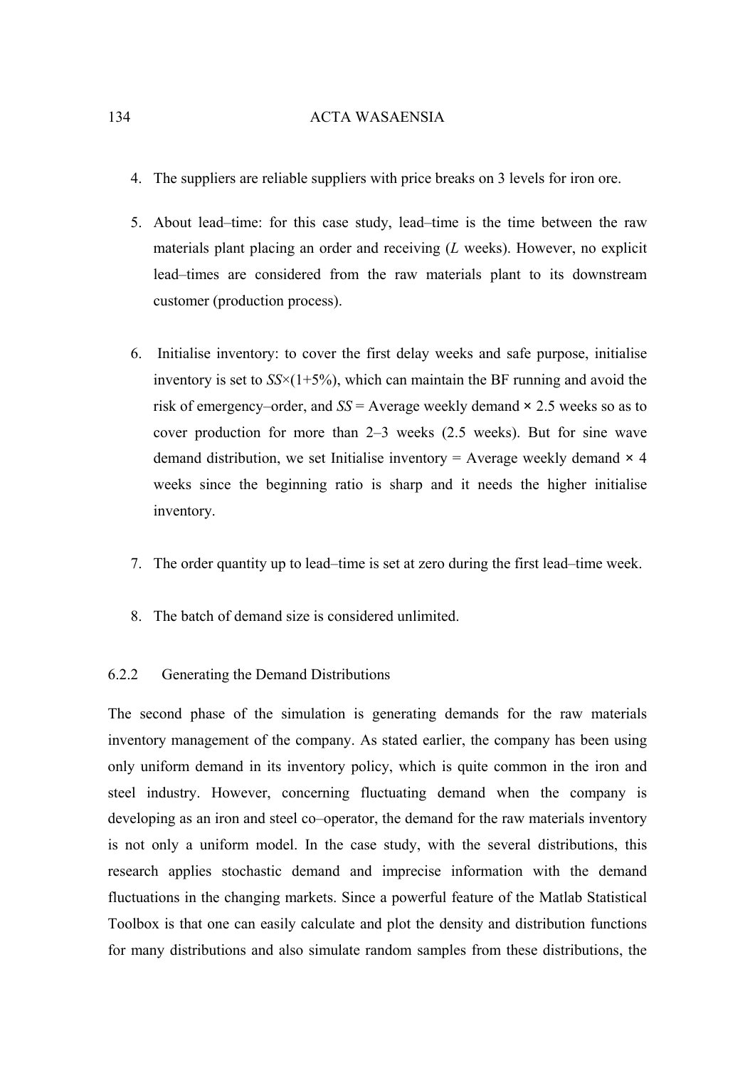4. The suppliers are reliable suppliers with price breaks on 3 levels for iron ore.

5. About lead–time: for this case study, lead–time is the time between the raw materials plant placing an order and receiving (*L* weeks). However, no explicit lead–times are considered from the raw materials plant to its downstream customer (production process).

6. Initialise inventory: to cover the first delay weeks and safe purpose, initialise inventory is set to $SS \times (1+5\%)$, which can maintain the BF running and avoid the risk of emergency–order, and $SS$ = Average weekly demand × 2.5 weeks so as to cover production for more than 2–3 weeks (2.5 weeks). But for sine wave demand distribution, we set Initialise inventory = Average weekly demand × 4 weeks since the beginning ratio is sharp and it needs the higher initialise inventory.

7. The order quantity up to lead–time is set at zero during the first lead–time week.

8. The batch of demand size is considered unlimited.

### 6.2.2 Generating the Demand Distributions

The second phase of the simulation is generating demands for the raw materials inventory management of the company. As stated earlier, the company has been using only uniform demand in its inventory policy, which is quite common in the iron and steel industry. However, concerning fluctuating demand when the company is developing as an iron and steel co–operator, the demand for the raw materials inventory is not only a uniform model. In the case study, with the several distributions, this research applies stochastic demand and imprecise information with the demand fluctuations in the changing markets. Since a powerful feature of the Matlab Statistical Toolbox is that one can easily calculate and plot the density and distribution functions for many distributions and also simulate random samples from these distributions, the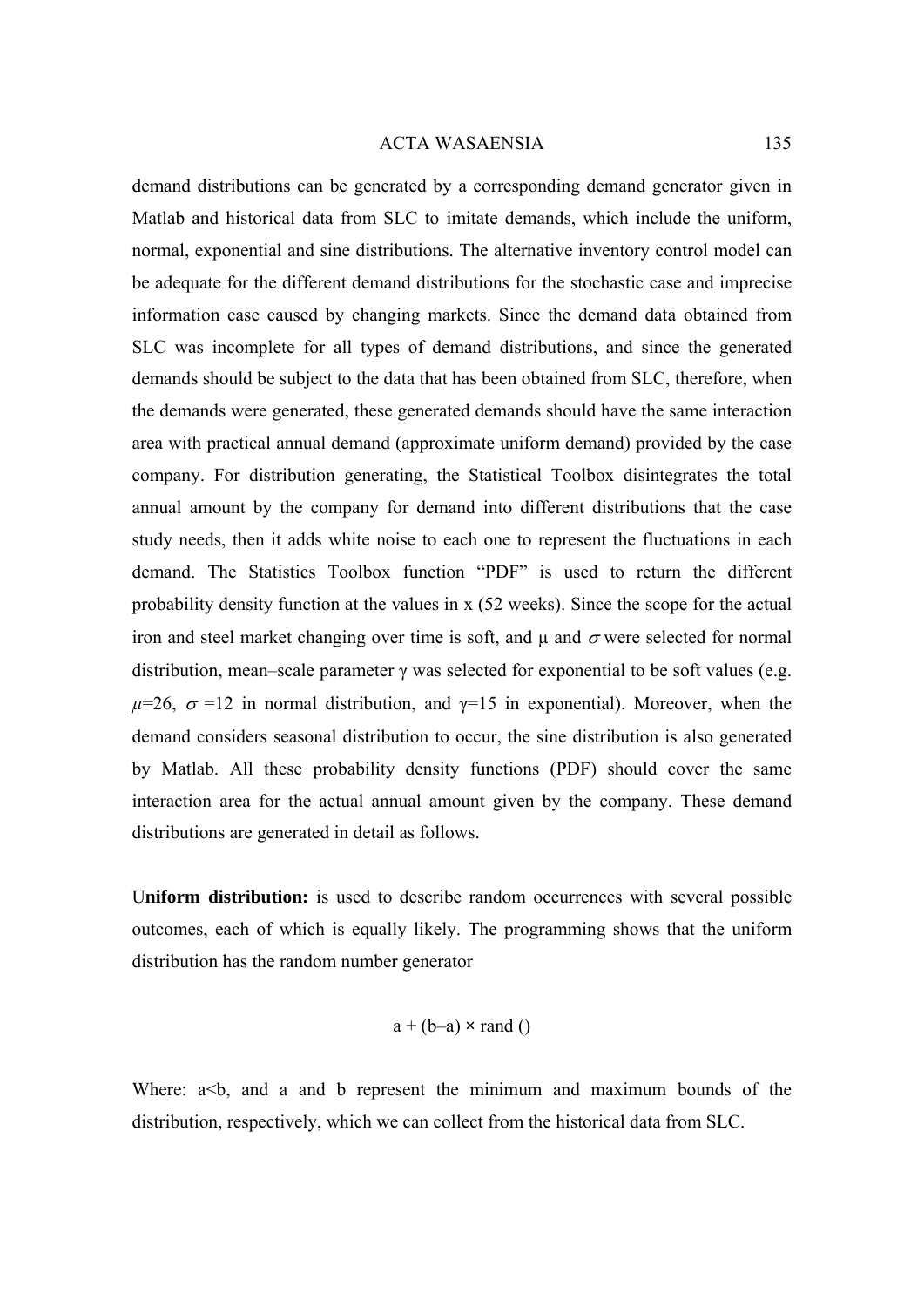demand distributions can be generated by a corresponding demand generator given in Matlab and historical data from SLC to imitate demands, which include the uniform, normal, exponential and sine distributions. The alternative inventory control model can be adequate for the different demand distributions for the stochastic case and imprecise information case caused by changing markets. Since the demand data obtained from SLC was incomplete for all types of demand distributions, and since the generated demands should be subject to the data that has been obtained from SLC, therefore, when the demands were generated, these generated demands should have the same interaction area with practical annual demand (approximate uniform demand) provided by the case company. For distribution generating, the Statistical Toolbox disintegrates the total annual amount by the company for demand into different distributions that the case study needs, then it adds white noise to each one to represent the fluctuations in each demand. The Statistics Toolbox function "PDF" is used to return the different probability density function at the values in x (52 weeks). Since the scope for the actual iron and steel market changing over time is soft, and $\mu$ and $\sigma$ were selected for normal distribution, mean–scale parameter $\gamma$ was selected for exponential to be soft values (e.g. $\mu=26$, $\sigma=12$ in normal distribution, and $\gamma=15$ in exponential). Moreover, when the demand considers seasonal distribution to occur, the sine distribution is also generated by Matlab. All these probability density functions (PDF) should cover the same interaction area for the actual annual amount given by the company. These demand distributions are generated in detail as follows.

U**niform distribution:** is used to describe random occurrences with several possible outcomes, each of which is equally likely. The programming shows that the uniform distribution has the random number generator

$$a + (b-a) \times \text{rand}\,()$$

Where: $a<b$, and a and b represent the minimum and maximum bounds of the distribution, respectively, which we can collect from the historical data from SLC.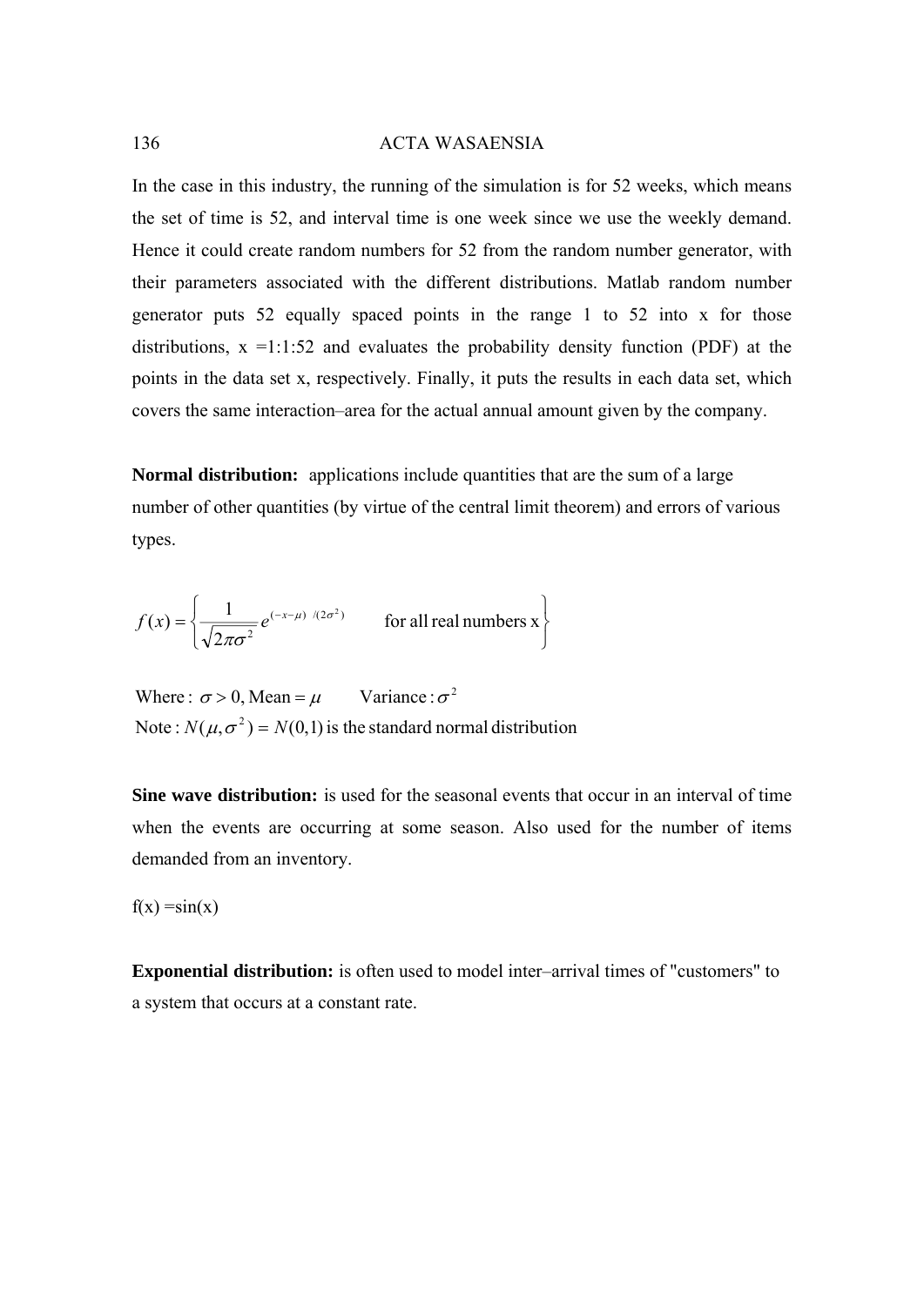In the case in this industry, the running of the simulation is for 52 weeks, which means the set of time is 52, and interval time is one week since we use the weekly demand. Hence it could create random numbers for 52 from the random number generator, with their parameters associated with the different distributions. Matlab random number generator puts 52 equally spaced points in the range 1 to 52 into x for those distributions, x =1:1:52 and evaluates the probability density function (PDF) at the points in the data set x, respectively. Finally, it puts the results in each data set, which covers the same interaction–area for the actual annual amount given by the company.

**Normal distribution:** applications include quantities that are the sum of a large number of other quantities (by virtue of the central limit theorem) and errors of various types.

$$f(x) = \left\{ \frac{1}{\sqrt{2\pi\sigma^2}} e^{(-x-\mu)\ /(2\sigma^2)} \qquad \text{for all real numbers x} \right\}$$

$$\text{Where} : \sigma > 0, \text{Mean} = \mu \qquad \text{Variance} : \sigma^2$$

$$\text{Note} : N(\mu, \sigma^2) = N(0,1) \text{ is the standard normal distribution}$$

**Sine wave distribution:** is used for the seasonal events that occur in an interval of time when the events are occurring at some season. Also used for the number of items demanded from an inventory.

f(x) =sin(x)

**Exponential distribution:** is often used to model inter–arrival times of "customers" to a system that occurs at a constant rate.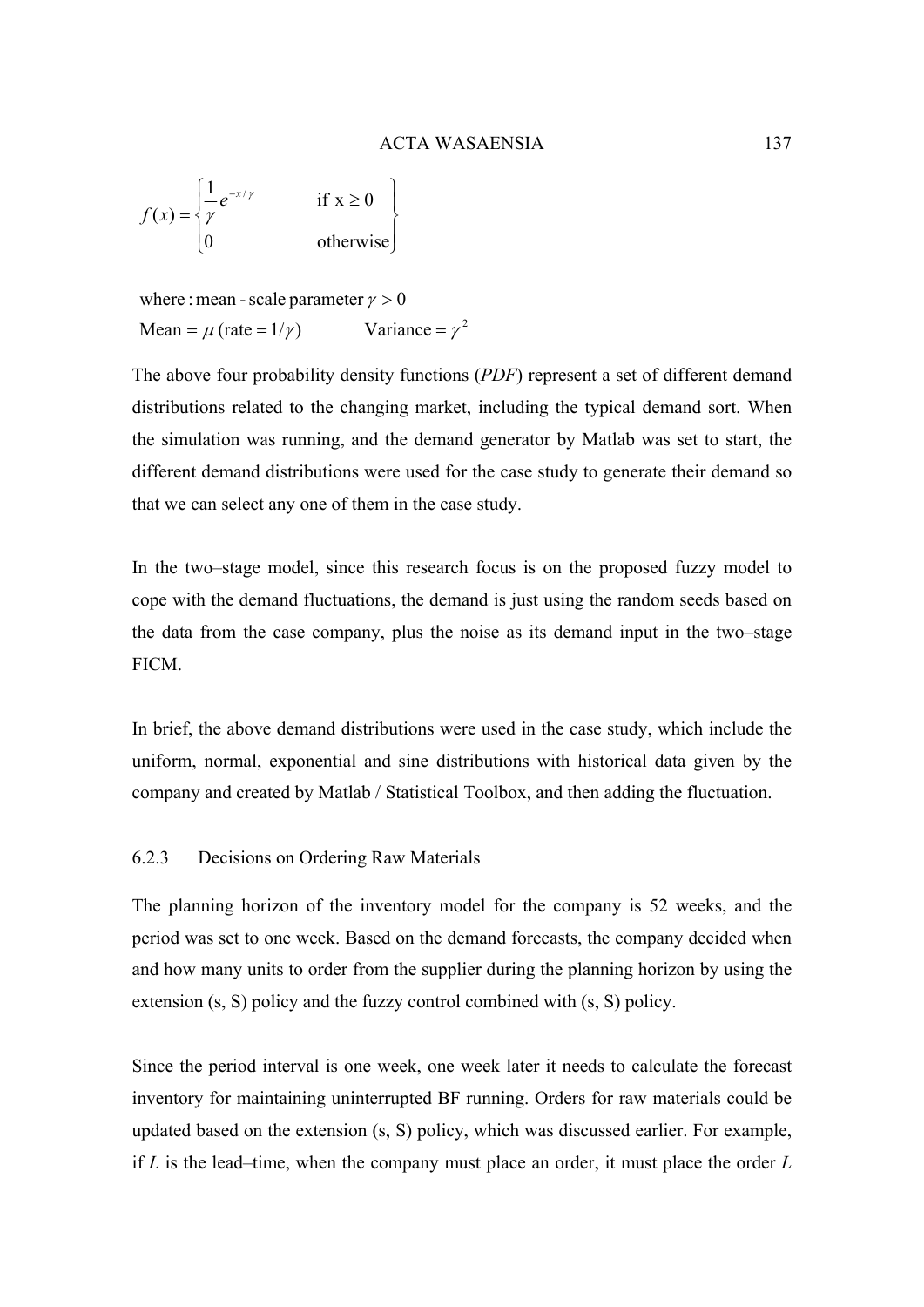$$f(x) = \begin{cases} \frac{1}{\gamma} e^{-x/\gamma} & \text{if } x \geq 0 \\ 0 & \text{otherwise} \end{cases}$$

$$\text{where : mean - scale parameter } \gamma > 0$$

$$\text{Mean} = \mu \text{ (rate} = 1/\gamma) \qquad \text{Variance} = \gamma^2$$

The above four probability density functions (*PDF*) represent a set of different demand distributions related to the changing market, including the typical demand sort. When the simulation was running, and the demand generator by Matlab was set to start, the different demand distributions were used for the case study to generate their demand so that we can select any one of them in the case study.

In the two–stage model, since this research focus is on the proposed fuzzy model to cope with the demand fluctuations, the demand is just using the random seeds based on the data from the case company, plus the noise as its demand input in the two–stage FICM.

In brief, the above demand distributions were used in the case study, which include the uniform, normal, exponential and sine distributions with historical data given by the company and created by Matlab / Statistical Toolbox, and then adding the fluctuation.

### 6.2.3 Decisions on Ordering Raw Materials

The planning horizon of the inventory model for the company is 52 weeks, and the period was set to one week. Based on the demand forecasts, the company decided when and how many units to order from the supplier during the planning horizon by using the extension (s, S) policy and the fuzzy control combined with (s, S) policy.

Since the period interval is one week, one week later it needs to calculate the forecast inventory for maintaining uninterrupted BF running. Orders for raw materials could be updated based on the extension (s, S) policy, which was discussed earlier. For example, if *L* is the lead–time, when the company must place an order, it must place the order *L*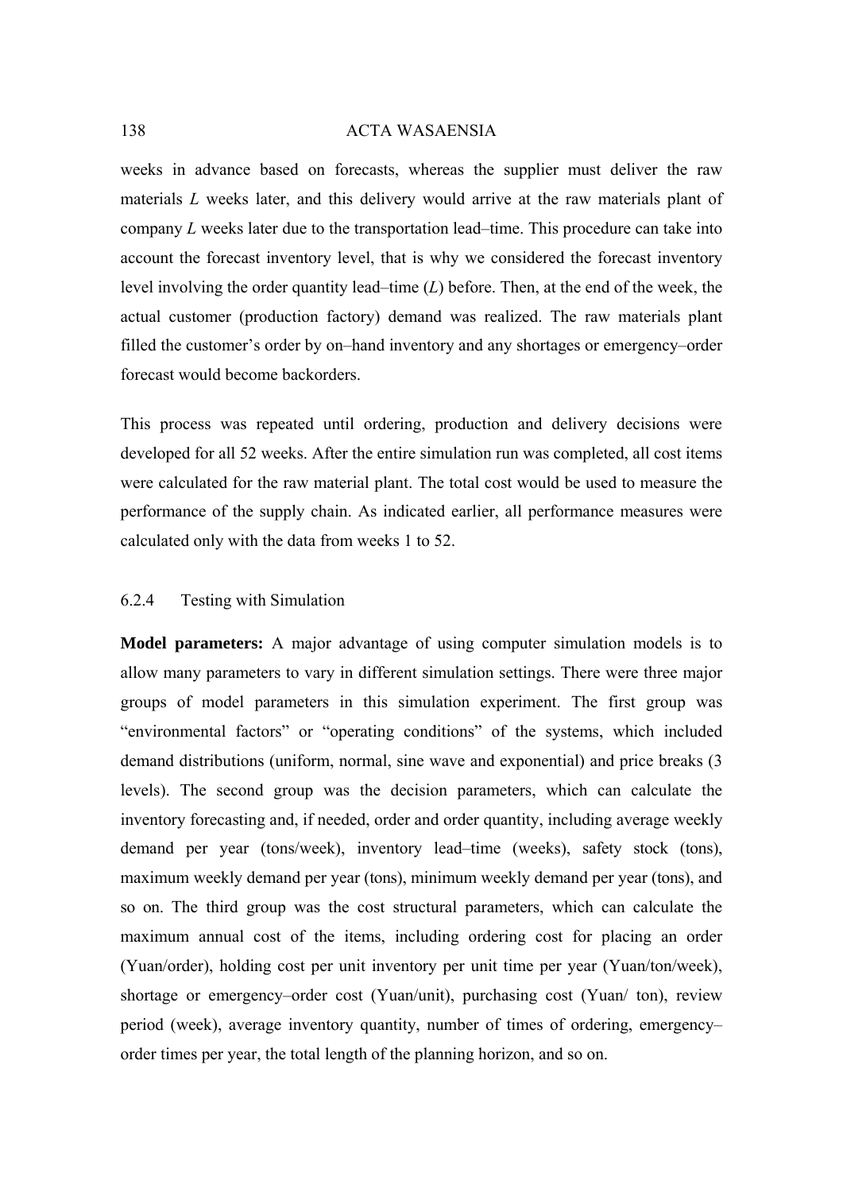weeks in advance based on forecasts, whereas the supplier must deliver the raw materials *L* weeks later, and this delivery would arrive at the raw materials plant of company *L* weeks later due to the transportation lead–time. This procedure can take into account the forecast inventory level, that is why we considered the forecast inventory level involving the order quantity lead–time (*L*) before. Then, at the end of the week, the actual customer (production factory) demand was realized. The raw materials plant filled the customer's order by on–hand inventory and any shortages or emergency–order forecast would become backorders.

This process was repeated until ordering, production and delivery decisions were developed for all 52 weeks. After the entire simulation run was completed, all cost items were calculated for the raw material plant. The total cost would be used to measure the performance of the supply chain. As indicated earlier, all performance measures were calculated only with the data from weeks 1 to 52.

### 6.2.4 Testing with Simulation

**Model parameters:** A major advantage of using computer simulation models is to allow many parameters to vary in different simulation settings. There were three major groups of model parameters in this simulation experiment. The first group was "environmental factors" or "operating conditions" of the systems, which included demand distributions (uniform, normal, sine wave and exponential) and price breaks (3 levels). The second group was the decision parameters, which can calculate the inventory forecasting and, if needed, order and order quantity, including average weekly demand per year (tons/week), inventory lead–time (weeks), safety stock (tons), maximum weekly demand per year (tons), minimum weekly demand per year (tons), and so on. The third group was the cost structural parameters, which can calculate the maximum annual cost of the items, including ordering cost for placing an order (Yuan/order), holding cost per unit inventory per unit time per year (Yuan/ton/week), shortage or emergency–order cost (Yuan/unit), purchasing cost (Yuan/ ton), review period (week), average inventory quantity, number of times of ordering, emergency–order times per year, the total length of the planning horizon, and so on.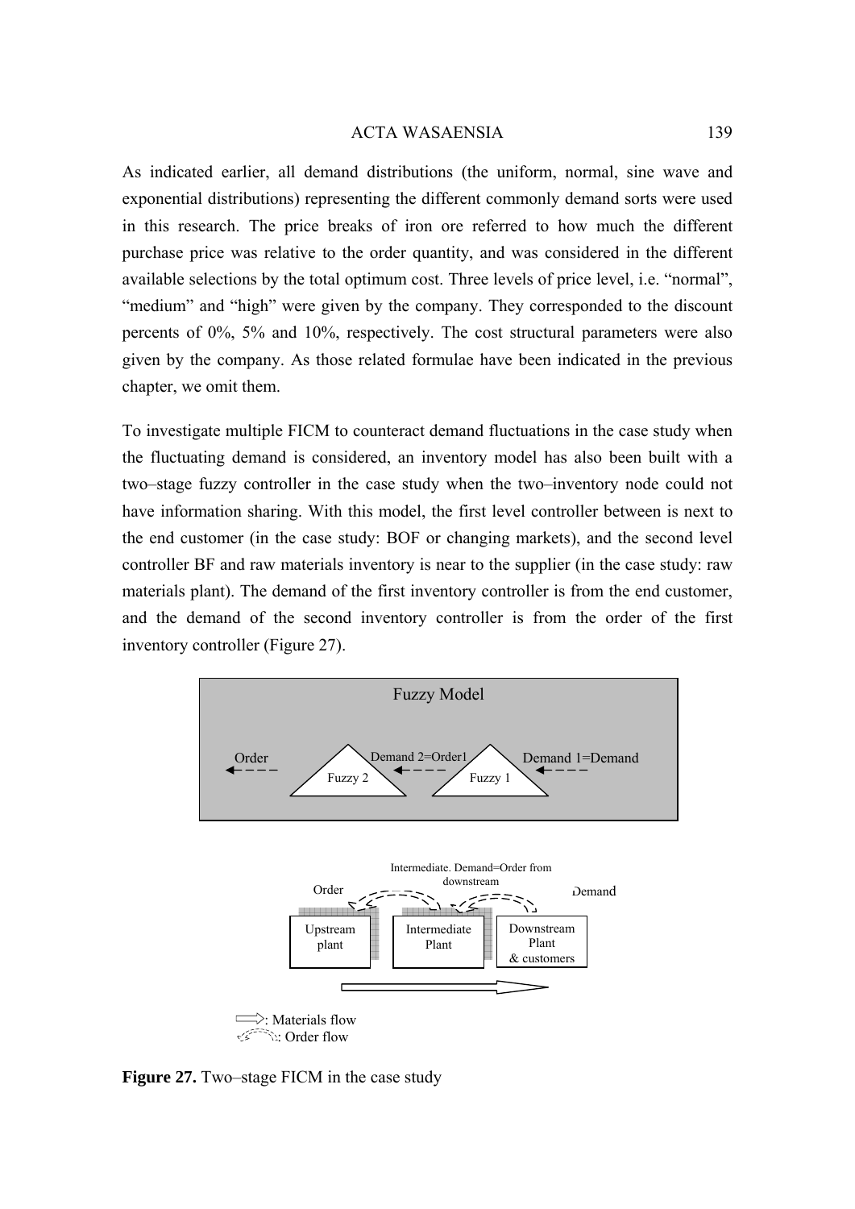As indicated earlier, all demand distributions (the uniform, normal, sine wave and exponential distributions) representing the different commonly demand sorts were used in this research. The price breaks of iron ore referred to how much the different purchase price was relative to the order quantity, and was considered in the different available selections by the total optimum cost. Three levels of price level, i.e. "normal", "medium" and "high" were given by the company. They corresponded to the discount percents of 0%, 5% and 10%, respectively. The cost structural parameters were also given by the company. As those related formulae have been indicated in the previous chapter, we omit them.

To investigate multiple FICM to counteract demand fluctuations in the case study when the fluctuating demand is considered, an inventory model has also been built with a two–stage fuzzy controller in the case study when the two–inventory node could not have information sharing. With this model, the first level controller between is next to the end customer (in the case study: BOF or changing markets), and the second level controller BF and raw materials inventory is near to the supplier (in the case study: raw materials plant). The demand of the first inventory controller is from the end customer, and the demand of the second inventory controller is from the order of the first inventory controller (Figure 27).

Fuzzy Model

Order ← Fuzzy 2 ← Demand 2=Order1 ← Fuzzy 1 ← Demand 1=Demand

Order — Intermediate. Demand=Order from downstream — Demand

Upstream plant | Intermediate Plant | Downstream Plant & customers

⟹: Materials flow
⇠: Order flow

**Figure 27.** Two–stage FICM in the case study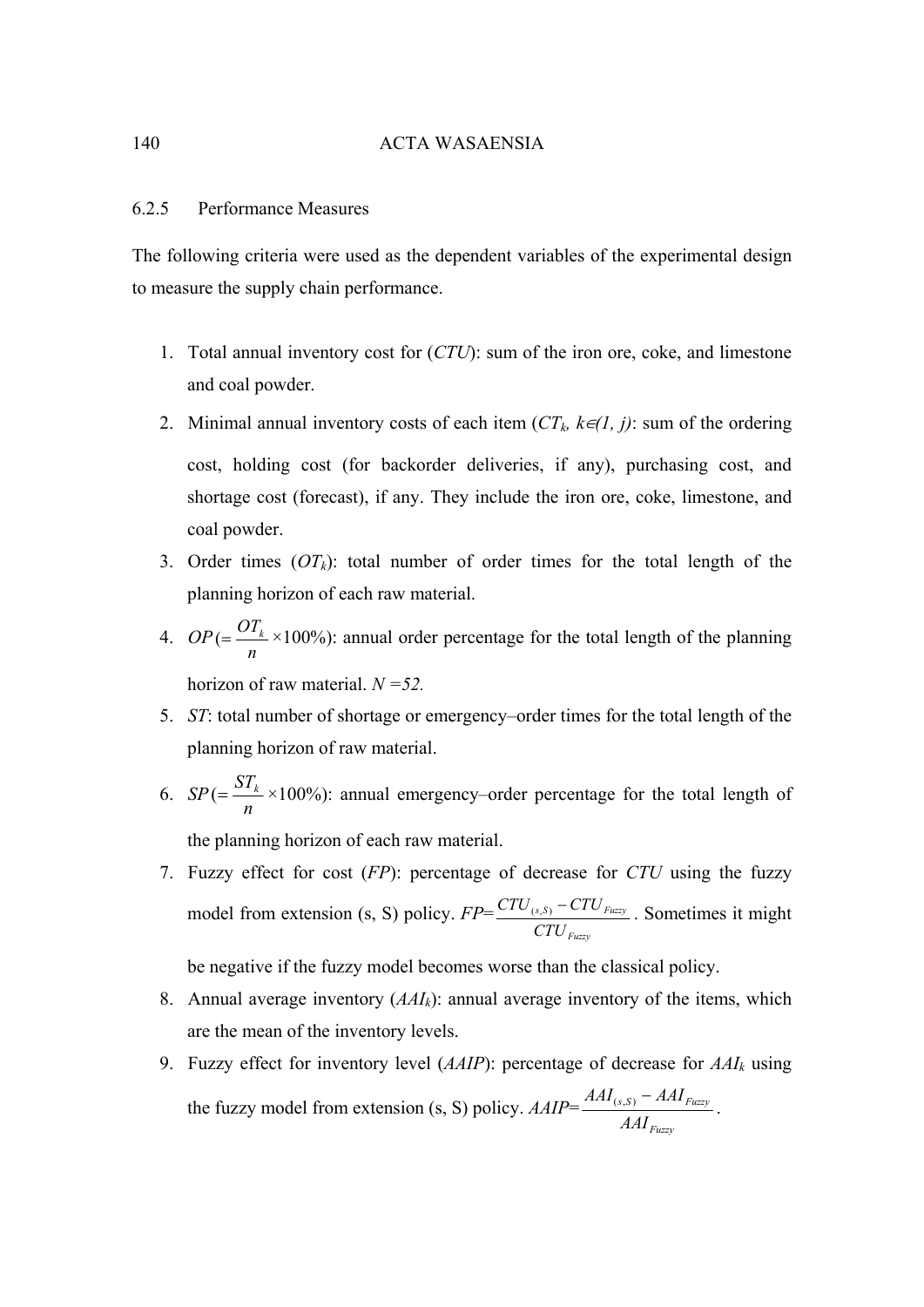### 6.2.5 Performance Measures

The following criteria were used as the dependent variables of the experimental design to measure the supply chain performance.

1. Total annual inventory cost for (*CTU*): sum of the iron ore, coke, and limestone and coal powder.
2. Minimal annual inventory costs of each item ($CT_k$, $k \in (1, j)$): sum of the ordering cost, holding cost (for backorder deliveries, if any), purchasing cost, and shortage cost (forecast), if any. They include the iron ore, coke, limestone, and coal powder.
3. Order times ($OT_k$): total number of order times for the total length of the planning horizon of each raw material.
4. $OP\,(= \frac{OT_k}{n} \times 100\%)$: annual order percentage for the total length of the planning horizon of raw material. $N = 52$.
5. *ST*: total number of shortage or emergency–order times for the total length of the planning horizon of raw material.
6. $SP\,(= \frac{ST_k}{n} \times 100\%)$: annual emergency–order percentage for the total length of the planning horizon of each raw material.
7. Fuzzy effect for cost (*FP*): percentage of decrease for *CTU* using the fuzzy model from extension (s, S) policy. $FP = \frac{CTU_{(s,S)} - CTU_{Fuzzy}}{CTU_{Fuzzy}}$. Sometimes it might be negative if the fuzzy model becomes worse than the classical policy.
8. Annual average inventory ($AAI_k$): annual average inventory of the items, which are the mean of the inventory levels.
9. Fuzzy effect for inventory level (*AAIP*): percentage of decrease for $AAI_k$ using the fuzzy model from extension (s, S) policy. $AAIP = \frac{AAI_{(s,S)} - AAI_{Fuzzy}}{AAI_{Fuzzy}}$.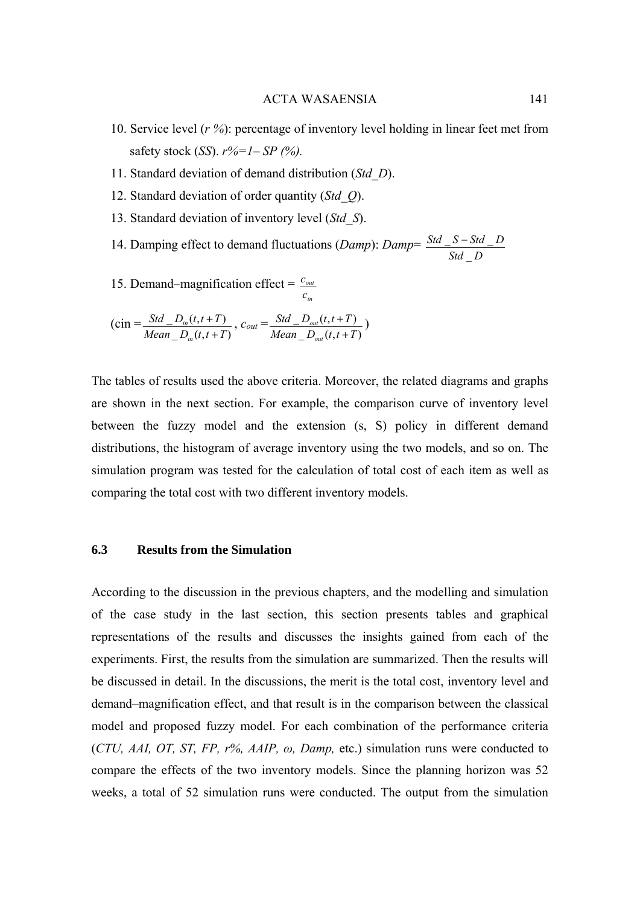10. Service level (*r %*): percentage of inventory level holding in linear feet met from safety stock (*SS*). *r%=1– SP (%).*
11. Standard deviation of demand distribution (*Std_D*).
12. Standard deviation of order quantity (*Std_Q*).
13. Standard deviation of inventory level (*Std_S*).
14. Damping effect to demand fluctuations (*Damp*): $Damp = \frac{Std\_S - Std\_D}{Std\_D}$
15. Demand–magnification effect = $\frac{c_{out}}{c_{in}}$

$$\left(c_{in} = \frac{Std\_D_{in}(t,t+T)}{Mean\_D_{in}(t,t+T)},\ c_{out} = \frac{Std\_D_{out}(t,t+T)}{Mean\_D_{out}(t,t+T)}\right)$$

The tables of results used the above criteria. Moreover, the related diagrams and graphs are shown in the next section. For example, the comparison curve of inventory level between the fuzzy model and the extension (s, S) policy in different demand distributions, the histogram of average inventory using the two models, and so on. The simulation program was tested for the calculation of total cost of each item as well as comparing the total cost with two different inventory models.

## 6.3 Results from the Simulation

According to the discussion in the previous chapters, and the modelling and simulation of the case study in the last section, this section presents tables and graphical representations of the results and discusses the insights gained from each of the experiments. First, the results from the simulation are summarized. Then the results will be discussed in detail. In the discussions, the merit is the total cost, inventory level and demand–magnification effect, and that result is in the comparison between the classical model and proposed fuzzy model. For each combination of the performance criteria (*CTU, AAI, OT, ST, FP, r%, AAIP, ω, Damp,* etc.) simulation runs were conducted to compare the effects of the two inventory models. Since the planning horizon was 52 weeks, a total of 52 simulation runs were conducted. The output from the simulation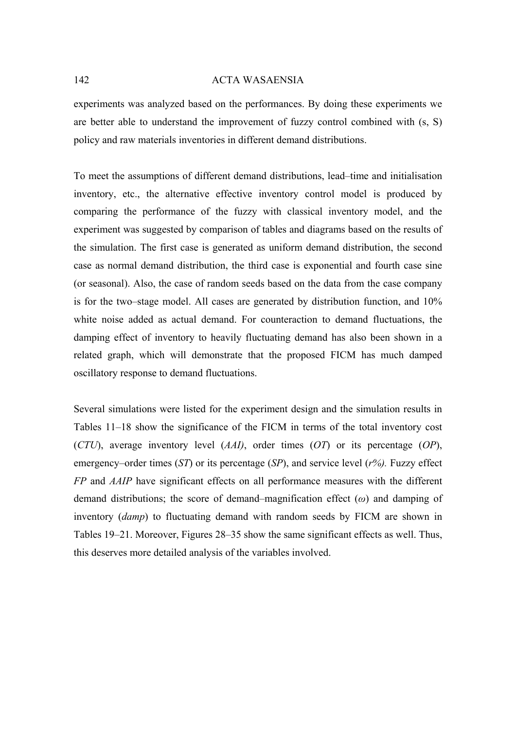experiments was analyzed based on the performances. By doing these experiments we are better able to understand the improvement of fuzzy control combined with (s, S) policy and raw materials inventories in different demand distributions.

To meet the assumptions of different demand distributions, lead–time and initialisation inventory, etc., the alternative effective inventory control model is produced by comparing the performance of the fuzzy with classical inventory model, and the experiment was suggested by comparison of tables and diagrams based on the results of the simulation. The first case is generated as uniform demand distribution, the second case as normal demand distribution, the third case is exponential and fourth case sine (or seasonal). Also, the case of random seeds based on the data from the case company is for the two–stage model. All cases are generated by distribution function, and 10% white noise added as actual demand. For counteraction to demand fluctuations, the damping effect of inventory to heavily fluctuating demand has also been shown in a related graph, which will demonstrate that the proposed FICM has much damped oscillatory response to demand fluctuations.

Several simulations were listed for the experiment design and the simulation results in Tables 11–18 show the significance of the FICM in terms of the total inventory cost (*CTU*), average inventory level (*AAI)*, order times (*OT*) or its percentage (*OP*), emergency–order times (*ST*) or its percentage (*SP*), and service level (*r%).* Fuzzy effect *FP* and *AAIP* have significant effects on all performance measures with the different demand distributions; the score of demand–magnification effect ($\omega$) and damping of inventory (*damp*) to fluctuating demand with random seeds by FICM are shown in Tables 19–21. Moreover, Figures 28–35 show the same significant effects as well. Thus, this deserves more detailed analysis of the variables involved.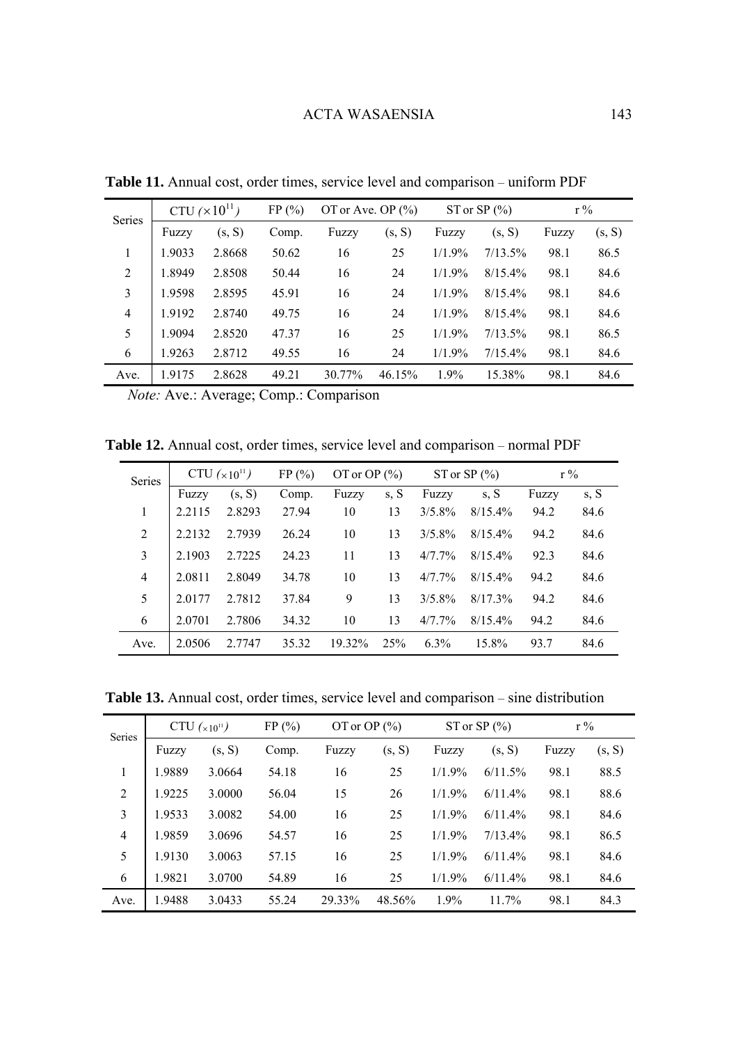**Table 11.** Annual cost, order times, service level and comparison – uniform PDF

| Series | CTU ($\times 10^{11}$) | | FP (%) | OT or Ave. OP (%) | | ST or SP (%) | | r % | |
|---|---|---|---|---|---|---|---|---|---|
| | Fuzzy | (s, S) | Comp. | Fuzzy | (s, S) | Fuzzy | (s, S) | Fuzzy | (s, S) |
| 1 | 1.9033 | 2.8668 | 50.62 | 16 | 25 | 1/1.9% | 7/13.5% | 98.1 | 86.5 |
| 2 | 1.8949 | 2.8508 | 50.44 | 16 | 24 | 1/1.9% | 8/15.4% | 98.1 | 84.6 |
| 3 | 1.9598 | 2.8595 | 45.91 | 16 | 24 | 1/1.9% | 8/15.4% | 98.1 | 84.6 |
| 4 | 1.9192 | 2.8740 | 49.75 | 16 | 24 | 1/1.9% | 8/15.4% | 98.1 | 84.6 |
| 5 | 1.9094 | 2.8520 | 47.37 | 16 | 25 | 1/1.9% | 7/13.5% | 98.1 | 86.5 |
| 6 | 1.9263 | 2.8712 | 49.55 | 16 | 24 | 1/1.9% | 7/15.4% | 98.1 | 84.6 |
| Ave. | 1.9175 | 2.8628 | 49.21 | 30.77% | 46.15% | 1.9% | 15.38% | 98.1 | 84.6 |

*Note:* Ave.: Average; Comp.: Comparison

**Table 12.** Annual cost, order times, service level and comparison – normal PDF

| Series | CTU ($\times 10^{11}$) | | FP (%) | OT or OP (%) | | ST or SP (%) | | r % | |
|---|---|---|---|---|---|---|---|---|---|
| | Fuzzy | (s, S) | Comp. | Fuzzy | s, S | Fuzzy | s, S | Fuzzy | s, S |
| 1 | 2.2115 | 2.8293 | 27.94 | 10 | 13 | 3/5.8% | 8/15.4% | 94.2 | 84.6 |
| 2 | 2.2132 | 2.7939 | 26.24 | 10 | 13 | 3/5.8% | 8/15.4% | 94.2 | 84.6 |
| 3 | 2.1903 | 2.7225 | 24.23 | 11 | 13 | 4/7.7% | 8/15.4% | 92.3 | 84.6 |
| 4 | 2.0811 | 2.8049 | 34.78 | 10 | 13 | 4/7.7% | 8/15.4% | 94.2 | 84.6 |
| 5 | 2.0177 | 2.7812 | 37.84 | 9 | 13 | 3/5.8% | 8/17.3% | 94.2 | 84.6 |
| 6 | 2.0701 | 2.7806 | 34.32 | 10 | 13 | 4/7.7% | 8/15.4% | 94.2 | 84.6 |
| Ave. | 2.0506 | 2.7747 | 35.32 | 19.32% | 25% | 6.3% | 15.8% | 93.7 | 84.6 |

**Table 13.** Annual cost, order times, service level and comparison – sine distribution

| Series | CTU ($\times 10^{11}$) | | FP (%) | OT or OP (%) | | ST or SP (%) | | r % | |
|---|---|---|---|---|---|---|---|---|---|
| | Fuzzy | (s, S) | Comp. | Fuzzy | (s, S) | Fuzzy | (s, S) | Fuzzy | (s, S) |
| 1 | 1.9889 | 3.0664 | 54.18 | 16 | 25 | 1/1.9% | 6/11.5% | 98.1 | 88.5 |
| 2 | 1.9225 | 3.0000 | 56.04 | 15 | 26 | 1/1.9% | 6/11.4% | 98.1 | 88.6 |
| 3 | 1.9533 | 3.0082 | 54.00 | 16 | 25 | 1/1.9% | 6/11.4% | 98.1 | 84.6 |
| 4 | 1.9859 | 3.0696 | 54.57 | 16 | 25 | 1/1.9% | 7/13.4% | 98.1 | 86.5 |
| 5 | 1.9130 | 3.0063 | 57.15 | 16 | 25 | 1/1.9% | 6/11.4% | 98.1 | 84.6 |
| 6 | 1.9821 | 3.0700 | 54.89 | 16 | 25 | 1/1.9% | 6/11.4% | 98.1 | 84.6 |
| Ave. | 1.9488 | 3.0433 | 55.24 | 29.33% | 48.56% | 1.9% | 11.7% | 98.1 | 84.3 |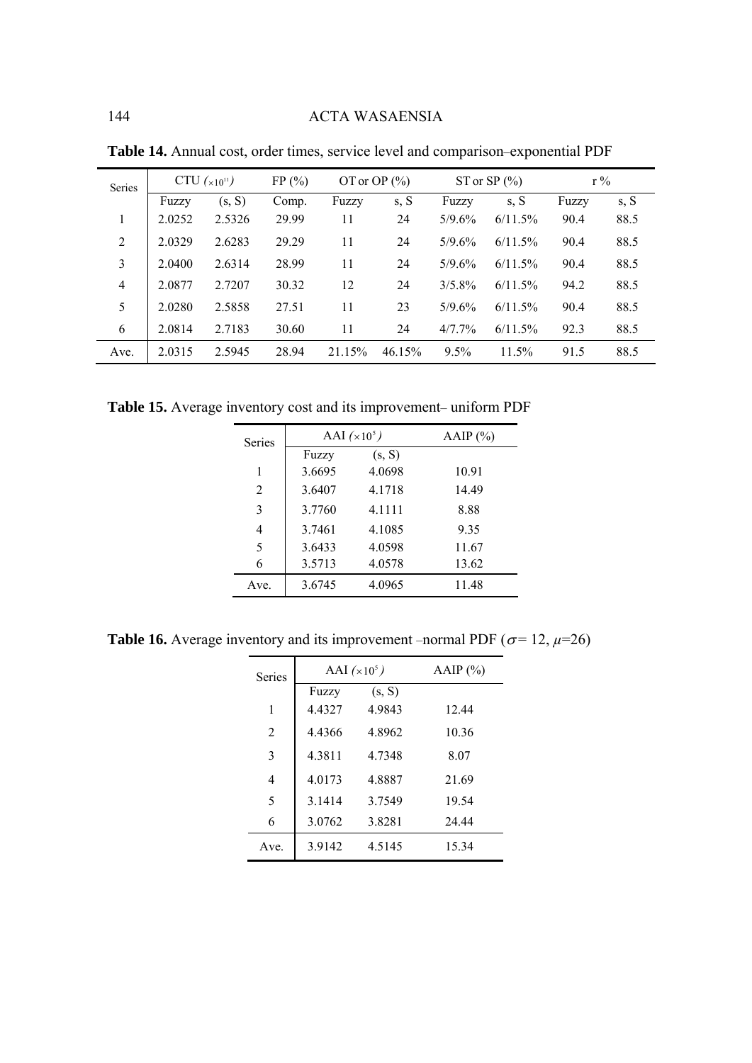**Table 14.** Annual cost, order times, service level and comparison–exponential PDF

| Series | CTU $(\times 10^{11})$ | | FP (%) | OT or OP (%) | | ST or SP (%) | | r % | |
|---|---|---|---|---|---|---|---|---|---|
| | Fuzzy | (s, S) | Comp. | Fuzzy | s, S | Fuzzy | s, S | Fuzzy | s, S |
| 1 | 2.0252 | 2.5326 | 29.99 | 11 | 24 | 5/9.6% | 6/11.5% | 90.4 | 88.5 |
| 2 | 2.0329 | 2.6283 | 29.29 | 11 | 24 | 5/9.6% | 6/11.5% | 90.4 | 88.5 |
| 3 | 2.0400 | 2.6314 | 28.99 | 11 | 24 | 5/9.6% | 6/11.5% | 90.4 | 88.5 |
| 4 | 2.0877 | 2.7207 | 30.32 | 12 | 24 | 3/5.8% | 6/11.5% | 94.2 | 88.5 |
| 5 | 2.0280 | 2.5858 | 27.51 | 11 | 23 | 5/9.6% | 6/11.5% | 90.4 | 88.5 |
| 6 | 2.0814 | 2.7183 | 30.60 | 11 | 24 | 4/7.7% | 6/11.5% | 92.3 | 88.5 |
| Ave. | 2.0315 | 2.5945 | 28.94 | 21.15% | 46.15% | 9.5% | 11.5% | 91.5 | 88.5 |

**Table 15.** Average inventory cost and its improvement– uniform PDF

| Series | AAI $(\times 10^5)$ | | AAIP (%) |
|---|---|---|---|
| | Fuzzy | (s, S) | |
| 1 | 3.6695 | 4.0698 | 10.91 |
| 2 | 3.6407 | 4.1718 | 14.49 |
| 3 | 3.7760 | 4.1111 | 8.88 |
| 4 | 3.7461 | 4.1085 | 9.35 |
| 5 | 3.6433 | 4.0598 | 11.67 |
| 6 | 3.5713 | 4.0578 | 13.62 |
| Ave. | 3.6745 | 4.0965 | 11.48 |

**Table 16.** Average inventory and its improvement –normal PDF ($\sigma$= 12, $\mu$=26)

| Series | AAI $(\times 10^5)$ | | AAIP (%) |
|---|---|---|---|
| | Fuzzy | (s, S) | |
| 1 | 4.4327 | 4.9843 | 12.44 |
| 2 | 4.4366 | 4.8962 | 10.36 |
| 3 | 4.3811 | 4.7348 | 8.07 |
| 4 | 4.0173 | 4.8887 | 21.69 |
| 5 | 3.1414 | 3.7549 | 19.54 |
| 6 | 3.0762 | 3.8281 | 24.44 |
| Ave. | 3.9142 | 4.5145 | 15.34 |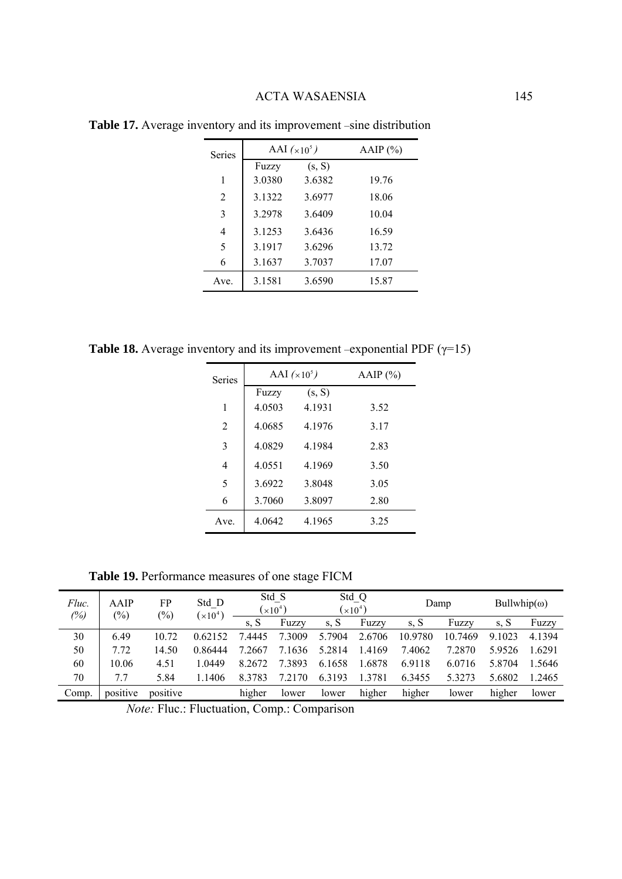**Table 17.** Average inventory and its improvement –sine distribution

| Series | AAI $(\times 10^5)$ | | AAIP (%) |
|---|---|---|---|
| | Fuzzy | (s, S) | |
| 1 | 3.0380 | 3.6382 | 19.76 |
| 2 | 3.1322 | 3.6977 | 18.06 |
| 3 | 3.2978 | 3.6409 | 10.04 |
| 4 | 3.1253 | 3.6436 | 16.59 |
| 5 | 3.1917 | 3.6296 | 13.72 |
| 6 | 3.1637 | 3.7037 | 17.07 |
| Ave. | 3.1581 | 3.6590 | 15.87 |

**Table 18.** Average inventory and its improvement –exponential PDF ($\gamma$=15)

| Series | AAI $(\times 10^5)$ | | AAIP (%) |
|---|---|---|---|
| | Fuzzy | (s, S) | |
| 1 | 4.0503 | 4.1931 | 3.52 |
| 2 | 4.0685 | 4.1976 | 3.17 |
| 3 | 4.0829 | 4.1984 | 2.83 |
| 4 | 4.0551 | 4.1969 | 3.50 |
| 5 | 3.6922 | 3.8048 | 3.05 |
| 6 | 3.7060 | 3.8097 | 2.80 |
| Ave. | 4.0642 | 4.1965 | 3.25 |

**Table 19.** Performance measures of one stage FICM

| *Fluc. (%)* | AAIP (%) | FP (%) | Std_D $(\times 10^4)$ | Std_S $(\times 10^4)$ | | Std_Q $(\times 10^4)$ | | Damp | | Bullwhip($\omega$) | |
|---|---|---|---|---|---|---|---|---|---|---|---|
| | | | | s, S | Fuzzy | s, S | Fuzzy | s, S | Fuzzy | s, S | Fuzzy |
| 30 | 6.49 | 10.72 | 0.62152 | 7.4445 | 7.3009 | 5.7904 | 2.6706 | 10.9780 | 10.7469 | 9.1023 | 4.1394 |
| 50 | 7.72 | 14.50 | 0.86444 | 7.2667 | 7.1636 | 5.2814 | 1.4169 | 7.4062 | 7.2870 | 5.9526 | 1.6291 |
| 60 | 10.06 | 4.51 | 1.0449 | 8.2672 | 7.3893 | 6.1658 | 1.6878 | 6.9118 | 6.0716 | 5.8704 | 1.5646 |
| 70 | 7.7 | 5.84 | 1.1406 | 8.3783 | 7.2170 | 6.3193 | 1.3781 | 6.3455 | 5.3273 | 5.6802 | 1.2465 |
| Comp. | positive | positive | | higher | lower | lower | higher | higher | lower | higher | lower |

*Note:* Fluc.: Fluctuation, Comp.: Comparison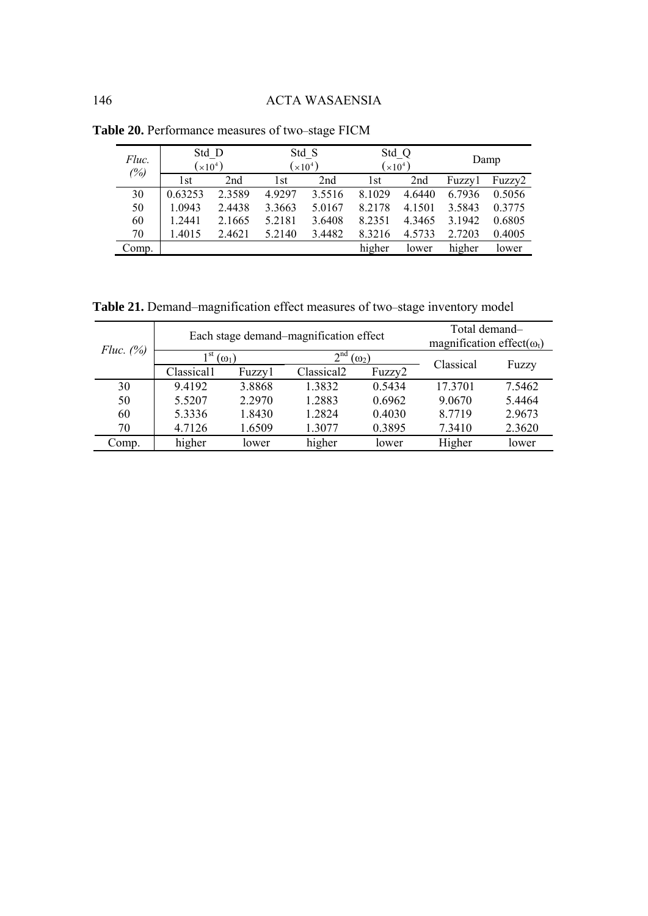**Table 20.** Performance measures of two–stage FICM

| *Fluc. (%)* | Std_D $(\times 10^4)$ | | Std_S $(\times 10^4)$ | | Std_Q $(\times 10^4)$ | | Damp | |
|---|---|---|---|---|---|---|---|---|
| | 1st | 2nd | 1st | 2nd | 1st | 2nd | Fuzzy1 | Fuzzy2 |
| 30 | 0.63253 | 2.3589 | 4.9297 | 3.5516 | 8.1029 | 4.6440 | 6.7936 | 0.5056 |
| 50 | 1.0943 | 2.4438 | 3.3663 | 5.0167 | 8.2178 | 4.1501 | 3.5843 | 0.3775 |
| 60 | 1.2441 | 2.1665 | 5.2181 | 3.6408 | 8.2351 | 4.3465 | 3.1942 | 0.6805 |
| 70 | 1.4015 | 2.4621 | 5.2140 | 3.4482 | 8.3216 | 4.5733 | 2.7203 | 0.4005 |
| Comp. | | | | | higher | lower | higher | lower |

**Table 21.** Demand–magnification effect measures of two–stage inventory model

| *Fluc. (%)* | Each stage demand–magnification effect | | | | Total demand–magnification effect($\omega_t$) | |
|---|---|---|---|---|---|---|
| | 1st ($\omega_1$) | | 2nd ($\omega_2$) | | Classical | Fuzzy |
| | Classical1 | Fuzzy1 | Classical2 | Fuzzy2 | | |
| 30 | 9.4192 | 3.8868 | 1.3832 | 0.5434 | 17.3701 | 7.5462 |
| 50 | 5.5207 | 2.2970 | 1.2883 | 0.6962 | 9.0670 | 5.4464 |
| 60 | 5.3336 | 1.8430 | 1.2824 | 0.4030 | 8.7719 | 2.9673 |
| 70 | 4.7126 | 1.6509 | 1.3077 | 0.3895 | 7.3410 | 2.3620 |
| Comp. | higher | lower | higher | lower | Higher | lower |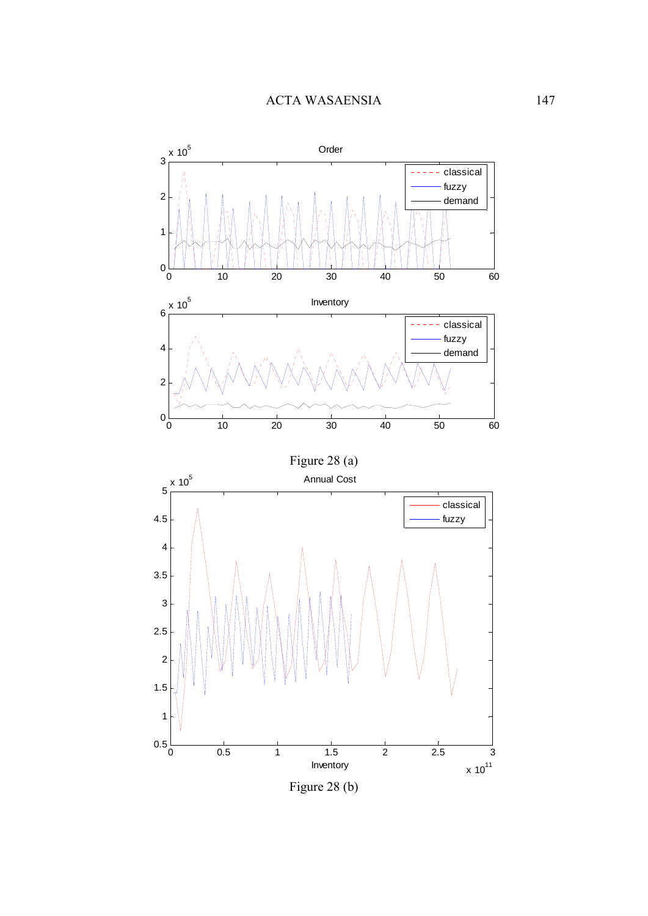Figure 28 (a)

Figure 28 (b)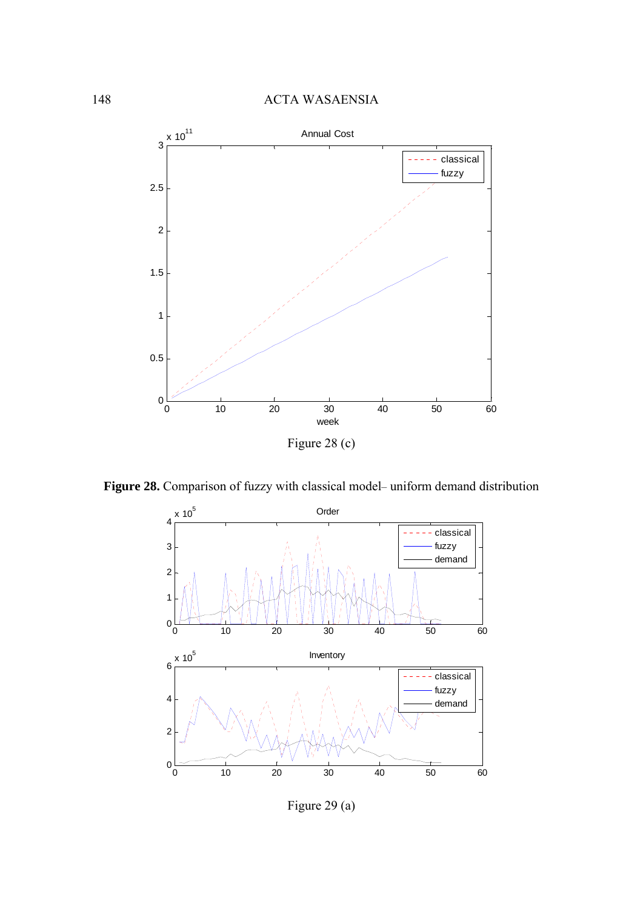Figure 28 (c)

**Figure 28.** Comparison of fuzzy with classical model– uniform demand distribution

Figure 29 (a)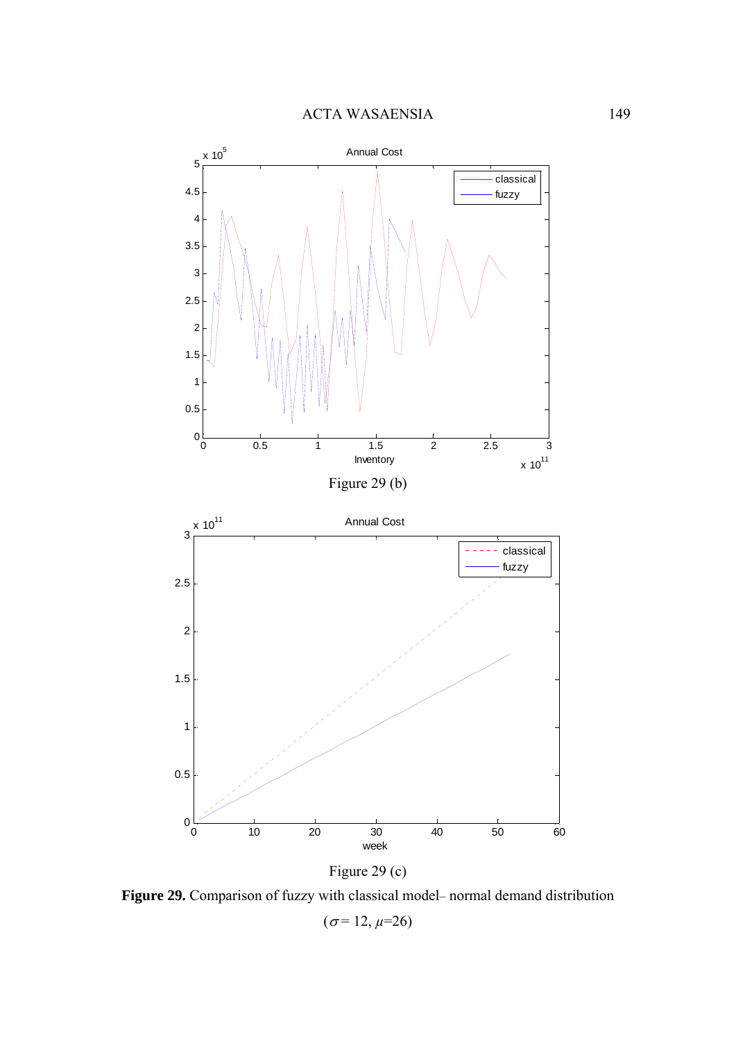Figure 29 (b)

Figure 29 (c)

**Figure 29.** Comparison of fuzzy with classical model– normal demand distribution ($\sigma = 12$, $\mu = 26$)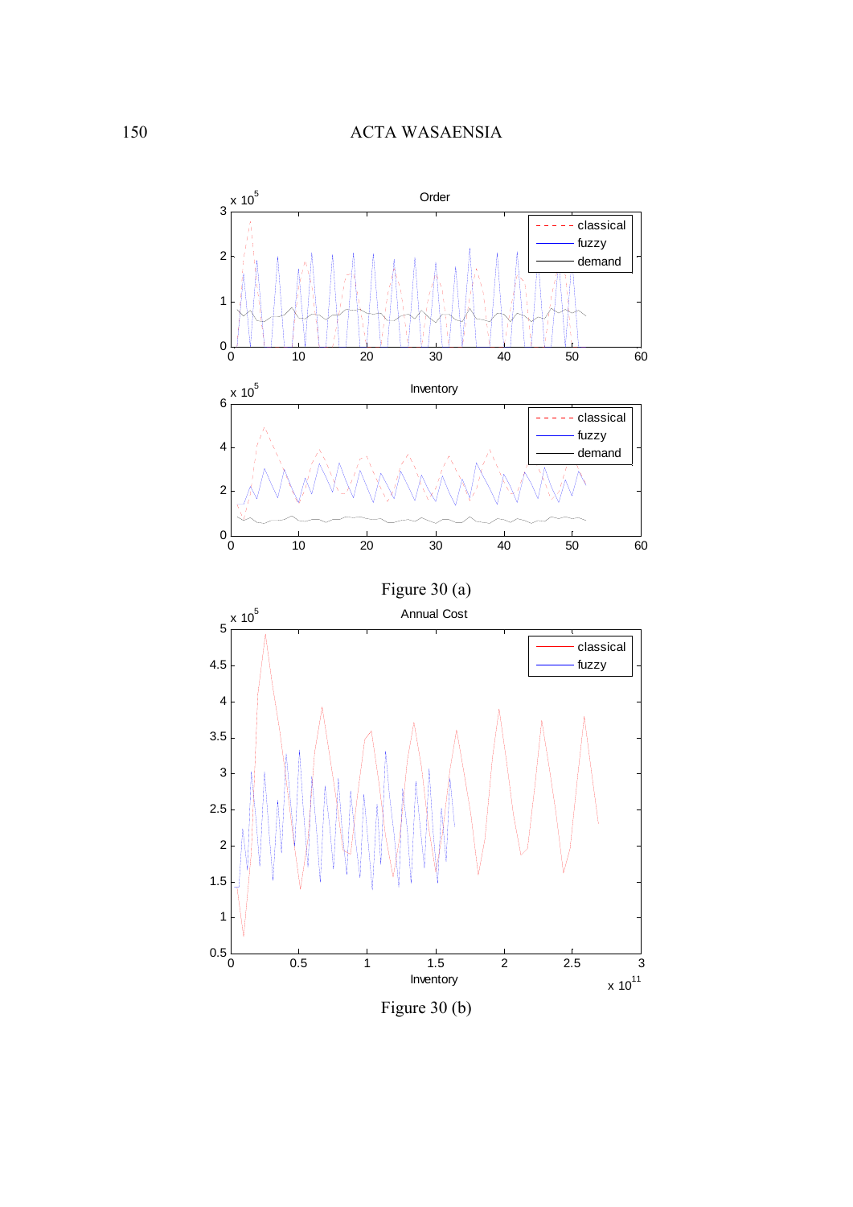Figure 30 (a)

Figure 30 (b)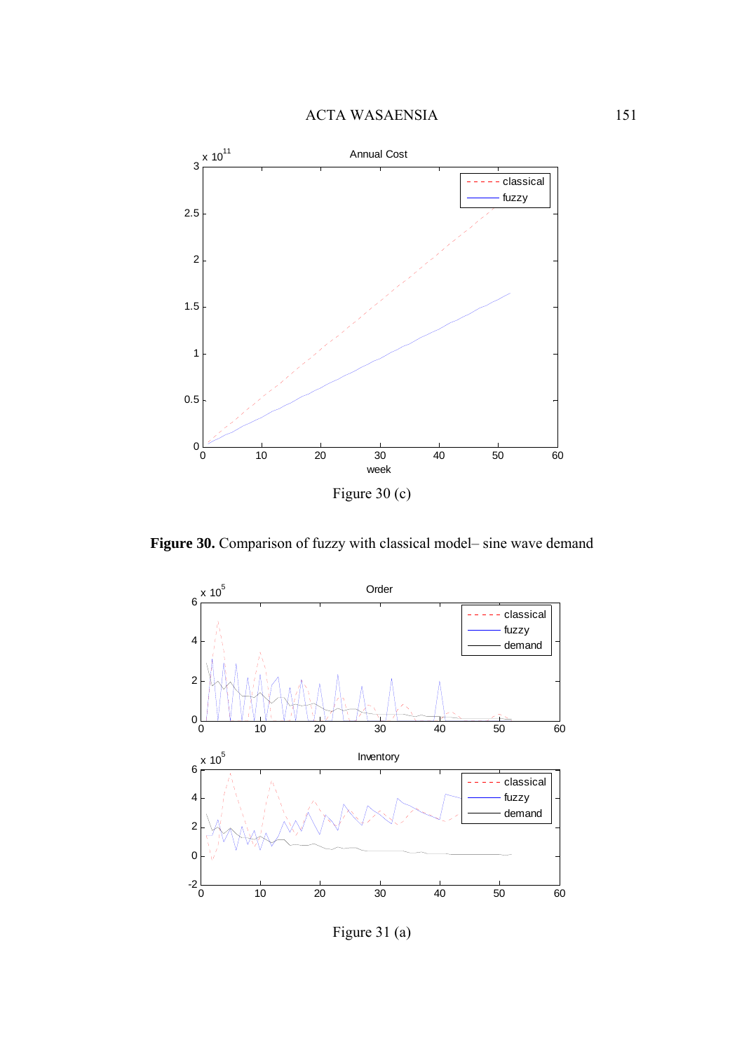Figure 30 (c)

**Figure 30.** Comparison of fuzzy with classical model– sine wave demand

Figure 31 (a)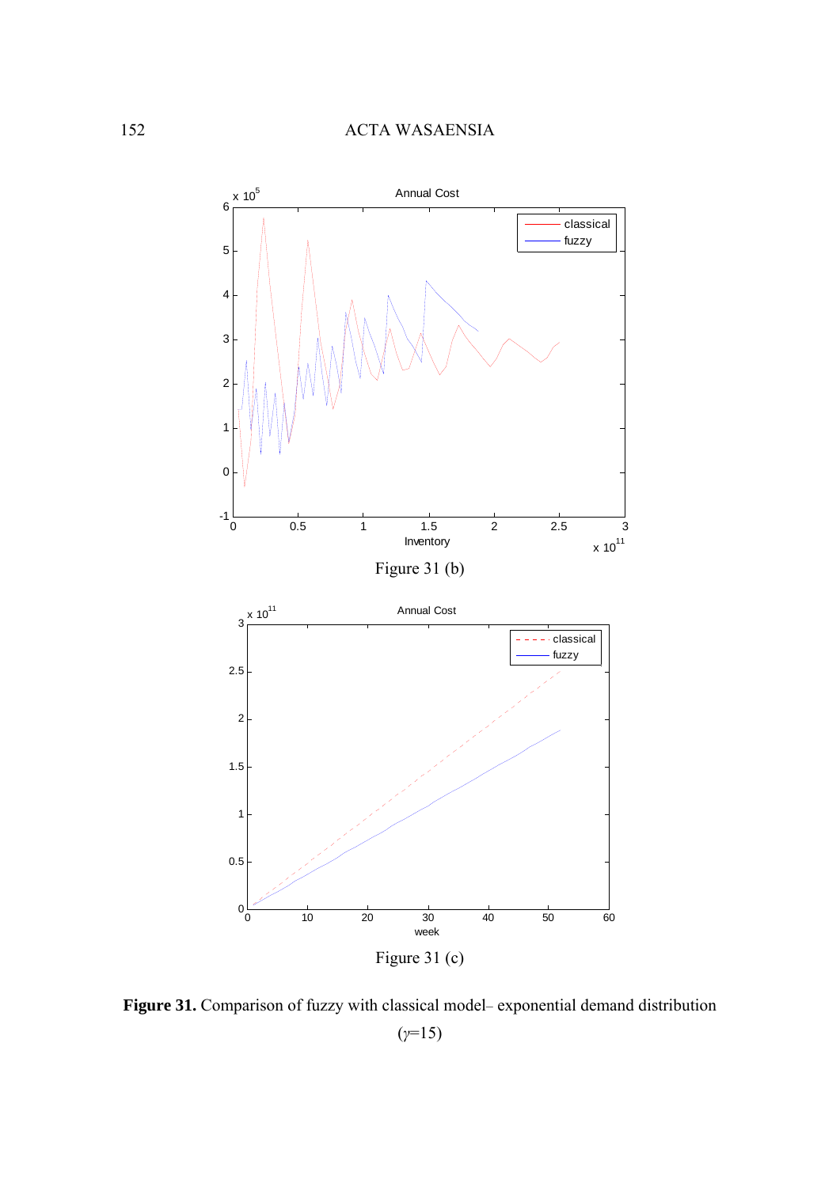Figure 31 (b)

Figure 31 (c)

**Figure 31.** Comparison of fuzzy with classical model– exponential demand distribution ($\gamma$=15)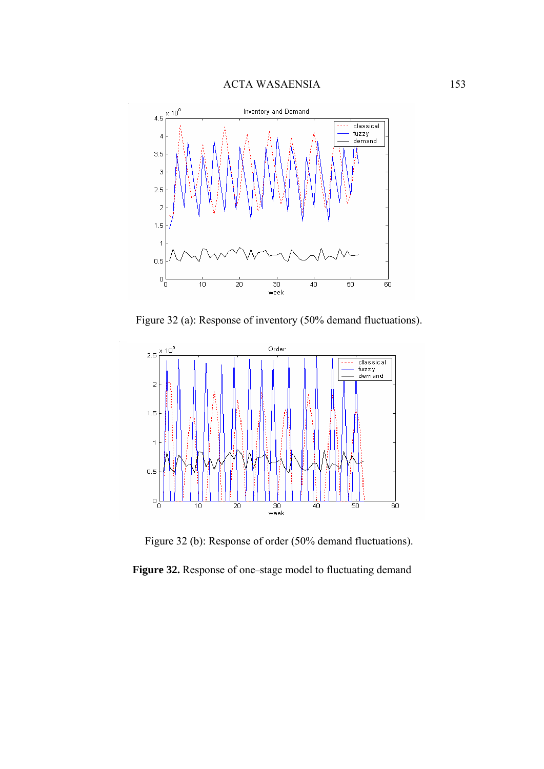Figure 32 (a): Response of inventory (50% demand fluctuations).

Figure 32 (b): Response of order (50% demand fluctuations).

**Figure 32.** Response of one–stage model to fluctuating demand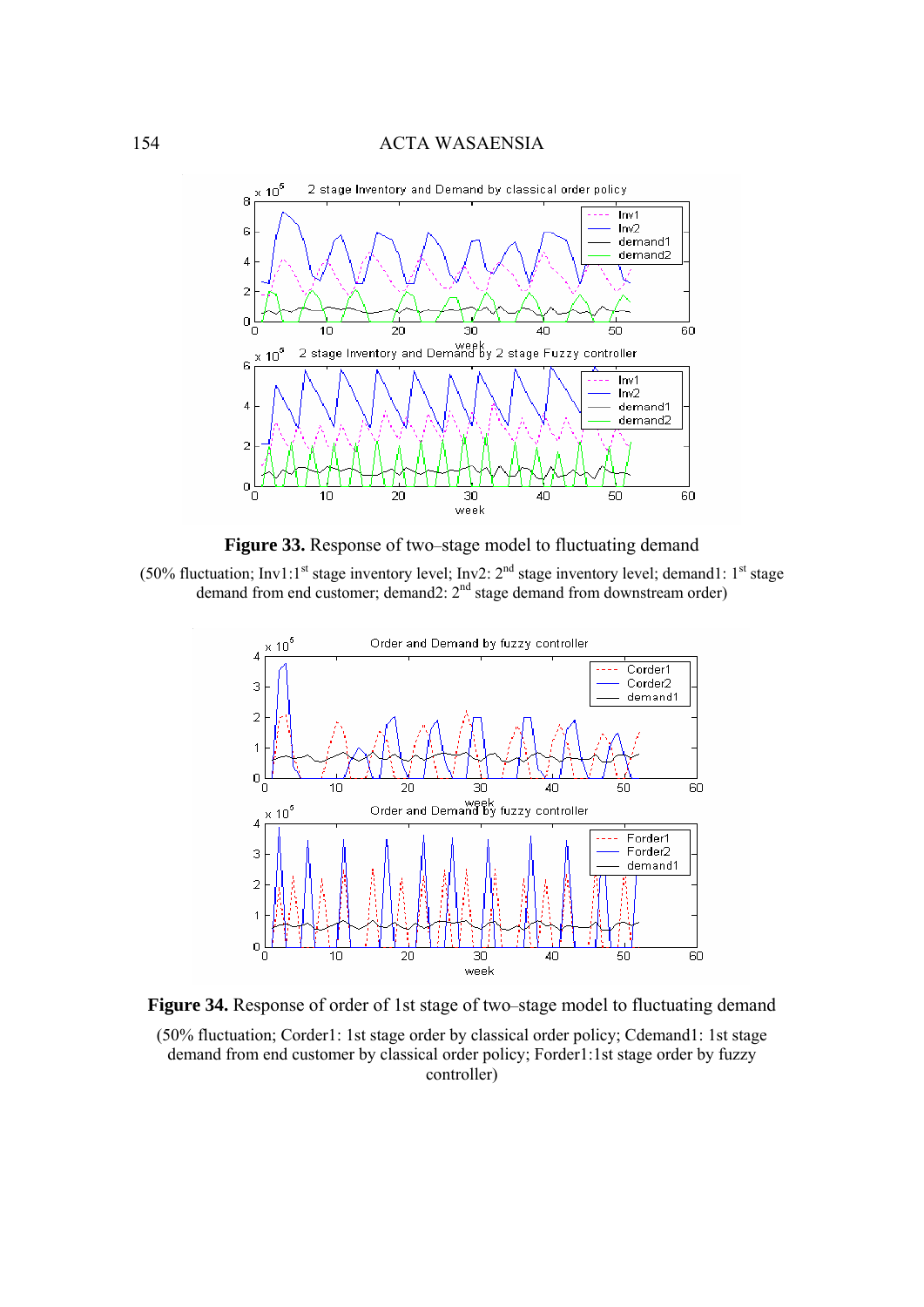**Figure 33.** Response of two–stage model to fluctuating demand

(50% fluctuation; Inv1:1[st] stage inventory level; Inv2: 2[nd] stage inventory level; demand1: 1[st] stage demand from end customer; demand2: 2[nd] stage demand from downstream order)

**Figure 34.** Response of order of 1st stage of two–stage model to fluctuating demand

(50% fluctuation; Corder1: 1st stage order by classical order policy; Cdemand1: 1st stage demand from end customer by classical order policy; Forder1:1st stage order by fuzzy controller)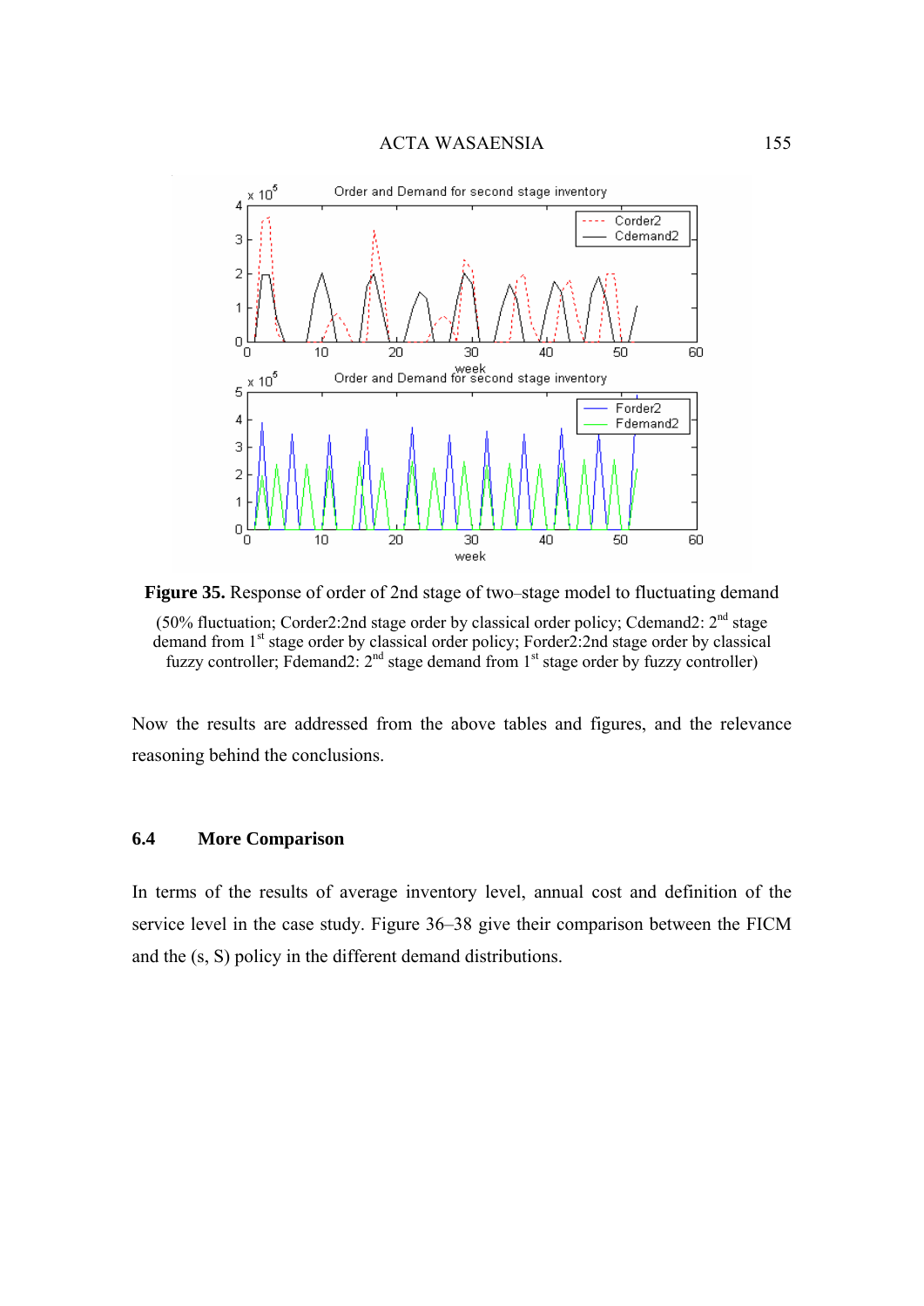**Figure 35.** Response of order of 2nd stage of two–stage model to fluctuating demand

(50% fluctuation; Corder2:2nd stage order by classical order policy; Cdemand2: 2[nd] stage demand from 1[st] stage order by classical order policy; Forder2:2nd stage order by classical fuzzy controller; Fdemand2: 2[nd] stage demand from 1[st] stage order by fuzzy controller)

Now the results are addressed from the above tables and figures, and the relevance reasoning behind the conclusions.

## 6.4 More Comparison

In terms of the results of average inventory level, annual cost and definition of the service level in the case study. Figure 36–38 give their comparison between the FICM and the (s, S) policy in the different demand distributions.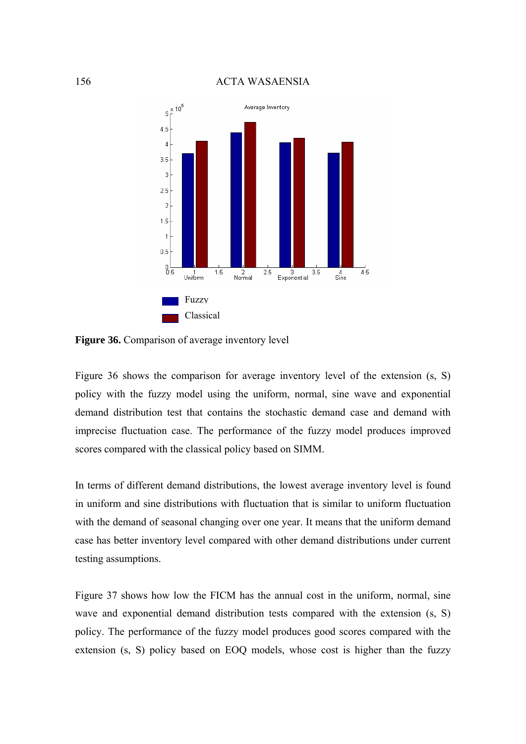**Figure 36.** Comparison of average inventory level

Figure 36 shows the comparison for average inventory level of the extension (s, S) policy with the fuzzy model using the uniform, normal, sine wave and exponential demand distribution test that contains the stochastic demand case and demand with imprecise fluctuation case. The performance of the fuzzy model produces improved scores compared with the classical policy based on SIMM.

In terms of different demand distributions, the lowest average inventory level is found in uniform and sine distributions with fluctuation that is similar to uniform fluctuation with the demand of seasonal changing over one year. It means that the uniform demand case has better inventory level compared with other demand distributions under current testing assumptions.

Figure 37 shows how low the FICM has the annual cost in the uniform, normal, sine wave and exponential demand distribution tests compared with the extension (s, S) policy. The performance of the fuzzy model produces good scores compared with the extension (s, S) policy based on EOQ models, whose cost is higher than the fuzzy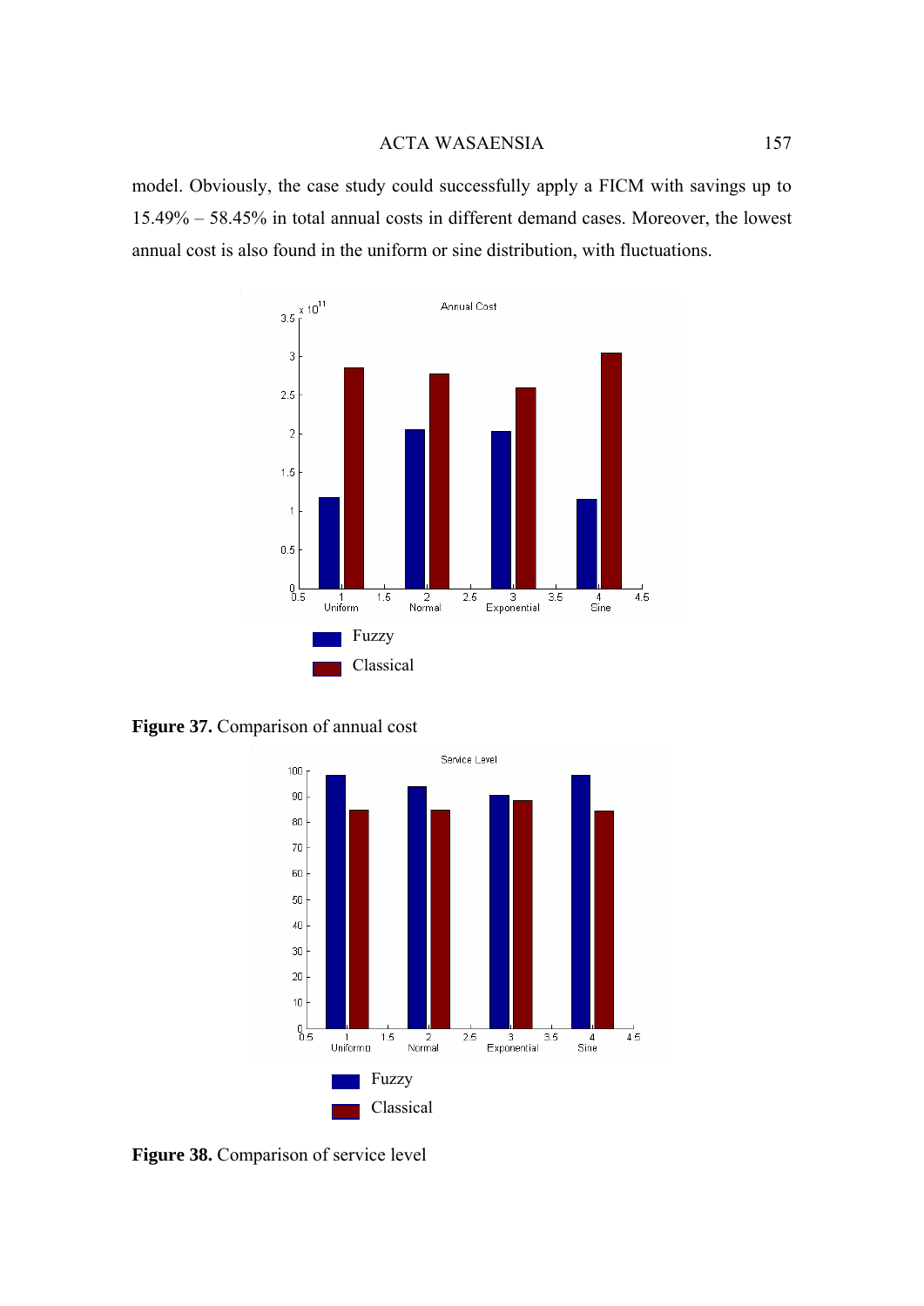model. Obviously, the case study could successfully apply a FICM with savings up to 15.49% – 58.45% in total annual costs in different demand cases. Moreover, the lowest annual cost is also found in the uniform or sine distribution, with fluctuations.

**Figure 37.** Comparison of annual cost

**Figure 38.** Comparison of service level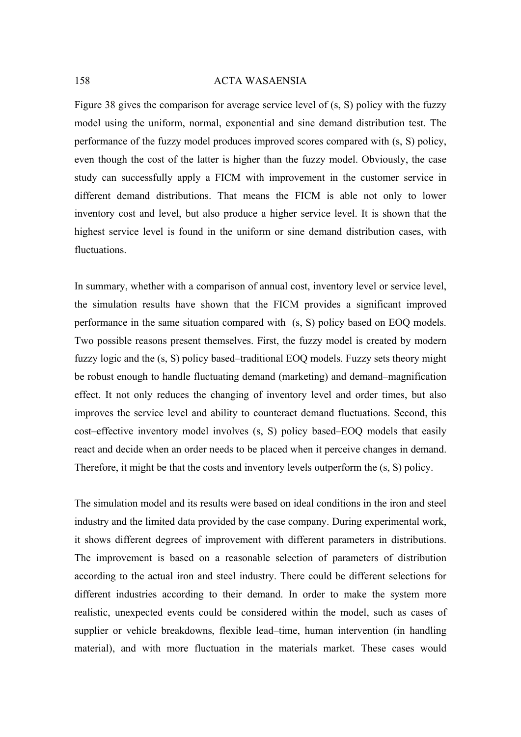Figure 38 gives the comparison for average service level of (s, S) policy with the fuzzy model using the uniform, normal, exponential and sine demand distribution test. The performance of the fuzzy model produces improved scores compared with (s, S) policy, even though the cost of the latter is higher than the fuzzy model. Obviously, the case study can successfully apply a FICM with improvement in the customer service in different demand distributions. That means the FICM is able not only to lower inventory cost and level, but also produce a higher service level. It is shown that the highest service level is found in the uniform or sine demand distribution cases, with fluctuations.

In summary, whether with a comparison of annual cost, inventory level or service level, the simulation results have shown that the FICM provides a significant improved performance in the same situation compared with  (s, S) policy based on EOQ models. Two possible reasons present themselves. First, the fuzzy model is created by modern fuzzy logic and the (s, S) policy based–traditional EOQ models. Fuzzy sets theory might be robust enough to handle fluctuating demand (marketing) and demand–magnification effect. It not only reduces the changing of inventory level and order times, but also improves the service level and ability to counteract demand fluctuations. Second, this cost–effective inventory model involves (s, S) policy based–EOQ models that easily react and decide when an order needs to be placed when it perceive changes in demand. Therefore, it might be that the costs and inventory levels outperform the (s, S) policy.

The simulation model and its results were based on ideal conditions in the iron and steel industry and the limited data provided by the case company. During experimental work, it shows different degrees of improvement with different parameters in distributions. The improvement is based on a reasonable selection of parameters of distribution according to the actual iron and steel industry. There could be different selections for different industries according to their demand. In order to make the system more realistic, unexpected events could be considered within the model, such as cases of supplier or vehicle breakdowns, flexible lead–time, human intervention (in handling material), and with more fluctuation in the materials market. These cases would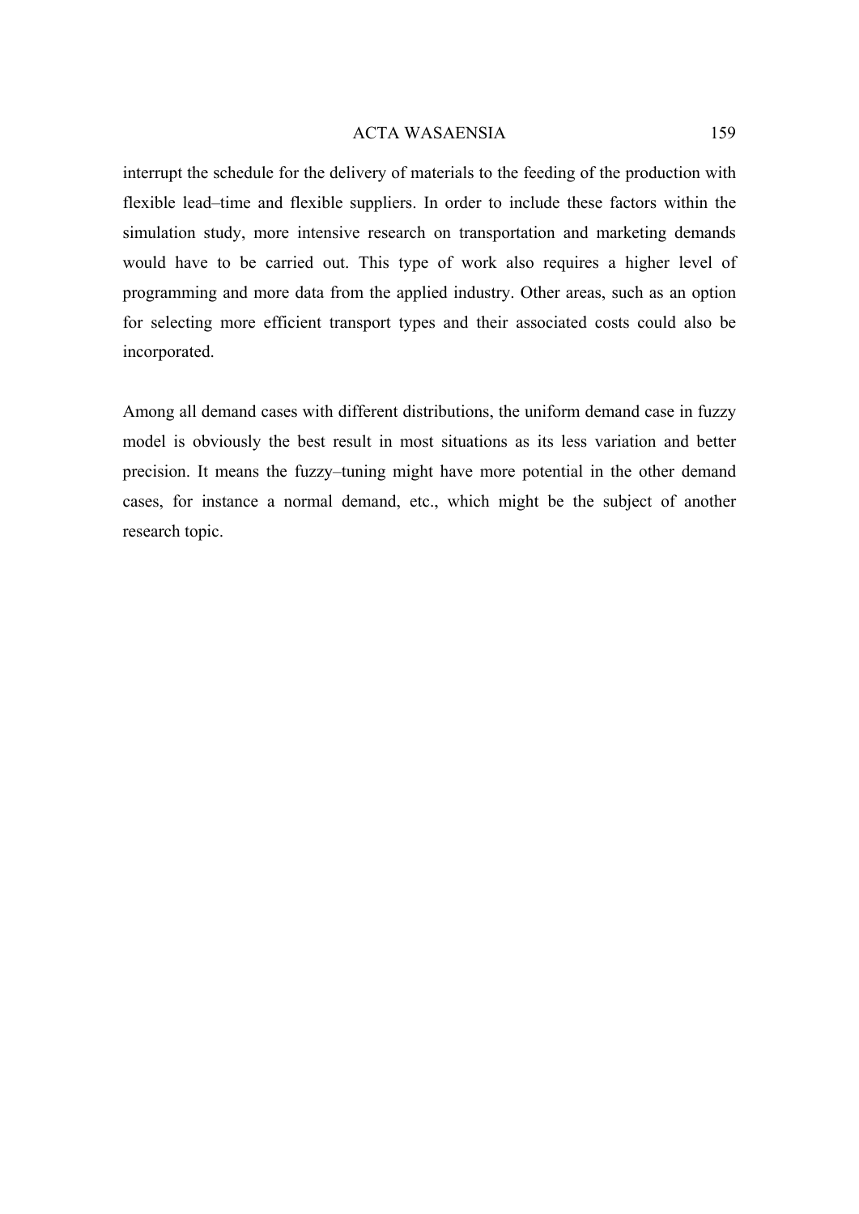interrupt the schedule for the delivery of materials to the feeding of the production with flexible lead–time and flexible suppliers. In order to include these factors within the simulation study, more intensive research on transportation and marketing demands would have to be carried out. This type of work also requires a higher level of programming and more data from the applied industry. Other areas, such as an option for selecting more efficient transport types and their associated costs could also be incorporated.

Among all demand cases with different distributions, the uniform demand case in fuzzy model is obviously the best result in most situations as its less variation and better precision. It means the fuzzy–tuning might have more potential in the other demand cases, for instance a normal demand, etc., which might be the subject of another research topic.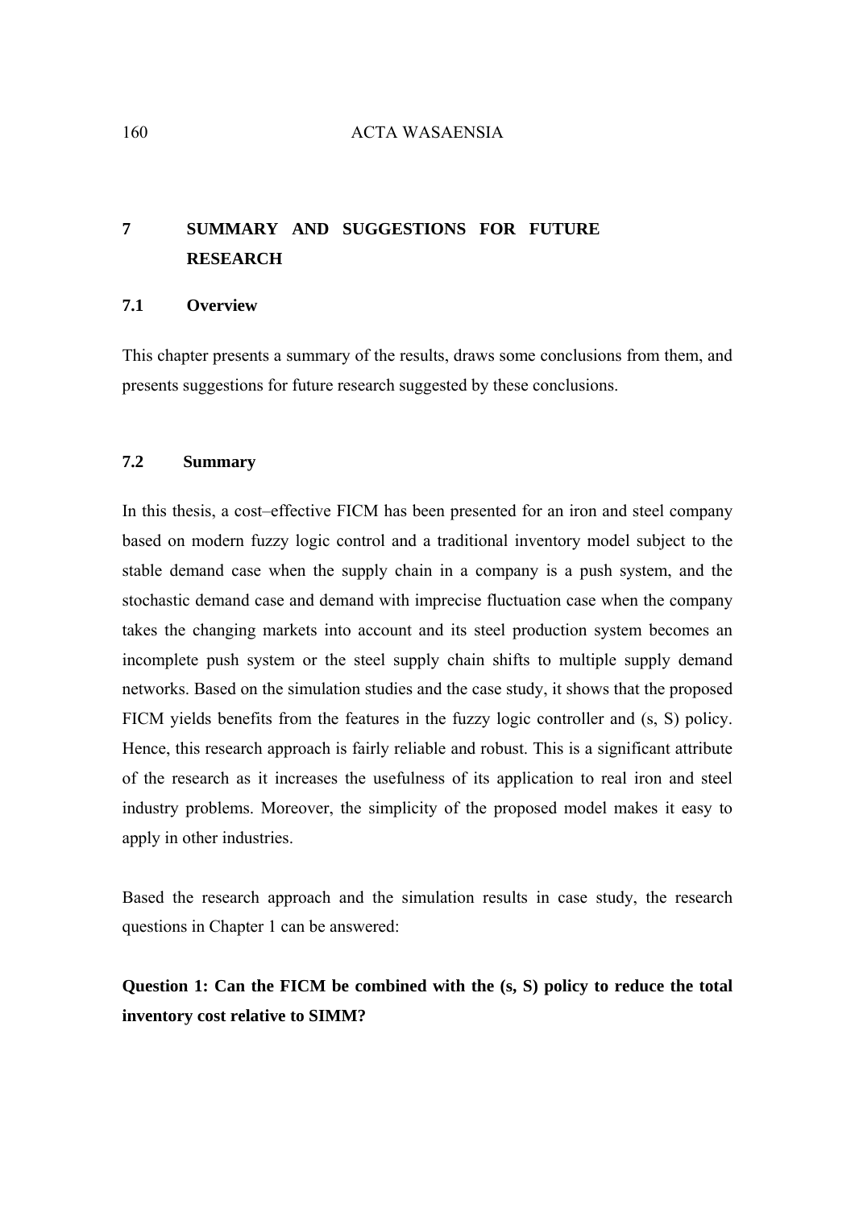# 7 SUMMARY AND SUGGESTIONS FOR FUTURE RESEARCH

## 7.1 Overview

This chapter presents a summary of the results, draws some conclusions from them, and presents suggestions for future research suggested by these conclusions.

## 7.2 Summary

In this thesis, a cost–effective FICM has been presented for an iron and steel company based on modern fuzzy logic control and a traditional inventory model subject to the stable demand case when the supply chain in a company is a push system, and the stochastic demand case and demand with imprecise fluctuation case when the company takes the changing markets into account and its steel production system becomes an incomplete push system or the steel supply chain shifts to multiple supply demand networks. Based on the simulation studies and the case study, it shows that the proposed FICM yields benefits from the features in the fuzzy logic controller and (s, S) policy. Hence, this research approach is fairly reliable and robust. This is a significant attribute of the research as it increases the usefulness of its application to real iron and steel industry problems. Moreover, the simplicity of the proposed model makes it easy to apply in other industries.

Based the research approach and the simulation results in case study, the research questions in Chapter 1 can be answered:

**Question 1: Can the FICM be combined with the (s, S) policy to reduce the total inventory cost relative to SIMM?**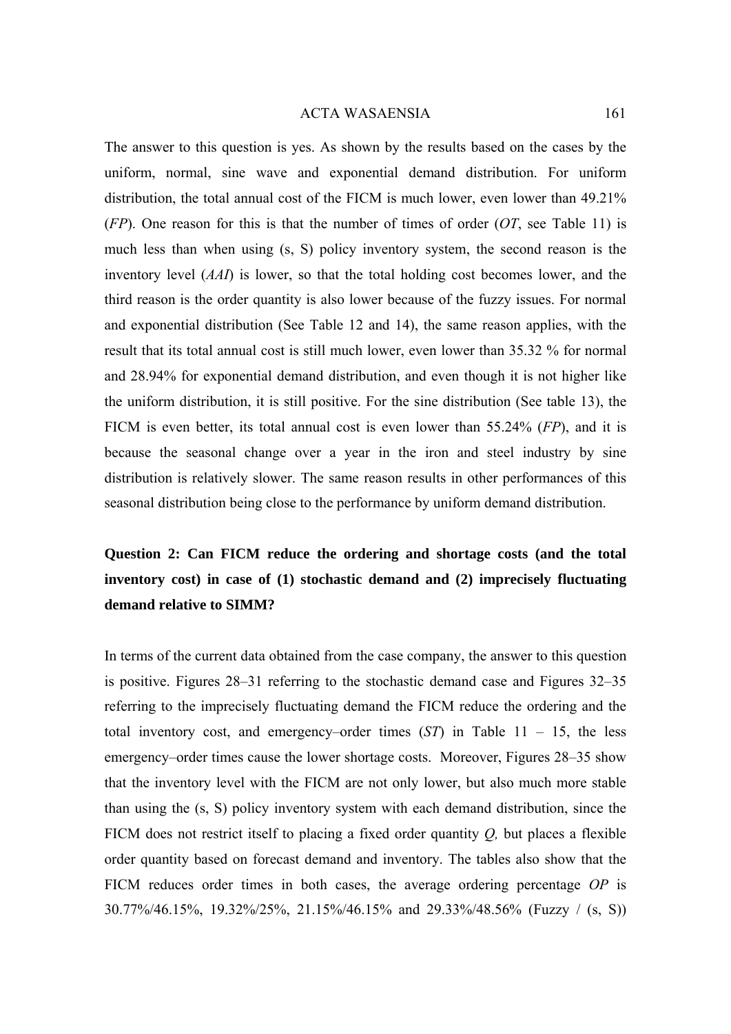The answer to this question is yes. As shown by the results based on the cases by the uniform, normal, sine wave and exponential demand distribution. For uniform distribution, the total annual cost of the FICM is much lower, even lower than 49.21% (*FP*). One reason for this is that the number of times of order (*OT*, see Table 11) is much less than when using (s, S) policy inventory system, the second reason is the inventory level (*AAI*) is lower, so that the total holding cost becomes lower, and the third reason is the order quantity is also lower because of the fuzzy issues. For normal and exponential distribution (See Table 12 and 14), the same reason applies, with the result that its total annual cost is still much lower, even lower than 35.32 % for normal and 28.94% for exponential demand distribution, and even though it is not higher like the uniform distribution, it is still positive. For the sine distribution (See table 13), the FICM is even better, its total annual cost is even lower than 55.24% (*FP*), and it is because the seasonal change over a year in the iron and steel industry by sine distribution is relatively slower. The same reason results in other performances of this seasonal distribution being close to the performance by uniform demand distribution.

**Question 2: Can FICM reduce the ordering and shortage costs (and the total inventory cost) in case of (1) stochastic demand and (2) imprecisely fluctuating demand relative to SIMM?**

In terms of the current data obtained from the case company, the answer to this question is positive. Figures 28–31 referring to the stochastic demand case and Figures 32–35 referring to the imprecisely fluctuating demand the FICM reduce the ordering and the total inventory cost, and emergency–order times (*ST*) in Table 11 – 15, the less emergency–order times cause the lower shortage costs. Moreover, Figures 28–35 show that the inventory level with the FICM are not only lower, but also much more stable than using the (s, S) policy inventory system with each demand distribution, since the FICM does not restrict itself to placing a fixed order quantity *Q,* but places a flexible order quantity based on forecast demand and inventory. The tables also show that the FICM reduces order times in both cases, the average ordering percentage *OP* is 30.77%/46.15%, 19.32%/25%, 21.15%/46.15% and 29.33%/48.56% (Fuzzy / (s, S))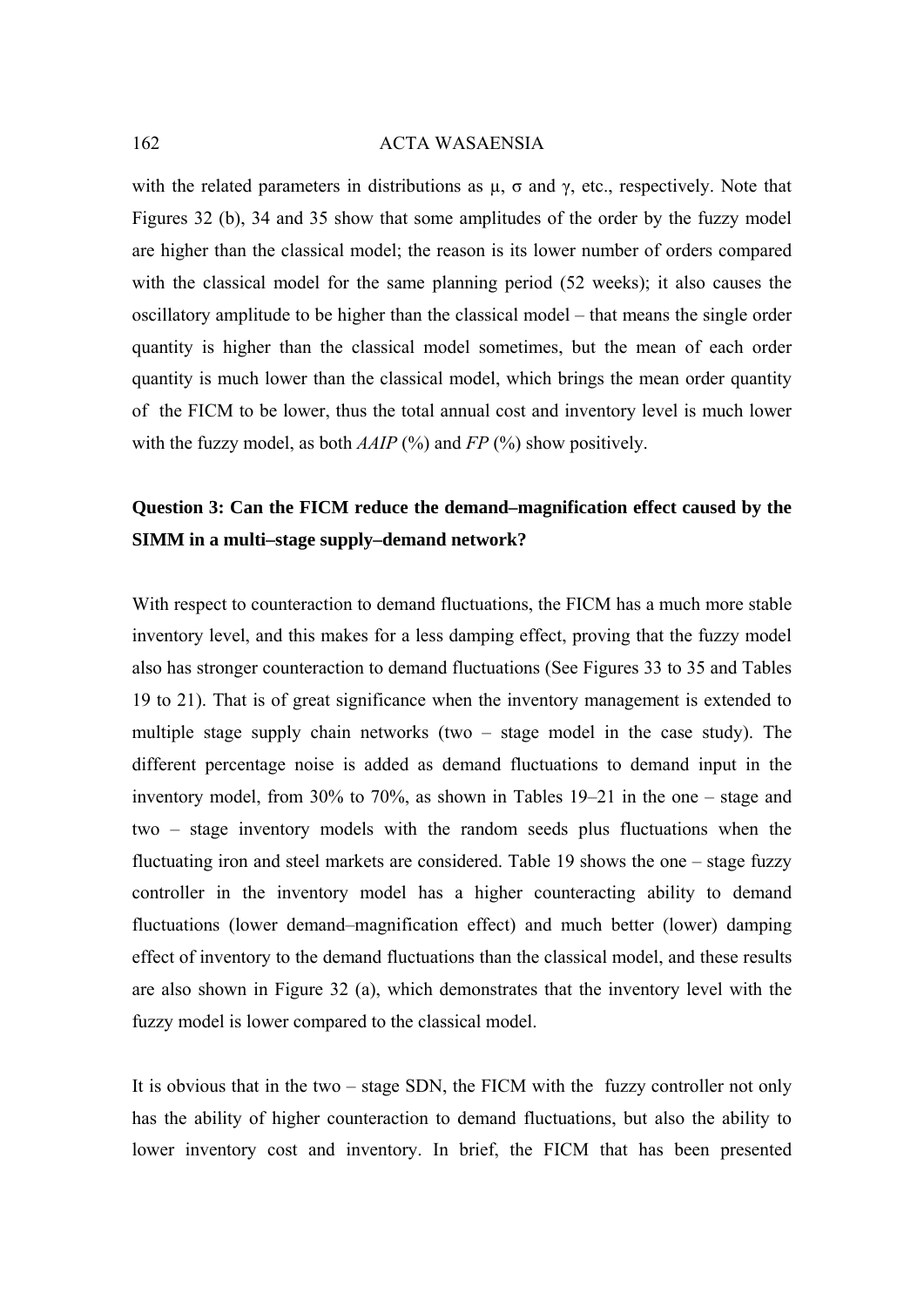with the related parameters in distributions as $\mu$, $\sigma$ and $\gamma$, etc., respectively. Note that Figures 32 (b), 34 and 35 show that some amplitudes of the order by the fuzzy model are higher than the classical model; the reason is its lower number of orders compared with the classical model for the same planning period (52 weeks); it also causes the oscillatory amplitude to be higher than the classical model – that means the single order quantity is higher than the classical model sometimes, but the mean of each order quantity is much lower than the classical model, which brings the mean order quantity of the FICM to be lower, thus the total annual cost and inventory level is much lower with the fuzzy model, as both *AAIP* (%) and *FP* (%) show positively.

**Question 3: Can the FICM reduce the demand–magnification effect caused by the SIMM in a multi–stage supply–demand network?**

With respect to counteraction to demand fluctuations, the FICM has a much more stable inventory level, and this makes for a less damping effect, proving that the fuzzy model also has stronger counteraction to demand fluctuations (See Figures 33 to 35 and Tables 19 to 21). That is of great significance when the inventory management is extended to multiple stage supply chain networks (two – stage model in the case study). The different percentage noise is added as demand fluctuations to demand input in the inventory model, from 30% to 70%, as shown in Tables 19–21 in the one – stage and two – stage inventory models with the random seeds plus fluctuations when the fluctuating iron and steel markets are considered. Table 19 shows the one – stage fuzzy controller in the inventory model has a higher counteracting ability to demand fluctuations (lower demand–magnification effect) and much better (lower) damping effect of inventory to the demand fluctuations than the classical model, and these results are also shown in Figure 32 (a), which demonstrates that the inventory level with the fuzzy model is lower compared to the classical model.

It is obvious that in the two – stage SDN, the FICM with the fuzzy controller not only has the ability of higher counteraction to demand fluctuations, but also the ability to lower inventory cost and inventory. In brief, the FICM that has been presented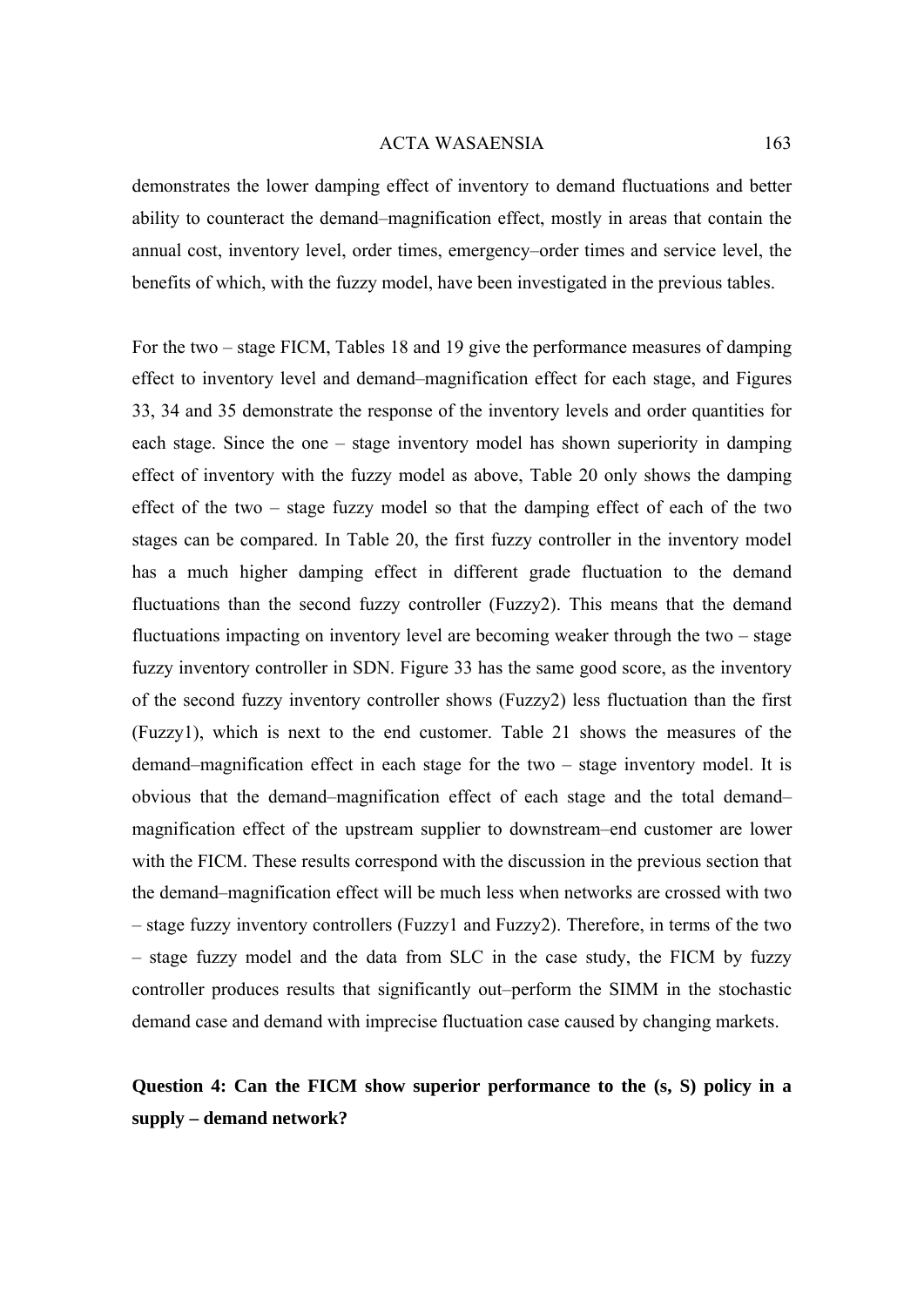demonstrates the lower damping effect of inventory to demand fluctuations and better ability to counteract the demand–magnification effect, mostly in areas that contain the annual cost, inventory level, order times, emergency–order times and service level, the benefits of which, with the fuzzy model, have been investigated in the previous tables.

For the two – stage FICM, Tables 18 and 19 give the performance measures of damping effect to inventory level and demand–magnification effect for each stage, and Figures 33, 34 and 35 demonstrate the response of the inventory levels and order quantities for each stage. Since the one – stage inventory model has shown superiority in damping effect of inventory with the fuzzy model as above, Table 20 only shows the damping effect of the two – stage fuzzy model so that the damping effect of each of the two stages can be compared. In Table 20, the first fuzzy controller in the inventory model has a much higher damping effect in different grade fluctuation to the demand fluctuations than the second fuzzy controller (Fuzzy2). This means that the demand fluctuations impacting on inventory level are becoming weaker through the two – stage fuzzy inventory controller in SDN. Figure 33 has the same good score, as the inventory of the second fuzzy inventory controller shows (Fuzzy2) less fluctuation than the first (Fuzzy1), which is next to the end customer. Table 21 shows the measures of the demand–magnification effect in each stage for the two – stage inventory model. It is obvious that the demand–magnification effect of each stage and the total demand–magnification effect of the upstream supplier to downstream–end customer are lower with the FICM. These results correspond with the discussion in the previous section that the demand–magnification effect will be much less when networks are crossed with two – stage fuzzy inventory controllers (Fuzzy1 and Fuzzy2). Therefore, in terms of the two – stage fuzzy model and the data from SLC in the case study, the FICM by fuzzy controller produces results that significantly out–perform the SIMM in the stochastic demand case and demand with imprecise fluctuation case caused by changing markets.

**Question 4: Can the FICM show superior performance to the (s, S) policy in a supply – demand network?**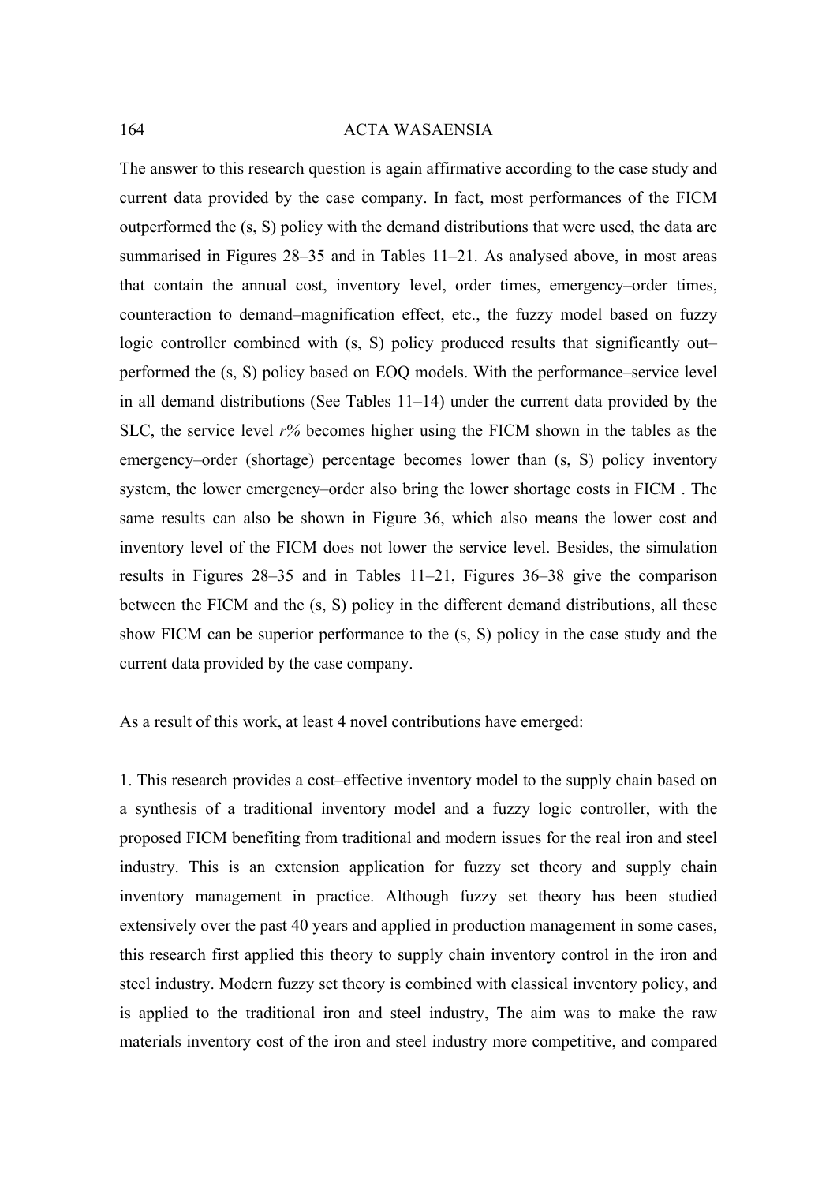The answer to this research question is again affirmative according to the case study and current data provided by the case company. In fact, most performances of the FICM outperformed the (s, S) policy with the demand distributions that were used, the data are summarised in Figures 28–35 and in Tables 11–21. As analysed above, in most areas that contain the annual cost, inventory level, order times, emergency–order times, counteraction to demand–magnification effect, etc., the fuzzy model based on fuzzy logic controller combined with (s, S) policy produced results that significantly out–performed the (s, S) policy based on EOQ models. With the performance–service level in all demand distributions (See Tables 11–14) under the current data provided by the SLC, the service level *r%* becomes higher using the FICM shown in the tables as the emergency–order (shortage) percentage becomes lower than (s, S) policy inventory system, the lower emergency–order also bring the lower shortage costs in FICM . The same results can also be shown in Figure 36, which also means the lower cost and inventory level of the FICM does not lower the service level. Besides, the simulation results in Figures 28–35 and in Tables 11–21, Figures 36–38 give the comparison between the FICM and the (s, S) policy in the different demand distributions, all these show FICM can be superior performance to the (s, S) policy in the case study and the current data provided by the case company.

As a result of this work, at least 4 novel contributions have emerged:

1. This research provides a cost–effective inventory model to the supply chain based on a synthesis of a traditional inventory model and a fuzzy logic controller, with the proposed FICM benefiting from traditional and modern issues for the real iron and steel industry. This is an extension application for fuzzy set theory and supply chain inventory management in practice. Although fuzzy set theory has been studied extensively over the past 40 years and applied in production management in some cases, this research first applied this theory to supply chain inventory control in the iron and steel industry. Modern fuzzy set theory is combined with classical inventory policy, and is applied to the traditional iron and steel industry, The aim was to make the raw materials inventory cost of the iron and steel industry more competitive, and compared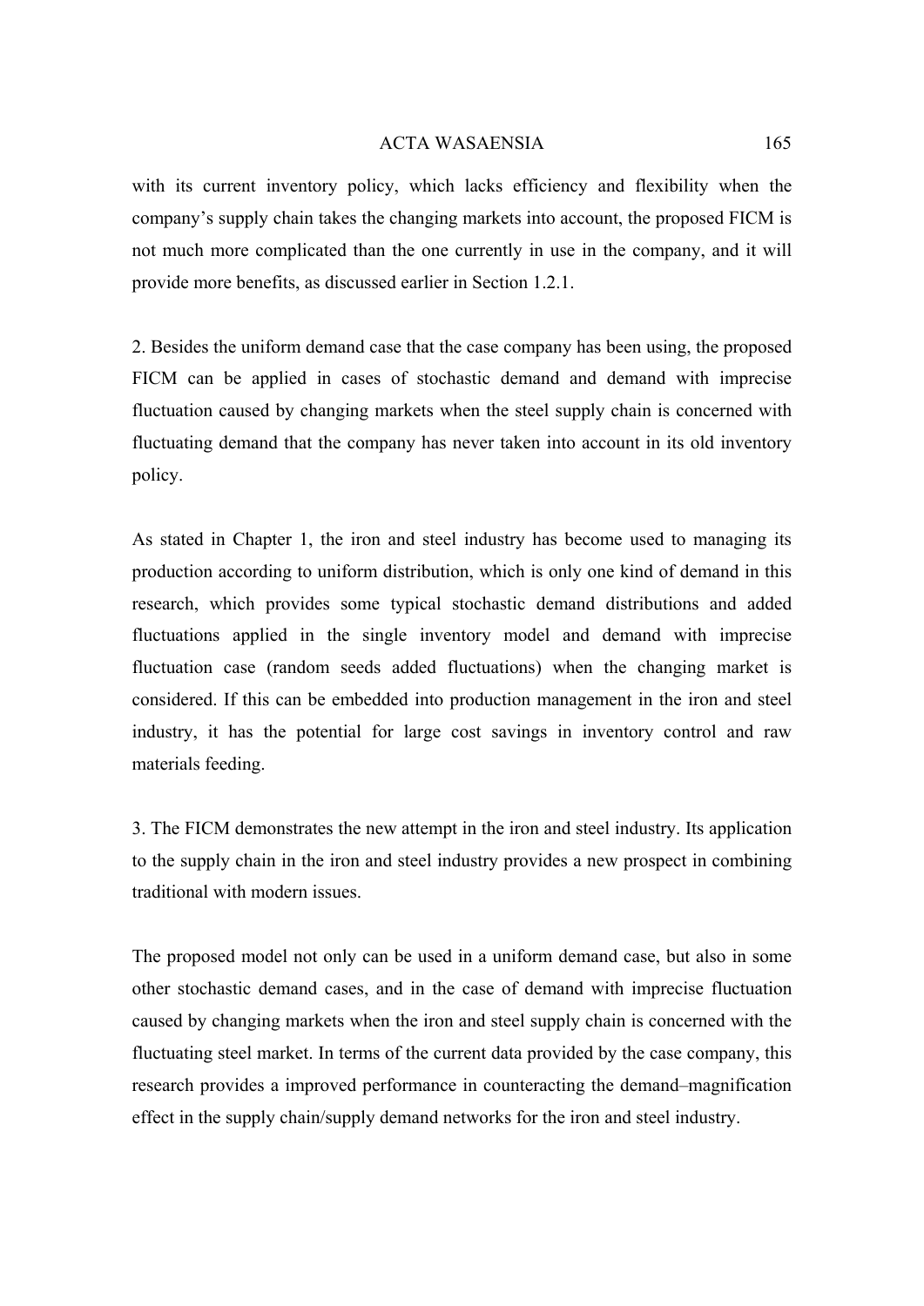with its current inventory policy, which lacks efficiency and flexibility when the company's supply chain takes the changing markets into account, the proposed FICM is not much more complicated than the one currently in use in the company, and it will provide more benefits, as discussed earlier in Section 1.2.1.

2. Besides the uniform demand case that the case company has been using, the proposed FICM can be applied in cases of stochastic demand and demand with imprecise fluctuation caused by changing markets when the steel supply chain is concerned with fluctuating demand that the company has never taken into account in its old inventory policy.

As stated in Chapter 1, the iron and steel industry has become used to managing its production according to uniform distribution, which is only one kind of demand in this research, which provides some typical stochastic demand distributions and added fluctuations applied in the single inventory model and demand with imprecise fluctuation case (random seeds added fluctuations) when the changing market is considered. If this can be embedded into production management in the iron and steel industry, it has the potential for large cost savings in inventory control and raw materials feeding.

3. The FICM demonstrates the new attempt in the iron and steel industry. Its application to the supply chain in the iron and steel industry provides a new prospect in combining traditional with modern issues.

The proposed model not only can be used in a uniform demand case, but also in some other stochastic demand cases, and in the case of demand with imprecise fluctuation caused by changing markets when the iron and steel supply chain is concerned with the fluctuating steel market. In terms of the current data provided by the case company, this research provides a improved performance in counteracting the demand–magnification effect in the supply chain/supply demand networks for the iron and steel industry.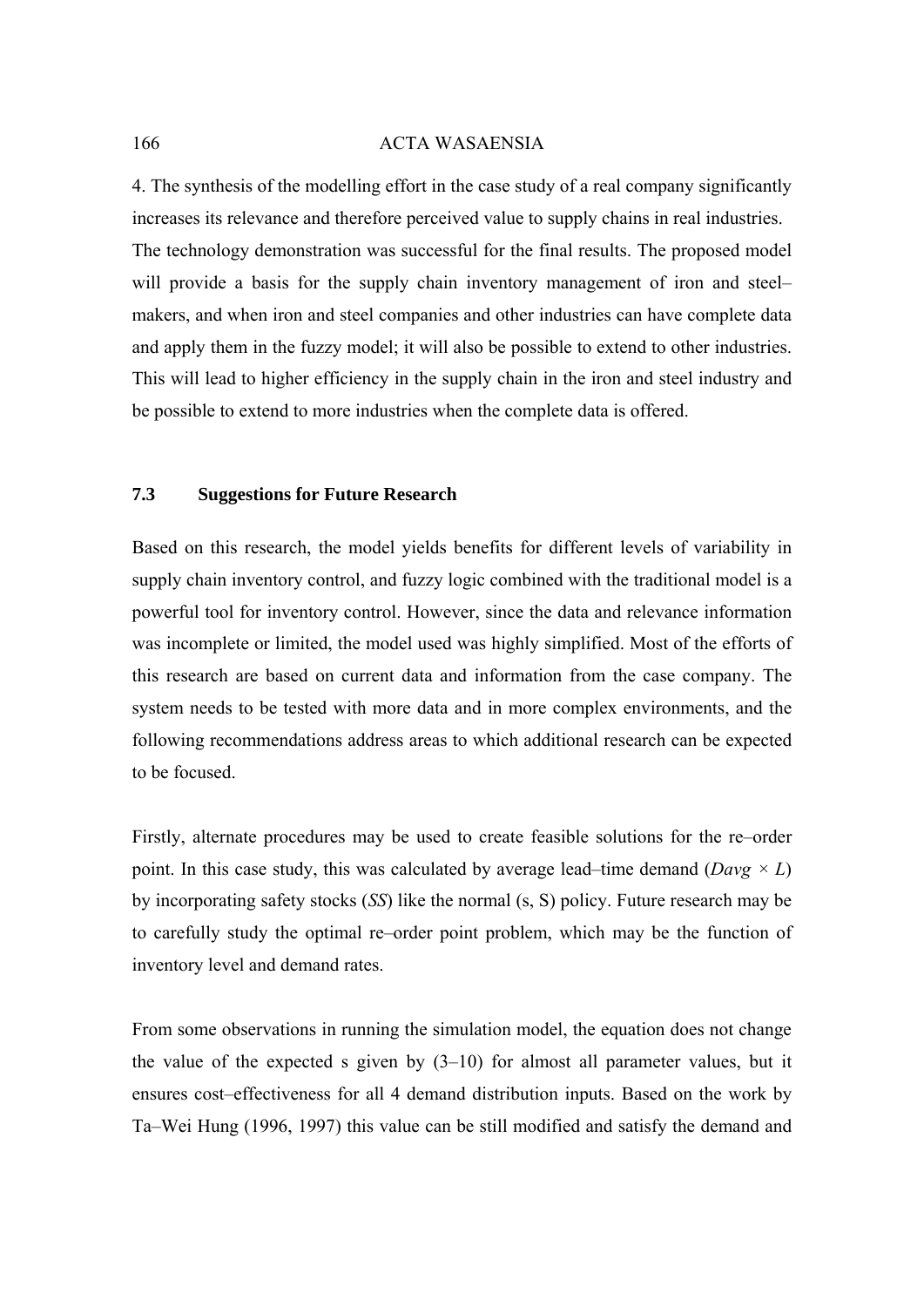4. The synthesis of the modelling effort in the case study of a real company significantly increases its relevance and therefore perceived value to supply chains in real industries. The technology demonstration was successful for the final results. The proposed model will provide a basis for the supply chain inventory management of iron and steel–makers, and when iron and steel companies and other industries can have complete data and apply them in the fuzzy model; it will also be possible to extend to other industries. This will lead to higher efficiency in the supply chain in the iron and steel industry and be possible to extend to more industries when the complete data is offered.

### 7.3 Suggestions for Future Research

Based on this research, the model yields benefits for different levels of variability in supply chain inventory control, and fuzzy logic combined with the traditional model is a powerful tool for inventory control. However, since the data and relevance information was incomplete or limited, the model used was highly simplified. Most of the efforts of this research are based on current data and information from the case company. The system needs to be tested with more data and in more complex environments, and the following recommendations address areas to which additional research can be expected to be focused.

Firstly, alternate procedures may be used to create feasible solutions for the re–order point. In this case study, this was calculated by average lead–time demand ($D_{avg} \times L$) by incorporating safety stocks (*SS*) like the normal (s, S) policy. Future research may be to carefully study the optimal re–order point problem, which may be the function of inventory level and demand rates.

From some observations in running the simulation model, the equation does not change the value of the expected s given by (3–10) for almost all parameter values, but it ensures cost–effectiveness for all 4 demand distribution inputs. Based on the work by Ta–Wei Hung (1996, 1997) this value can be still modified and satisfy the demand and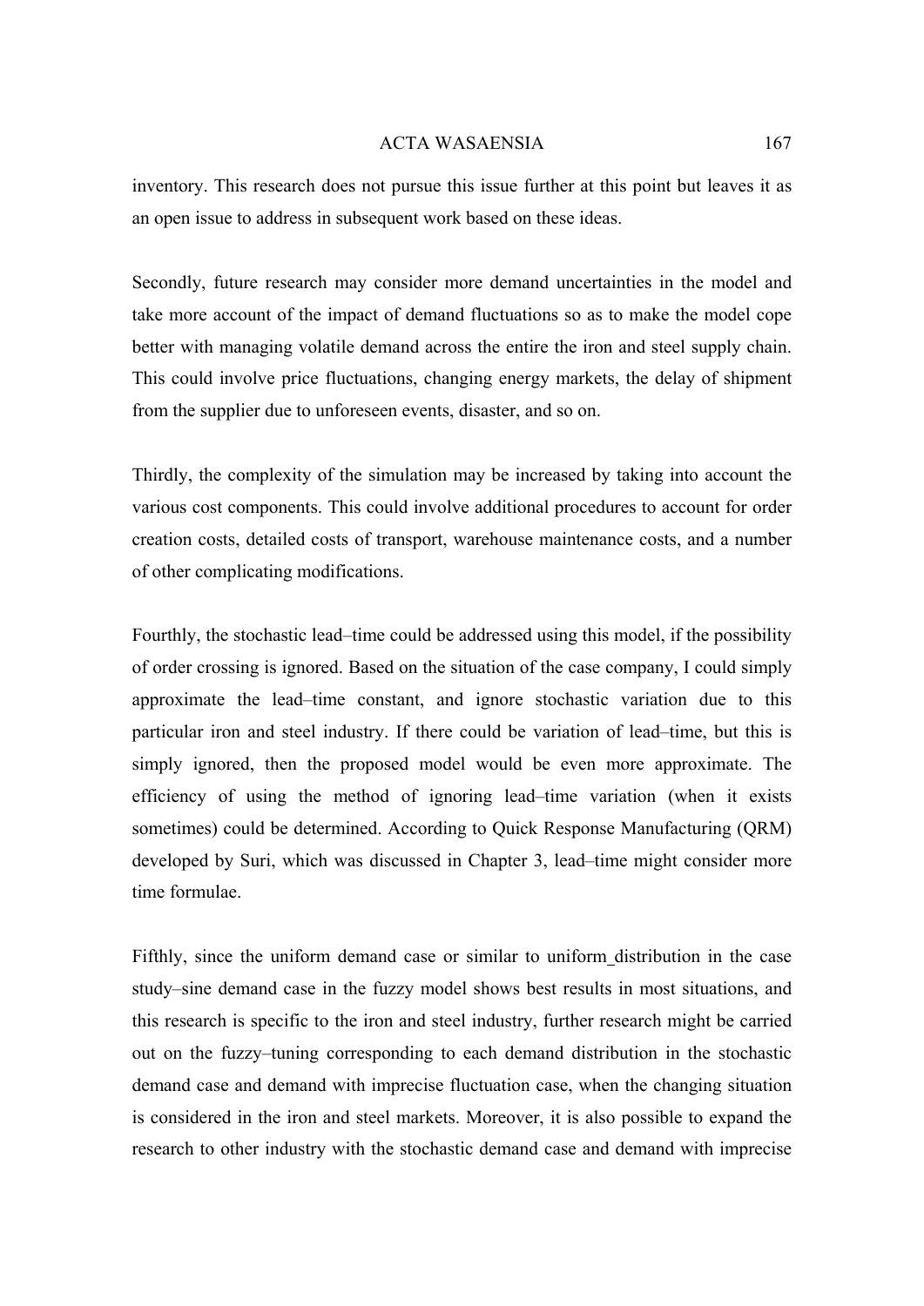inventory. This research does not pursue this issue further at this point but leaves it as an open issue to address in subsequent work based on these ideas.

Secondly, future research may consider more demand uncertainties in the model and take more account of the impact of demand fluctuations so as to make the model cope better with managing volatile demand across the entire the iron and steel supply chain. This could involve price fluctuations, changing energy markets, the delay of shipment from the supplier due to unforeseen events, disaster, and so on.

Thirdly, the complexity of the simulation may be increased by taking into account the various cost components. This could involve additional procedures to account for order creation costs, detailed costs of transport, warehouse maintenance costs, and a number of other complicating modifications.

Fourthly, the stochastic lead–time could be addressed using this model, if the possibility of order crossing is ignored. Based on the situation of the case company, I could simply approximate the lead–time constant, and ignore stochastic variation due to this particular iron and steel industry. If there could be variation of lead–time, but this is simply ignored, then the proposed model would be even more approximate. The efficiency of using the method of ignoring lead–time variation (when it exists sometimes) could be determined. According to Quick Response Manufacturing (QRM) developed by Suri, which was discussed in Chapter 3, lead–time might consider more time formulae.

Fifthly, since the uniform demand case or similar to uniform_distribution in the case study–sine demand case in the fuzzy model shows best results in most situations, and this research is specific to the iron and steel industry, further research might be carried out on the fuzzy–tuning corresponding to each demand distribution in the stochastic demand case and demand with imprecise fluctuation case, when the changing situation is considered in the iron and steel markets. Moreover, it is also possible to expand the research to other industry with the stochastic demand case and demand with imprecise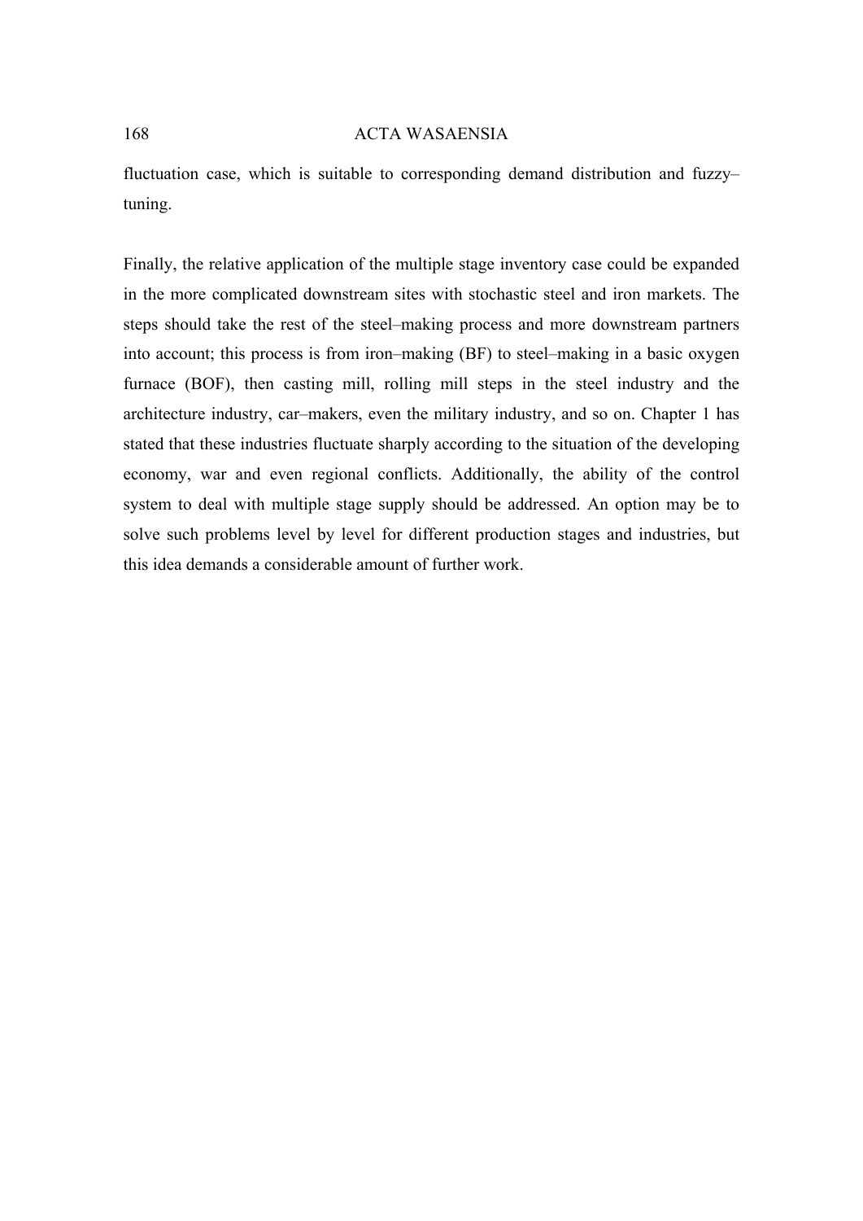fluctuation case, which is suitable to corresponding demand distribution and fuzzy–tuning.

Finally, the relative application of the multiple stage inventory case could be expanded in the more complicated downstream sites with stochastic steel and iron markets. The steps should take the rest of the steel–making process and more downstream partners into account; this process is from iron–making (BF) to steel–making in a basic oxygen furnace (BOF), then casting mill, rolling mill steps in the steel industry and the architecture industry, car–makers, even the military industry, and so on. Chapter 1 has stated that these industries fluctuate sharply according to the situation of the developing economy, war and even regional conflicts. Additionally, the ability of the control system to deal with multiple stage supply should be addressed. An option may be to solve such problems level by level for different production stages and industries, but this idea demands a considerable amount of further work.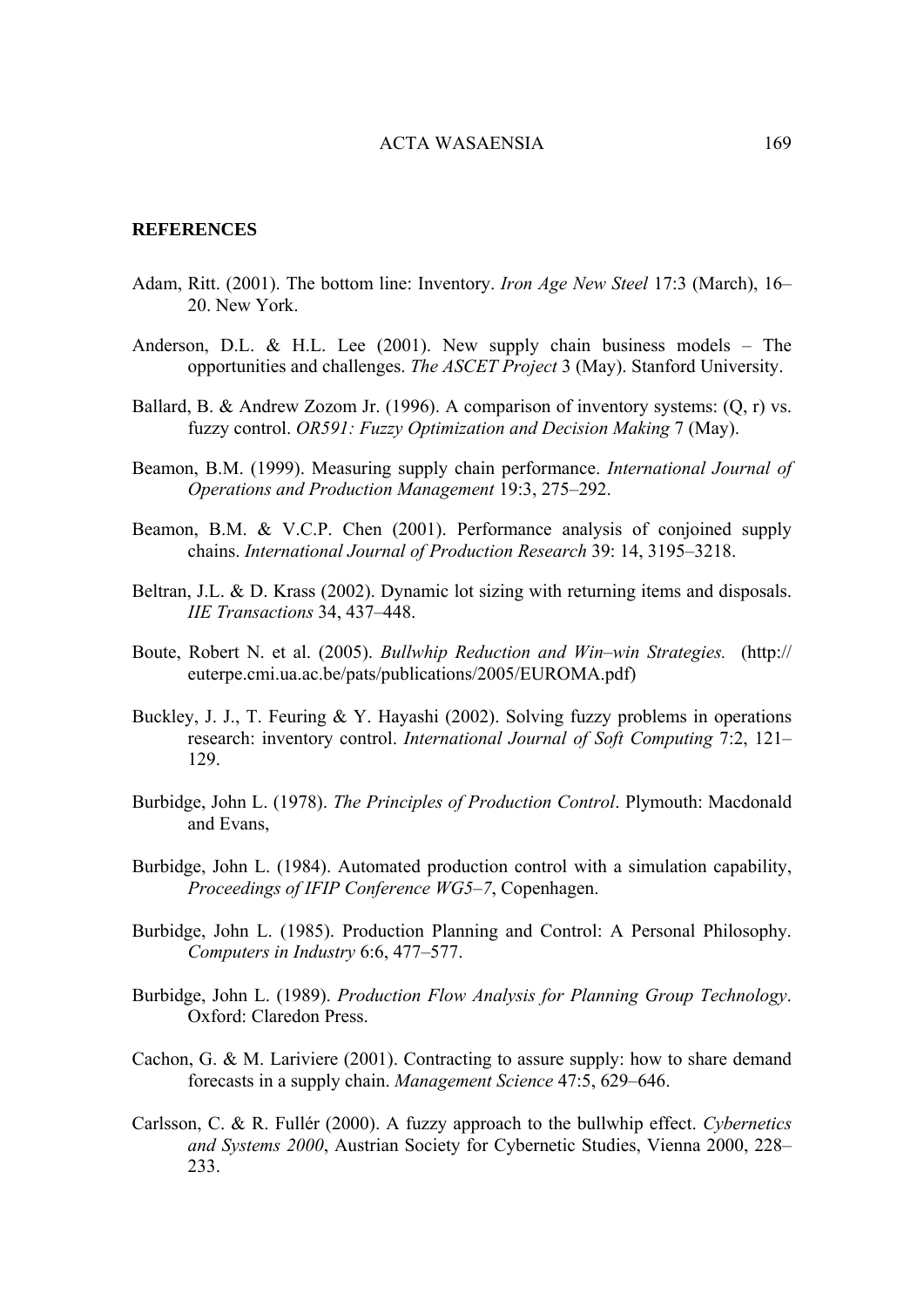**REFERENCES**

Adam, Ritt. (2001). The bottom line: Inventory. *Iron Age New Steel* 17:3 (March), 16–20. New York.

Anderson, D.L. & H.L. Lee (2001). New supply chain business models – The opportunities and challenges. *The ASCET Project* 3 (May). Stanford University.

Ballard, B. & Andrew Zozom Jr. (1996). A comparison of inventory systems: (Q, r) vs. fuzzy control. *OR591: Fuzzy Optimization and Decision Making* 7 (May).

Beamon, B.M. (1999). Measuring supply chain performance. *International Journal of Operations and Production Management* 19:3, 275–292.

Beamon, B.M. & V.C.P. Chen (2001). Performance analysis of conjoined supply chains. *International Journal of Production Research* 39: 14, 3195–3218.

Beltran, J.L. & D. Krass (2002). Dynamic lot sizing with returning items and disposals. *IIE Transactions* 34, 437–448.

Boute, Robert N. et al. (2005). *Bullwhip Reduction and Win–win Strategies.* (http://euterpe.cmi.ua.ac.be/pats/publications/2005/EUROMA.pdf)

Buckley, J. J., T. Feuring & Y. Hayashi (2002). Solving fuzzy problems in operations research: inventory control. *International Journal of Soft Computing* 7:2, 121–129.

Burbidge, John L. (1978). *The Principles of Production Control*. Plymouth: Macdonald and Evans,

Burbidge, John L. (1984). Automated production control with a simulation capability, *Proceedings of IFIP Conference WG5–7*, Copenhagen.

Burbidge, John L. (1985). Production Planning and Control: A Personal Philosophy. *Computers in Industry* 6:6, 477–577.

Burbidge, John L. (1989). *Production Flow Analysis for Planning Group Technology*. Oxford: Claredon Press.

Cachon, G. & M. Lariviere (2001). Contracting to assure supply: how to share demand forecasts in a supply chain. *Management Science* 47:5, 629–646.

Carlsson, C. & R. Fullér (2000). A fuzzy approach to the bullwhip effect. *Cybernetics and Systems 2000*, Austrian Society for Cybernetic Studies, Vienna 2000, 228–233.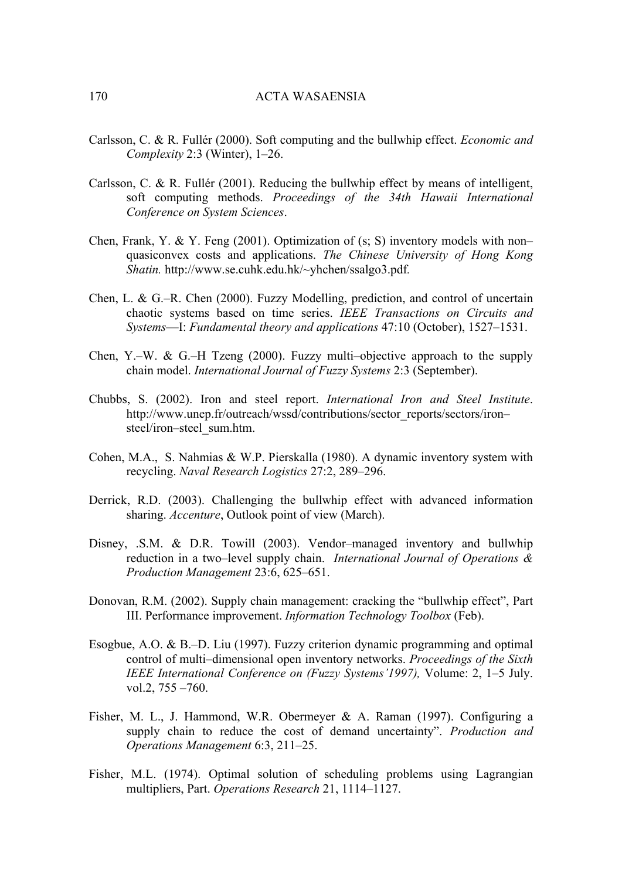Carlsson, C. & R. Fullér (2000). Soft computing and the bullwhip effect. *Economic and Complexity* 2:3 (Winter), 1–26.

Carlsson, C. & R. Fullér (2001). Reducing the bullwhip effect by means of intelligent, soft computing methods. *Proceedings of the 34th Hawaii International Conference on System Sciences*.

Chen, Frank, Y. & Y. Feng (2001). Optimization of (s; S) inventory models with non–quasiconvex costs and applications. *The Chinese University of Hong Kong Shatin.* http://www.se.cuhk.edu.hk/~yhchen/ssalgo3.pdf.

Chen, L. & G.–R. Chen (2000). Fuzzy Modelling, prediction, and control of uncertain chaotic systems based on time series. *IEEE Transactions on Circuits and Systems*—I: *Fundamental theory and applications* 47:10 (October), 1527–1531.

Chen, Y.–W. & G.–H Tzeng (2000). Fuzzy multi–objective approach to the supply chain model. *International Journal of Fuzzy Systems* 2:3 (September).

Chubbs, S. (2002). Iron and steel report. *International Iron and Steel Institute*. http://www.unep.fr/outreach/wssd/contributions/sector_reports/sectors/iron–steel/iron–steel_sum.htm.

Cohen, M.A., S. Nahmias & W.P. Pierskalla (1980). A dynamic inventory system with recycling. *Naval Research Logistics* 27:2, 289–296.

Derrick, R.D. (2003). Challenging the bullwhip effect with advanced information sharing. *Accenture*, Outlook point of view (March).

Disney, .S.M. & D.R. Towill (2003). Vendor–managed inventory and bullwhip reduction in a two–level supply chain. *International Journal of Operations & Production Management* 23:6, 625–651.

Donovan, R.M. (2002). Supply chain management: cracking the "bullwhip effect", Part III. Performance improvement. *Information Technology Toolbox* (Feb).

Esogbue, A.O. & B.–D. Liu (1997). Fuzzy criterion dynamic programming and optimal control of multi–dimensional open inventory networks. *Proceedings of the Sixth IEEE International Conference on (Fuzzy Systems'1997),* Volume: 2, 1–5 July. vol.2, 755 –760.

Fisher, M. L., J. Hammond, W.R. Obermeyer & A. Raman (1997). Configuring a supply chain to reduce the cost of demand uncertainty". *Production and Operations Management* 6:3, 211–25.

Fisher, M.L. (1974). Optimal solution of scheduling problems using Lagrangian multipliers, Part. *Operations Research* 21, 1114–1127.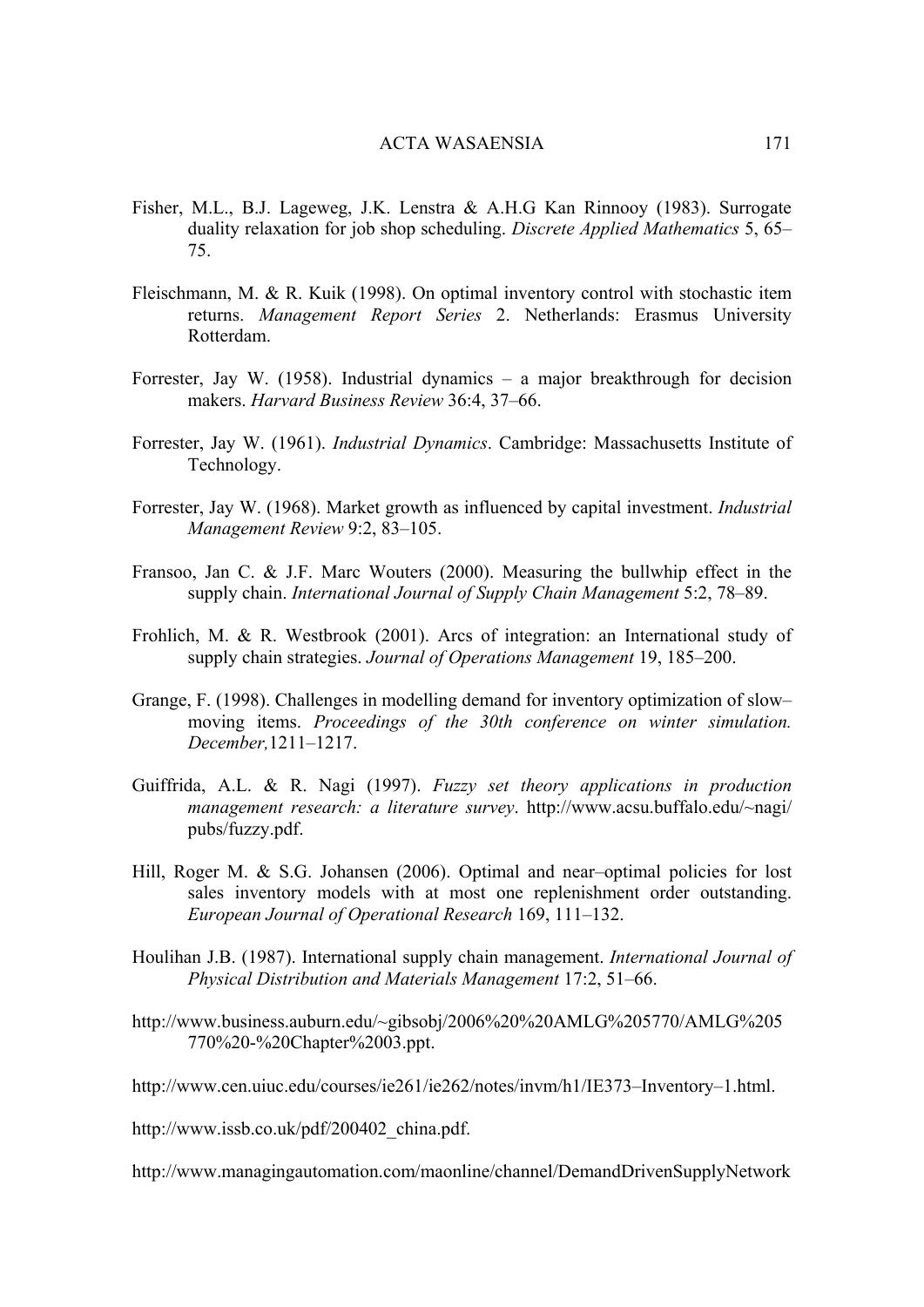Fisher, M.L., B.J. Lageweg, J.K. Lenstra & A.H.G Kan Rinnooy (1983). Surrogate duality relaxation for job shop scheduling. *Discrete Applied Mathematics* 5, 65–75.

Fleischmann, M. & R. Kuik (1998). On optimal inventory control with stochastic item returns. *Management Report Series* 2. Netherlands: Erasmus University Rotterdam.

Forrester, Jay W. (1958). Industrial dynamics – a major breakthrough for decision makers. *Harvard Business Review* 36:4, 37–66.

Forrester, Jay W. (1961). *Industrial Dynamics*. Cambridge: Massachusetts Institute of Technology.

Forrester, Jay W. (1968). Market growth as influenced by capital investment. *Industrial Management Review* 9:2, 83–105.

Fransoo, Jan C. & J.F. Marc Wouters (2000). Measuring the bullwhip effect in the supply chain. *International Journal of Supply Chain Management* 5:2, 78–89.

Frohlich, M. & R. Westbrook (2001). Arcs of integration: an International study of supply chain strategies. *Journal of Operations Management* 19, 185–200.

Grange, F. (1998). Challenges in modelling demand for inventory optimization of slow–moving items. *Proceedings of the 30th conference on winter simulation. December,*1211–1217.

Guiffrida, A.L. & R. Nagi (1997). *Fuzzy set theory applications in production management research: a literature survey*. http://www.acsu.buffalo.edu/~nagi/pubs/fuzzy.pdf.

Hill, Roger M. & S.G. Johansen (2006). Optimal and near–optimal policies for lost sales inventory models with at most one replenishment order outstanding. *European Journal of Operational Research* 169, 111–132.

Houlihan J.B. (1987). International supply chain management. *International Journal of Physical Distribution and Materials Management* 17:2, 51–66.

http://www.business.auburn.edu/~gibsobj/2006%20%20AMLG%205770/AMLG%205770%20-%20Chapter%2003.ppt.

http://www.cen.uiuc.edu/courses/ie261/ie262/notes/invm/h1/IE373–Inventory–1.html.

http://www.issb.co.uk/pdf/200402_china.pdf.

http://www.managingautomation.com/maonline/channel/DemandDrivenSupplyNetwork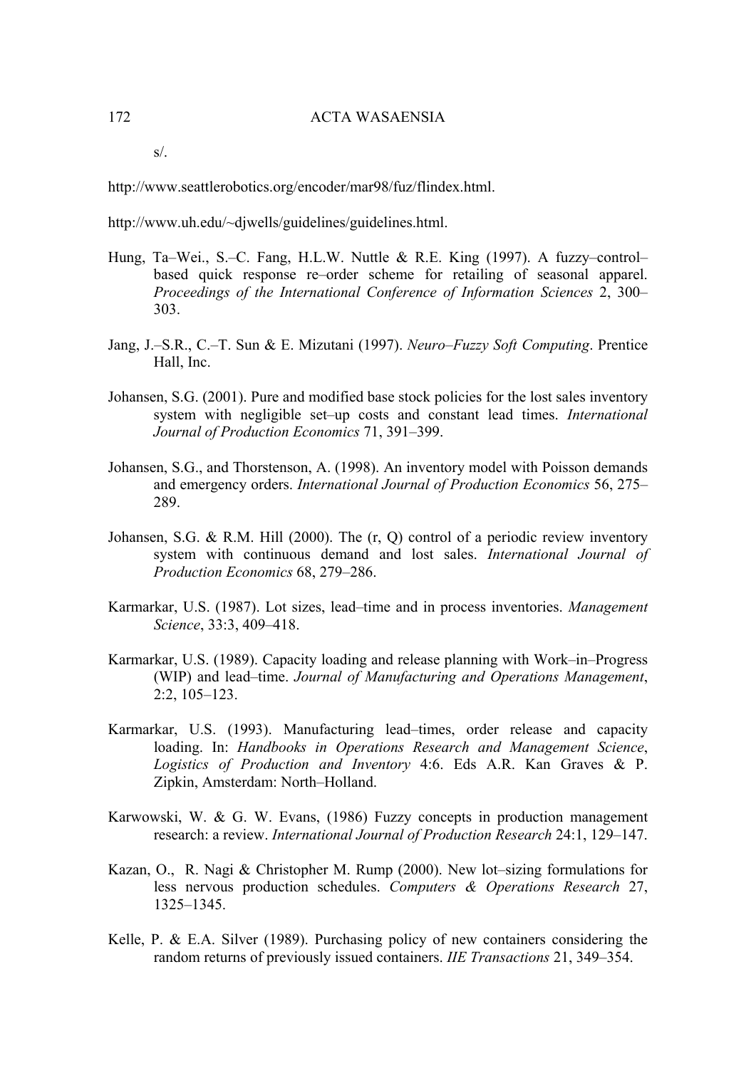s/.

http://www.seattlerobotics.org/encoder/mar98/fuz/flindex.html.

http://www.uh.edu/~djwells/guidelines/guidelines.html.

Hung, Ta–Wei., S.–C. Fang, H.L.W. Nuttle & R.E. King (1997). A fuzzy–control–based quick response re–order scheme for retailing of seasonal apparel. *Proceedings of the International Conference of Information Sciences* 2, 300–303.

Jang, J.–S.R., C.–T. Sun & E. Mizutani (1997). *Neuro–Fuzzy Soft Computing*. Prentice Hall, Inc.

Johansen, S.G. (2001). Pure and modified base stock policies for the lost sales inventory system with negligible set–up costs and constant lead times. *International Journal of Production Economics* 71, 391–399.

Johansen, S.G., and Thorstenson, A. (1998). An inventory model with Poisson demands and emergency orders. *International Journal of Production Economics* 56, 275–289.

Johansen, S.G. & R.M. Hill (2000). The (r, Q) control of a periodic review inventory system with continuous demand and lost sales. *International Journal of Production Economics* 68, 279–286.

Karmarkar, U.S. (1987). Lot sizes, lead–time and in process inventories. *Management Science*, 33:3, 409–418.

Karmarkar, U.S. (1989). Capacity loading and release planning with Work–in–Progress (WIP) and lead–time. *Journal of Manufacturing and Operations Management*, 2:2, 105–123.

Karmarkar, U.S. (1993). Manufacturing lead–times, order release and capacity loading. In: *Handbooks in Operations Research and Management Science*, *Logistics of Production and Inventory* 4:6. Eds A.R. Kan Graves & P. Zipkin, Amsterdam: North–Holland.

Karwowski, W. & G. W. Evans, (1986) Fuzzy concepts in production management research: a review. *International Journal of Production Research* 24:1, 129–147.

Kazan, O., R. Nagi & Christopher M. Rump (2000). New lot–sizing formulations for less nervous production schedules. *Computers & Operations Research* 27, 1325–1345.

Kelle, P. & E.A. Silver (1989). Purchasing policy of new containers considering the random returns of previously issued containers. *IIE Transactions* 21, 349–354.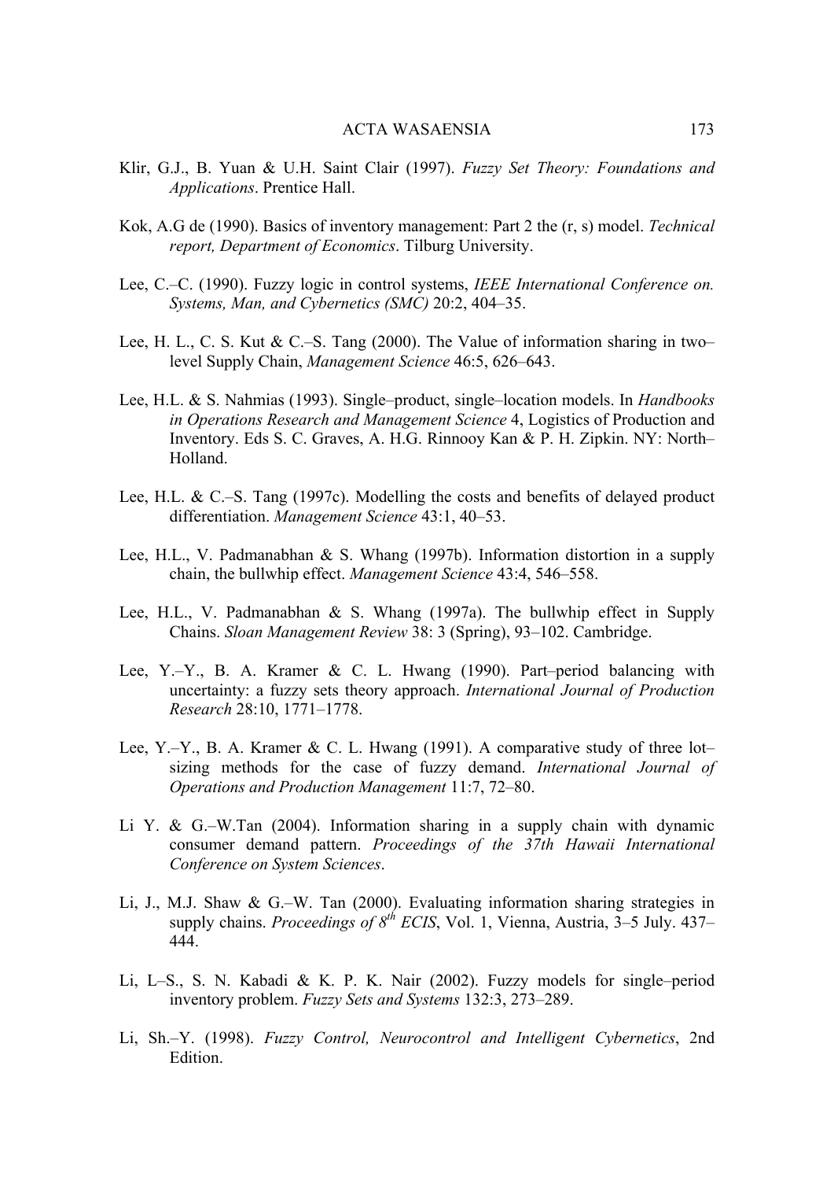Klir, G.J., B. Yuan & U.H. Saint Clair (1997). *Fuzzy Set Theory: Foundations and Applications*. Prentice Hall.

Kok, A.G de (1990). Basics of inventory management: Part 2 the (r, s) model. *Technical report, Department of Economics*. Tilburg University.

Lee, C.–C. (1990). Fuzzy logic in control systems, *IEEE International Conference on. Systems, Man, and Cybernetics (SMC)* 20:2, 404–35.

Lee, H. L., C. S. Kut & C.–S. Tang (2000). The Value of information sharing in two–level Supply Chain, *Management Science* 46:5, 626–643.

Lee, H.L. & S. Nahmias (1993). Single–product, single–location models. In *Handbooks in Operations Research and Management Science* 4, Logistics of Production and Inventory. Eds S. C. Graves, A. H.G. Rinnooy Kan & P. H. Zipkin. NY: North–Holland.

Lee, H.L. & C.–S. Tang (1997c). Modelling the costs and benefits of delayed product differentiation. *Management Science* 43:1, 40–53.

Lee, H.L., V. Padmanabhan & S. Whang (1997b). Information distortion in a supply chain, the bullwhip effect. *Management Science* 43:4, 546–558.

Lee, H.L., V. Padmanabhan & S. Whang (1997a). The bullwhip effect in Supply Chains. *Sloan Management Review* 38: 3 (Spring), 93–102. Cambridge.

Lee, Y.–Y., B. A. Kramer & C. L. Hwang (1990). Part–period balancing with uncertainty: a fuzzy sets theory approach. *International Journal of Production Research* 28:10, 1771–1778.

Lee, Y.–Y., B. A. Kramer & C. L. Hwang (1991). A comparative study of three lot–sizing methods for the case of fuzzy demand. *International Journal of Operations and Production Management* 11:7, 72–80.

Li Y. & G.–W.Tan (2004). Information sharing in a supply chain with dynamic consumer demand pattern. *Proceedings of the 37th Hawaii International Conference on System Sciences*.

Li, J., M.J. Shaw & G.–W. Tan (2000). Evaluating information sharing strategies in supply chains. *Proceedings of 8th ECIS*, Vol. 1, Vienna, Austria, 3–5 July. 437–444.

Li, L–S., S. N. Kabadi & K. P. K. Nair (2002). Fuzzy models for single–period inventory problem. *Fuzzy Sets and Systems* 132:3, 273–289.

Li, Sh.–Y. (1998). *Fuzzy Control, Neurocontrol and Intelligent Cybernetics*, 2nd Edition.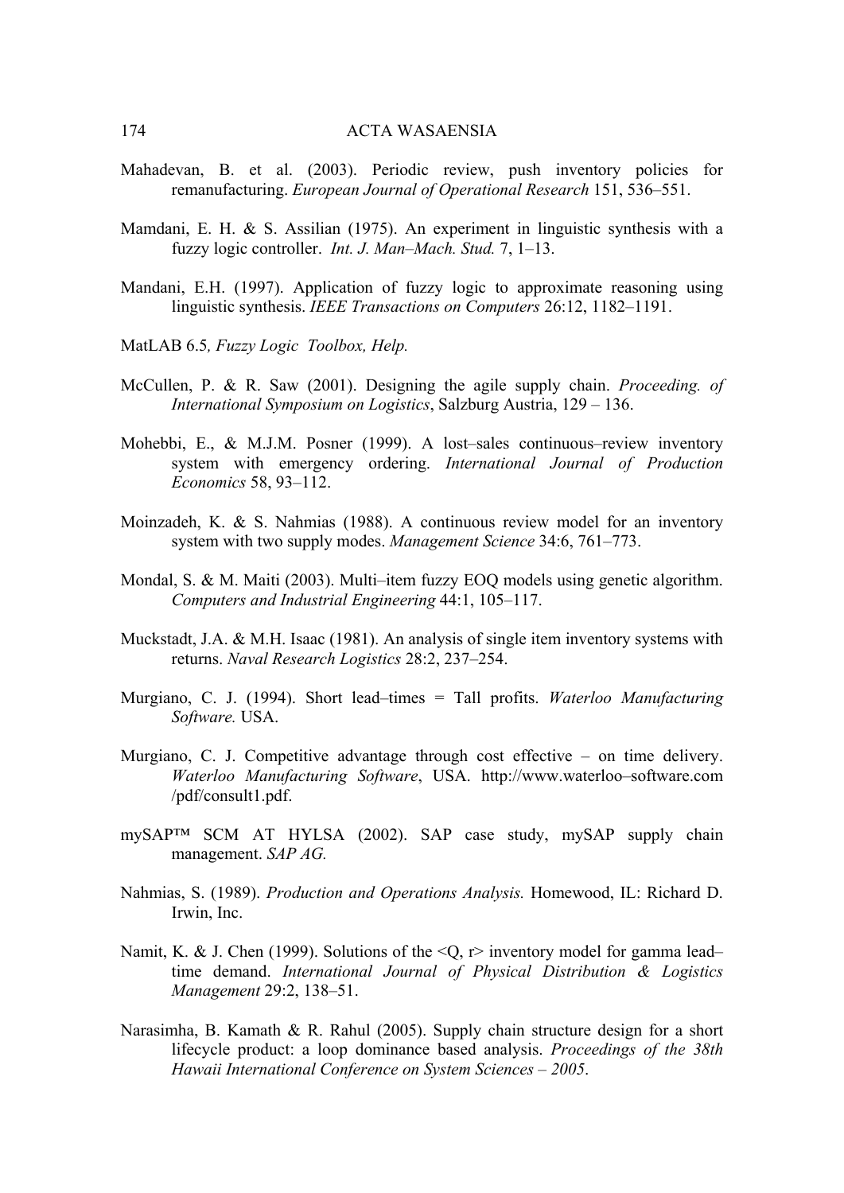Mahadevan, B. et al. (2003). Periodic review, push inventory policies for remanufacturing. *European Journal of Operational Research* 151, 536–551.

Mamdani, E. H. & S. Assilian (1975). An experiment in linguistic synthesis with a fuzzy logic controller. *Int. J. Man–Mach. Stud.* 7, 1–13.

Mandani, E.H. (1997). Application of fuzzy logic to approximate reasoning using linguistic synthesis. *IEEE Transactions on Computers* 26:12, 1182–1191.

MatLAB 6.5*, Fuzzy Logic Toolbox, Help.*

McCullen, P. & R. Saw (2001). Designing the agile supply chain. *Proceeding. of International Symposium on Logistics*, Salzburg Austria, 129 – 136.

Mohebbi, E., & M.J.M. Posner (1999). A lost–sales continuous–review inventory system with emergency ordering. *International Journal of Production Economics* 58, 93–112.

Moinzadeh, K. & S. Nahmias (1988). A continuous review model for an inventory system with two supply modes. *Management Science* 34:6, 761–773.

Mondal, S. & M. Maiti (2003). Multi–item fuzzy EOQ models using genetic algorithm. *Computers and Industrial Engineering* 44:1, 105–117.

Muckstadt, J.A. & M.H. Isaac (1981). An analysis of single item inventory systems with returns. *Naval Research Logistics* 28:2, 237–254.

Murgiano, C. J. (1994). Short lead–times = Tall profits. *Waterloo Manufacturing Software.* USA.

Murgiano, C. J. Competitive advantage through cost effective – on time delivery. *Waterloo Manufacturing Software*, USA. http://www.waterloo–software.com /pdf/consult1.pdf.

mySAP™ SCM AT HYLSA (2002). SAP case study, mySAP supply chain management. *SAP AG.*

Nahmias, S. (1989). *Production and Operations Analysis.* Homewood, IL: Richard D. Irwin, Inc.

Namit, K. & J. Chen (1999). Solutions of the <Q, r> inventory model for gamma lead–time demand. *International Journal of Physical Distribution & Logistics Management* 29:2, 138–51.

Narasimha, B. Kamath & R. Rahul (2005). Supply chain structure design for a short lifecycle product: a loop dominance based analysis. *Proceedings of the 38th Hawaii International Conference on System Sciences – 2005*.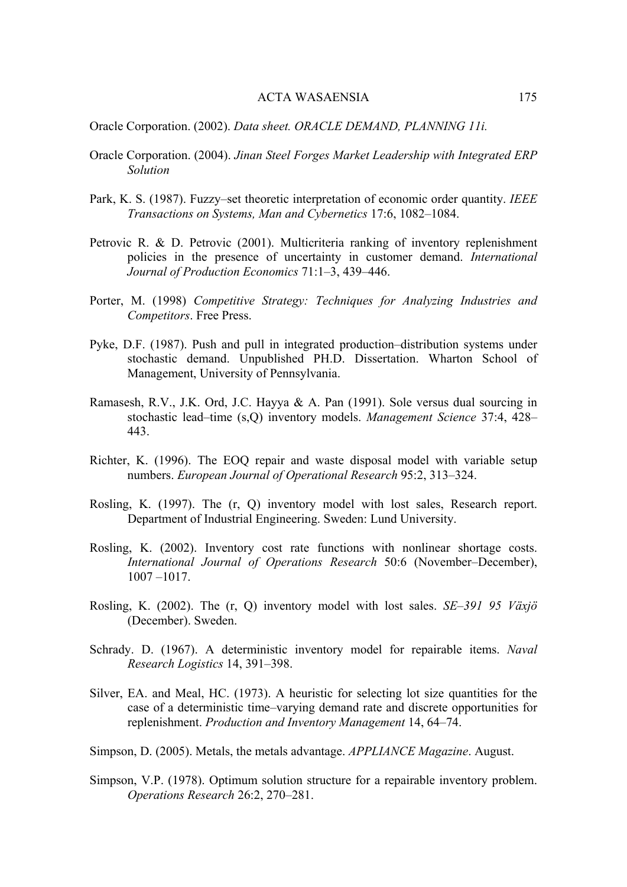Oracle Corporation. (2002). *Data sheet. ORACLE DEMAND, PLANNING 11i.*

Oracle Corporation. (2004). *Jinan Steel Forges Market Leadership with Integrated ERP Solution*

Park, K. S. (1987). Fuzzy–set theoretic interpretation of economic order quantity. *IEEE Transactions on Systems, Man and Cybernetics* 17:6, 1082–1084.

Petrovic R. & D. Petrovic (2001). Multicriteria ranking of inventory replenishment policies in the presence of uncertainty in customer demand. *International Journal of Production Economics* 71:1–3, 439–446.

Porter, M. (1998) *Competitive Strategy: Techniques for Analyzing Industries and Competitors*. Free Press.

Pyke, D.F. (1987). Push and pull in integrated production–distribution systems under stochastic demand. Unpublished PH.D. Dissertation. Wharton School of Management, University of Pennsylvania.

Ramasesh, R.V., J.K. Ord, J.C. Hayya & A. Pan (1991). Sole versus dual sourcing in stochastic lead–time (s,Q) inventory models. *Management Science* 37:4, 428–443.

Richter, K. (1996). The EOQ repair and waste disposal model with variable setup numbers. *European Journal of Operational Research* 95:2, 313–324.

Rosling, K. (1997). The (r, Q) inventory model with lost sales, Research report. Department of Industrial Engineering. Sweden: Lund University.

Rosling, K. (2002). Inventory cost rate functions with nonlinear shortage costs. *International Journal of Operations Research* 50:6 (November–December), 1007 –1017.

Rosling, K. (2002). The (r, Q) inventory model with lost sales. *SE–391 95 Växjö* (December). Sweden.

Schrady. D. (1967). A deterministic inventory model for repairable items. *Naval Research Logistics* 14, 391–398.

Silver, EA. and Meal, HC. (1973). A heuristic for selecting lot size quantities for the case of a deterministic time–varying demand rate and discrete opportunities for replenishment. *Production and Inventory Management* 14, 64–74.

Simpson, D. (2005). Metals, the metals advantage. *APPLIANCE Magazine*. August.

Simpson, V.P. (1978). Optimum solution structure for a repairable inventory problem. *Operations Research* 26:2, 270–281.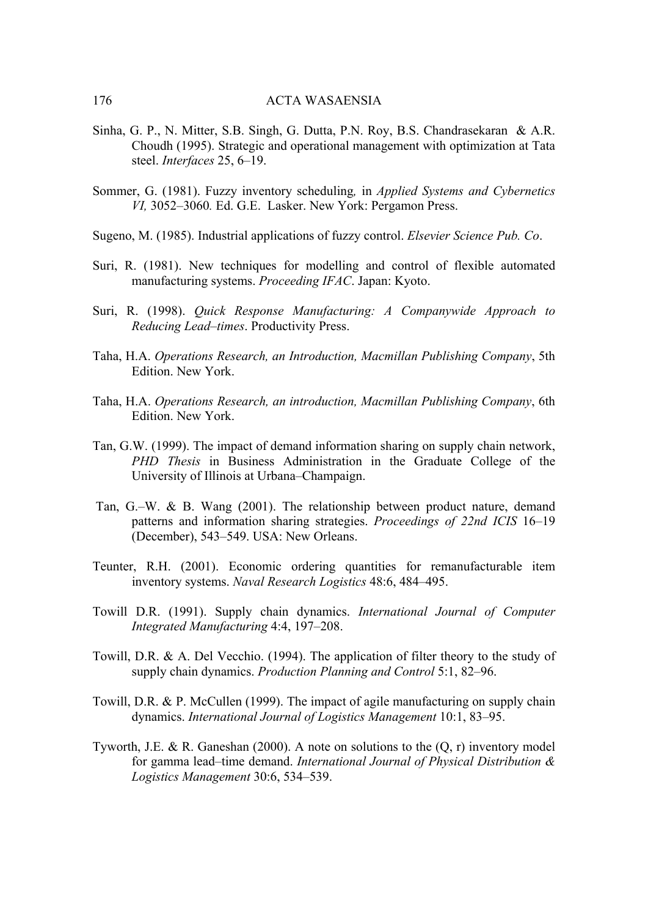Sinha, G. P., N. Mitter, S.B. Singh, G. Dutta, P.N. Roy, B.S. Chandrasekaran & A.R. Choudh (1995). Strategic and operational management with optimization at Tata steel. *Interfaces* 25, 6–19.

Sommer, G. (1981). Fuzzy inventory scheduling, in *Applied Systems and Cybernetics VI,* 3052–3060*.* Ed. G.E. Lasker. New York: Pergamon Press.

Sugeno, M. (1985). Industrial applications of fuzzy control. *Elsevier Science Pub. Co*.

Suri, R. (1981). New techniques for modelling and control of flexible automated manufacturing systems. *Proceeding IFAC*. Japan: Kyoto.

Suri, R. (1998). *Quick Response Manufacturing: A Companywide Approach to Reducing Lead–times*. Productivity Press.

Taha, H.A. *Operations Research, an Introduction, Macmillan Publishing Company*, 5th Edition. New York.

Taha, H.A. *Operations Research, an introduction, Macmillan Publishing Company*, 6th Edition. New York.

Tan, G.W. (1999). The impact of demand information sharing on supply chain network, *PHD Thesis* in Business Administration in the Graduate College of the University of Illinois at Urbana–Champaign.

Tan, G.–W. & B. Wang (2001). The relationship between product nature, demand patterns and information sharing strategies. *Proceedings of 22nd ICIS* 16–19 (December), 543–549. USA: New Orleans.

Teunter, R.H. (2001). Economic ordering quantities for remanufacturable item inventory systems. *Naval Research Logistics* 48:6, 484–495.

Towill D.R. (1991). Supply chain dynamics. *International Journal of Computer Integrated Manufacturing* 4:4, 197–208.

Towill, D.R. & A. Del Vecchio. (1994). The application of filter theory to the study of supply chain dynamics. *Production Planning and Control* 5:1, 82–96.

Towill, D.R. & P. McCullen (1999). The impact of agile manufacturing on supply chain dynamics. *International Journal of Logistics Management* 10:1, 83–95.

Tyworth, J.E. & R. Ganeshan (2000). A note on solutions to the (Q, r) inventory model for gamma lead–time demand. *International Journal of Physical Distribution & Logistics Management* 30:6, 534–539.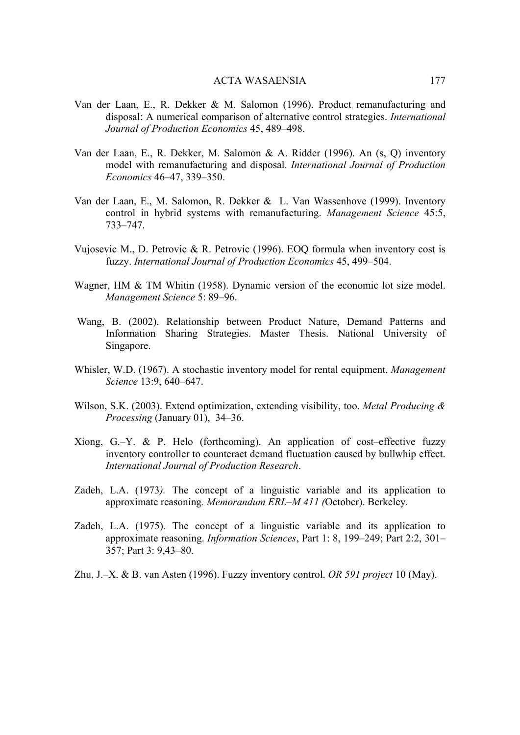Van der Laan, E., R. Dekker & M. Salomon (1996). Product remanufacturing and disposal: A numerical comparison of alternative control strategies. *International Journal of Production Economics* 45, 489–498.

Van der Laan, E., R. Dekker, M. Salomon & A. Ridder (1996). An (s, Q) inventory model with remanufacturing and disposal. *International Journal of Production Economics* 46–47, 339–350.

Van der Laan, E., M. Salomon, R. Dekker & L. Van Wassenhove (1999). Inventory control in hybrid systems with remanufacturing. *Management Science* 45:5, 733–747.

Vujosevic M., D. Petrovic & R. Petrovic (1996). EOQ formula when inventory cost is fuzzy. *International Journal of Production Economics* 45, 499–504.

Wagner, HM & TM Whitin (1958). Dynamic version of the economic lot size model. *Management Science* 5: 89–96.

Wang, B. (2002). Relationship between Product Nature, Demand Patterns and Information Sharing Strategies. Master Thesis. National University of Singapore.

Whisler, W.D. (1967). A stochastic inventory model for rental equipment. *Management Science* 13:9, 640–647.

Wilson, S.K. (2003). Extend optimization, extending visibility, too. *Metal Producing & Processing* (January 01), 34–36.

Xiong, G.–Y. & P. Helo (forthcoming). An application of cost–effective fuzzy inventory controller to counteract demand fluctuation caused by bullwhip effect. *International Journal of Production Research*.

Zadeh, L.A. (1973*).* The concept of a linguistic variable and its application to approximate reasoning*. Memorandum ERL–M 411 (*October). Berkeley*.*

Zadeh, L.A. (1975). The concept of a linguistic variable and its application to approximate reasoning. *Information Sciences*, Part 1: 8, 199–249; Part 2:2, 301–357; Part 3: 9,43–80.

Zhu, J.–X. & B. van Asten (1996). Fuzzy inventory control. *OR 591 project* 10 (May).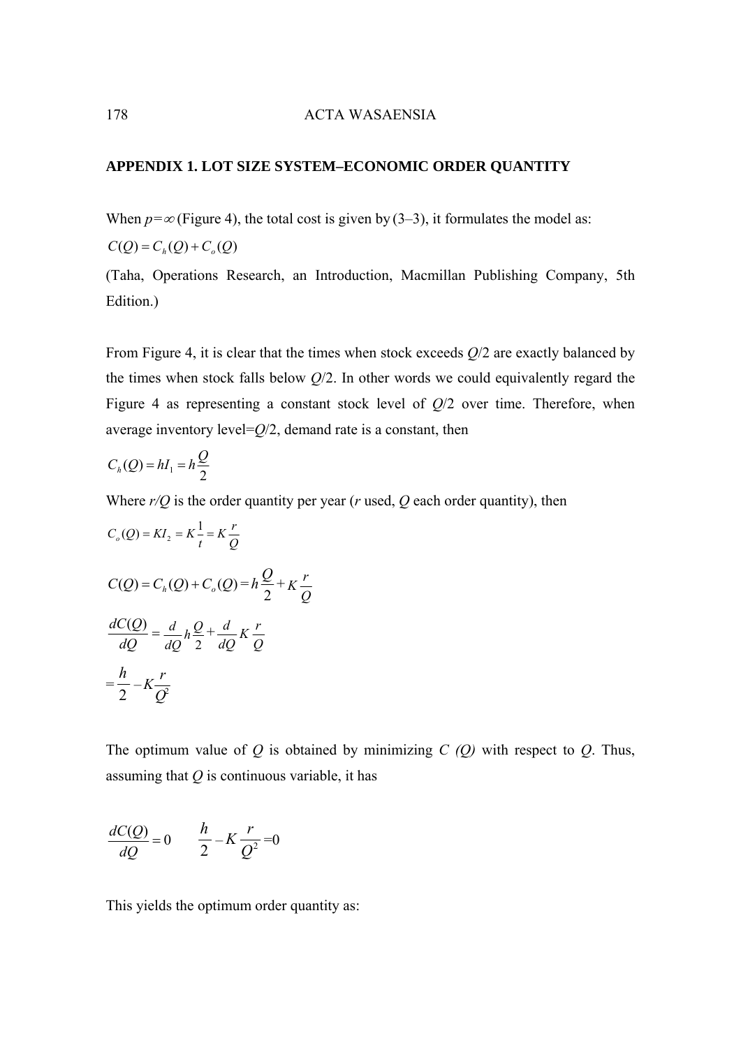## APPENDIX 1. LOT SIZE SYSTEM–ECONOMIC ORDER QUANTITY

When $p=\infty$ (Figure 4), the total cost is given by (3–3), it formulates the model as:

$$C(Q) = C_h(Q) + C_o(Q)$$

(Taha, Operations Research, an Introduction, Macmillan Publishing Company, 5th Edition.)

From Figure 4, it is clear that the times when stock exceeds $Q/2$ are exactly balanced by the times when stock falls below $Q/2$. In other words we could equivalently regard the Figure 4 as representing a constant stock level of $Q/2$ over time. Therefore, when average inventory level=$Q/2$, demand rate is a constant, then

$$C_h(Q) = hI_1 = h\frac{Q}{2}$$

Where $r/Q$ is the order quantity per year ($r$ used, $Q$ each order quantity), then

$$C_o(Q) = KI_2 = K\frac{1}{t} = K\frac{r}{Q}$$

$$C(Q) = C_h(Q) + C_o(Q) = h\frac{Q}{2} + K\frac{r}{Q}$$

$$\frac{dC(Q)}{dQ} = \frac{d}{dQ}h\frac{Q}{2} + \frac{d}{dQ}K\frac{r}{Q}$$

$$= \frac{h}{2} - K\frac{r}{Q^2}$$

The optimum value of $Q$ is obtained by minimizing $C(Q)$ with respect to $Q$. Thus, assuming that $Q$ is continuous variable, it has

$$\frac{dC(Q)}{dQ} = 0 \qquad \frac{h}{2} - K\frac{r}{Q^2} = 0$$

This yields the optimum order quantity as: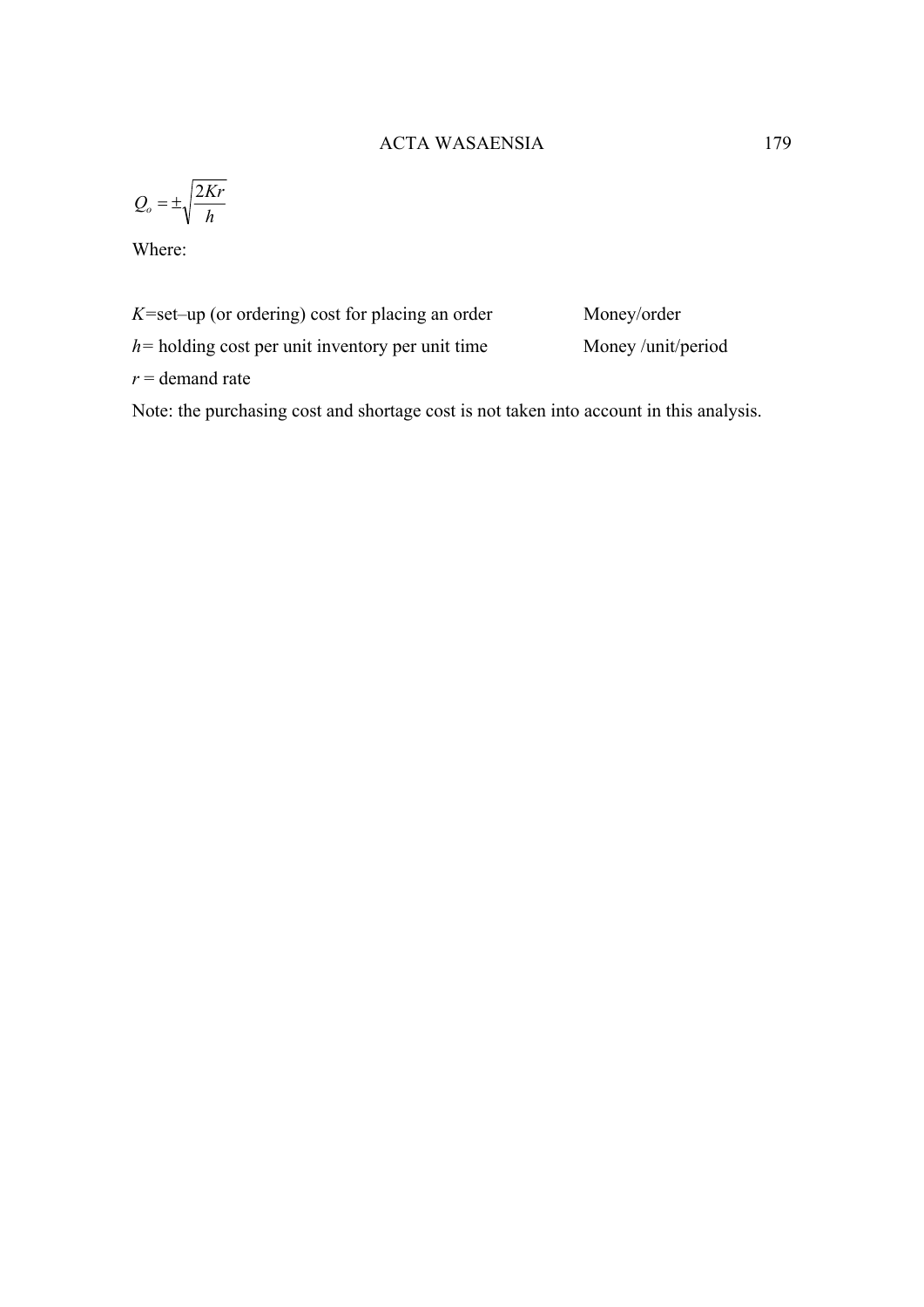$$Q_o = \pm\sqrt{\frac{2Kr}{h}}$$

Where:

| | |
|---|---|
| $K$=set–up (or ordering) cost for placing an order | Money/order |
| $h$= holding cost per unit inventory per unit time | Money /unit/period |
| $r$ = demand rate | |

Note: the purchasing cost and shortage cost is not taken into account in this analysis.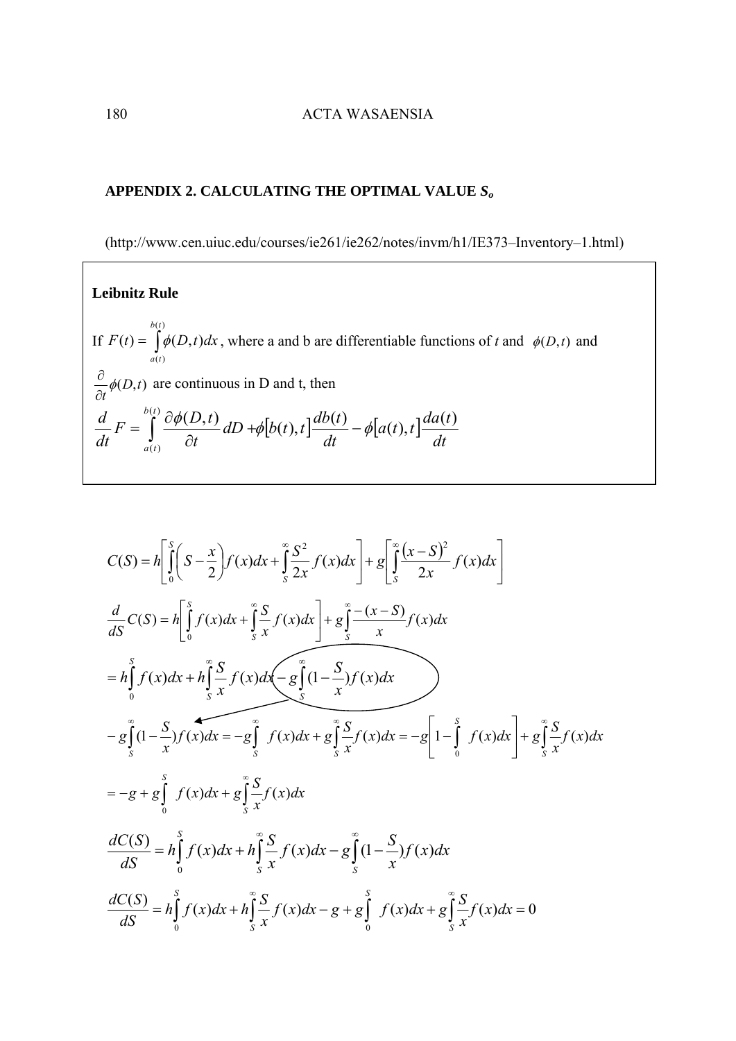## APPENDIX 2. CALCULATING THE OPTIMAL VALUE $S_o$

(http://www.cen.uiuc.edu/courses/ie261/ie262/notes/invm/h1/IE373–Inventory–1.html)

**Leibnitz Rule**

If $F(t) = \int_{a(t)}^{b(t)} \phi(D,t)dx$, where a and b are differentiable functions of $t$ and $\phi(D,t)$ and $\frac{\partial}{\partial t}\phi(D,t)$ are continuous in D and t, then

$$\frac{d}{dt}F = \int_{a(t)}^{b(t)} \frac{\partial \phi(D,t)}{\partial t} dD + \phi\left[b(t),t\right]\frac{db(t)}{dt} - \phi\left[a(t),t\right]\frac{da(t)}{dt}$$

$$C(S) = h\left[\int_0^S \left(S - \frac{x}{2}\right) f(x)dx + \int_S^\infty \frac{S^2}{2x} f(x)dx\right] + g\left[\int_S^\infty \frac{(x-S)^2}{2x} f(x)dx\right]$$

$$\frac{d}{dS}C(S) = h\left[\int_0^S f(x)dx + \int_S^\infty \frac{S}{x} f(x)dx\right] + g\int_S^\infty \frac{-(x-S)}{x} f(x)dx$$

$$= h\int_0^S f(x)dx + h\int_S^\infty \frac{S}{x} f(x)dx - g\int_S^\infty (1 - \frac{S}{x}) f(x)dx$$

$$-g\int_S^\infty (1 - \frac{S}{x}) f(x)dx = -g\int_S^\infty f(x)dx + g\int_S^\infty \frac{S}{x} f(x)dx = -g\left[1 - \int_0^S f(x)dx\right] + g\int_S^\infty \frac{S}{x} f(x)dx$$

$$= -g + g\int_0^S f(x)dx + g\int_S^\infty \frac{S}{x} f(x)dx$$

$$\frac{dC(S)}{dS} = h\int_0^S f(x)dx + h\int_S^\infty \frac{S}{x} f(x)dx - g\int_S^\infty (1 - \frac{S}{x}) f(x)dx$$

$$\frac{dC(S)}{dS} = h\int_0^S f(x)dx + h\int_S^\infty \frac{S}{x} f(x)dx - g + g\int_0^S f(x)dx + g\int_S^\infty \frac{S}{x} f(x)dx = 0$$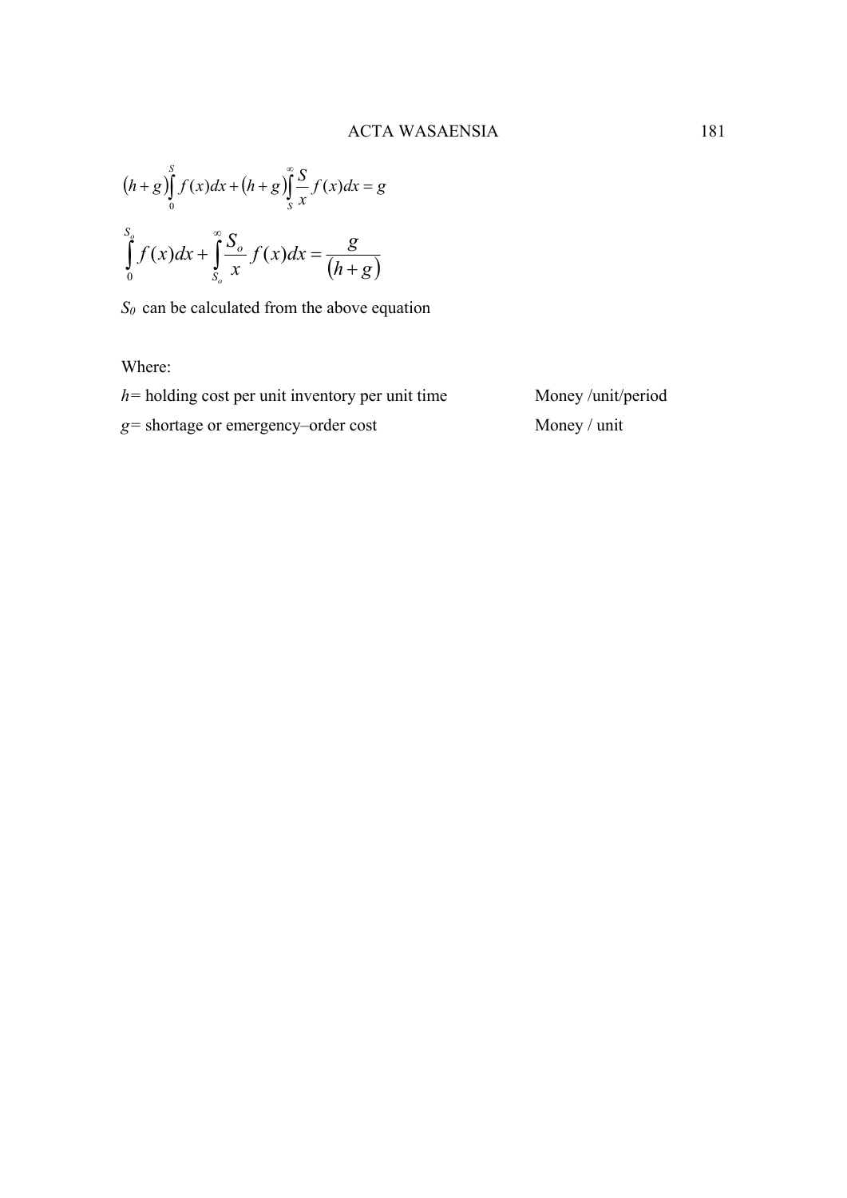$$(h+g)\int_{0}^{S} f(x)dx + (h+g)\int_{S}^{\infty} \frac{S}{x} f(x)dx = g$$

$$\int_{0}^{S_o} f(x)dx + \int_{S_o}^{\infty} \frac{S_o}{x} f(x)dx = \frac{g}{(h+g)}$$

$S_0$ can be calculated from the above equation

Where:

| | |
|---|---|
| $h$= holding cost per unit inventory per unit time | Money /unit/period |
| $g$= shortage or emergency–order cost | Money / unit |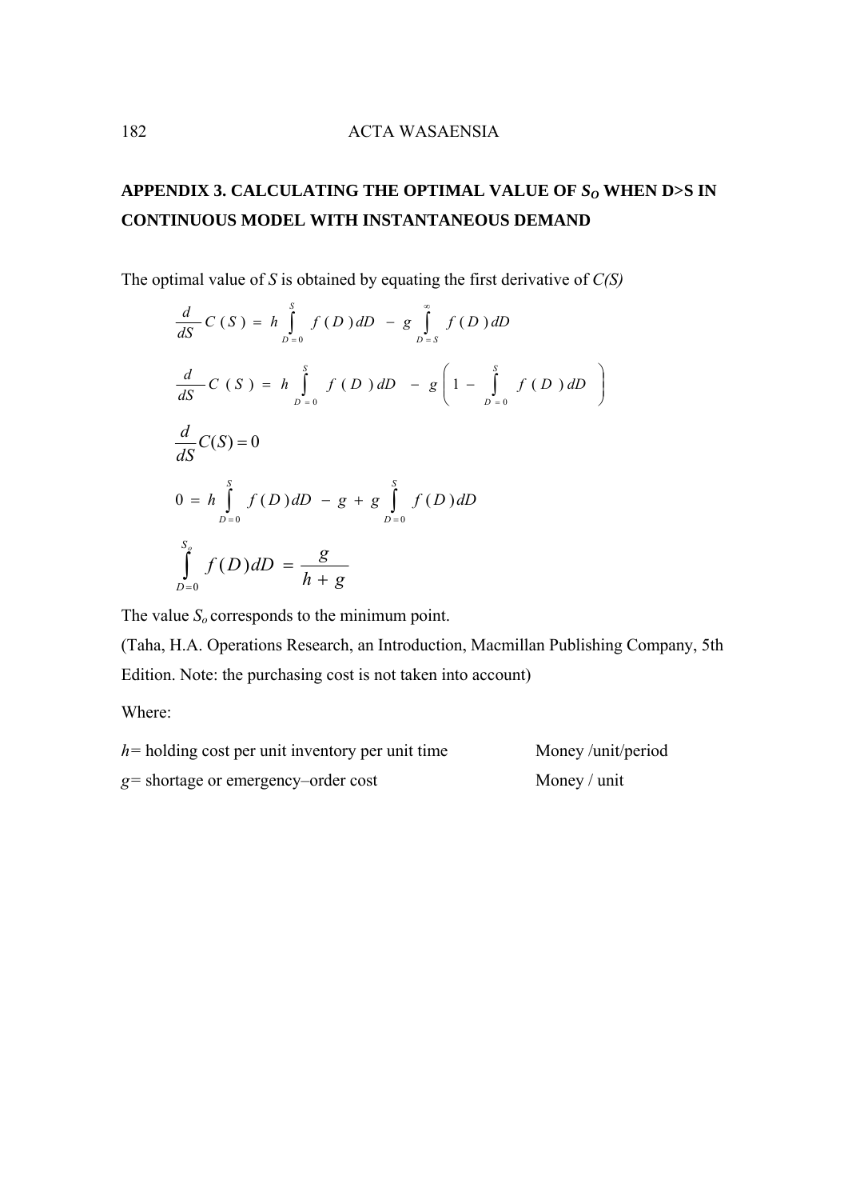## APPENDIX 3. CALCULATING THE OPTIMAL VALUE OF $S_O$ WHEN D>S IN CONTINUOUS MODEL WITH INSTANTANEOUS DEMAND

The optimal value of *S* is obtained by equating the first derivative of *C(S)*

$$\frac{d}{dS}C(S) = h\int_{D=0}^{S} f(D)dD - g\int_{D=S}^{\infty} f(D)dD$$

$$\frac{d}{dS}C(S) = h\int_{D=0}^{S} f(D)dD - g\left(1 - \int_{D=0}^{S} f(D)dD\right)$$

$$\frac{d}{dS}C(S) = 0$$

$$0 = h\int_{D=0}^{S} f(D)dD - g + g\int_{D=0}^{S} f(D)dD$$

$$\int_{D=0}^{S_o} f(D)dD = \frac{g}{h+g}$$

The value $S_o$ corresponds to the minimum point.

(Taha, H.A. Operations Research, an Introduction, Macmillan Publishing Company, 5th Edition. Note: the purchasing cost is not taken into account)

Where:

| | |
|---|---|
| *h*= holding cost per unit inventory per unit time | Money /unit/period |
| *g*= shortage or emergency–order cost | Money / unit |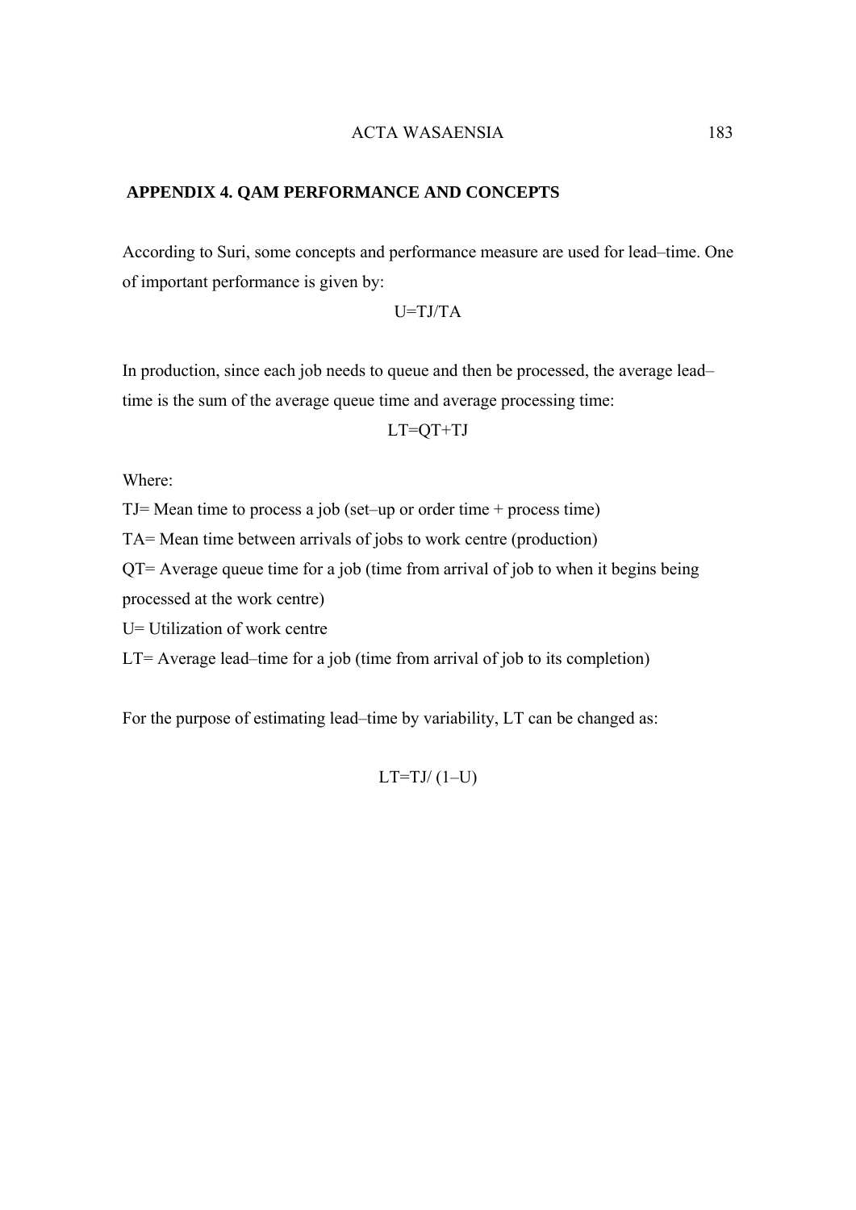## APPENDIX 4. QAM PERFORMANCE AND CONCEPTS

According to Suri, some concepts and performance measure are used for lead–time. One of important performance is given by:

$$U=TJ/TA$$

In production, since each job needs to queue and then be processed, the average lead–time is the sum of the average queue time and average processing time:

$$LT=QT+TJ$$

Where:

TJ= Mean time to process a job (set–up or order time + process time)

TA= Mean time between arrivals of jobs to work centre (production)

QT= Average queue time for a job (time from arrival of job to when it begins being processed at the work centre)

U= Utilization of work centre

LT= Average lead–time for a job (time from arrival of job to its completion)

For the purpose of estimating lead–time by variability, LT can be changed as:

$$LT=TJ/\ (1-U)$$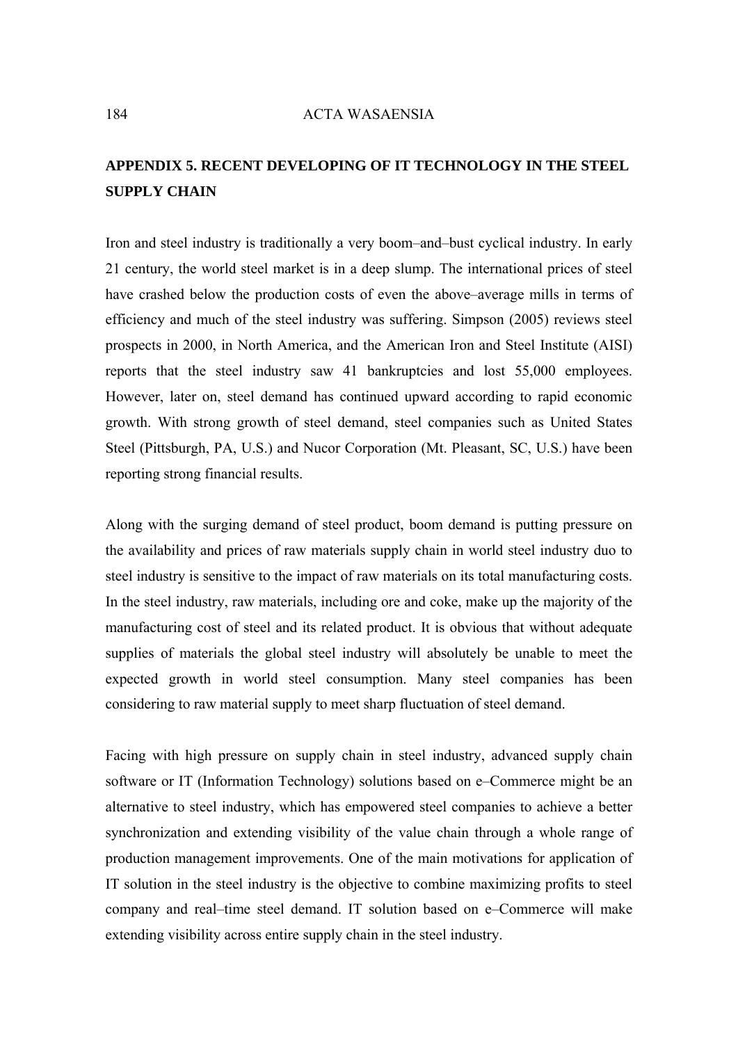## APPENDIX 5. RECENT DEVELOPING OF IT TECHNOLOGY IN THE STEEL SUPPLY CHAIN

Iron and steel industry is traditionally a very boom–and–bust cyclical industry. In early 21 century, the world steel market is in a deep slump. The international prices of steel have crashed below the production costs of even the above–average mills in terms of efficiency and much of the steel industry was suffering. Simpson (2005) reviews steel prospects in 2000, in North America, and the American Iron and Steel Institute (AISI) reports that the steel industry saw 41 bankruptcies and lost 55,000 employees. However, later on, steel demand has continued upward according to rapid economic growth. With strong growth of steel demand, steel companies such as United States Steel (Pittsburgh, PA, U.S.) and Nucor Corporation (Mt. Pleasant, SC, U.S.) have been reporting strong financial results.

Along with the surging demand of steel product, boom demand is putting pressure on the availability and prices of raw materials supply chain in world steel industry duo to steel industry is sensitive to the impact of raw materials on its total manufacturing costs. In the steel industry, raw materials, including ore and coke, make up the majority of the manufacturing cost of steel and its related product. It is obvious that without adequate supplies of materials the global steel industry will absolutely be unable to meet the expected growth in world steel consumption. Many steel companies has been considering to raw material supply to meet sharp fluctuation of steel demand.

Facing with high pressure on supply chain in steel industry, advanced supply chain software or IT (Information Technology) solutions based on e–Commerce might be an alternative to steel industry, which has empowered steel companies to achieve a better synchronization and extending visibility of the value chain through a whole range of production management improvements. One of the main motivations for application of IT solution in the steel industry is the objective to combine maximizing profits to steel company and real–time steel demand. IT solution based on e–Commerce will make extending visibility across entire supply chain in the steel industry.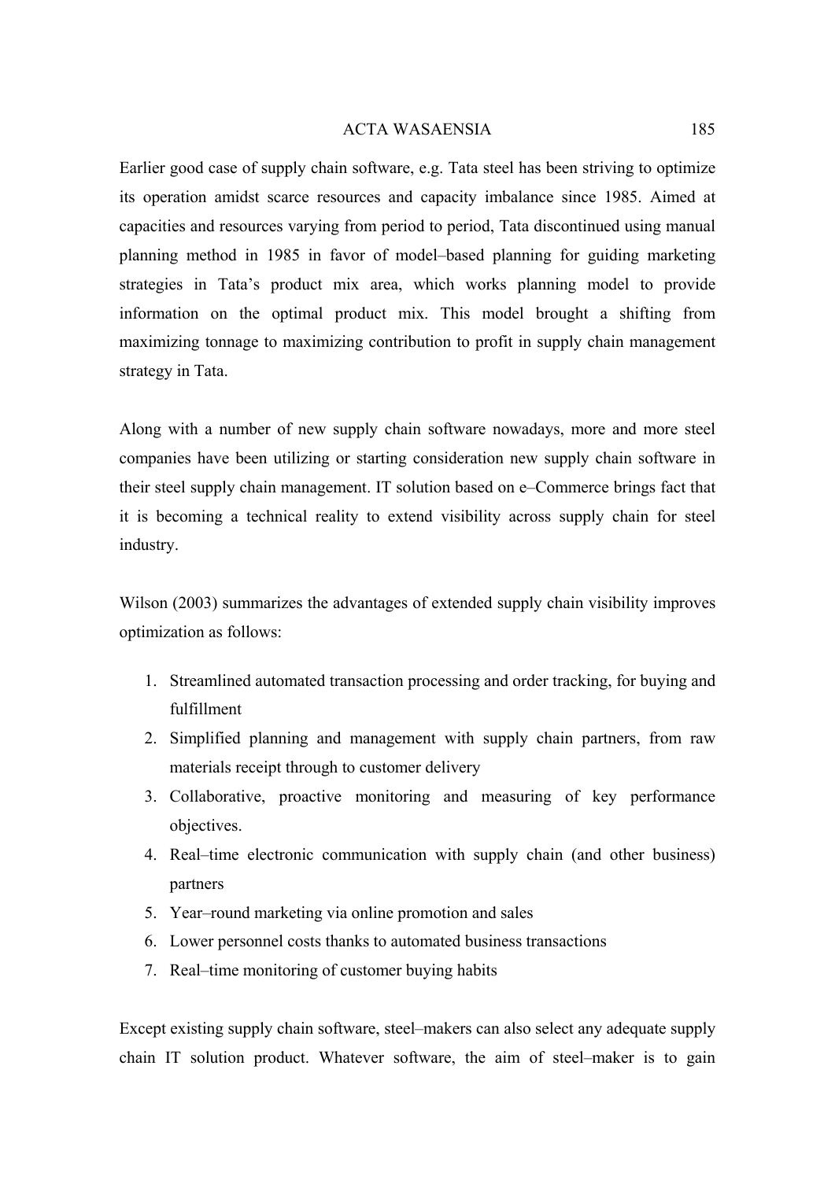Earlier good case of supply chain software, e.g. Tata steel has been striving to optimize its operation amidst scarce resources and capacity imbalance since 1985. Aimed at capacities and resources varying from period to period, Tata discontinued using manual planning method in 1985 in favor of model–based planning for guiding marketing strategies in Tata's product mix area, which works planning model to provide information on the optimal product mix. This model brought a shifting from maximizing tonnage to maximizing contribution to profit in supply chain management strategy in Tata.

Along with a number of new supply chain software nowadays, more and more steel companies have been utilizing or starting consideration new supply chain software in their steel supply chain management. IT solution based on e–Commerce brings fact that it is becoming a technical reality to extend visibility across supply chain for steel industry.

Wilson (2003) summarizes the advantages of extended supply chain visibility improves optimization as follows:

1. Streamlined automated transaction processing and order tracking, for buying and fulfillment
2. Simplified planning and management with supply chain partners, from raw materials receipt through to customer delivery
3. Collaborative, proactive monitoring and measuring of key performance objectives.
4. Real–time electronic communication with supply chain (and other business) partners
5. Year–round marketing via online promotion and sales
6. Lower personnel costs thanks to automated business transactions
7. Real–time monitoring of customer buying habits

Except existing supply chain software, steel–makers can also select any adequate supply chain IT solution product. Whatever software, the aim of steel–maker is to gain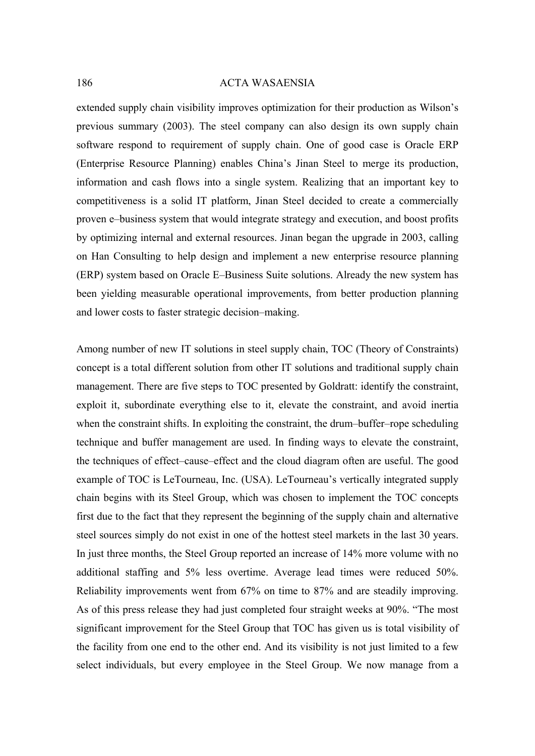extended supply chain visibility improves optimization for their production as Wilson's previous summary (2003). The steel company can also design its own supply chain software respond to requirement of supply chain. One of good case is Oracle ERP (Enterprise Resource Planning) enables China's Jinan Steel to merge its production, information and cash flows into a single system. Realizing that an important key to competitiveness is a solid IT platform, Jinan Steel decided to create a commercially proven e–business system that would integrate strategy and execution, and boost profits by optimizing internal and external resources. Jinan began the upgrade in 2003, calling on Han Consulting to help design and implement a new enterprise resource planning (ERP) system based on Oracle E–Business Suite solutions. Already the new system has been yielding measurable operational improvements, from better production planning and lower costs to faster strategic decision–making.

Among number of new IT solutions in steel supply chain, TOC (Theory of Constraints) concept is a total different solution from other IT solutions and traditional supply chain management. There are five steps to TOC presented by Goldratt: identify the constraint, exploit it, subordinate everything else to it, elevate the constraint, and avoid inertia when the constraint shifts. In exploiting the constraint, the drum–buffer–rope scheduling technique and buffer management are used. In finding ways to elevate the constraint, the techniques of effect–cause–effect and the cloud diagram often are useful. The good example of TOC is LeTourneau, Inc. (USA). LeTourneau's vertically integrated supply chain begins with its Steel Group, which was chosen to implement the TOC concepts first due to the fact that they represent the beginning of the supply chain and alternative steel sources simply do not exist in one of the hottest steel markets in the last 30 years. In just three months, the Steel Group reported an increase of 14% more volume with no additional staffing and 5% less overtime. Average lead times were reduced 50%. Reliability improvements went from 67% on time to 87% and are steadily improving. As of this press release they had just completed four straight weeks at 90%. "The most significant improvement for the Steel Group that TOC has given us is total visibility of the facility from one end to the other end. And its visibility is not just limited to a few select individuals, but every employee in the Steel Group. We now manage from a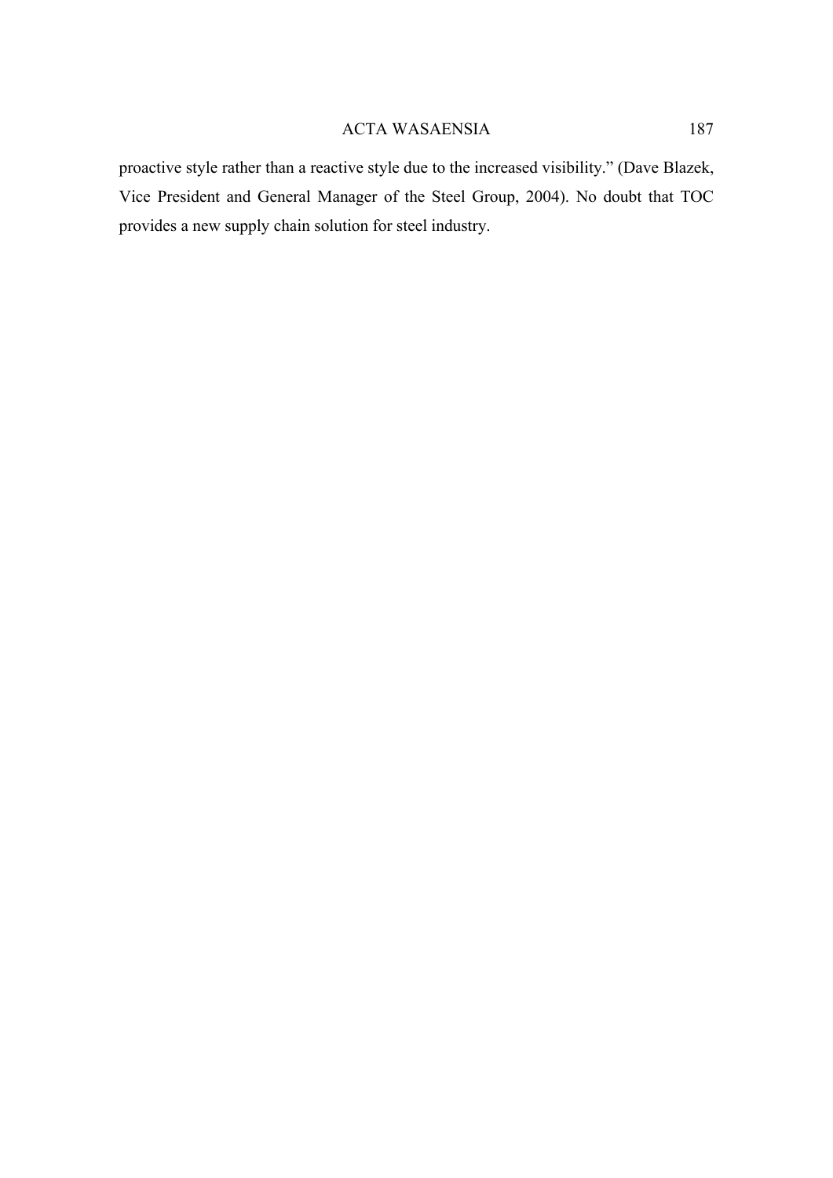proactive style rather than a reactive style due to the increased visibility." (Dave Blazek, Vice President and General Manager of the Steel Group, 2004). No doubt that TOC provides a new supply chain solution for steel industry.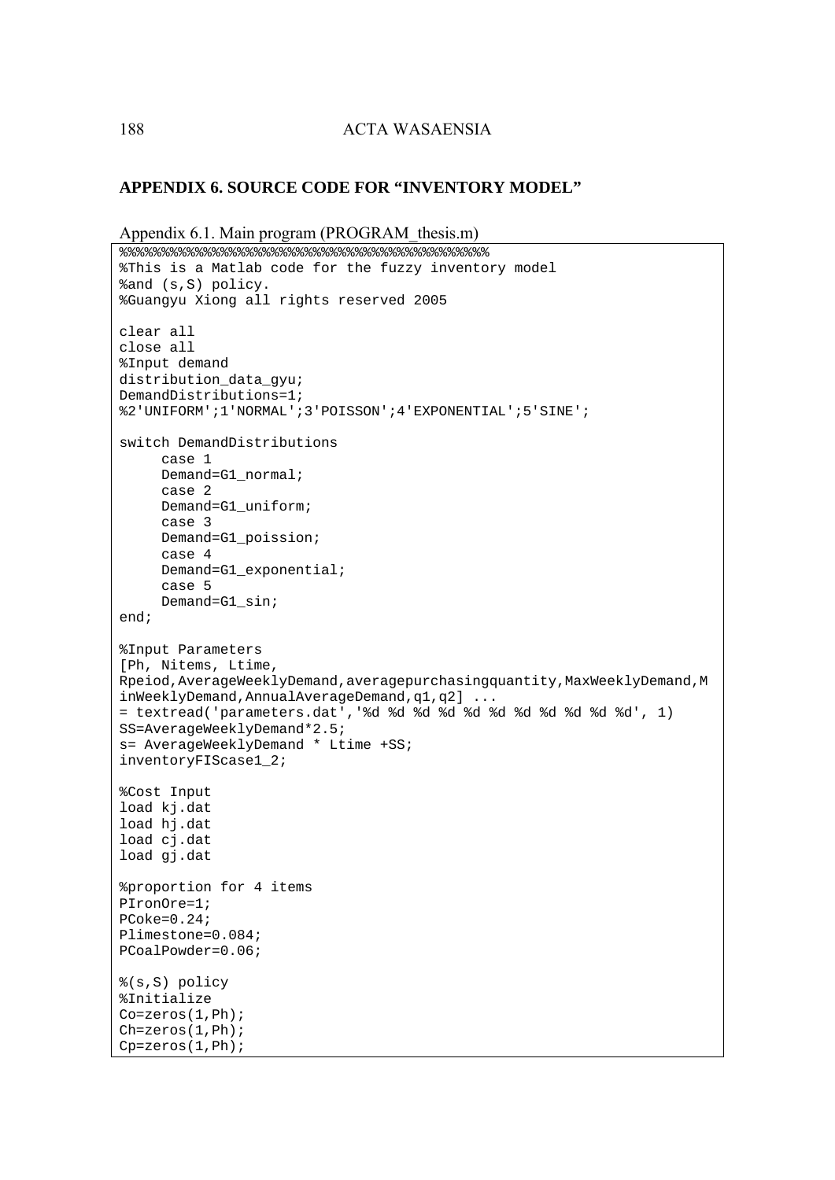## APPENDIX 6. SOURCE CODE FOR "INVENTORY MODEL"

Appendix 6.1. Main program (PROGRAM_thesis.m)

```
%%%%%%%%%%%%%%%%%%%%%%%%%%%%%%%%%%%%%%%%%%%%%%%
%This is a Matlab code for the fuzzy inventory model
%and (s,S) policy.
%Guangyu Xiong all rights reserved 2005

clear all
close all
%Input demand
distribution_data_gyu;
DemandDistributions=1;
%2'UNIFORM';1'NORMAL';3'POISSON';4'EXPONENTIAL';5'SINE';

switch DemandDistributions
     case 1
     Demand=G1_normal;
     case 2
     Demand=G1_uniform;
     case 3
     Demand=G1_poission;
     case 4
     Demand=G1_exponential;
     case 5
     Demand=G1_sin;
end;

%Input Parameters
[Ph, Nitems, Ltime,
Rpeiod,AverageWeeklyDemand,averagepurchasingquantity,MaxWeeklyDemand,M
inWeeklyDemand,AnnualAverageDemand,q1,q2] ...
= textread('parameters.dat','%d %d %d %d %d %d %d %d %d %d %d', 1)
SS=AverageWeeklyDemand*2.5;
s= AverageWeeklyDemand * Ltime +SS;
inventoryFIScase1_2;

%Cost Input
load kj.dat
load hj.dat
load cj.dat
load gj.dat

%proportion for 4 items
PIronOre=1;
PCoke=0.24;
Plimestone=0.084;
PCoalPowder=0.06;

%(s,S) policy
%Initialize
Co=zeros(1,Ph);
Ch=zeros(1,Ph);
Cp=zeros(1,Ph);
```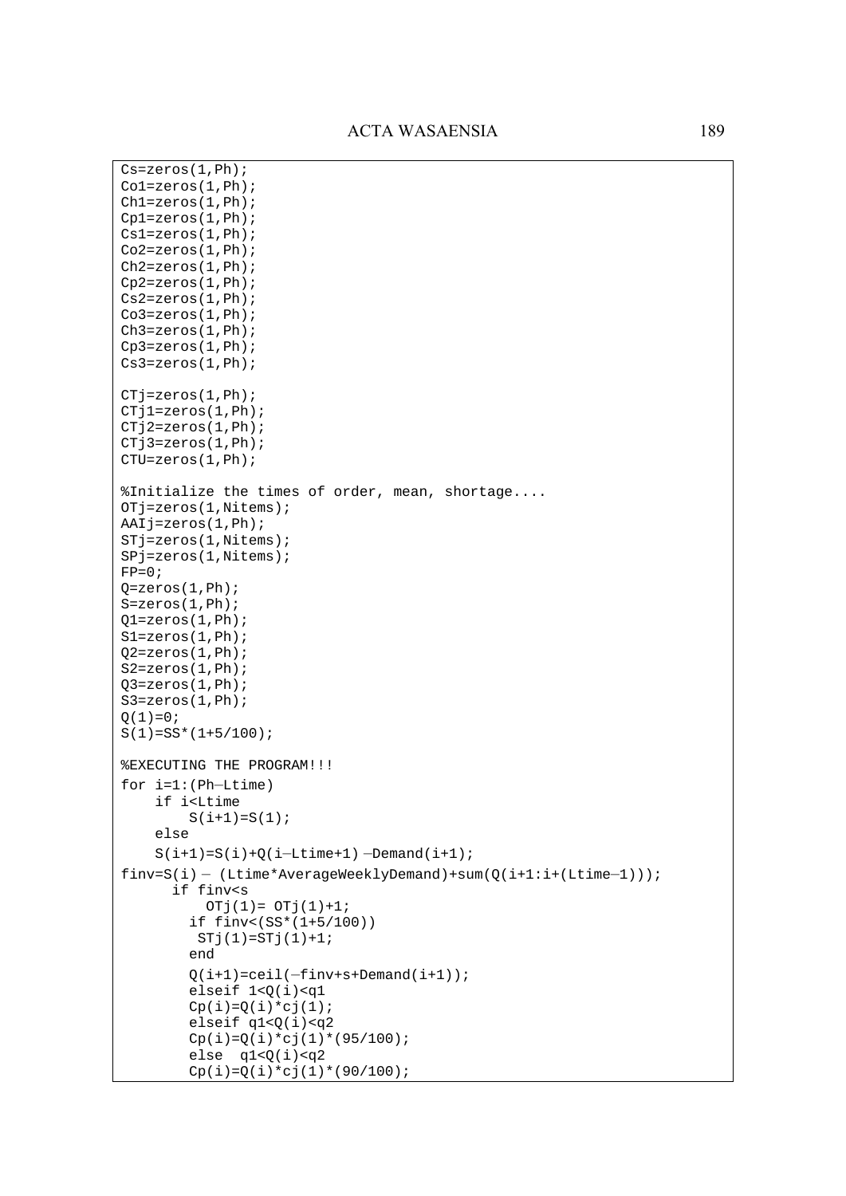```
Cs=zeros(1,Ph);
Co1=zeros(1,Ph);
Ch1=zeros(1,Ph);
Cp1=zeros(1,Ph);
Cs1=zeros(1,Ph);
Co2=zeros(1,Ph);
Ch2=zeros(1,Ph);
Cp2=zeros(1,Ph);
Cs2=zeros(1,Ph);
Co3=zeros(1,Ph);
Ch3=zeros(1,Ph);
Cp3=zeros(1,Ph);
Cs3=zeros(1,Ph);

CTj=zeros(1,Ph);
CTj1=zeros(1,Ph);
CTj2=zeros(1,Ph);
CTj3=zeros(1,Ph);
CTU=zeros(1,Ph);

%Initialize the times of order, mean, shortage....
OTj=zeros(1,Nitems);
AAIj=zeros(1,Ph);
STj=zeros(1,Nitems);
SPj=zeros(1,Nitems);
FP=0;
Q=zeros(1,Ph);
S=zeros(1,Ph);
Q1=zeros(1,Ph);
S1=zeros(1,Ph);
Q2=zeros(1,Ph);
S2=zeros(1,Ph);
Q3=zeros(1,Ph);
S3=zeros(1,Ph);
Q(1)=0;
S(1)=SS*(1+5/100);

%EXECUTING THE PROGRAM!!!
for i=1:(Ph—Ltime)
    if i<Ltime
        S(i+1)=S(1);
    else
    S(i+1)=S(i)+Q(i—Ltime+1) —Demand(i+1);
finv=S(i) — (Ltime*AverageWeeklyDemand)+sum(Q(i+1:i+(Ltime—1)));
      if finv<s
          OTj(1)= OTj(1)+1;
        if finv<(SS*(1+5/100))
         STj(1)=STj(1)+1;
        end
        Q(i+1)=ceil(—finv+s+Demand(i+1));
        elseif 1<Q(i)<q1
        Cp(i)=Q(i)*cj(1);
        elseif q1<Q(i)<q2
        Cp(i)=Q(i)*cj(1)*(95/100);
        else  q1<Q(i)<q2
        Cp(i)=Q(i)*cj(1)*(90/100);
```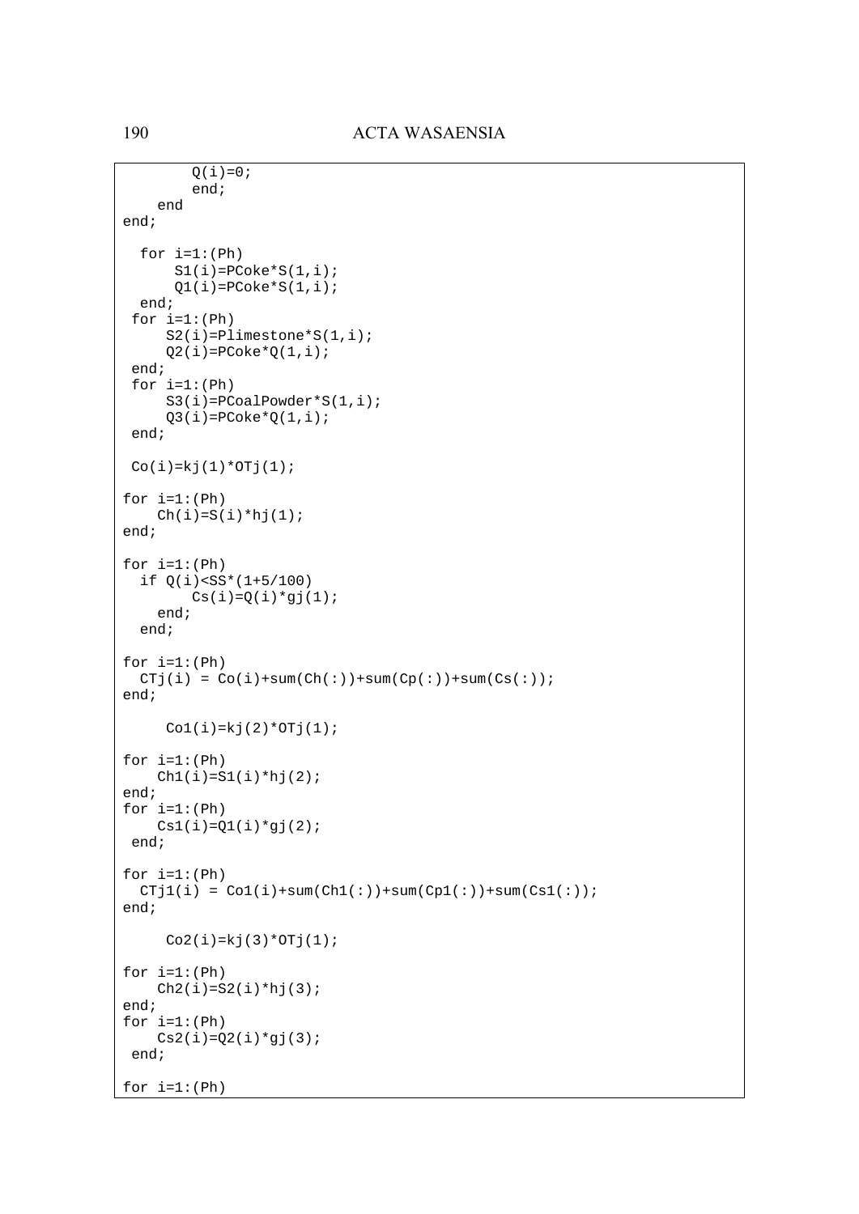```
        Q(i)=0;
        end;
    end
end;

  for i=1:(Ph)
      S1(i)=PCoke*S(1,i);
      Q1(i)=PCoke*S(1,i);
  end;
 for i=1:(Ph)
     S2(i)=Plimestone*S(1,i);
     Q2(i)=PCoke*Q(1,i);
 end;
 for i=1:(Ph)
     S3(i)=PCoalPowder*S(1,i);
     Q3(i)=PCoke*Q(1,i);
 end;

 Co(i)=kj(1)*OTj(1);

for i=1:(Ph)
    Ch(i)=S(i)*hj(1);
end;

for i=1:(Ph)
  if Q(i)<SS*(1+5/100)
        Cs(i)=Q(i)*gj(1);
    end;
  end;

for i=1:(Ph)
  CTj(i) = Co(i)+sum(Ch(:))+sum(Cp(:))+sum(Cs(:));
end;

     Co1(i)=kj(2)*OTj(1);

for i=1:(Ph)
    Ch1(i)=S1(i)*hj(2);
end;
for i=1:(Ph)
    Cs1(i)=Q1(i)*gj(2);
 end;

for i=1:(Ph)
  CTj1(i) = Co1(i)+sum(Ch1(:))+sum(Cp1(:))+sum(Cs1(:));
end;

     Co2(i)=kj(3)*OTj(1);

for i=1:(Ph)
    Ch2(i)=S2(i)*hj(3);
end;
for i=1:(Ph)
    Cs2(i)=Q2(i)*gj(3);
 end;

for i=1:(Ph)
```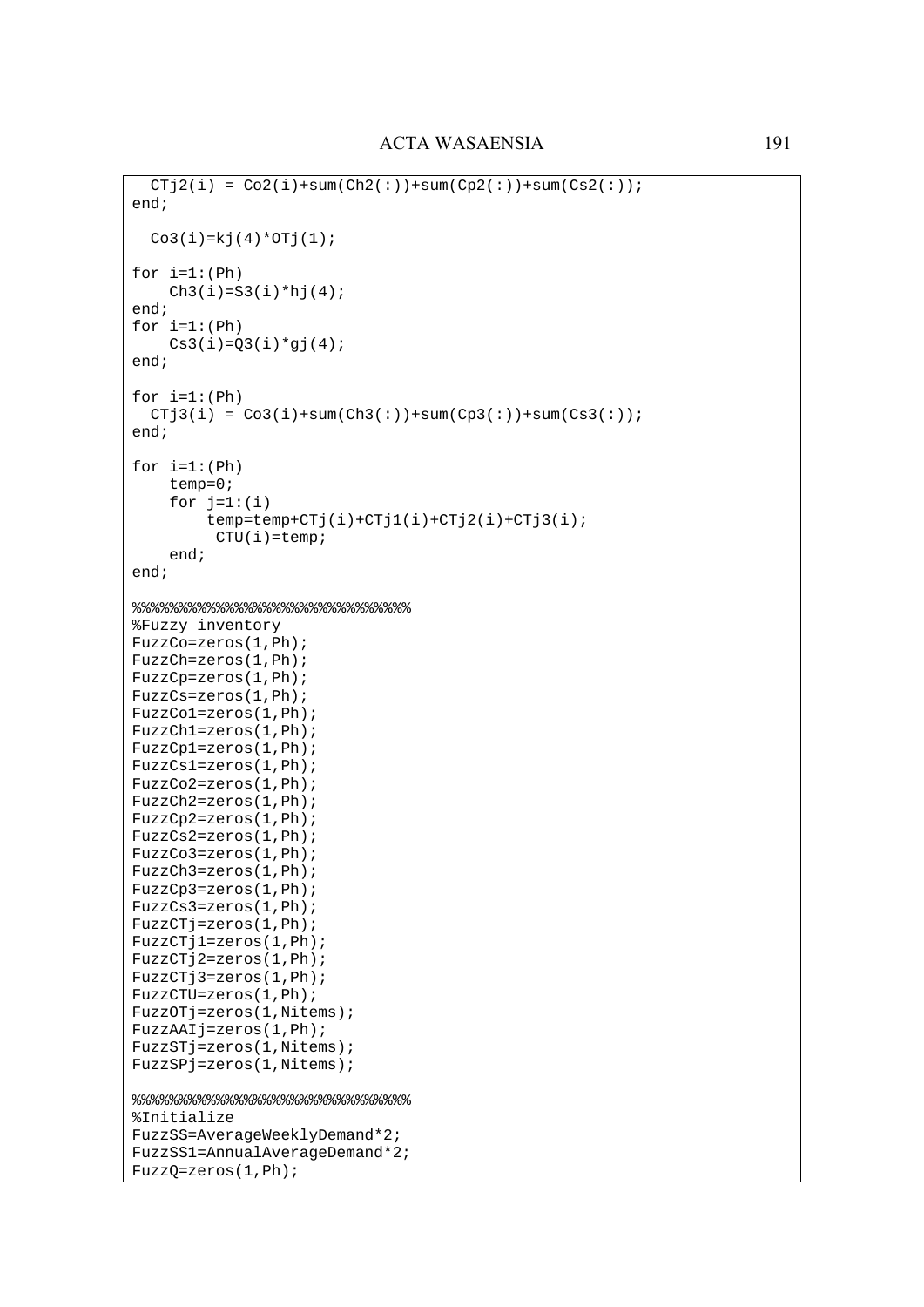```
  CTj2(i) = Co2(i)+sum(Ch2(:))+sum(Cp2(:))+sum(Cs2(:));
end;

  Co3(i)=kj(4)*OTj(1);

for i=1:(Ph)
    Ch3(i)=S3(i)*hj(4);
end;
for i=1:(Ph)
    Cs3(i)=Q3(i)*gj(4);
end;

for i=1:(Ph)
  CTj3(i) = Co3(i)+sum(Ch3(:))+sum(Cp3(:))+sum(Cs3(:));
end;

for i=1:(Ph)
    temp=0;
    for j=1:(i)
        temp=temp+CTj(i)+CTj1(i)+CTj2(i)+CTj3(i);
         CTU(i)=temp;
    end;
end;

%%%%%%%%%%%%%%%%%%%%%%%%%%%%%%%%
%Fuzzy inventory
FuzzCo=zeros(1,Ph);
FuzzCh=zeros(1,Ph);
FuzzCp=zeros(1,Ph);
FuzzCs=zeros(1,Ph);
FuzzCo1=zeros(1,Ph);
FuzzCh1=zeros(1,Ph);
FuzzCp1=zeros(1,Ph);
FuzzCs1=zeros(1,Ph);
FuzzCo2=zeros(1,Ph);
FuzzCh2=zeros(1,Ph);
FuzzCp2=zeros(1,Ph);
FuzzCs2=zeros(1,Ph);
FuzzCo3=zeros(1,Ph);
FuzzCh3=zeros(1,Ph);
FuzzCp3=zeros(1,Ph);
FuzzCs3=zeros(1,Ph);
FuzzCTj=zeros(1,Ph);
FuzzCTj1=zeros(1,Ph);
FuzzCTj2=zeros(1,Ph);
FuzzCTj3=zeros(1,Ph);
FuzzCTU=zeros(1,Ph);
FuzzOTj=zeros(1,Nitems);
FuzzAAIj=zeros(1,Ph);
FuzzSTj=zeros(1,Nitems);
FuzzSPj=zeros(1,Nitems);

%%%%%%%%%%%%%%%%%%%%%%%%%%%%%%%%
%Initialize
FuzzSS=AverageWeeklyDemand*2;
FuzzSS1=AnnualAverageDemand*2;
FuzzQ=zeros(1,Ph);
```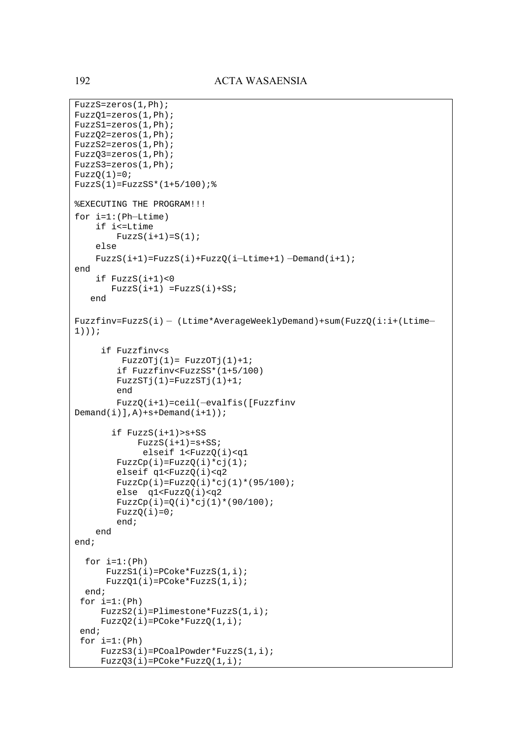```
FuzzS=zeros(1,Ph);
FuzzQ1=zeros(1,Ph);
FuzzS1=zeros(1,Ph);
FuzzQ2=zeros(1,Ph);
FuzzS2=zeros(1,Ph);
FuzzQ3=zeros(1,Ph);
FuzzS3=zeros(1,Ph);
FuzzQ(1)=0;
FuzzS(1)=FuzzSS*(1+5/100);%

%EXECUTING THE PROGRAM!!!
for i=1:(Ph–Ltime)
    if i<=Ltime
        FuzzS(i+1)=S(1);
    else
    FuzzS(i+1)=FuzzS(i)+FuzzQ(i–Ltime+1) –Demand(i+1);
end
    if FuzzS(i+1)<0
       FuzzS(i+1) =FuzzS(i)+SS;
   end

Fuzzfinv=FuzzS(i) – (Ltime*AverageWeeklyDemand)+sum(FuzzQ(i:i+(Ltime–
1)));

     if Fuzzfinv<s
         FuzzOTj(1)= FuzzOTj(1)+1;
        if Fuzzfinv<FuzzSS*(1+5/100)
        FuzzSTj(1)=FuzzSTj(1)+1;
        end
        FuzzQ(i+1)=ceil(–evalfis([Fuzzfinv
Demand(i)],A)+s+Demand(i+1));

       if FuzzS(i+1)>s+SS
            FuzzS(i+1)=s+SS;
             elseif 1<FuzzQ(i)<q1
        FuzzCp(i)=FuzzQ(i)*cj(1);
        elseif q1<FuzzQ(i)<q2
        FuzzCp(i)=FuzzQ(i)*cj(1)*(95/100);
        else  q1<FuzzQ(i)<q2
        FuzzCp(i)=Q(i)*cj(1)*(90/100);
        FuzzQ(i)=0;
        end;
    end
end;

  for i=1:(Ph)
      FuzzS1(i)=PCoke*FuzzS(1,i);
      FuzzQ1(i)=PCoke*FuzzS(1,i);
  end;
 for i=1:(Ph)
     FuzzS2(i)=Plimestone*FuzzS(1,i);
     FuzzQ2(i)=PCoke*FuzzQ(1,i);
 end;
 for i=1:(Ph)
     FuzzS3(i)=PCoalPowder*FuzzS(1,i);
     FuzzQ3(i)=PCoke*FuzzQ(1,i);
```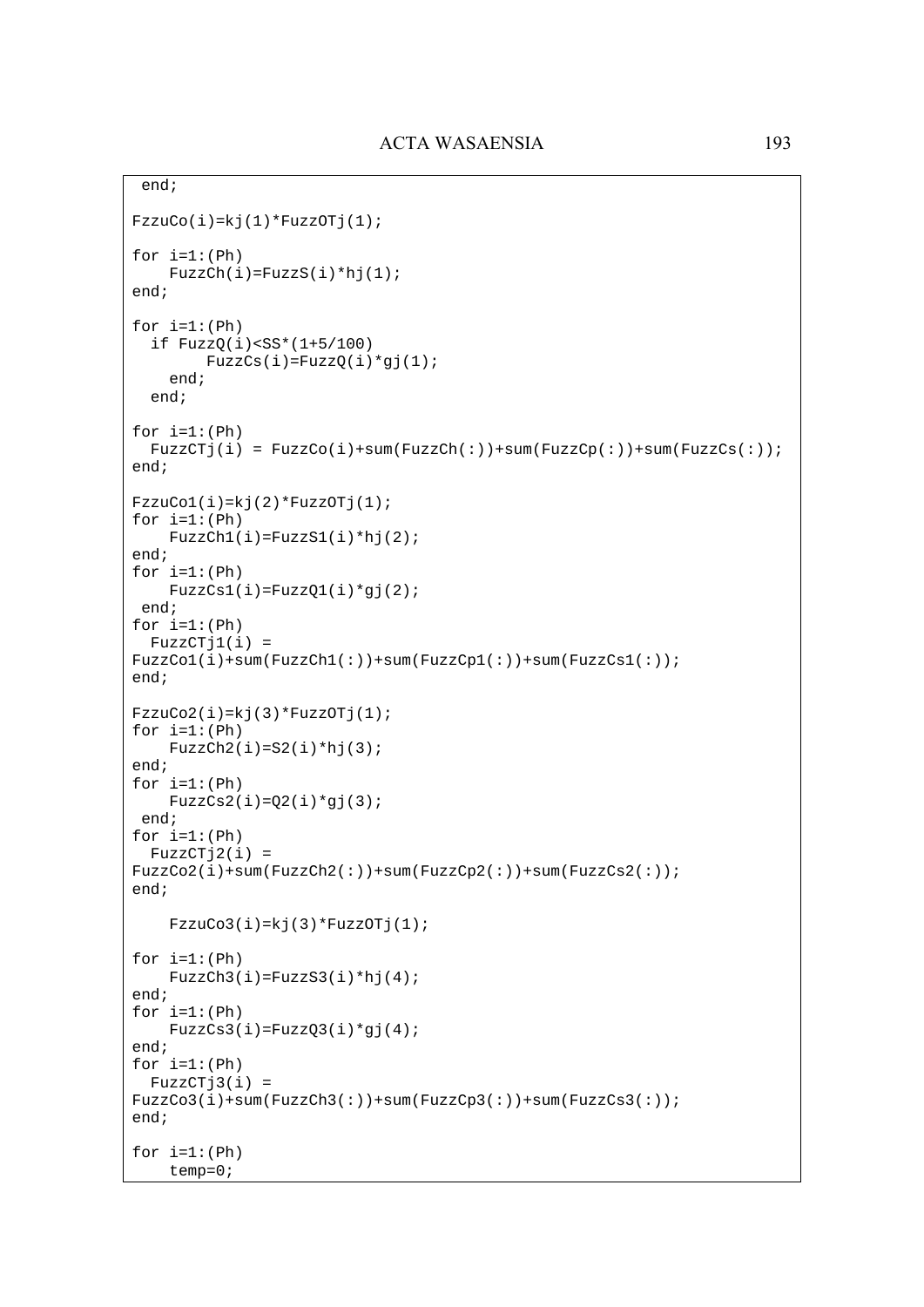```
 end;

FzzuCo(i)=kj(1)*FuzzOTj(1);

for i=1:(Ph)
    FuzzCh(i)=FuzzS(i)*hj(1);
end;

for i=1:(Ph)
  if FuzzQ(i)<SS*(1+5/100)
        FuzzCs(i)=FuzzQ(i)*gj(1);
    end;
  end;

for i=1:(Ph)
  FuzzCTj(i) = FuzzCo(i)+sum(FuzzCh(:))+sum(FuzzCp(:))+sum(FuzzCs(:));
end;

FzzuCo1(i)=kj(2)*FuzzOTj(1);
for i=1:(Ph)
    FuzzCh1(i)=FuzzS1(i)*hj(2);
end;
for i=1:(Ph)
    FuzzCs1(i)=FuzzQ1(i)*gj(2);
 end;
for i=1:(Ph)
  FuzzCTj1(i) =
FuzzCo1(i)+sum(FuzzCh1(:))+sum(FuzzCp1(:))+sum(FuzzCs1(:));
end;

FzzuCo2(i)=kj(3)*FuzzOTj(1);
for i=1:(Ph)
    FuzzCh2(i)=S2(i)*hj(3);
end;
for i=1:(Ph)
    FuzzCs2(i)=Q2(i)*gj(3);
 end;
for i=1:(Ph)
  FuzzCTj2(i) =
FuzzCo2(i)+sum(FuzzCh2(:))+sum(FuzzCp2(:))+sum(FuzzCs2(:));
end;

    FzzuCo3(i)=kj(3)*FuzzOTj(1);

for i=1:(Ph)
    FuzzCh3(i)=FuzzS3(i)*hj(4);
end;
for i=1:(Ph)
    FuzzCs3(i)=FuzzQ3(i)*gj(4);
end;
for i=1:(Ph)
  FuzzCTj3(i) =
FuzzCo3(i)+sum(FuzzCh3(:))+sum(FuzzCp3(:))+sum(FuzzCs3(:));
end;

for i=1:(Ph)
    temp=0;
```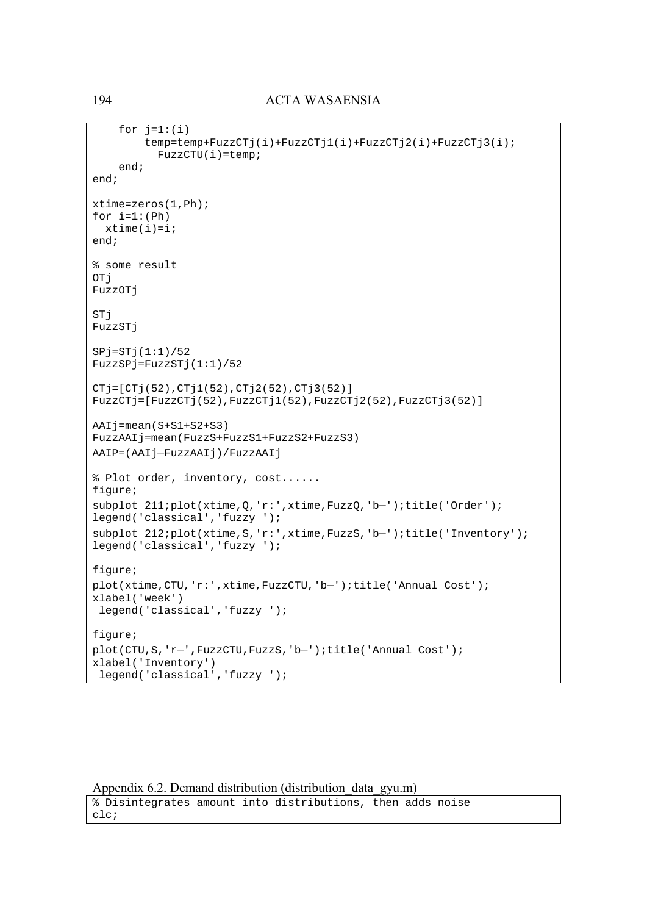```
    for j=1:(i)
        temp=temp+FuzzCTj(i)+FuzzCTj1(i)+FuzzCTj2(i)+FuzzCTj3(i);
          FuzzCTU(i)=temp;
    end;
end;

xtime=zeros(1,Ph);
for i=1:(Ph)
  xtime(i)=i;
end;

% some result
OTj
FuzzOTj

STj
FuzzSTj

SPj=STj(1:1)/52
FuzzSPj=FuzzSTj(1:1)/52

CTj=[CTj(52),CTj1(52),CTj2(52),CTj3(52)]
FuzzCTj=[FuzzCTj(52),FuzzCTj1(52),FuzzCTj2(52),FuzzCTj3(52)]

AAIj=mean(S+S1+S2+S3)
FuzzAAIj=mean(FuzzS+FuzzS1+FuzzS2+FuzzS3)
AAIP=(AAIj—FuzzAAIj)/FuzzAAIj

% Plot order, inventory, cost......
figure;
subplot 211;plot(xtime,Q,'r:',xtime,FuzzQ,'b—');title('Order');
legend('classical','fuzzy ');
subplot 212;plot(xtime,S,'r:',xtime,FuzzS,'b—');title('Inventory');
legend('classical','fuzzy ');

figure;
plot(xtime,CTU,'r:',xtime,FuzzCTU,'b—');title('Annual Cost');
xlabel('week')
 legend('classical','fuzzy ');

figure;
plot(CTU,S,'r—',FuzzCTU,FuzzS,'b—');title('Annual Cost');
xlabel('Inventory')
 legend('classical','fuzzy ');
```

Appendix 6.2. Demand distribution (distribution_data_gyu.m)

```
% Disintegrates amount into distributions, then adds noise
clc;
```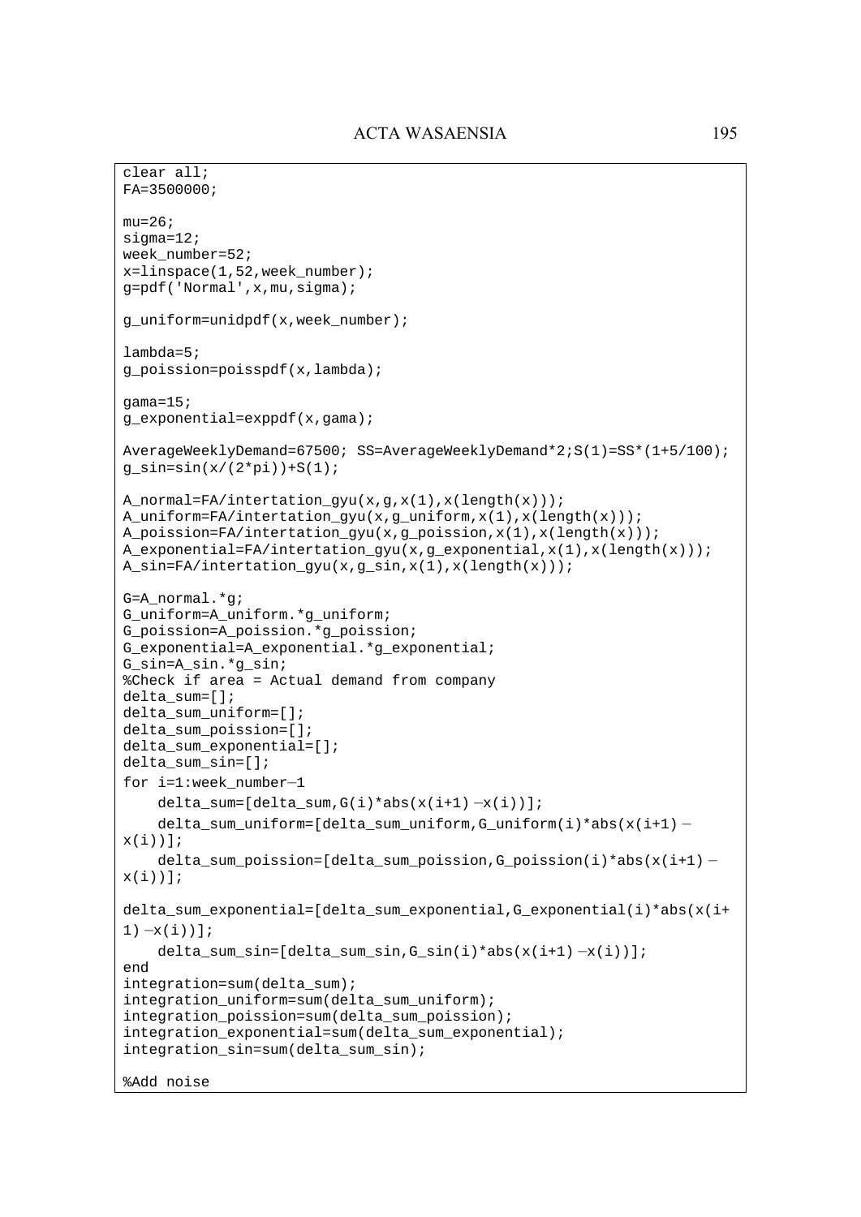```
clear all;
FA=3500000;

mu=26;
sigma=12;
week_number=52;
x=linspace(1,52,week_number);
g=pdf('Normal',x,mu,sigma);

g_uniform=unidpdf(x,week_number);

lambda=5;
g_poission=poisspdf(x,lambda);

gama=15;
g_exponential=exppdf(x,gama);

AverageWeeklyDemand=67500; SS=AverageWeeklyDemand*2;S(1)=SS*(1+5/100);
g_sin=sin(x/(2*pi))+S(1);

A_normal=FA/intertation_gyu(x,g,x(1),x(length(x)));
A_uniform=FA/intertation_gyu(x,g_uniform,x(1),x(length(x)));
A_poission=FA/intertation_gyu(x,g_poission,x(1),x(length(x)));
A_exponential=FA/intertation_gyu(x,g_exponential,x(1),x(length(x)));
A_sin=FA/intertation_gyu(x,g_sin,x(1),x(length(x)));

G=A_normal.*g;
G_uniform=A_uniform.*g_uniform;
G_poission=A_poission.*g_poission;
G_exponential=A_exponential.*g_exponential;
G_sin=A_sin.*g_sin;
%Check if area = Actual demand from company
delta_sum=[];
delta_sum_uniform=[];
delta_sum_poission=[];
delta_sum_exponential=[];
delta_sum_sin=[];
for i=1:week_number−1
    delta_sum=[delta_sum,G(i)*abs(x(i+1)−x(i))];
    delta_sum_uniform=[delta_sum_uniform,G_uniform(i)*abs(x(i+1)−
x(i))];
    delta_sum_poission=[delta_sum_poission,G_poission(i)*abs(x(i+1)−
x(i))];

delta_sum_exponential=[delta_sum_exponential,G_exponential(i)*abs(x(i+
1)−x(i))];
    delta_sum_sin=[delta_sum_sin,G_sin(i)*abs(x(i+1)−x(i))];
end
integration=sum(delta_sum);
integration_uniform=sum(delta_sum_uniform);
integration_poission=sum(delta_sum_poission);
integration_exponential=sum(delta_sum_exponential);
integration_sin=sum(delta_sum_sin);

%Add noise
```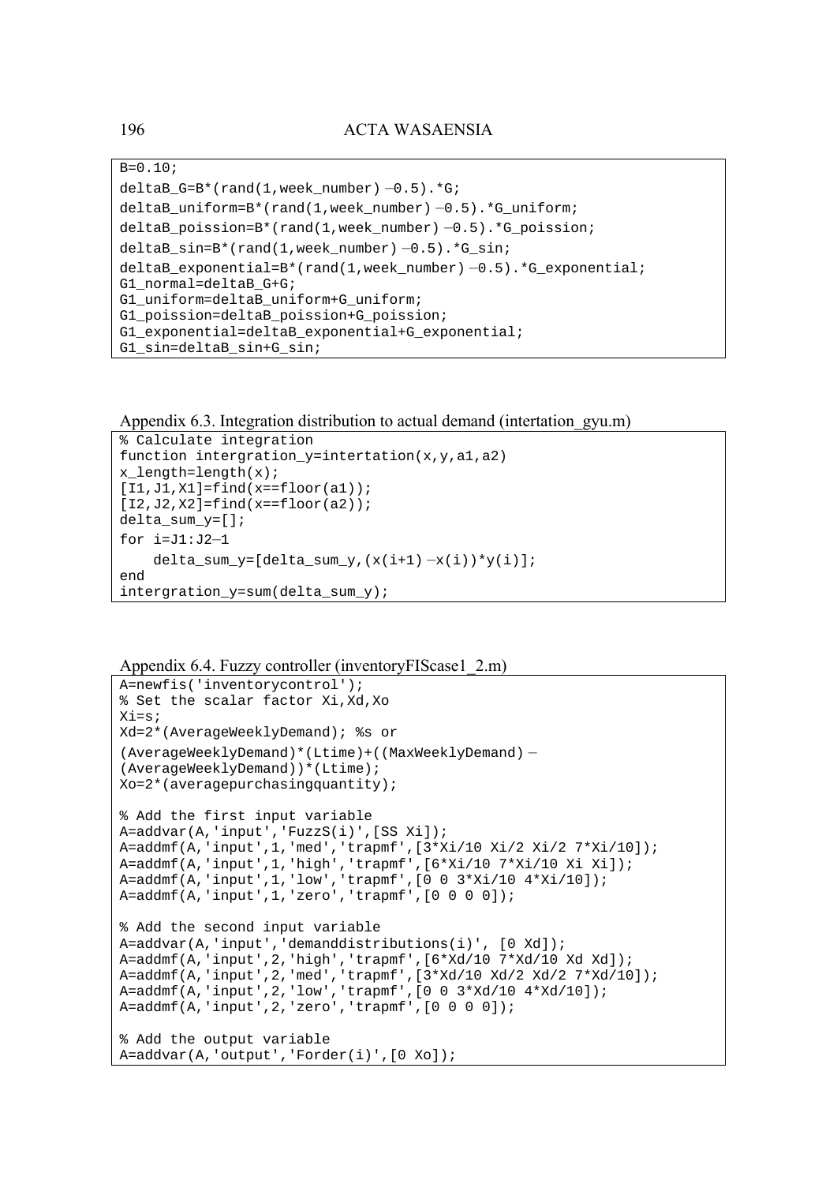```
B=0.10;
deltaB_G=B*(rand(1,week_number)—0.5).*G;
deltaB_uniform=B*(rand(1,week_number)—0.5).*G_uniform;
deltaB_poission=B*(rand(1,week_number)—0.5).*G_poission;
deltaB_sin=B*(rand(1,week_number)—0.5).*G_sin;
deltaB_exponential=B*(rand(1,week_number)—0.5).*G_exponential;
G1_normal=deltaB_G+G;
G1_uniform=deltaB_uniform+G_uniform;
G1_poission=deltaB_poission+G_poission;
G1_exponential=deltaB_exponential+G_exponential;
G1_sin=deltaB_sin+G_sin;
```

Appendix 6.3. Integration distribution to actual demand (intertation_gyu.m)

```
% Calculate integration
function intergration_y=intertation(x,y,a1,a2)
x_length=length(x);
[I1,J1,X1]=find(x==floor(a1));
[I2,J2,X2]=find(x==floor(a2));
delta_sum_y=[];
for i=J1:J2—1
    delta_sum_y=[delta_sum_y,(x(i+1)—x(i))*y(i)];
end
intergration_y=sum(delta_sum_y);
```

Appendix 6.4. Fuzzy controller (inventoryFIScase1_2.m)

```
A=newfis('inventorycontrol');
% Set the scalar factor Xi,Xd,Xo
Xi=s;
Xd=2*(AverageWeeklyDemand); %s or
(AverageWeeklyDemand)*(Ltime)+((MaxWeeklyDemand)—
(AverageWeeklyDemand))*(Ltime);
Xo=2*(averagepurchasingquantity);

% Add the first input variable
A=addvar(A,'input','FuzzS(i)',[SS Xi]);
A=addmf(A,'input',1,'med','trapmf',[3*Xi/10 Xi/2 Xi/2 7*Xi/10]);
A=addmf(A,'input',1,'high','trapmf',[6*Xi/10 7*Xi/10 Xi Xi]);
A=addmf(A,'input',1,'low','trapmf',[0 0 3*Xi/10 4*Xi/10]);
A=addmf(A,'input',1,'zero','trapmf',[0 0 0 0]);

% Add the second input variable
A=addvar(A,'input','demanddistributions(i)', [0 Xd]);
A=addmf(A,'input',2,'high','trapmf',[6*Xd/10 7*Xd/10 Xd Xd]);
A=addmf(A,'input',2,'med','trapmf',[3*Xd/10 Xd/2 Xd/2 7*Xd/10]);
A=addmf(A,'input',2,'low','trapmf',[0 0 3*Xd/10 4*Xd/10]);
A=addmf(A,'input',2,'zero','trapmf',[0 0 0 0]);

% Add the output variable
A=addvar(A,'output','Forder(i)',[0 Xo]);
```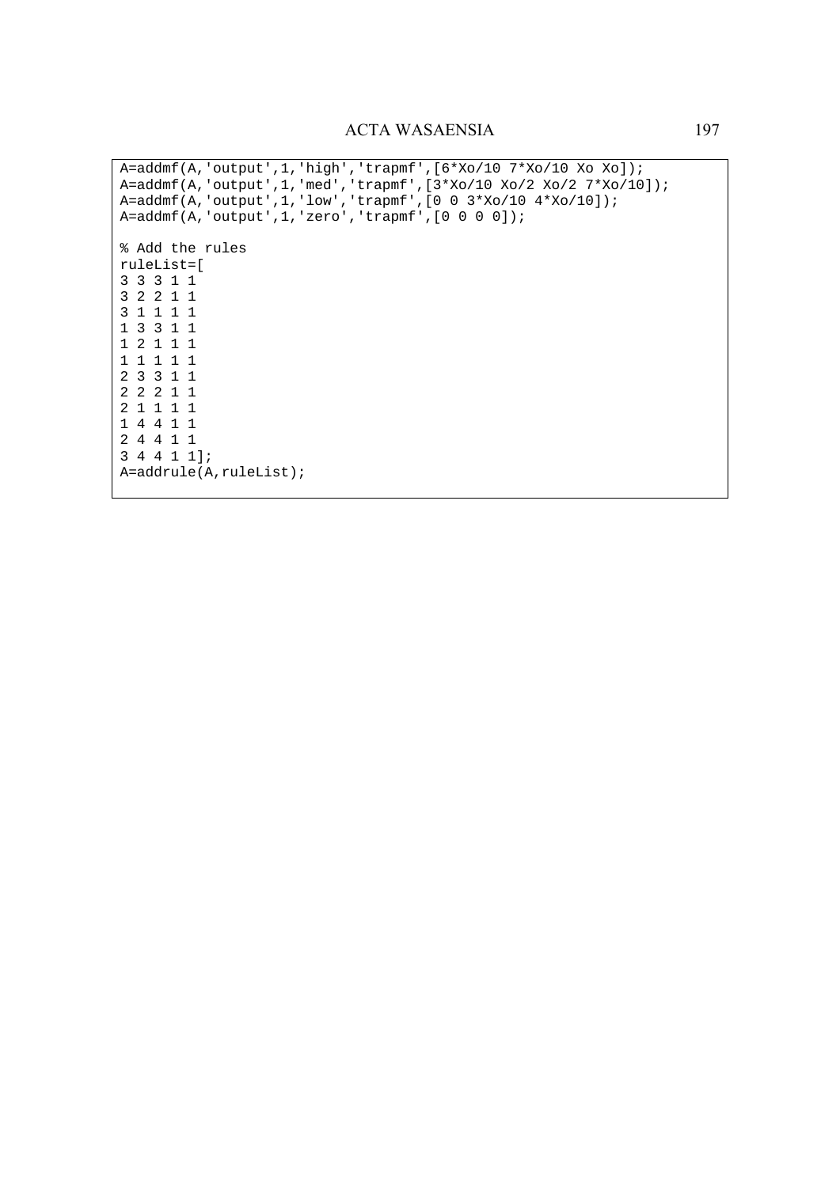```
A=addmf(A,'output',1,'high','trapmf',[6*Xo/10 7*Xo/10 Xo Xo]);
A=addmf(A,'output',1,'med','trapmf',[3*Xo/10 Xo/2 Xo/2 7*Xo/10]);
A=addmf(A,'output',1,'low','trapmf',[0 0 3*Xo/10 4*Xo/10]);
A=addmf(A,'output',1,'zero','trapmf',[0 0 0 0]);

% Add the rules
ruleList=[
3 3 3 1 1
3 2 2 1 1
3 1 1 1 1
1 3 3 1 1
1 2 1 1 1
1 1 1 1 1
2 3 3 1 1
2 2 2 1 1
2 1 1 1 1
1 4 4 1 1
2 4 4 1 1
3 4 4 1 1];
A=addrule(A,ruleList);
```